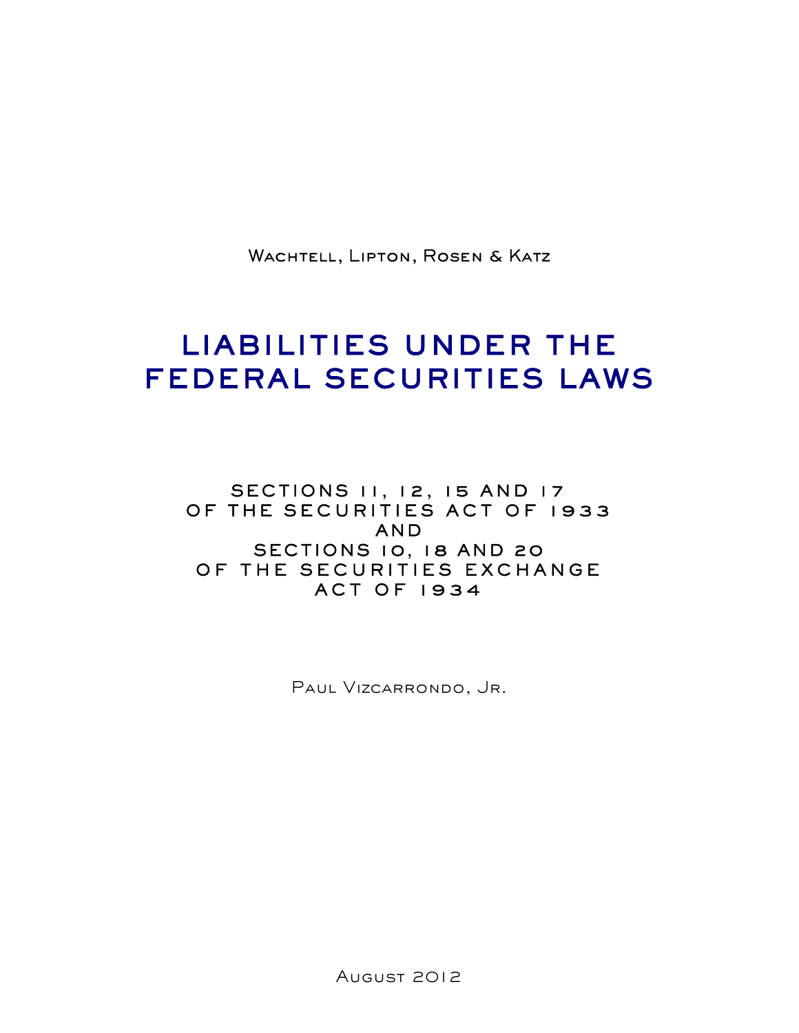Wachtell, Lipton, Rosen & Katz

# LIABILITIES UNDER THE FEDERAL SECURITIES LAWS

## SECTIONS 11, 12, 15 AND 17 OF THE SECURITIES ACT OF 1933 AND SECTIONS 10, 18 AND 20 OF THE SECURITIES EXCHANGE ACT OF 1934

Paul Vizcarrondo, Jr.

August 2012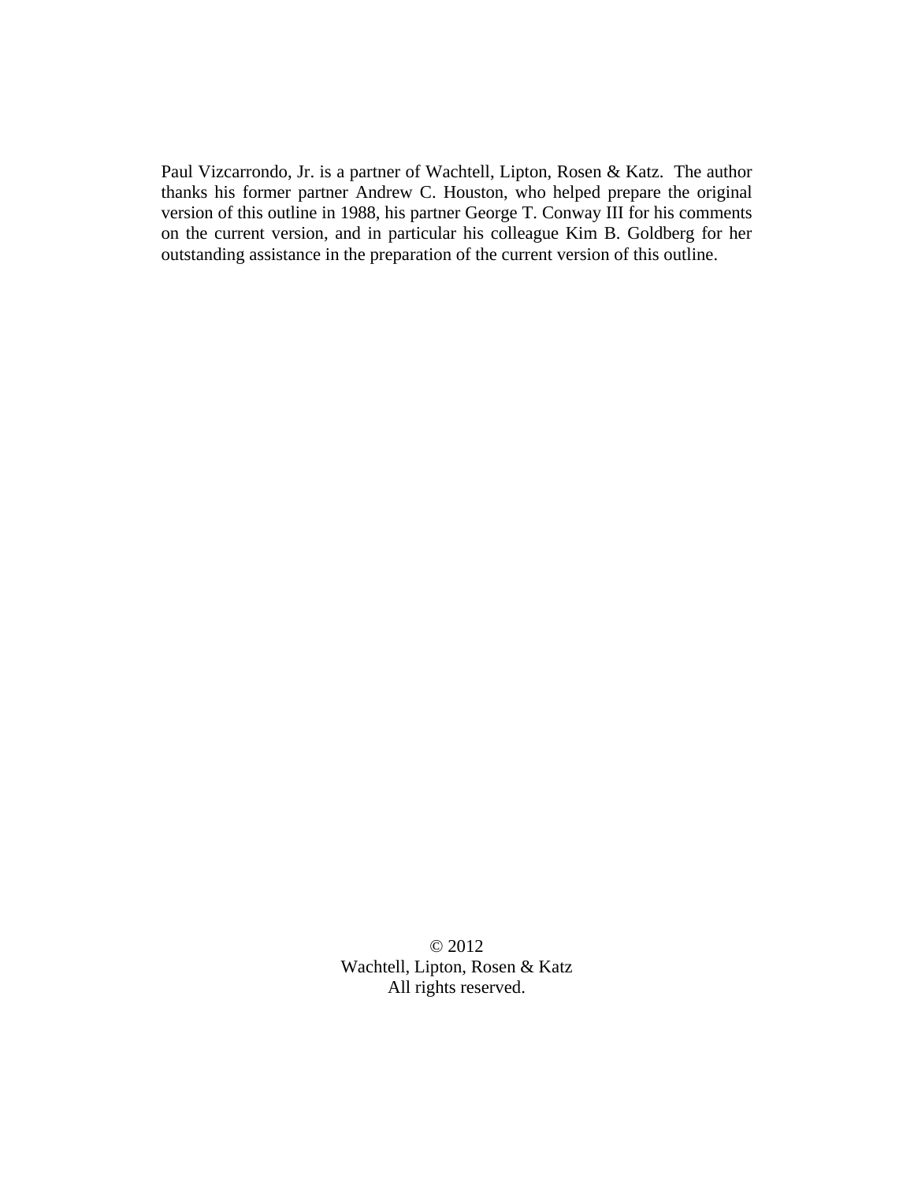Paul Vizcarrondo, Jr. is a partner of Wachtell, Lipton, Rosen & Katz. The author thanks his former partner Andrew C. Houston, who helped prepare the original version of this outline in 1988, his partner George T. Conway III for his comments on the current version, and in particular his colleague Kim B. Goldberg for her outstanding assistance in the preparation of the current version of this outline.

© 2012
Wachtell, Lipton, Rosen & Katz
All rights reserved.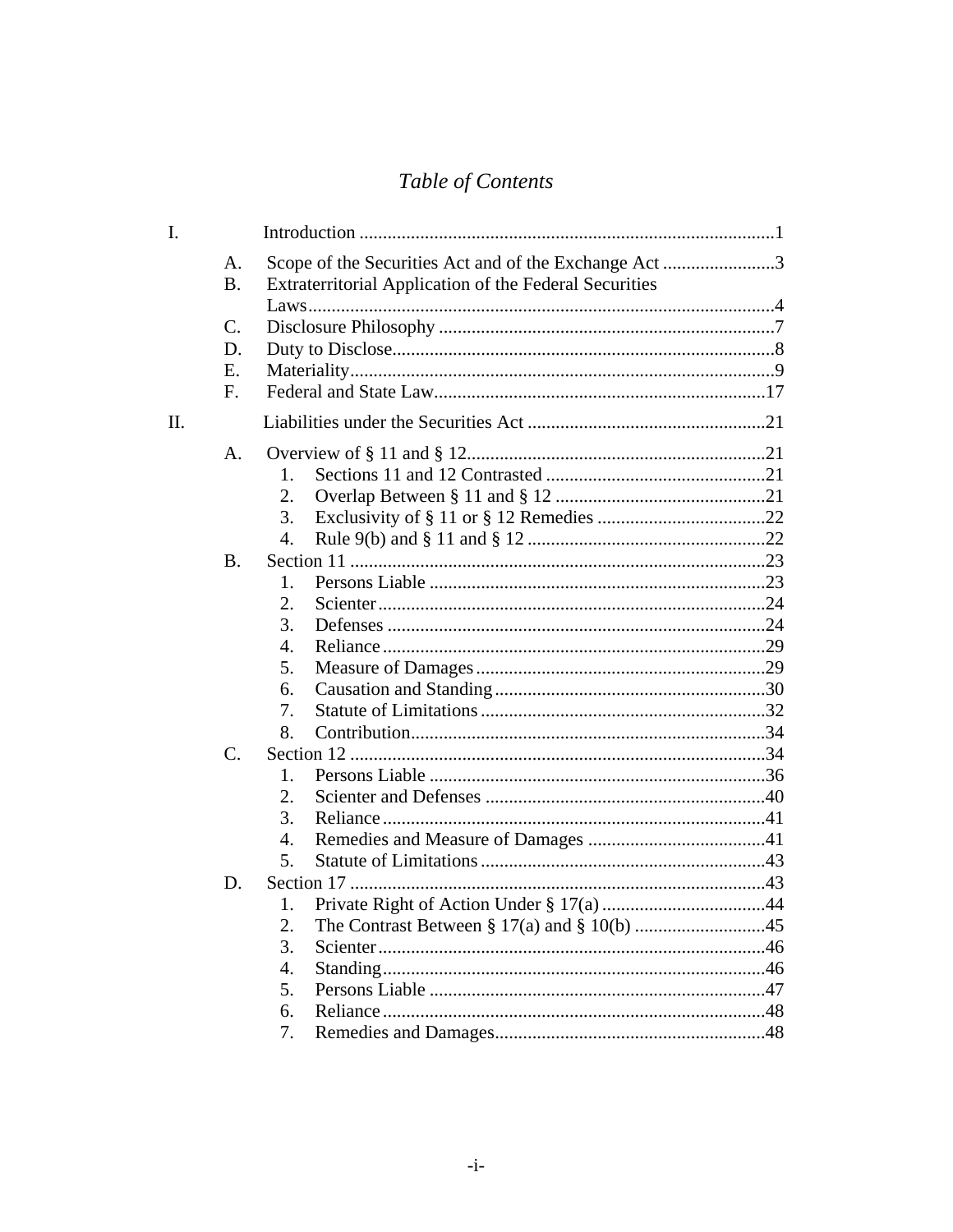# *Table of Contents*

I. Introduction ........................................................................................1

- A. Scope of the Securities Act and of the Exchange Act ........................3
- B. Extraterritorial Application of the Federal Securities Laws...................................................................................................4
- C. Disclosure Philosophy .......................................................................7
- D. Duty to Disclose.................................................................................8
- E. Materiality..........................................................................................9
- F. Federal and State Law.......................................................................17

II. Liabilities under the Securities Act ...................................................21

- A. Overview of § 11 and § 12................................................................21
  1. Sections 11 and 12 Contrasted ...............................................21
  2. Overlap Between § 11 and § 12 .............................................21
  3. Exclusivity of § 11 or § 12 Remedies ....................................22
  4. Rule 9(b) and § 11 and § 12 ...................................................22
- B. Section 11 .........................................................................................23
  1. Persons Liable ........................................................................23
  2. Scienter...................................................................................24
  3. Defenses .................................................................................24
  4. Reliance..................................................................................29
  5. Measure of Damages..............................................................29
  6. Causation and Standing..........................................................30
  7. Statute of Limitations.............................................................32
  8. Contribution............................................................................34
- C. Section 12 .........................................................................................34
  1. Persons Liable ........................................................................36
  2. Scienter and Defenses ............................................................40
  3. Reliance..................................................................................41
  4. Remedies and Measure of Damages ......................................41
  5. Statute of Limitations.............................................................43
- D. Section 17 .........................................................................................43
  1. Private Right of Action Under § 17(a) ...................................44
  2. The Contrast Between § 17(a) and § 10(b) ............................45
  3. Scienter...................................................................................46
  4. Standing..................................................................................46
  5. Persons Liable ........................................................................47
  6. Reliance..................................................................................48
  7. Remedies and Damages..........................................................48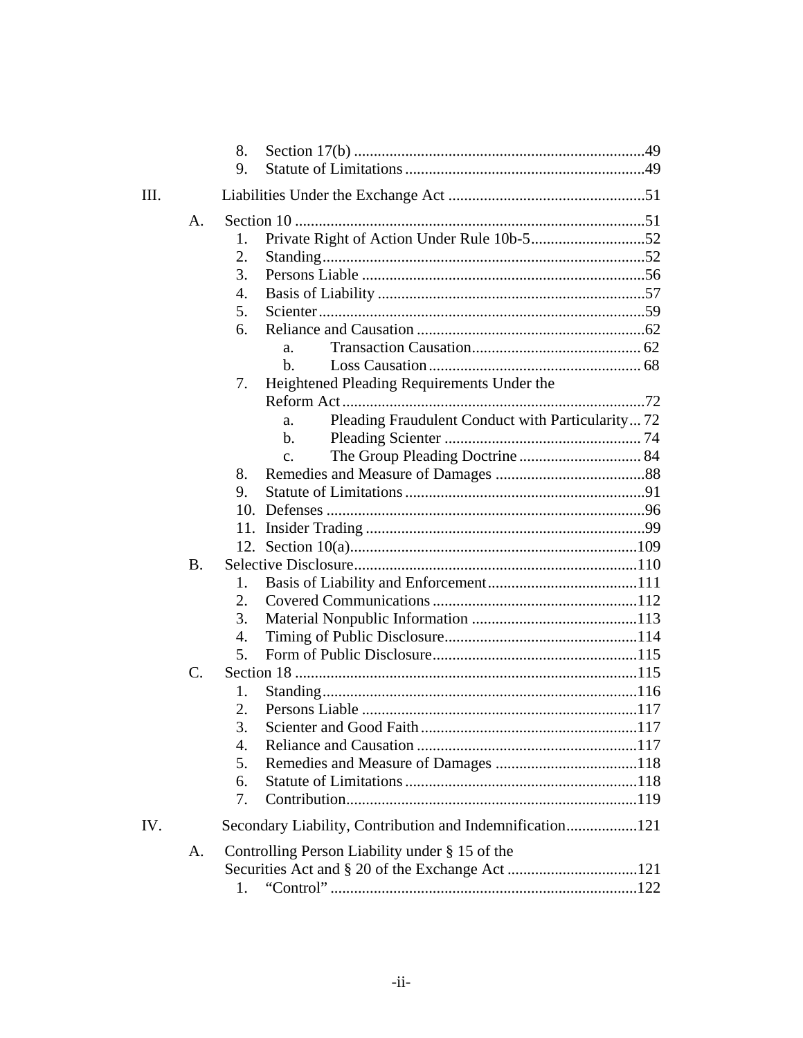8. Section 17(b) ..........................................................................49
9. Statute of Limitations .............................................................49

III. Liabilities Under the Exchange Act ..................................................51

A. Section 10 .........................................................................................51
1. Private Right of Action Under Rule 10b-5.............................52
2. Standing..................................................................................52
3. Persons Liable .........................................................................56
4. Basis of Liability ....................................................................57
5. Scienter ...................................................................................59
6. Reliance and Causation ...........................................................62
a. Transaction Causation........................................... 62
b. Loss Causation ...................................................... 68
7. Heightened Pleading Requirements Under the Reform Act .............................................................................72
a. Pleading Fraudulent Conduct with Particularity... 72
b. Pleading Scienter .................................................. 74
c. The Group Pleading Doctrine ............................... 84
8. Remedies and Measure of Damages .......................................88
9. Statute of Limitations .............................................................91
10. Defenses .................................................................................96
11. Insider Trading .......................................................................99
12. Section 10(a).........................................................................109

B. Selective Disclosure........................................................................110
1. Basis of Liability and Enforcement......................................111
2. Covered Communications ....................................................112
3. Material Nonpublic Information ...........................................113
4. Timing of Public Disclosure.................................................114
5. Form of Public Disclosure....................................................115

C. Section 18 .......................................................................................115
1. Standing................................................................................116
2. Persons Liable ......................................................................117
3. Scienter and Good Faith .......................................................117
4. Reliance and Causation ........................................................117
5. Remedies and Measure of Damages ....................................118
6. Statute of Limitations ...........................................................118
7. Contribution..........................................................................119

IV. Secondary Liability, Contribution and Indemnification..................121

A. Controlling Person Liability under § 15 of the Securities Act and § 20 of the Exchange Act .................................121
1. "Control" ..............................................................................122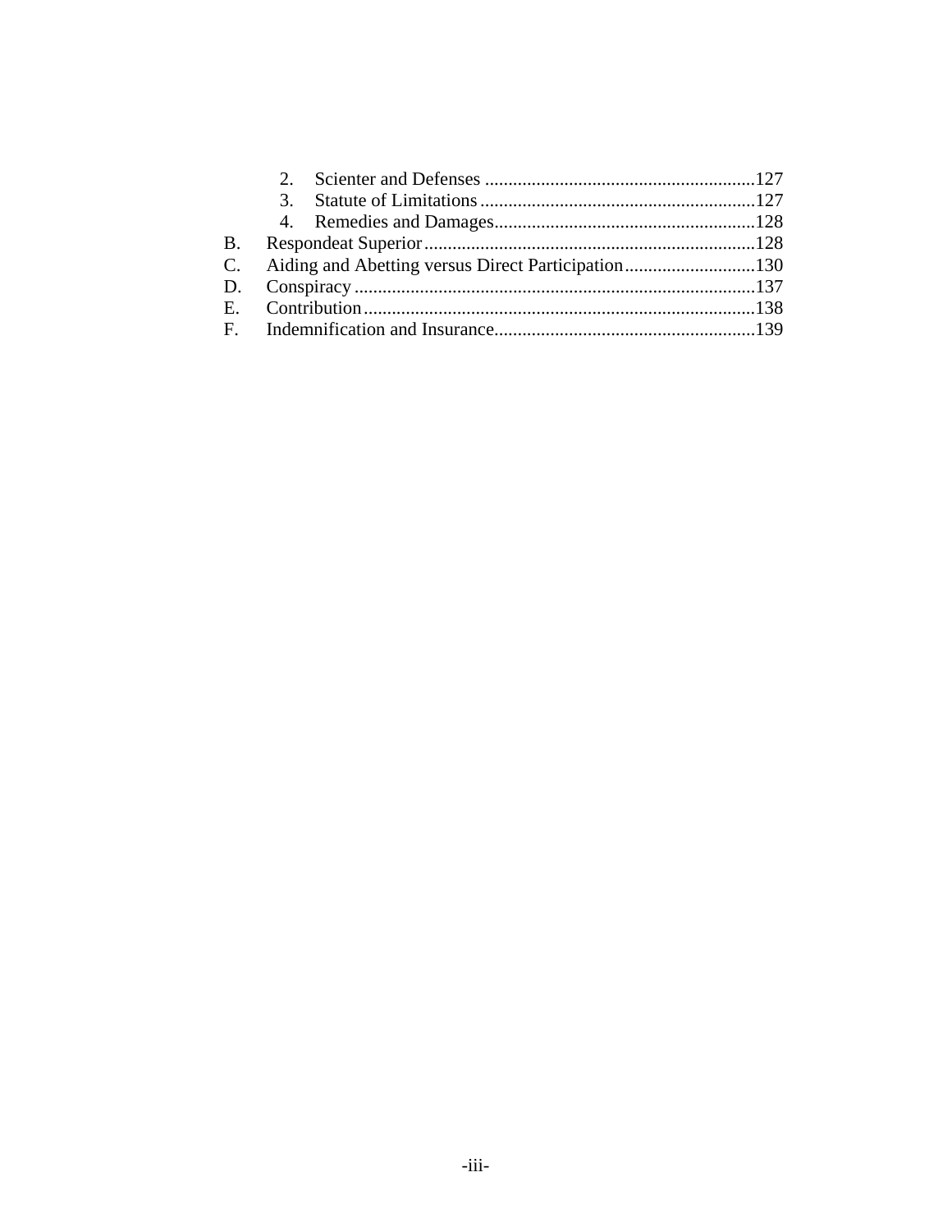2. Scienter and Defenses ....................................................... 127
3. Statute of Limitations ....................................................... 127
4. Remedies and Damages ....................................................... 128

B. Respondeat Superior ....................................................... 128
C. Aiding and Abetting versus Direct Participation ....................................................... 130
D. Conspiracy ....................................................... 137
E. Contribution ....................................................... 138
F. Indemnification and Insurance ....................................................... 139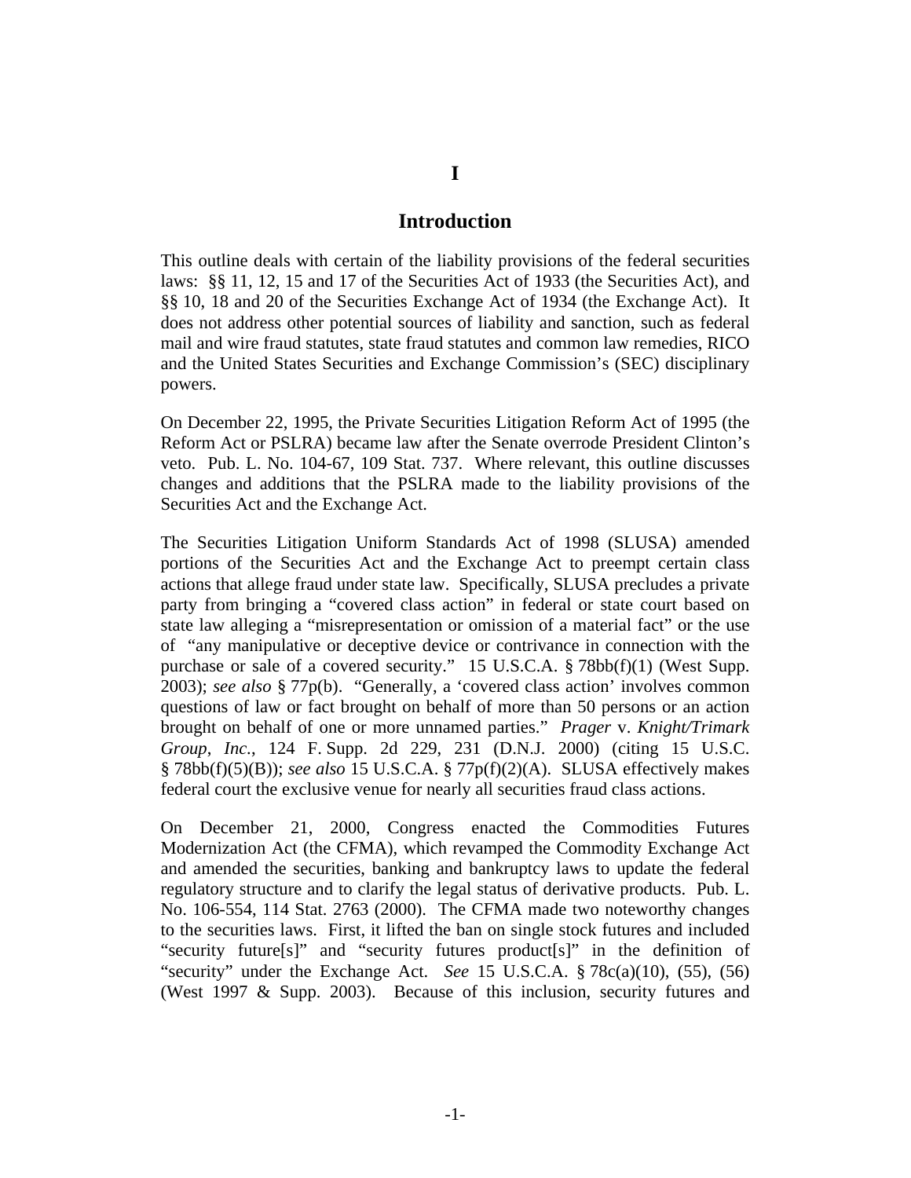# I

# Introduction

This outline deals with certain of the liability provisions of the federal securities laws: §§ 11, 12, 15 and 17 of the Securities Act of 1933 (the Securities Act), and §§ 10, 18 and 20 of the Securities Exchange Act of 1934 (the Exchange Act). It does not address other potential sources of liability and sanction, such as federal mail and wire fraud statutes, state fraud statutes and common law remedies, RICO and the United States Securities and Exchange Commission's (SEC) disciplinary powers.

On December 22, 1995, the Private Securities Litigation Reform Act of 1995 (the Reform Act or PSLRA) became law after the Senate overrode President Clinton's veto. Pub. L. No. 104-67, 109 Stat. 737. Where relevant, this outline discusses changes and additions that the PSLRA made to the liability provisions of the Securities Act and the Exchange Act.

The Securities Litigation Uniform Standards Act of 1998 (SLUSA) amended portions of the Securities Act and the Exchange Act to preempt certain class actions that allege fraud under state law. Specifically, SLUSA precludes a private party from bringing a "covered class action" in federal or state court based on state law alleging a "misrepresentation or omission of a material fact" or the use of "any manipulative or deceptive device or contrivance in connection with the purchase or sale of a covered security." 15 U.S.C.A. § 78bb(f)(1) (West Supp. 2003); *see also* § 77p(b). "Generally, a 'covered class action' involves common questions of law or fact brought on behalf of more than 50 persons or an action brought on behalf of one or more unnamed parties." *Prager* v. *Knight/Trimark Group, Inc.*, 124 F. Supp. 2d 229, 231 (D.N.J. 2000) (citing 15 U.S.C. § 78bb(f)(5)(B)); *see also* 15 U.S.C.A. § 77p(f)(2)(A). SLUSA effectively makes federal court the exclusive venue for nearly all securities fraud class actions.

On December 21, 2000, Congress enacted the Commodities Futures Modernization Act (the CFMA), which revamped the Commodity Exchange Act and amended the securities, banking and bankruptcy laws to update the federal regulatory structure and to clarify the legal status of derivative products. Pub. L. No. 106-554, 114 Stat. 2763 (2000). The CFMA made two noteworthy changes to the securities laws. First, it lifted the ban on single stock futures and included "security future[s]" and "security futures product[s]" in the definition of "security" under the Exchange Act. *See* 15 U.S.C.A. § 78c(a)(10), (55), (56) (West 1997 & Supp. 2003). Because of this inclusion, security futures and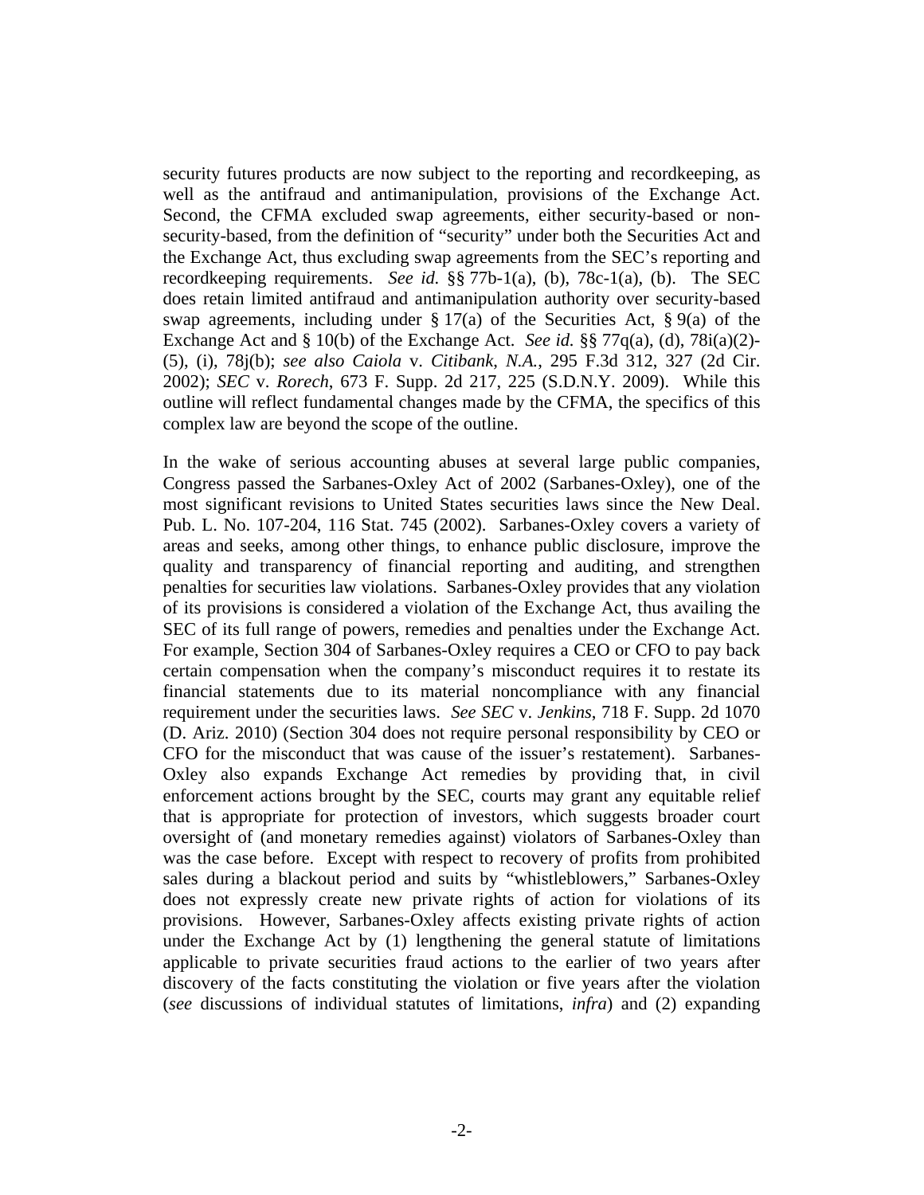security futures products are now subject to the reporting and recordkeeping, as well as the antifraud and antimanipulation, provisions of the Exchange Act. Second, the CFMA excluded swap agreements, either security-based or non-security-based, from the definition of "security" under both the Securities Act and the Exchange Act, thus excluding swap agreements from the SEC's reporting and recordkeeping requirements. *See id.* §§ 77b-1(a), (b), 78c-1(a), (b). The SEC does retain limited antifraud and antimanipulation authority over security-based swap agreements, including under § 17(a) of the Securities Act, § 9(a) of the Exchange Act and § 10(b) of the Exchange Act. *See id.* §§ 77q(a), (d), 78i(a)(2)-(5), (i), 78j(b); *see also Caiola* v. *Citibank, N.A.*, 295 F.3d 312, 327 (2d Cir. 2002); *SEC* v. *Rorech*, 673 F. Supp. 2d 217, 225 (S.D.N.Y. 2009). While this outline will reflect fundamental changes made by the CFMA, the specifics of this complex law are beyond the scope of the outline.

In the wake of serious accounting abuses at several large public companies, Congress passed the Sarbanes-Oxley Act of 2002 (Sarbanes-Oxley), one of the most significant revisions to United States securities laws since the New Deal. Pub. L. No. 107-204, 116 Stat. 745 (2002). Sarbanes-Oxley covers a variety of areas and seeks, among other things, to enhance public disclosure, improve the quality and transparency of financial reporting and auditing, and strengthen penalties for securities law violations. Sarbanes-Oxley provides that any violation of its provisions is considered a violation of the Exchange Act, thus availing the SEC of its full range of powers, remedies and penalties under the Exchange Act. For example, Section 304 of Sarbanes-Oxley requires a CEO or CFO to pay back certain compensation when the company's misconduct requires it to restate its financial statements due to its material noncompliance with any financial requirement under the securities laws. *See SEC* v. *Jenkins*, 718 F. Supp. 2d 1070 (D. Ariz. 2010) (Section 304 does not require personal responsibility by CEO or CFO for the misconduct that was cause of the issuer's restatement). Sarbanes-Oxley also expands Exchange Act remedies by providing that, in civil enforcement actions brought by the SEC, courts may grant any equitable relief that is appropriate for protection of investors, which suggests broader court oversight of (and monetary remedies against) violators of Sarbanes-Oxley than was the case before. Except with respect to recovery of profits from prohibited sales during a blackout period and suits by "whistleblowers," Sarbanes-Oxley does not expressly create new private rights of action for violations of its provisions. However, Sarbanes-Oxley affects existing private rights of action under the Exchange Act by (1) lengthening the general statute of limitations applicable to private securities fraud actions to the earlier of two years after discovery of the facts constituting the violation or five years after the violation (*see* discussions of individual statutes of limitations, *infra*) and (2) expanding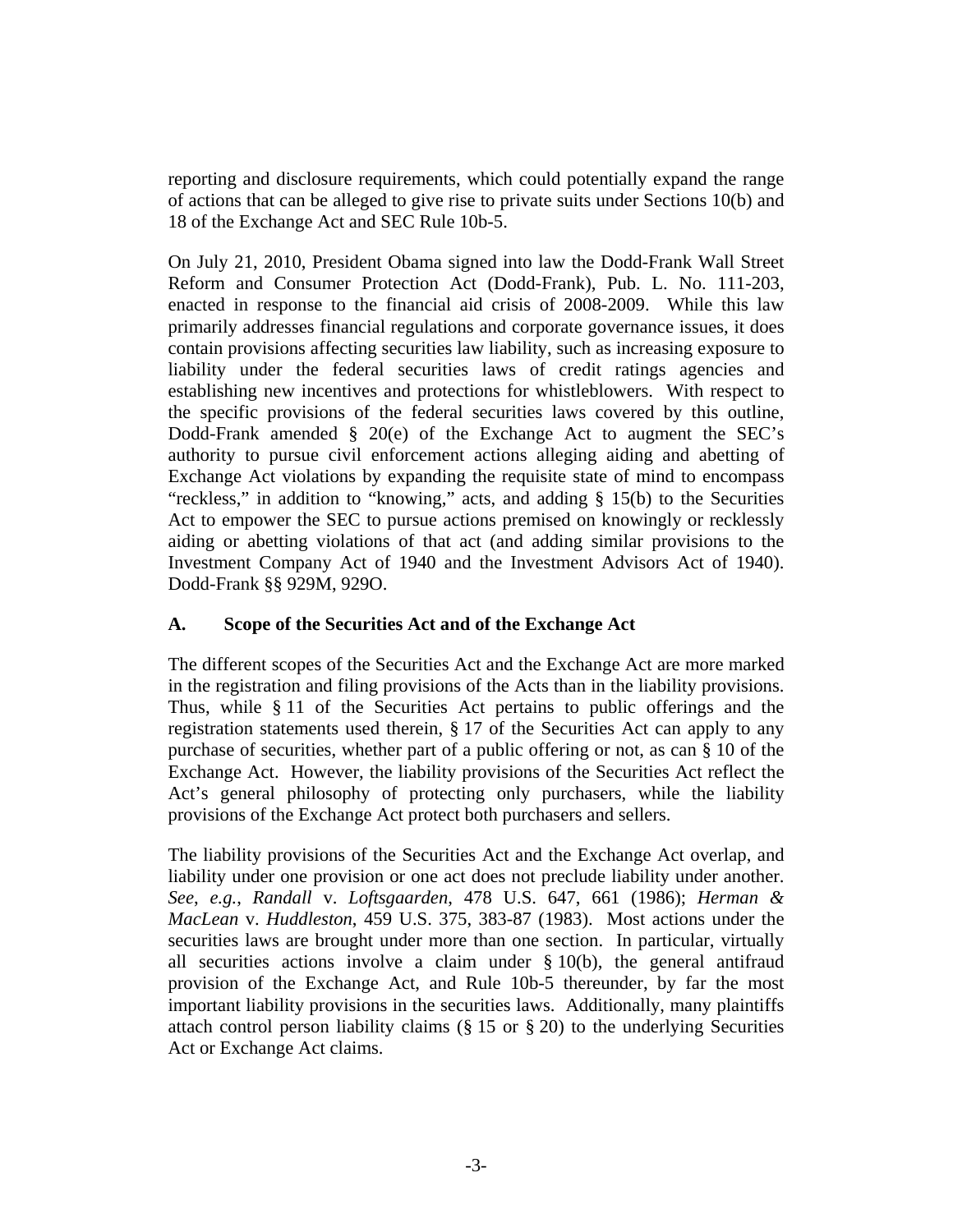reporting and disclosure requirements, which could potentially expand the range of actions that can be alleged to give rise to private suits under Sections 10(b) and 18 of the Exchange Act and SEC Rule 10b-5.

On July 21, 2010, President Obama signed into law the Dodd-Frank Wall Street Reform and Consumer Protection Act (Dodd-Frank), Pub. L. No. 111-203, enacted in response to the financial aid crisis of 2008-2009. While this law primarily addresses financial regulations and corporate governance issues, it does contain provisions affecting securities law liability, such as increasing exposure to liability under the federal securities laws of credit ratings agencies and establishing new incentives and protections for whistleblowers. With respect to the specific provisions of the federal securities laws covered by this outline, Dodd-Frank amended § 20(e) of the Exchange Act to augment the SEC's authority to pursue civil enforcement actions alleging aiding and abetting of Exchange Act violations by expanding the requisite state of mind to encompass "reckless," in addition to "knowing," acts, and adding § 15(b) to the Securities Act to empower the SEC to pursue actions premised on knowingly or recklessly aiding or abetting violations of that act (and adding similar provisions to the Investment Company Act of 1940 and the Investment Advisors Act of 1940). Dodd-Frank §§ 929M, 929O.

### A. Scope of the Securities Act and of the Exchange Act

The different scopes of the Securities Act and the Exchange Act are more marked in the registration and filing provisions of the Acts than in the liability provisions. Thus, while § 11 of the Securities Act pertains to public offerings and the registration statements used therein, § 17 of the Securities Act can apply to any purchase of securities, whether part of a public offering or not, as can § 10 of the Exchange Act. However, the liability provisions of the Securities Act reflect the Act's general philosophy of protecting only purchasers, while the liability provisions of the Exchange Act protect both purchasers and sellers.

The liability provisions of the Securities Act and the Exchange Act overlap, and liability under one provision or one act does not preclude liability under another. *See, e.g.*, *Randall* v. *Loftsgaarden*, 478 U.S. 647, 661 (1986); *Herman & MacLean* v. *Huddleston*, 459 U.S. 375, 383-87 (1983). Most actions under the securities laws are brought under more than one section. In particular, virtually all securities actions involve a claim under § 10(b), the general antifraud provision of the Exchange Act, and Rule 10b-5 thereunder, by far the most important liability provisions in the securities laws. Additionally, many plaintiffs attach control person liability claims (§ 15 or § 20) to the underlying Securities Act or Exchange Act claims.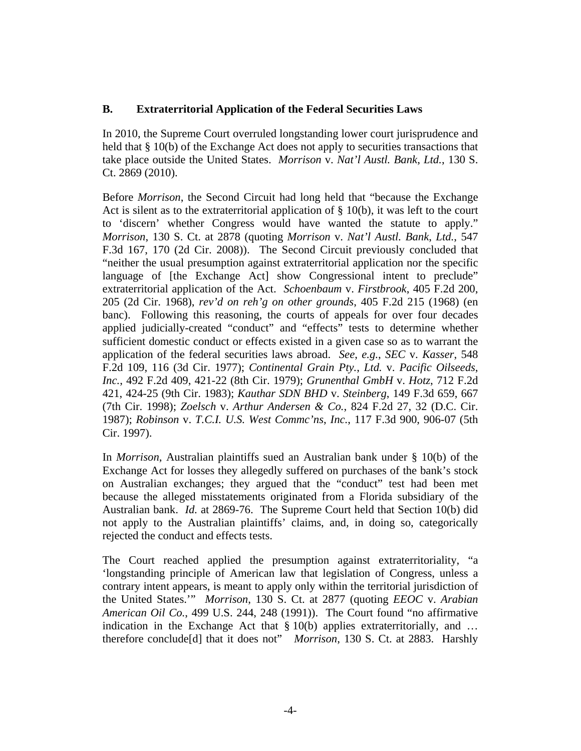### B. Extraterritorial Application of the Federal Securities Laws

In 2010, the Supreme Court overruled longstanding lower court jurisprudence and held that § 10(b) of the Exchange Act does not apply to securities transactions that take place outside the United States. *Morrison* v. *Nat'l Austl. Bank, Ltd.*, 130 S. Ct. 2869 (2010).

Before *Morrison*, the Second Circuit had long held that "because the Exchange Act is silent as to the extraterritorial application of § 10(b), it was left to the court to 'discern' whether Congress would have wanted the statute to apply." *Morrison*, 130 S. Ct. at 2878 (quoting *Morrison* v. *Nat'l Austl. Bank, Ltd.*, 547 F.3d 167, 170 (2d Cir. 2008)). The Second Circuit previously concluded that "neither the usual presumption against extraterritorial application nor the specific language of [the Exchange Act] show Congressional intent to preclude" extraterritorial application of the Act. *Schoenbaum* v. *Firstbrook*, 405 F.2d 200, 205 (2d Cir. 1968), *rev'd on reh'g on other grounds*, 405 F.2d 215 (1968) (en banc). Following this reasoning, the courts of appeals for over four decades applied judicially-created "conduct" and "effects" tests to determine whether sufficient domestic conduct or effects existed in a given case so as to warrant the application of the federal securities laws abroad. *See, e.g.*, *SEC* v. *Kasser*, 548 F.2d 109, 116 (3d Cir. 1977); *Continental Grain Pty., Ltd.* v. *Pacific Oilseeds, Inc.*, 492 F.2d 409, 421-22 (8th Cir. 1979); *Grunenthal GmbH* v. *Hotz*, 712 F.2d 421, 424-25 (9th Cir. 1983); *Kauthar SDN BHD* v. *Steinberg*, 149 F.3d 659, 667 (7th Cir. 1998); *Zoelsch* v. *Arthur Andersen & Co.*, 824 F.2d 27, 32 (D.C. Cir. 1987); *Robinson* v. *T.C.I. U.S. West Commc'ns, Inc.*, 117 F.3d 900, 906-07 (5th Cir. 1997).

In *Morrison*, Australian plaintiffs sued an Australian bank under § 10(b) of the Exchange Act for losses they allegedly suffered on purchases of the bank's stock on Australian exchanges; they argued that the "conduct" test had been met because the alleged misstatements originated from a Florida subsidiary of the Australian bank. *Id.* at 2869-76. The Supreme Court held that Section 10(b) did not apply to the Australian plaintiffs' claims, and, in doing so, categorically rejected the conduct and effects tests.

The Court reached applied the presumption against extraterritoriality, "a 'longstanding principle of American law that legislation of Congress, unless a contrary intent appears, is meant to apply only within the territorial jurisdiction of the United States.'" *Morrison*, 130 S. Ct. at 2877 (quoting *EEOC* v. *Arabian American Oil Co.*, 499 U.S. 244, 248 (1991)). The Court found "no affirmative indication in the Exchange Act that § 10(b) applies extraterritorially, and … therefore conclude[d] that it does not" *Morrison*, 130 S. Ct. at 2883. Harshly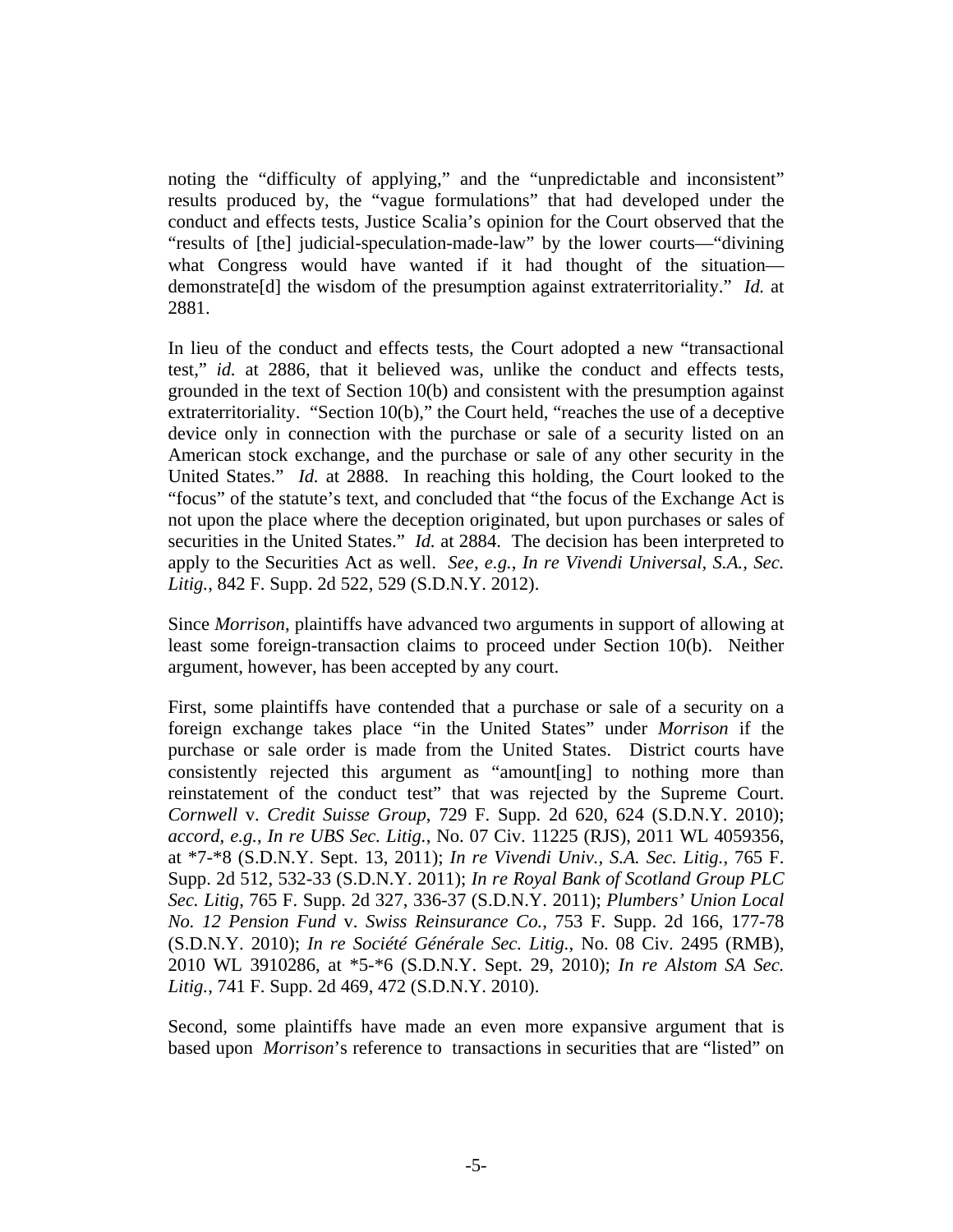noting the "difficulty of applying," and the "unpredictable and inconsistent" results produced by, the "vague formulations" that had developed under the conduct and effects tests, Justice Scalia's opinion for the Court observed that the "results of [the] judicial-speculation-made-law" by the lower courts—"divining what Congress would have wanted if it had thought of the situation—demonstrate[d] the wisdom of the presumption against extraterritoriality." *Id.* at 2881.

In lieu of the conduct and effects tests, the Court adopted a new "transactional test," *id.* at 2886, that it believed was, unlike the conduct and effects tests, grounded in the text of Section 10(b) and consistent with the presumption against extraterritoriality. "Section 10(b)," the Court held, "reaches the use of a deceptive device only in connection with the purchase or sale of a security listed on an American stock exchange, and the purchase or sale of any other security in the United States." *Id.* at 2888. In reaching this holding, the Court looked to the "focus" of the statute's text, and concluded that "the focus of the Exchange Act is not upon the place where the deception originated, but upon purchases or sales of securities in the United States." *Id.* at 2884. The decision has been interpreted to apply to the Securities Act as well. *See, e.g.*, *In re Vivendi Universal, S.A., Sec. Litig.*, 842 F. Supp. 2d 522, 529 (S.D.N.Y. 2012).

Since *Morrison*, plaintiffs have advanced two arguments in support of allowing at least some foreign-transaction claims to proceed under Section 10(b). Neither argument, however, has been accepted by any court.

First, some plaintiffs have contended that a purchase or sale of a security on a foreign exchange takes place "in the United States" under *Morrison* if the purchase or sale order is made from the United States. District courts have consistently rejected this argument as "amount[ing] to nothing more than reinstatement of the conduct test" that was rejected by the Supreme Court. *Cornwell* v. *Credit Suisse Group*, 729 F. Supp. 2d 620, 624 (S.D.N.Y. 2010); *accord*, *e.g.*, *In re UBS Sec. Litig.*, No. 07 Civ. 11225 (RJS), 2011 WL 4059356, at *7-*8 (S.D.N.Y. Sept. 13, 2011); *In re Vivendi Univ., S.A. Sec. Litig.*, 765 F. Supp. 2d 512, 532-33 (S.D.N.Y. 2011); *In re Royal Bank of Scotland Group PLC Sec. Litig*, 765 F. Supp. 2d 327, 336-37 (S.D.N.Y. 2011); *Plumbers' Union Local No. 12 Pension Fund* v. *Swiss Reinsurance Co.*, 753 F. Supp. 2d 166, 177-78 (S.D.N.Y. 2010); *In re Société Générale Sec. Litig.*, No. 08 Civ. 2495 (RMB), 2010 WL 3910286, at *5-*6 (S.D.N.Y. Sept. 29, 2010); *In re Alstom SA Sec. Litig.*, 741 F. Supp. 2d 469, 472 (S.D.N.Y. 2010).

Second, some plaintiffs have made an even more expansive argument that is based upon *Morrison*'s reference to transactions in securities that are "listed" on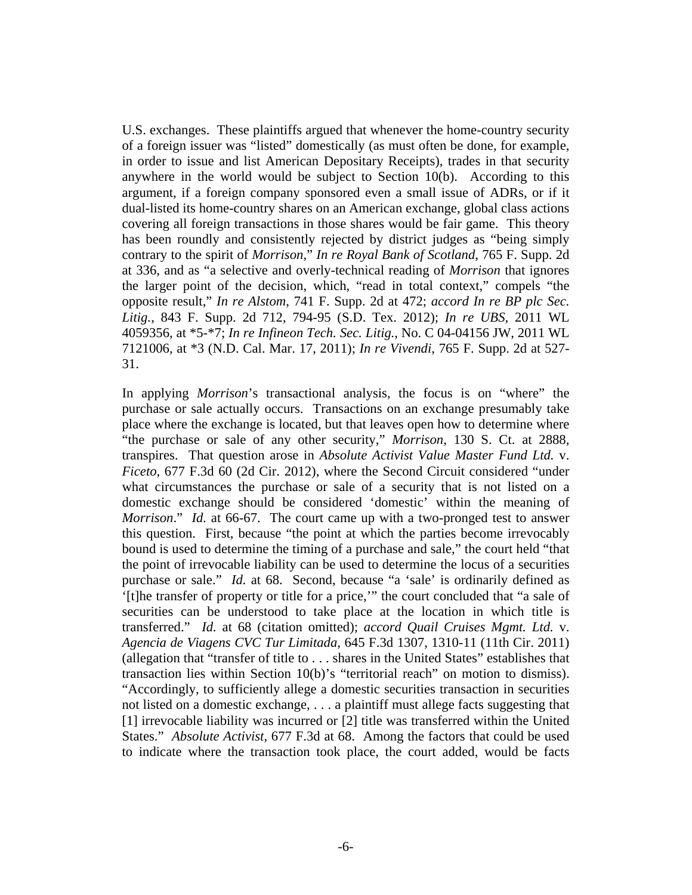U.S. exchanges. These plaintiffs argued that whenever the home-country security of a foreign issuer was "listed" domestically (as must often be done, for example, in order to issue and list American Depositary Receipts), trades in that security anywhere in the world would be subject to Section 10(b). According to this argument, if a foreign company sponsored even a small issue of ADRs, or if it dual-listed its home-country shares on an American exchange, global class actions covering all foreign transactions in those shares would be fair game. This theory has been roundly and consistently rejected by district judges as "being simply contrary to the spirit of *Morrison*," *In re Royal Bank of Scotland*, 765 F. Supp. 2d at 336, and as "a selective and overly-technical reading of *Morrison* that ignores the larger point of the decision, which, "read in total context," compels "the opposite result," *In re Alstom*, 741 F. Supp. 2d at 472; *accord In re BP plc Sec. Litig.*, 843 F. Supp. 2d 712, 794-95 (S.D. Tex. 2012); *In re UBS*, 2011 WL 4059356, at *5-*7; *In re Infineon Tech. Sec. Litig.*, No. C 04-04156 JW, 2011 WL 7121006, at *3 (N.D. Cal. Mar. 17, 2011); *In re Vivendi*, 765 F. Supp. 2d at 527-31.

In applying *Morrison*'s transactional analysis, the focus is on "where" the purchase or sale actually occurs. Transactions on an exchange presumably take place where the exchange is located, but that leaves open how to determine where "the purchase or sale of any other security," *Morrison*, 130 S. Ct. at 2888, transpires. That question arose in *Absolute Activist Value Master Fund Ltd.* v. *Ficeto*, 677 F.3d 60 (2d Cir. 2012), where the Second Circuit considered "under what circumstances the purchase or sale of a security that is not listed on a domestic exchange should be considered 'domestic' within the meaning of *Morrison*." *Id.* at 66-67. The court came up with a two-pronged test to answer this question. First, because "the point at which the parties become irrevocably bound is used to determine the timing of a purchase and sale," the court held "that the point of irrevocable liability can be used to determine the locus of a securities purchase or sale." *Id.* at 68. Second, because "a 'sale' is ordinarily defined as '[t]he transfer of property or title for a price,'" the court concluded that "a sale of securities can be understood to take place at the location in which title is transferred." *Id.* at 68 (citation omitted); *accord Quail Cruises Mgmt. Ltd.* v. *Agencia de Viagens CVC Tur Limitada*, 645 F.3d 1307, 1310-11 (11th Cir. 2011) (allegation that "transfer of title to . . . shares in the United States" establishes that transaction lies within Section 10(b)'s "territorial reach" on motion to dismiss). "Accordingly, to sufficiently allege a domestic securities transaction in securities not listed on a domestic exchange, . . . a plaintiff must allege facts suggesting that [1] irrevocable liability was incurred or [2] title was transferred within the United States." *Absolute Activist*, 677 F.3d at 68. Among the factors that could be used to indicate where the transaction took place, the court added, would be facts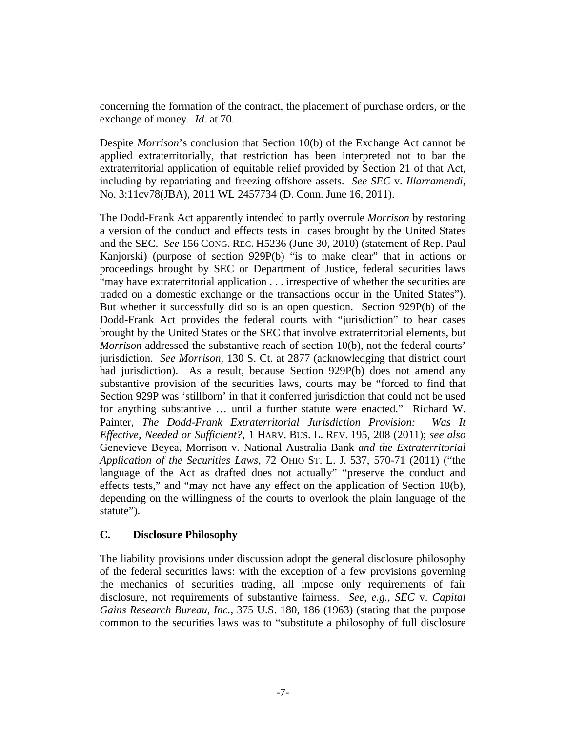concerning the formation of the contract, the placement of purchase orders, or the exchange of money. *Id.* at 70.

Despite *Morrison*'s conclusion that Section 10(b) of the Exchange Act cannot be applied extraterritorially, that restriction has been interpreted not to bar the extraterritorial application of equitable relief provided by Section 21 of that Act, including by repatriating and freezing offshore assets. *See SEC* v. *Illarramendi*, No. 3:11cv78(JBA), 2011 WL 2457734 (D. Conn. June 16, 2011).

The Dodd-Frank Act apparently intended to partly overrule *Morrison* by restoring a version of the conduct and effects tests in cases brought by the United States and the SEC. *See* 156 CONG. REC. H5236 (June 30, 2010) (statement of Rep. Paul Kanjorski) (purpose of section 929P(b) "is to make clear" that in actions or proceedings brought by SEC or Department of Justice, federal securities laws "may have extraterritorial application . . . irrespective of whether the securities are traded on a domestic exchange or the transactions occur in the United States"). But whether it successfully did so is an open question. Section 929P(b) of the Dodd-Frank Act provides the federal courts with "jurisdiction" to hear cases brought by the United States or the SEC that involve extraterritorial elements, but *Morrison* addressed the substantive reach of section 10(b), not the federal courts' jurisdiction. *See Morrison*, 130 S. Ct. at 2877 (acknowledging that district court had jurisdiction). As a result, because Section 929P(b) does not amend any substantive provision of the securities laws, courts may be "forced to find that Section 929P was 'stillborn' in that it conferred jurisdiction that could not be used for anything substantive … until a further statute were enacted." Richard W. Painter, *The Dodd-Frank Extraterritorial Jurisdiction Provision: Was It Effective, Needed or Sufficient?*, 1 HARV. BUS. L. REV. 195, 208 (2011); *see also* Genevieve Beyea, Morrison v. National Australia Bank *and the Extraterritorial Application of the Securities Laws*, 72 OHIO ST. L. J. 537, 570-71 (2011) ("the language of the Act as drafted does not actually" "preserve the conduct and effects tests," and "may not have any effect on the application of Section 10(b), depending on the willingness of the courts to overlook the plain language of the statute").

### C. Disclosure Philosophy

The liability provisions under discussion adopt the general disclosure philosophy of the federal securities laws: with the exception of a few provisions governing the mechanics of securities trading, all impose only requirements of fair disclosure, not requirements of substantive fairness. *See, e.g.*, *SEC* v. *Capital Gains Research Bureau, Inc.*, 375 U.S. 180, 186 (1963) (stating that the purpose common to the securities laws was to "substitute a philosophy of full disclosure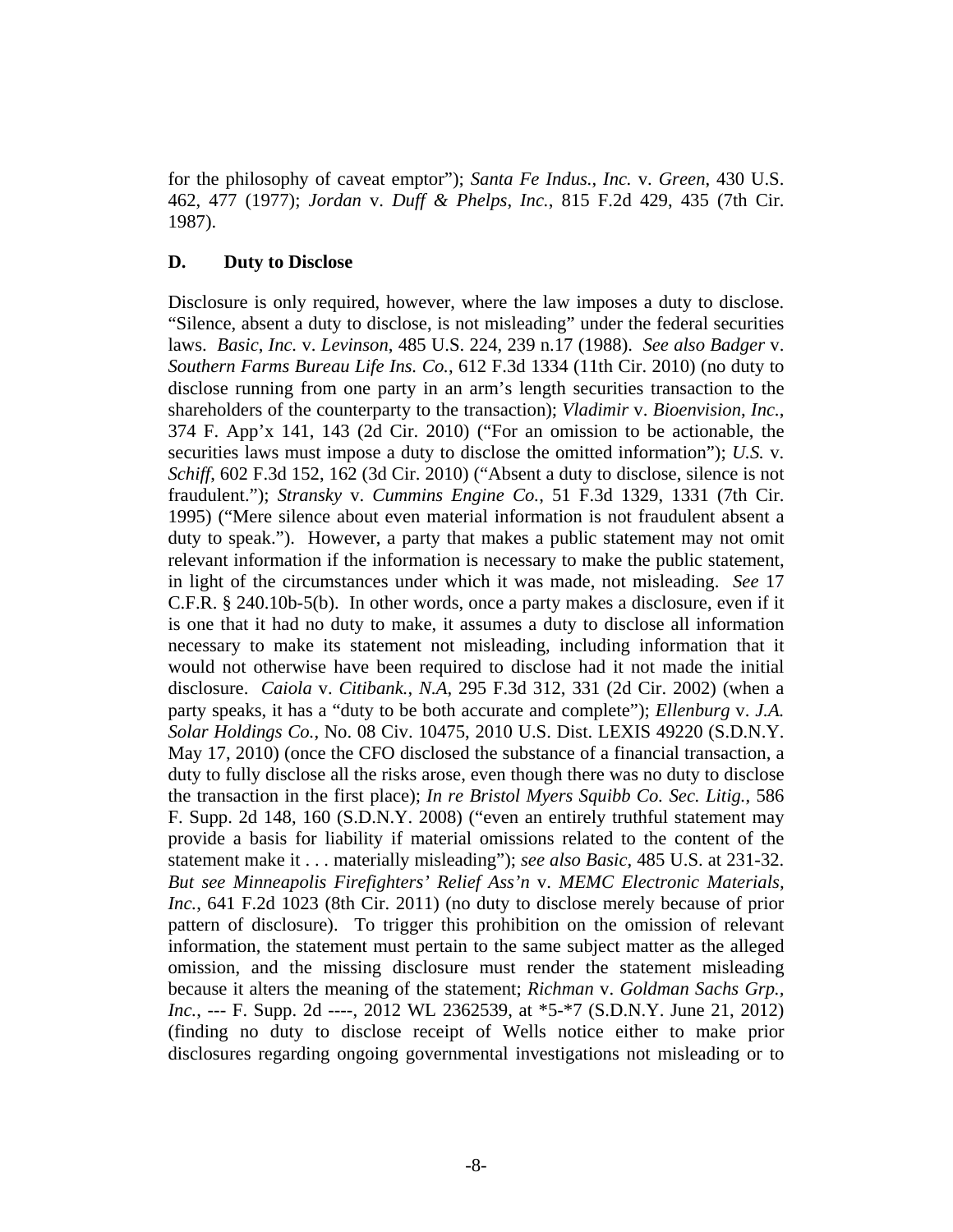for the philosophy of caveat emptor"); *Santa Fe Indus., Inc.* v. *Green*, 430 U.S. 462, 477 (1977); *Jordan* v. *Duff & Phelps, Inc.*, 815 F.2d 429, 435 (7th Cir. 1987).

### D. Duty to Disclose

Disclosure is only required, however, where the law imposes a duty to disclose. "Silence, absent a duty to disclose, is not misleading" under the federal securities laws. *Basic, Inc.* v. *Levinson*, 485 U.S. 224, 239 n.17 (1988). *See also Badger* v. *Southern Farms Bureau Life Ins. Co.*, 612 F.3d 1334 (11th Cir. 2010) (no duty to disclose running from one party in an arm's length securities transaction to the shareholders of the counterparty to the transaction); *Vladimir* v. *Bioenvision, Inc.*, 374 F. App'x 141, 143 (2d Cir. 2010) ("For an omission to be actionable, the securities laws must impose a duty to disclose the omitted information"); *U.S.* v. *Schiff*, 602 F.3d 152, 162 (3d Cir. 2010) ("Absent a duty to disclose, silence is not fraudulent."); *Stransky* v. *Cummins Engine Co.*, 51 F.3d 1329, 1331 (7th Cir. 1995) ("Mere silence about even material information is not fraudulent absent a duty to speak."). However, a party that makes a public statement may not omit relevant information if the information is necessary to make the public statement, in light of the circumstances under which it was made, not misleading. *See* 17 C.F.R. § 240.10b-5(b). In other words, once a party makes a disclosure, even if it is one that it had no duty to make, it assumes a duty to disclose all information necessary to make its statement not misleading, including information that it would not otherwise have been required to disclose had it not made the initial disclosure. *Caiola* v. *Citibank., N.A*, 295 F.3d 312, 331 (2d Cir. 2002) (when a party speaks, it has a "duty to be both accurate and complete"); *Ellenburg* v. *J.A. Solar Holdings Co.*, No. 08 Civ. 10475, 2010 U.S. Dist. LEXIS 49220 (S.D.N.Y. May 17, 2010) (once the CFO disclosed the substance of a financial transaction, a duty to fully disclose all the risks arose, even though there was no duty to disclose the transaction in the first place); *In re Bristol Myers Squibb Co. Sec. Litig.*, 586 F. Supp. 2d 148, 160 (S.D.N.Y. 2008) ("even an entirely truthful statement may provide a basis for liability if material omissions related to the content of the statement make it . . . materially misleading"); *see also Basic*, 485 U.S. at 231-32. *But see Minneapolis Firefighters' Relief Ass'n* v. *MEMC Electronic Materials, Inc.*, 641 F.2d 1023 (8th Cir. 2011) (no duty to disclose merely because of prior pattern of disclosure). To trigger this prohibition on the omission of relevant information, the statement must pertain to the same subject matter as the alleged omission, and the missing disclosure must render the statement misleading because it alters the meaning of the statement; *Richman* v. *Goldman Sachs Grp., Inc.*, --- F. Supp. 2d ----, 2012 WL 2362539, at *5-*7 (S.D.N.Y. June 21, 2012) (finding no duty to disclose receipt of Wells notice either to make prior disclosures regarding ongoing governmental investigations not misleading or to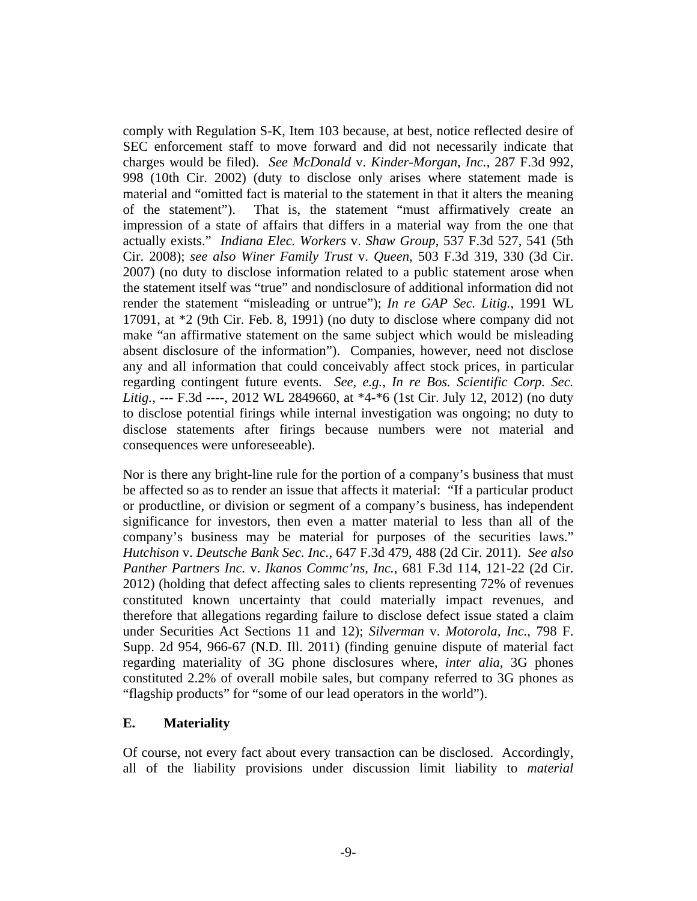comply with Regulation S-K, Item 103 because, at best, notice reflected desire of SEC enforcement staff to move forward and did not necessarily indicate that charges would be filed). *See McDonald* v. *Kinder-Morgan, Inc.*, 287 F.3d 992, 998 (10th Cir. 2002) (duty to disclose only arises where statement made is material and "omitted fact is material to the statement in that it alters the meaning of the statement"). That is, the statement "must affirmatively create an impression of a state of affairs that differs in a material way from the one that actually exists." *Indiana Elec. Workers* v. *Shaw Group*, 537 F.3d 527, 541 (5th Cir. 2008); *see also Winer Family Trust* v. *Queen*, 503 F.3d 319, 330 (3d Cir. 2007) (no duty to disclose information related to a public statement arose when the statement itself was "true" and nondisclosure of additional information did not render the statement "misleading or untrue"); *In re GAP Sec. Litig.*, 1991 WL 17091, at *2 (9th Cir. Feb. 8, 1991) (no duty to disclose where company did not make "an affirmative statement on the same subject which would be misleading absent disclosure of the information"). Companies, however, need not disclose any and all information that could conceivably affect stock prices, in particular regarding contingent future events. *See, e.g.*, *In re Bos. Scientific Corp. Sec. Litig.*, --- F.3d ----, 2012 WL 2849660, at *4-*6 (1st Cir. July 12, 2012) (no duty to disclose potential firings while internal investigation was ongoing; no duty to disclose statements after firings because numbers were not material and consequences were unforeseeable).

Nor is there any bright-line rule for the portion of a company's business that must be affected so as to render an issue that affects it material: "If a particular product or productline, or division or segment of a company's business, has independent significance for investors, then even a matter material to less than all of the company's business may be material for purposes of the securities laws." *Hutchison* v. *Deutsche Bank Sec. Inc.*, 647 F.3d 479, 488 (2d Cir. 2011). *See also Panther Partners Inc.* v. *Ikanos Commc'ns, Inc.*, 681 F.3d 114, 121-22 (2d Cir. 2012) (holding that defect affecting sales to clients representing 72% of revenues constituted known uncertainty that could materially impact revenues, and therefore that allegations regarding failure to disclose defect issue stated a claim under Securities Act Sections 11 and 12); *Silverman* v. *Motorola, Inc.*, 798 F. Supp. 2d 954, 966-67 (N.D. Ill. 2011) (finding genuine dispute of material fact regarding materiality of 3G phone disclosures where, *inter alia*, 3G phones constituted 2.2% of overall mobile sales, but company referred to 3G phones as "flagship products" for "some of our lead operators in the world").

### E. Materiality

Of course, not every fact about every transaction can be disclosed. Accordingly, all of the liability provisions under discussion limit liability to *material*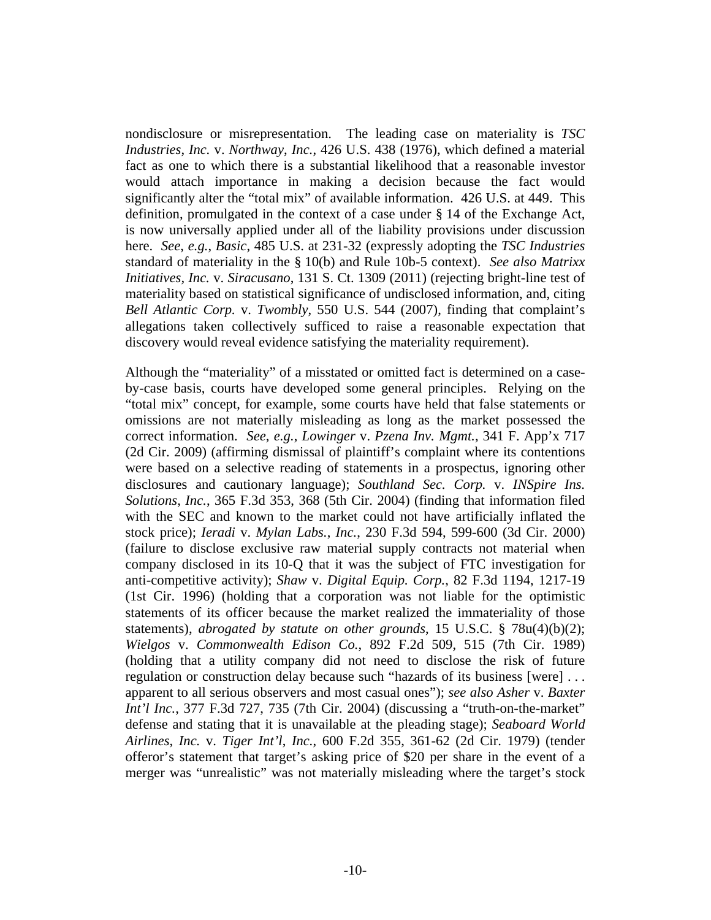nondisclosure or misrepresentation. The leading case on materiality is *TSC Industries*, *Inc.* v. *Northway*, *Inc.*, 426 U.S. 438 (1976), which defined a material fact as one to which there is a substantial likelihood that a reasonable investor would attach importance in making a decision because the fact would significantly alter the "total mix" of available information. 426 U.S. at 449. This definition, promulgated in the context of a case under § 14 of the Exchange Act, is now universally applied under all of the liability provisions under discussion here. *See*, *e.g.*, *Basic*, 485 U.S. at 231-32 (expressly adopting the *TSC Industries* standard of materiality in the § 10(b) and Rule 10b-5 context). *See also Matrixx Initiatives*, *Inc.* v. *Siracusano*, 131 S. Ct. 1309 (2011) (rejecting bright-line test of materiality based on statistical significance of undisclosed information, and, citing *Bell Atlantic Corp.* v. *Twombly*, 550 U.S. 544 (2007), finding that complaint's allegations taken collectively sufficed to raise a reasonable expectation that discovery would reveal evidence satisfying the materiality requirement).

Although the "materiality" of a misstated or omitted fact is determined on a case-by-case basis, courts have developed some general principles. Relying on the "total mix" concept, for example, some courts have held that false statements or omissions are not materially misleading as long as the market possessed the correct information. *See*, *e.g.*, *Lowinger* v. *Pzena Inv. Mgmt.*, 341 F. App'x 717 (2d Cir. 2009) (affirming dismissal of plaintiff's complaint where its contentions were based on a selective reading of statements in a prospectus, ignoring other disclosures and cautionary language); *Southland Sec. Corp.* v. *INSpire Ins. Solutions*, *Inc.*, 365 F.3d 353, 368 (5th Cir. 2004) (finding that information filed with the SEC and known to the market could not have artificially inflated the stock price); *Ieradi* v. *Mylan Labs.*, *Inc.*, 230 F.3d 594, 599-600 (3d Cir. 2000) (failure to disclose exclusive raw material supply contracts not material when company disclosed in its 10-Q that it was the subject of FTC investigation for anti-competitive activity); *Shaw* v. *Digital Equip. Corp.*, 82 F.3d 1194, 1217-19 (1st Cir. 1996) (holding that a corporation was not liable for the optimistic statements of its officer because the market realized the immateriality of those statements), *abrogated by statute on other grounds*, 15 U.S.C. § 78u(4)(b)(2); *Wielgos* v. *Commonwealth Edison Co.*, 892 F.2d 509, 515 (7th Cir. 1989) (holding that a utility company did not need to disclose the risk of future regulation or construction delay because such "hazards of its business [were] . . . apparent to all serious observers and most casual ones"); *see also Asher* v. *Baxter Int'l Inc.*, 377 F.3d 727, 735 (7th Cir. 2004) (discussing a "truth-on-the-market" defense and stating that it is unavailable at the pleading stage); *Seaboard World Airlines*, *Inc.* v. *Tiger Int'l*, *Inc.*, 600 F.2d 355, 361-62 (2d Cir. 1979) (tender offeror's statement that target's asking price of $20 per share in the event of a merger was "unrealistic" was not materially misleading where the target's stock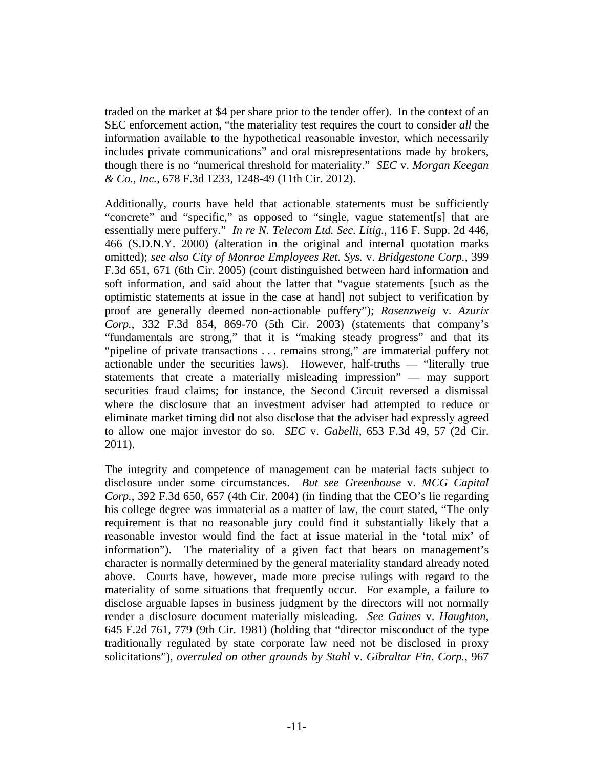traded on the market at $4 per share prior to the tender offer). In the context of an SEC enforcement action, "the materiality test requires the court to consider *all* the information available to the hypothetical reasonable investor, which necessarily includes private communications" and oral misrepresentations made by brokers, though there is no "numerical threshold for materiality." *SEC* v. *Morgan Keegan & Co., Inc.*, 678 F.3d 1233, 1248-49 (11th Cir. 2012).

Additionally, courts have held that actionable statements must be sufficiently "concrete" and "specific," as opposed to "single, vague statement[s] that are essentially mere puffery." *In re N. Telecom Ltd. Sec. Litig.*, 116 F. Supp. 2d 446, 466 (S.D.N.Y. 2000) (alteration in the original and internal quotation marks omitted); *see also City of Monroe Employees Ret. Sys.* v. *Bridgestone Corp.*, 399 F.3d 651, 671 (6th Cir. 2005) (court distinguished between hard information and soft information, and said about the latter that "vague statements [such as the optimistic statements at issue in the case at hand] not subject to verification by proof are generally deemed non-actionable puffery"); *Rosenzweig* v. *Azurix Corp.*, 332 F.3d 854, 869-70 (5th Cir. 2003) (statements that company's "fundamentals are strong," that it is "making steady progress" and that its "pipeline of private transactions . . . remains strong," are immaterial puffery not actionable under the securities laws). However, half-truths — "literally true statements that create a materially misleading impression" — may support securities fraud claims; for instance, the Second Circuit reversed a dismissal where the disclosure that an investment adviser had attempted to reduce or eliminate market timing did not also disclose that the adviser had expressly agreed to allow one major investor do so. *SEC* v. *Gabelli*, 653 F.3d 49, 57 (2d Cir. 2011).

The integrity and competence of management can be material facts subject to disclosure under some circumstances. *But see Greenhouse* v. *MCG Capital Corp.*, 392 F.3d 650, 657 (4th Cir. 2004) (in finding that the CEO's lie regarding his college degree was immaterial as a matter of law, the court stated, "The only requirement is that no reasonable jury could find it substantially likely that a reasonable investor would find the fact at issue material in the 'total mix' of information"). The materiality of a given fact that bears on management's character is normally determined by the general materiality standard already noted above. Courts have, however, made more precise rulings with regard to the materiality of some situations that frequently occur. For example, a failure to disclose arguable lapses in business judgment by the directors will not normally render a disclosure document materially misleading. *See Gaines* v. *Haughton*, 645 F.2d 761, 779 (9th Cir. 1981) (holding that "director misconduct of the type traditionally regulated by state corporate law need not be disclosed in proxy solicitations"), *overruled on other grounds by Stahl* v. *Gibraltar Fin. Corp.*, 967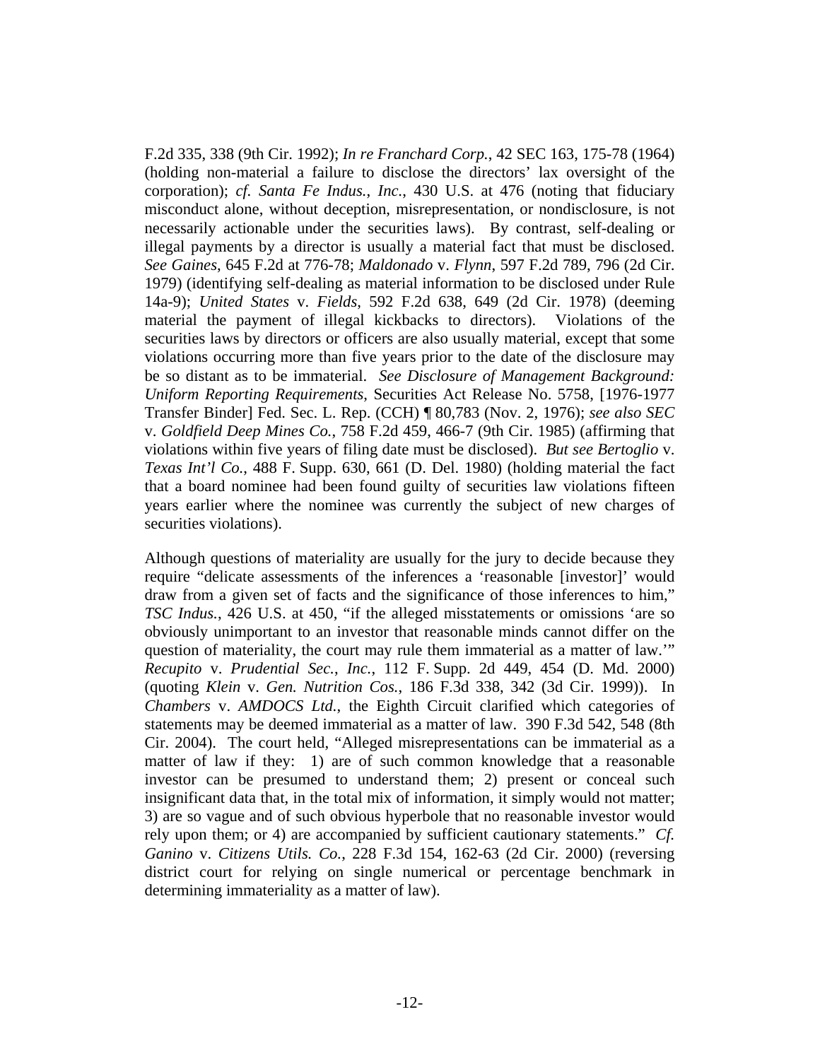F.2d 335, 338 (9th Cir. 1992); *In re Franchard Corp.*, 42 SEC 163, 175-78 (1964) (holding non-material a failure to disclose the directors' lax oversight of the corporation); *cf. Santa Fe Indus.*, *Inc.*, 430 U.S. at 476 (noting that fiduciary misconduct alone, without deception, misrepresentation, or nondisclosure, is not necessarily actionable under the securities laws). By contrast, self-dealing or illegal payments by a director is usually a material fact that must be disclosed. *See Gaines*, 645 F.2d at 776-78; *Maldonado* v. *Flynn*, 597 F.2d 789, 796 (2d Cir. 1979) (identifying self-dealing as material information to be disclosed under Rule 14a-9); *United States* v. *Fields*, 592 F.2d 638, 649 (2d Cir. 1978) (deeming material the payment of illegal kickbacks to directors). Violations of the securities laws by directors or officers are also usually material, except that some violations occurring more than five years prior to the date of the disclosure may be so distant as to be immaterial. *See Disclosure of Management Background: Uniform Reporting Requirements*, Securities Act Release No. 5758, [1976-1977 Transfer Binder] Fed. Sec. L. Rep. (CCH) ¶ 80,783 (Nov. 2, 1976); *see also SEC* v. *Goldfield Deep Mines Co.*, 758 F.2d 459, 466-7 (9th Cir. 1985) (affirming that violations within five years of filing date must be disclosed). *But see Bertoglio* v. *Texas Int'l Co.*, 488 F. Supp. 630, 661 (D. Del. 1980) (holding material the fact that a board nominee had been found guilty of securities law violations fifteen years earlier where the nominee was currently the subject of new charges of securities violations).

Although questions of materiality are usually for the jury to decide because they require "delicate assessments of the inferences a 'reasonable [investor]' would draw from a given set of facts and the significance of those inferences to him," *TSC Indus.*, 426 U.S. at 450, "if the alleged misstatements or omissions 'are so obviously unimportant to an investor that reasonable minds cannot differ on the question of materiality, the court may rule them immaterial as a matter of law.'" *Recupito* v. *Prudential Sec., Inc.*, 112 F. Supp. 2d 449, 454 (D. Md. 2000) (quoting *Klein* v. *Gen. Nutrition Cos.*, 186 F.3d 338, 342 (3d Cir. 1999)). In *Chambers* v. *AMDOCS Ltd.*, the Eighth Circuit clarified which categories of statements may be deemed immaterial as a matter of law. 390 F.3d 542, 548 (8th Cir. 2004). The court held, "Alleged misrepresentations can be immaterial as a matter of law if they: 1) are of such common knowledge that a reasonable investor can be presumed to understand them; 2) present or conceal such insignificant data that, in the total mix of information, it simply would not matter; 3) are so vague and of such obvious hyperbole that no reasonable investor would rely upon them; or 4) are accompanied by sufficient cautionary statements." *Cf. Ganino* v. *Citizens Utils. Co.*, 228 F.3d 154, 162-63 (2d Cir. 2000) (reversing district court for relying on single numerical or percentage benchmark in determining immateriality as a matter of law).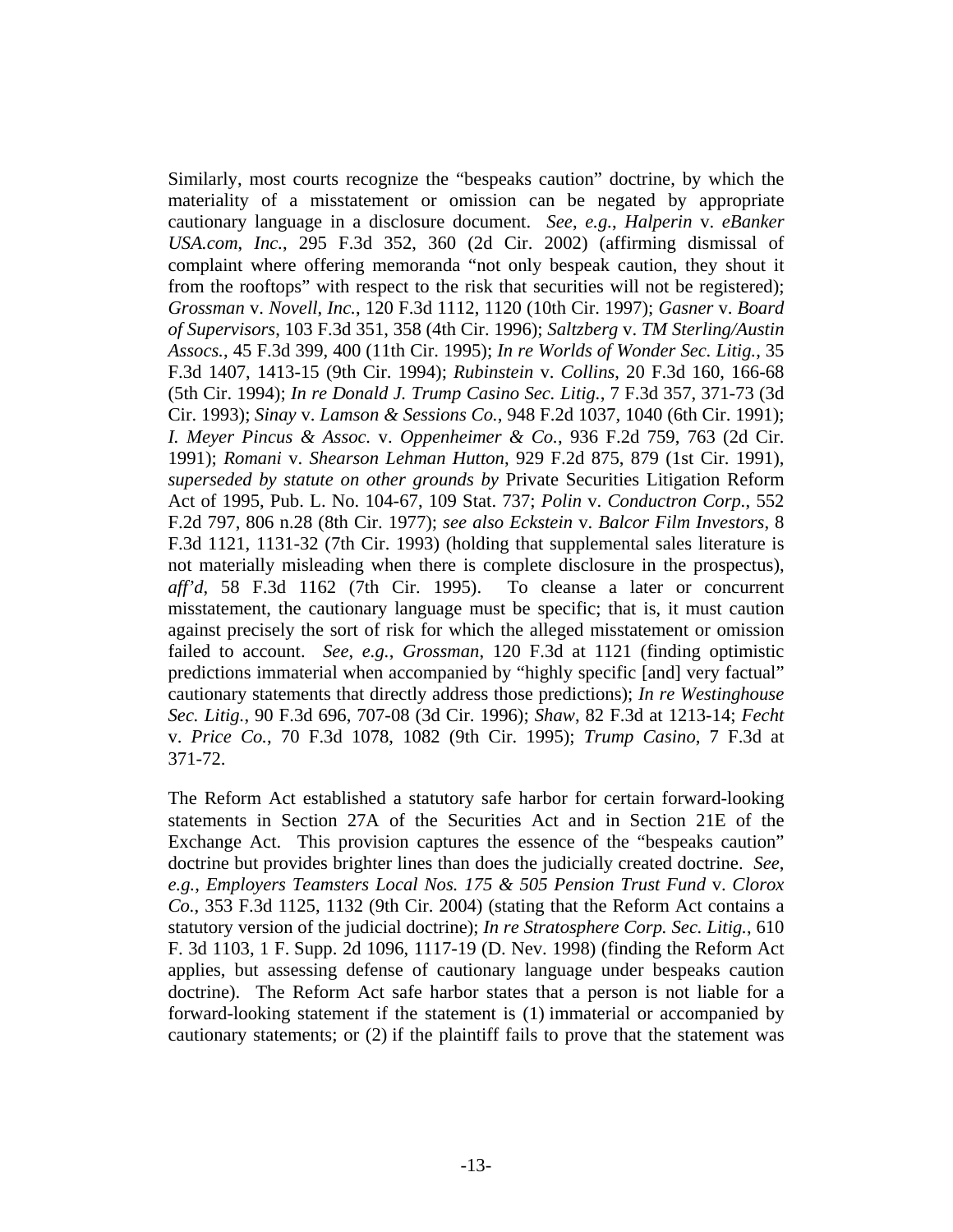Similarly, most courts recognize the "bespeaks caution" doctrine, by which the materiality of a misstatement or omission can be negated by appropriate cautionary language in a disclosure document. *See, e.g.*, *Halperin* v. *eBanker USA.com, Inc.*, 295 F.3d 352, 360 (2d Cir. 2002) (affirming dismissal of complaint where offering memoranda "not only bespeak caution, they shout it from the rooftops" with respect to the risk that securities will not be registered); *Grossman* v. *Novell, Inc.*, 120 F.3d 1112, 1120 (10th Cir. 1997); *Gasner* v. *Board of Supervisors*, 103 F.3d 351, 358 (4th Cir. 1996); *Saltzberg* v. *TM Sterling/Austin Assocs.*, 45 F.3d 399, 400 (11th Cir. 1995); *In re Worlds of Wonder Sec. Litig.*, 35 F.3d 1407, 1413-15 (9th Cir. 1994); *Rubinstein* v. *Collins*, 20 F.3d 160, 166-68 (5th Cir. 1994); *In re Donald J. Trump Casino Sec. Litig.*, 7 F.3d 357, 371-73 (3d Cir. 1993); *Sinay* v. *Lamson & Sessions Co.*, 948 F.2d 1037, 1040 (6th Cir. 1991); *I. Meyer Pincus & Assoc.* v. *Oppenheimer & Co.*, 936 F.2d 759, 763 (2d Cir. 1991); *Romani* v. *Shearson Lehman Hutton*, 929 F.2d 875, 879 (1st Cir. 1991), *superseded by statute on other grounds by* Private Securities Litigation Reform Act of 1995, Pub. L. No. 104-67, 109 Stat. 737; *Polin* v. *Conductron Corp.*, 552 F.2d 797, 806 n.28 (8th Cir. 1977); *see also Eckstein* v. *Balcor Film Investors*, 8 F.3d 1121, 1131-32 (7th Cir. 1993) (holding that supplemental sales literature is not materially misleading when there is complete disclosure in the prospectus), *aff'd*, 58 F.3d 1162 (7th Cir. 1995). To cleanse a later or concurrent misstatement, the cautionary language must be specific; that is, it must caution against precisely the sort of risk for which the alleged misstatement or omission failed to account. *See*, *e.g.*, *Grossman*, 120 F.3d at 1121 (finding optimistic predictions immaterial when accompanied by "highly specific [and] very factual" cautionary statements that directly address those predictions); *In re Westinghouse Sec. Litig.*, 90 F.3d 696, 707-08 (3d Cir. 1996); *Shaw*, 82 F.3d at 1213-14; *Fecht* v. *Price Co.*, 70 F.3d 1078, 1082 (9th Cir. 1995); *Trump Casino*, 7 F.3d at 371-72.

The Reform Act established a statutory safe harbor for certain forward-looking statements in Section 27A of the Securities Act and in Section 21E of the Exchange Act. This provision captures the essence of the "bespeaks caution" doctrine but provides brighter lines than does the judicially created doctrine. *See*, *e.g.*, *Employers Teamsters Local Nos. 175 & 505 Pension Trust Fund* v. *Clorox Co.*, 353 F.3d 1125, 1132 (9th Cir. 2004) (stating that the Reform Act contains a statutory version of the judicial doctrine); *In re Stratosphere Corp. Sec. Litig.*, 610 F. 3d 1103, 1 F. Supp. 2d 1096, 1117-19 (D. Nev. 1998) (finding the Reform Act applies, but assessing defense of cautionary language under bespeaks caution doctrine). The Reform Act safe harbor states that a person is not liable for a forward-looking statement if the statement is (1) immaterial or accompanied by cautionary statements; or (2) if the plaintiff fails to prove that the statement was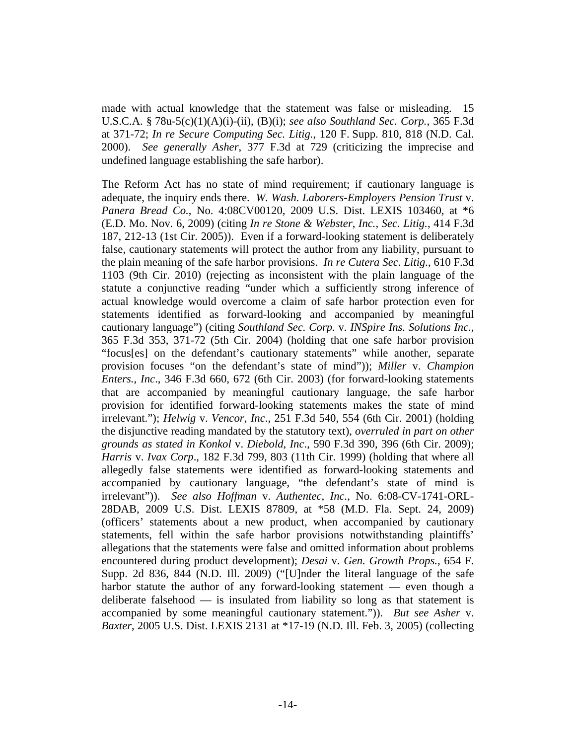made with actual knowledge that the statement was false or misleading. 15 U.S.C.A. § 78u-5(c)(1)(A)(i)-(ii), (B)(i); *see also Southland Sec. Corp.*, 365 F.3d at 371-72; *In re Secure Computing Sec. Litig.*, 120 F. Supp. 810, 818 (N.D. Cal. 2000). *See generally Asher*, 377 F.3d at 729 (criticizing the imprecise and undefined language establishing the safe harbor).

The Reform Act has no state of mind requirement; if cautionary language is adequate, the inquiry ends there. *W. Wash. Laborers-Employers Pension Trust* v. *Panera Bread Co.*, No. 4:08CV00120, 2009 U.S. Dist. LEXIS 103460, at *6 (E.D. Mo. Nov. 6, 2009) (citing *In re Stone & Webster, Inc., Sec. Litig.*, 414 F.3d 187, 212-13 (1st Cir. 2005)). Even if a forward-looking statement is deliberately false, cautionary statements will protect the author from any liability, pursuant to the plain meaning of the safe harbor provisions. *In re Cutera Sec. Litig.*, 610 F.3d 1103 (9th Cir. 2010) (rejecting as inconsistent with the plain language of the statute a conjunctive reading "under which a sufficiently strong inference of actual knowledge would overcome a claim of safe harbor protection even for statements identified as forward-looking and accompanied by meaningful cautionary language") (citing *Southland Sec. Corp.* v. *INSpire Ins. Solutions Inc.*, 365 F.3d 353, 371-72 (5th Cir. 2004) (holding that one safe harbor provision "focus[es] on the defendant's cautionary statements" while another, separate provision focuses "on the defendant's state of mind")); *Miller* v. *Champion Enters., Inc*., 346 F.3d 660, 672 (6th Cir. 2003) (for forward-looking statements that are accompanied by meaningful cautionary language, the safe harbor provision for identified forward-looking statements makes the state of mind irrelevant."); *Helwig* v. *Vencor, Inc*., 251 F.3d 540, 554 (6th Cir. 2001) (holding the disjunctive reading mandated by the statutory text), *overruled in part on other grounds as stated in Konkol* v. *Diebold, Inc*., 590 F.3d 390, 396 (6th Cir. 2009); *Harris* v. *Ivax Corp*., 182 F.3d 799, 803 (11th Cir. 1999) (holding that where all allegedly false statements were identified as forward-looking statements and accompanied by cautionary language, "the defendant's state of mind is irrelevant")). *See also Hoffman* v. *Authentec, Inc.*, No. 6:08-CV-1741-ORL-28DAB, 2009 U.S. Dist. LEXIS 87809, at *58 (M.D. Fla. Sept. 24, 2009) (officers' statements about a new product, when accompanied by cautionary statements, fell within the safe harbor provisions notwithstanding plaintiffs' allegations that the statements were false and omitted information about problems encountered during product development); *Desai* v. *Gen. Growth Props.*, 654 F. Supp. 2d 836, 844 (N.D. Ill. 2009) ("[U]nder the literal language of the safe harbor statute the author of any forward-looking statement — even though a deliberate falsehood — is insulated from liability so long as that statement is accompanied by some meaningful cautionary statement.")). *But see Asher* v. *Baxter*, 2005 U.S. Dist. LEXIS 2131 at *17-19 (N.D. Ill. Feb. 3, 2005) (collecting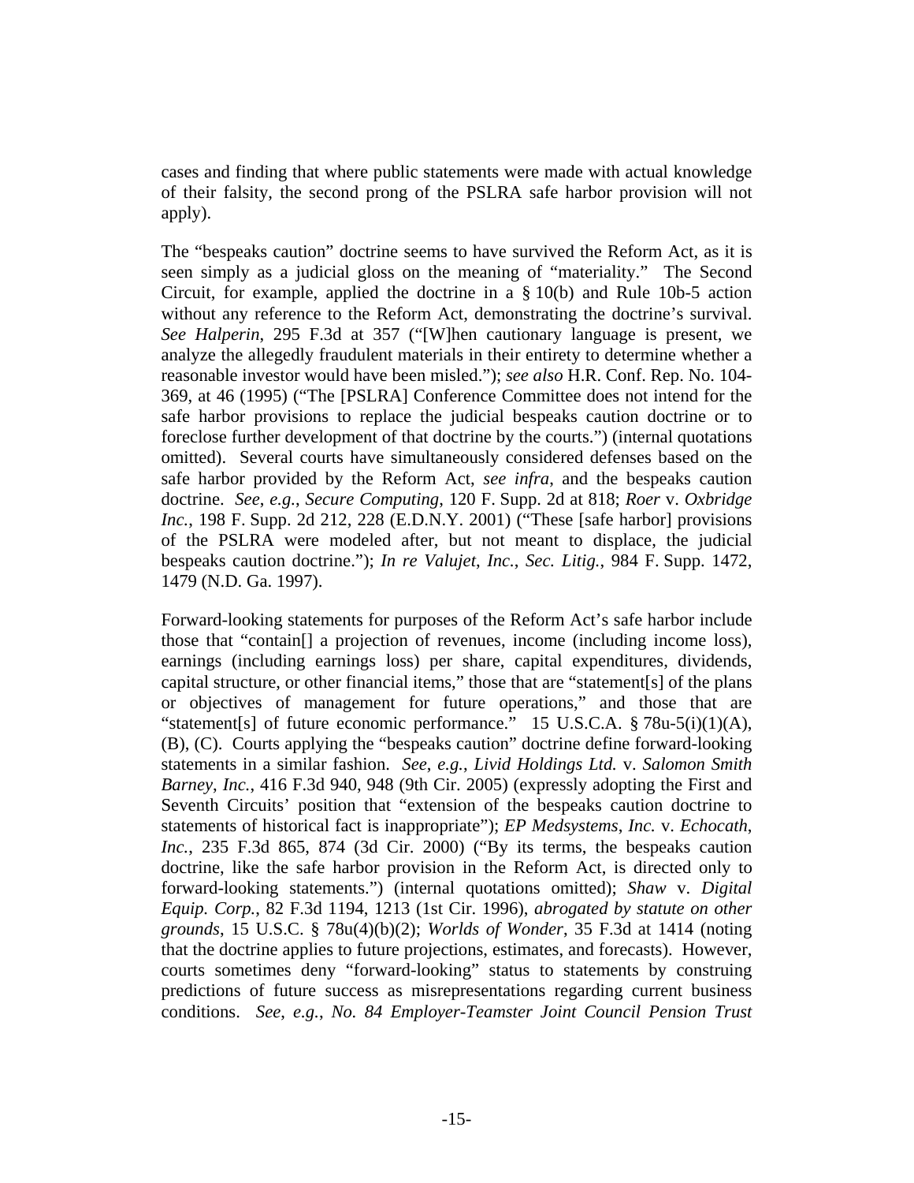cases and finding that where public statements were made with actual knowledge of their falsity, the second prong of the PSLRA safe harbor provision will not apply).

The "bespeaks caution" doctrine seems to have survived the Reform Act, as it is seen simply as a judicial gloss on the meaning of "materiality." The Second Circuit, for example, applied the doctrine in a § 10(b) and Rule 10b-5 action without any reference to the Reform Act, demonstrating the doctrine's survival. *See Halperin*, 295 F.3d at 357 ("[W]hen cautionary language is present, we analyze the allegedly fraudulent materials in their entirety to determine whether a reasonable investor would have been misled."); *see also* H.R. Conf. Rep. No. 104-369, at 46 (1995) ("The [PSLRA] Conference Committee does not intend for the safe harbor provisions to replace the judicial bespeaks caution doctrine or to foreclose further development of that doctrine by the courts.") (internal quotations omitted). Several courts have simultaneously considered defenses based on the safe harbor provided by the Reform Act, *see infra*, and the bespeaks caution doctrine. *See, e.g.*, *Secure Computing*, 120 F. Supp. 2d at 818; *Roer* v. *Oxbridge Inc.*, 198 F. Supp. 2d 212, 228 (E.D.N.Y. 2001) ("These [safe harbor] provisions of the PSLRA were modeled after, but not meant to displace, the judicial bespeaks caution doctrine."); *In re Valujet, Inc.*, *Sec. Litig.*, 984 F. Supp. 1472, 1479 (N.D. Ga. 1997).

Forward-looking statements for purposes of the Reform Act's safe harbor include those that "contain[] a projection of revenues, income (including income loss), earnings (including earnings loss) per share, capital expenditures, dividends, capital structure, or other financial items," those that are "statement[s] of the plans or objectives of management for future operations," and those that are "statement[s] of future economic performance." 15 U.S.C.A. § 78u-5(i)(1)(A), (B), (C). Courts applying the "bespeaks caution" doctrine define forward-looking statements in a similar fashion. *See, e.g.*, *Livid Holdings Ltd.* v. *Salomon Smith Barney, Inc.*, 416 F.3d 940, 948 (9th Cir. 2005) (expressly adopting the First and Seventh Circuits' position that "extension of the bespeaks caution doctrine to statements of historical fact is inappropriate"); *EP Medsystems, Inc.* v. *Echocath, Inc.*, 235 F.3d 865, 874 (3d Cir. 2000) ("By its terms, the bespeaks caution doctrine, like the safe harbor provision in the Reform Act, is directed only to forward-looking statements.") (internal quotations omitted); *Shaw* v. *Digital Equip. Corp.*, 82 F.3d 1194, 1213 (1st Cir. 1996), *abrogated by statute on other grounds*, 15 U.S.C. § 78u(4)(b)(2); *Worlds of Wonder*, 35 F.3d at 1414 (noting that the doctrine applies to future projections, estimates, and forecasts). However, courts sometimes deny "forward-looking" status to statements by construing predictions of future success as misrepresentations regarding current business conditions. *See, e.g.*, *No. 84 Employer-Teamster Joint Council Pension Trust*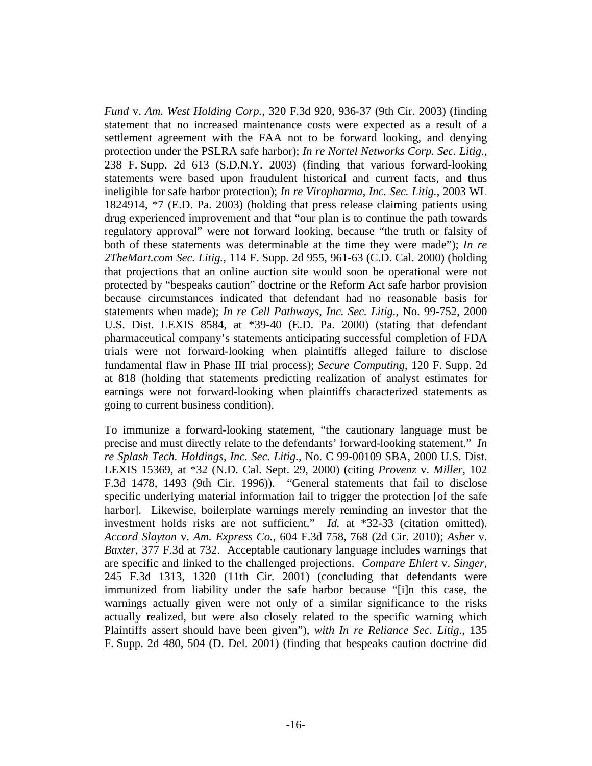*Fund* v. *Am. West Holding Corp.*, 320 F.3d 920, 936-37 (9th Cir. 2003) (finding statement that no increased maintenance costs were expected as a result of a settlement agreement with the FAA not to be forward looking, and denying protection under the PSLRA safe harbor); *In re Nortel Networks Corp. Sec. Litig.*, 238 F. Supp. 2d 613 (S.D.N.Y. 2003) (finding that various forward-looking statements were based upon fraudulent historical and current facts, and thus ineligible for safe harbor protection); *In re Viropharma, Inc. Sec. Litig.*, 2003 WL 1824914, *7 (E.D. Pa. 2003) (holding that press release claiming patients using drug experienced improvement and that "our plan is to continue the path towards regulatory approval" were not forward looking, because "the truth or falsity of both of these statements was determinable at the time they were made"); *In re 2TheMart.com Sec. Litig.*, 114 F. Supp. 2d 955, 961-63 (C.D. Cal. 2000) (holding that projections that an online auction site would soon be operational were not protected by "bespeaks caution" doctrine or the Reform Act safe harbor provision because circumstances indicated that defendant had no reasonable basis for statements when made); *In re Cell Pathways, Inc. Sec. Litig.*, No. 99-752, 2000 U.S. Dist. LEXIS 8584, at *39-40 (E.D. Pa. 2000) (stating that defendant pharmaceutical company's statements anticipating successful completion of FDA trials were not forward-looking when plaintiffs alleged failure to disclose fundamental flaw in Phase III trial process); *Secure Computing*, 120 F. Supp. 2d at 818 (holding that statements predicting realization of analyst estimates for earnings were not forward-looking when plaintiffs characterized statements as going to current business condition).

To immunize a forward-looking statement, "the cautionary language must be precise and must directly relate to the defendants' forward-looking statement." *In re Splash Tech. Holdings, Inc. Sec. Litig.*, No. C 99-00109 SBA, 2000 U.S. Dist. LEXIS 15369, at *32 (N.D. Cal. Sept. 29, 2000) (citing *Provenz* v. *Miller*, 102 F.3d 1478, 1493 (9th Cir. 1996)). "General statements that fail to disclose specific underlying material information fail to trigger the protection [of the safe harbor]. Likewise, boilerplate warnings merely reminding an investor that the investment holds risks are not sufficient." *Id.* at *32-33 (citation omitted). *Accord Slayton* v. *Am. Express Co.*, 604 F.3d 758, 768 (2d Cir. 2010); *Asher* v. *Baxter*, 377 F.3d at 732. Acceptable cautionary language includes warnings that are specific and linked to the challenged projections. *Compare Ehlert* v. *Singer*, 245 F.3d 1313, 1320 (11th Cir. 2001) (concluding that defendants were immunized from liability under the safe harbor because "[i]n this case, the warnings actually given were not only of a similar significance to the risks actually realized, but were also closely related to the specific warning which Plaintiffs assert should have been given"), *with In re Reliance Sec. Litig.*, 135 F. Supp. 2d 480, 504 (D. Del. 2001) (finding that bespeaks caution doctrine did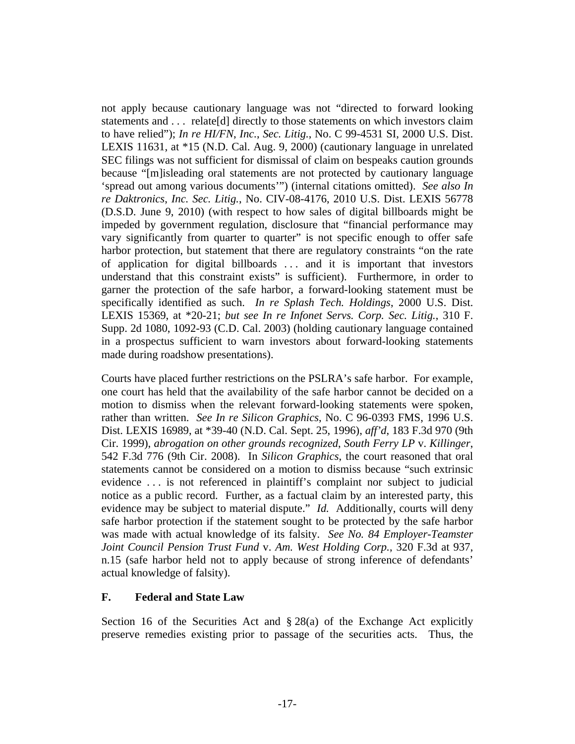not apply because cautionary language was not "directed to forward looking statements and . . . relate[d] directly to those statements on which investors claim to have relied"); *In re HI/FN, Inc., Sec. Litig.*, No. C 99-4531 SI, 2000 U.S. Dist. LEXIS 11631, at *15 (N.D. Cal. Aug. 9, 2000) (cautionary language in unrelated SEC filings was not sufficient for dismissal of claim on bespeaks caution grounds because "[m]isleading oral statements are not protected by cautionary language 'spread out among various documents'") (internal citations omitted). *See also In re Daktronics, Inc. Sec. Litig.*, No. CIV-08-4176, 2010 U.S. Dist. LEXIS 56778 (D.S.D. June 9, 2010) (with respect to how sales of digital billboards might be impeded by government regulation, disclosure that "financial performance may vary significantly from quarter to quarter" is not specific enough to offer safe harbor protection, but statement that there are regulatory constraints "on the rate of application for digital billboards . . . and it is important that investors understand that this constraint exists" is sufficient). Furthermore, in order to garner the protection of the safe harbor, a forward-looking statement must be specifically identified as such. *In re Splash Tech. Holdings*, 2000 U.S. Dist. LEXIS 15369, at *20-21; *but see In re Infonet Servs. Corp. Sec. Litig.*, 310 F. Supp. 2d 1080, 1092-93 (C.D. Cal. 2003) (holding cautionary language contained in a prospectus sufficient to warn investors about forward-looking statements made during roadshow presentations).

Courts have placed further restrictions on the PSLRA's safe harbor. For example, one court has held that the availability of the safe harbor cannot be decided on a motion to dismiss when the relevant forward-looking statements were spoken, rather than written. *See In re Silicon Graphics*, No. C 96-0393 FMS, 1996 U.S. Dist. LEXIS 16989, at *39-40 (N.D. Cal. Sept. 25, 1996), *aff'd*, 183 F.3d 970 (9th Cir. 1999), *abrogation on other grounds recognized*, *South Ferry LP* v. *Killinger*, 542 F.3d 776 (9th Cir. 2008). In *Silicon Graphics*, the court reasoned that oral statements cannot be considered on a motion to dismiss because "such extrinsic evidence . . . is not referenced in plaintiff's complaint nor subject to judicial notice as a public record. Further, as a factual claim by an interested party, this evidence may be subject to material dispute." *Id.* Additionally, courts will deny safe harbor protection if the statement sought to be protected by the safe harbor was made with actual knowledge of its falsity. *See No. 84 Employer-Teamster Joint Council Pension Trust Fund* v. *Am. West Holding Corp.*, 320 F.3d at 937, n.15 (safe harbor held not to apply because of strong inference of defendants' actual knowledge of falsity).

### F. Federal and State Law

Section 16 of the Securities Act and § 28(a) of the Exchange Act explicitly preserve remedies existing prior to passage of the securities acts. Thus, the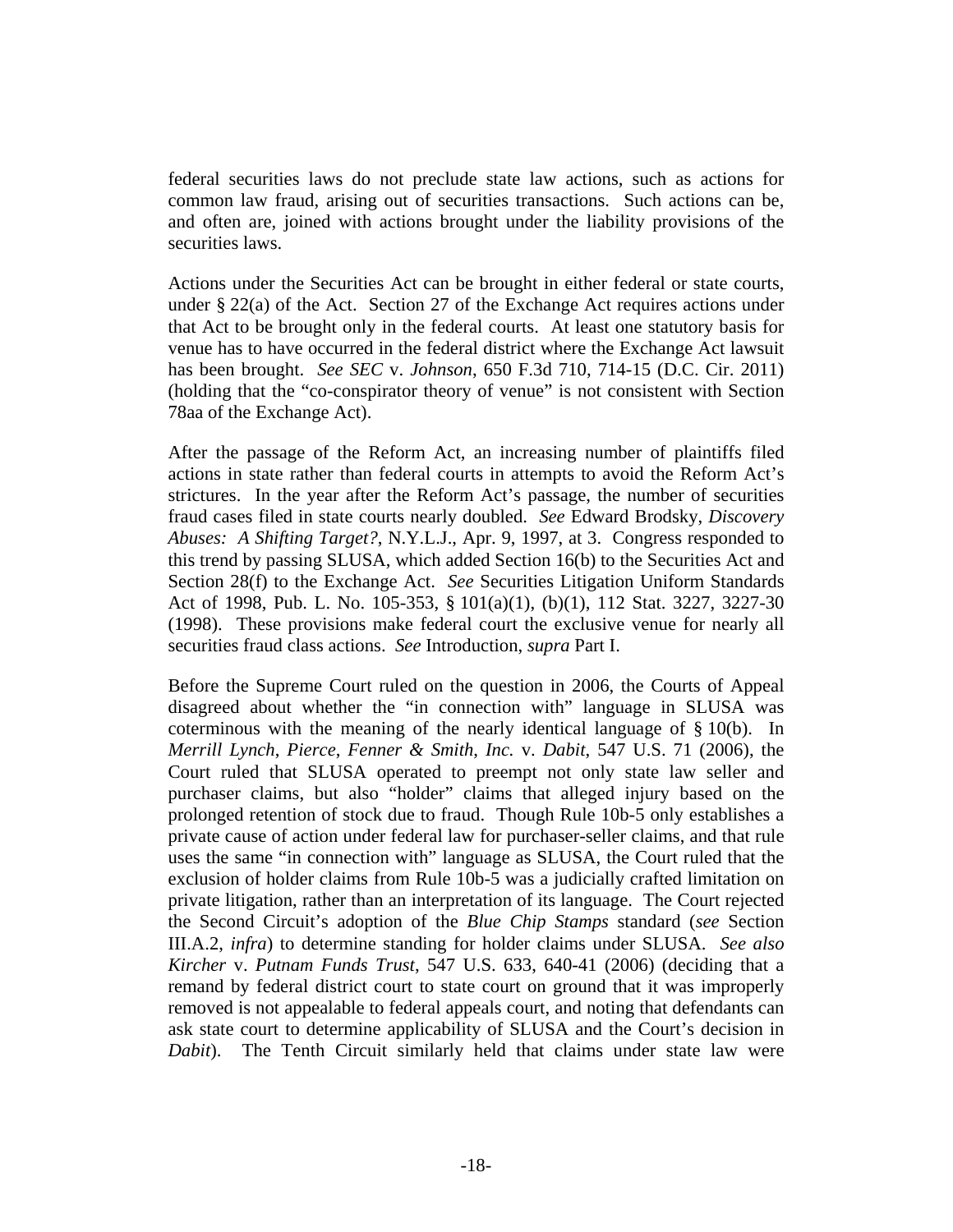federal securities laws do not preclude state law actions, such as actions for common law fraud, arising out of securities transactions. Such actions can be, and often are, joined with actions brought under the liability provisions of the securities laws.

Actions under the Securities Act can be brought in either federal or state courts, under § 22(a) of the Act. Section 27 of the Exchange Act requires actions under that Act to be brought only in the federal courts. At least one statutory basis for venue has to have occurred in the federal district where the Exchange Act lawsuit has been brought. *See SEC* v. *Johnson*, 650 F.3d 710, 714-15 (D.C. Cir. 2011) (holding that the "co-conspirator theory of venue" is not consistent with Section 78aa of the Exchange Act).

After the passage of the Reform Act, an increasing number of plaintiffs filed actions in state rather than federal courts in attempts to avoid the Reform Act's strictures. In the year after the Reform Act's passage, the number of securities fraud cases filed in state courts nearly doubled. *See* Edward Brodsky, *Discovery Abuses: A Shifting Target?*, N.Y.L.J., Apr. 9, 1997, at 3. Congress responded to this trend by passing SLUSA, which added Section 16(b) to the Securities Act and Section 28(f) to the Exchange Act. *See* Securities Litigation Uniform Standards Act of 1998, Pub. L. No. 105-353, § 101(a)(1), (b)(1), 112 Stat. 3227, 3227-30 (1998). These provisions make federal court the exclusive venue for nearly all securities fraud class actions. *See* Introduction, *supra* Part I.

Before the Supreme Court ruled on the question in 2006, the Courts of Appeal disagreed about whether the "in connection with" language in SLUSA was coterminous with the meaning of the nearly identical language of § 10(b). In *Merrill Lynch, Pierce, Fenner & Smith, Inc.* v. *Dabit*, 547 U.S. 71 (2006), the Court ruled that SLUSA operated to preempt not only state law seller and purchaser claims, but also "holder" claims that alleged injury based on the prolonged retention of stock due to fraud. Though Rule 10b-5 only establishes a private cause of action under federal law for purchaser-seller claims, and that rule uses the same "in connection with" language as SLUSA, the Court ruled that the exclusion of holder claims from Rule 10b-5 was a judicially crafted limitation on private litigation, rather than an interpretation of its language. The Court rejected the Second Circuit's adoption of the *Blue Chip Stamps* standard (*see* Section III.A.2, *infra*) to determine standing for holder claims under SLUSA. *See also Kircher* v. *Putnam Funds Trust*, 547 U.S. 633, 640-41 (2006) (deciding that a remand by federal district court to state court on ground that it was improperly removed is not appealable to federal appeals court, and noting that defendants can ask state court to determine applicability of SLUSA and the Court's decision in *Dabit*). The Tenth Circuit similarly held that claims under state law were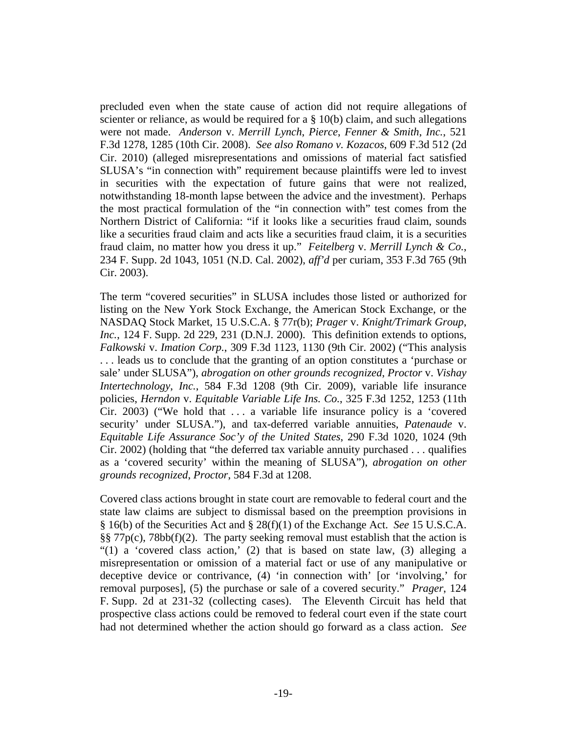precluded even when the state cause of action did not require allegations of scienter or reliance, as would be required for a § 10(b) claim, and such allegations were not made. *Anderson* v. *Merrill Lynch, Pierce, Fenner & Smith, Inc.*, 521 F.3d 1278, 1285 (10th Cir. 2008). *See also Romano v. Kozacos*, 609 F.3d 512 (2d Cir. 2010) (alleged misrepresentations and omissions of material fact satisfied SLUSA's "in connection with" requirement because plaintiffs were led to invest in securities with the expectation of future gains that were not realized, notwithstanding 18-month lapse between the advice and the investment). Perhaps the most practical formulation of the "in connection with" test comes from the Northern District of California: "if it looks like a securities fraud claim, sounds like a securities fraud claim and acts like a securities fraud claim, it is a securities fraud claim, no matter how you dress it up." *Feitelberg* v. *Merrill Lynch & Co.*, 234 F. Supp. 2d 1043, 1051 (N.D. Cal. 2002), *aff'd* per curiam, 353 F.3d 765 (9th Cir. 2003).

The term "covered securities" in SLUSA includes those listed or authorized for listing on the New York Stock Exchange, the American Stock Exchange, or the NASDAQ Stock Market, 15 U.S.C.A. § 77r(b); *Prager* v. *Knight/Trimark Group, Inc.*, 124 F. Supp. 2d 229, 231 (D.N.J. 2000). This definition extends to options, *Falkowski* v. *Imation Corp.*, 309 F.3d 1123, 1130 (9th Cir. 2002) ("This analysis . . . leads us to conclude that the granting of an option constitutes a 'purchase or sale' under SLUSA"), *abrogation on other grounds recognized*, *Proctor* v. *Vishay Intertechnology, Inc.*, 584 F.3d 1208 (9th Cir. 2009), variable life insurance policies, *Herndon* v. *Equitable Variable Life Ins. Co.*, 325 F.3d 1252, 1253 (11th Cir. 2003) ("We hold that . . . a variable life insurance policy is a 'covered security' under SLUSA."), and tax-deferred variable annuities, *Patenaude* v. *Equitable Life Assurance Soc'y of the United States*, 290 F.3d 1020, 1024 (9th Cir. 2002) (holding that "the deferred tax variable annuity purchased . . . qualifies as a 'covered security' within the meaning of SLUSA"), *abrogation on other grounds recognized*, *Proctor*, 584 F.3d at 1208.

Covered class actions brought in state court are removable to federal court and the state law claims are subject to dismissal based on the preemption provisions in § 16(b) of the Securities Act and § 28(f)(1) of the Exchange Act. *See* 15 U.S.C.A. §§ 77p(c), 78bb(f)(2). The party seeking removal must establish that the action is "(1) a 'covered class action,' (2) that is based on state law, (3) alleging a misrepresentation or omission of a material fact or use of any manipulative or deceptive device or contrivance, (4) 'in connection with' [or 'involving,' for removal purposes], (5) the purchase or sale of a covered security." *Prager*, 124 F. Supp. 2d at 231-32 (collecting cases). The Eleventh Circuit has held that prospective class actions could be removed to federal court even if the state court had not determined whether the action should go forward as a class action. *See*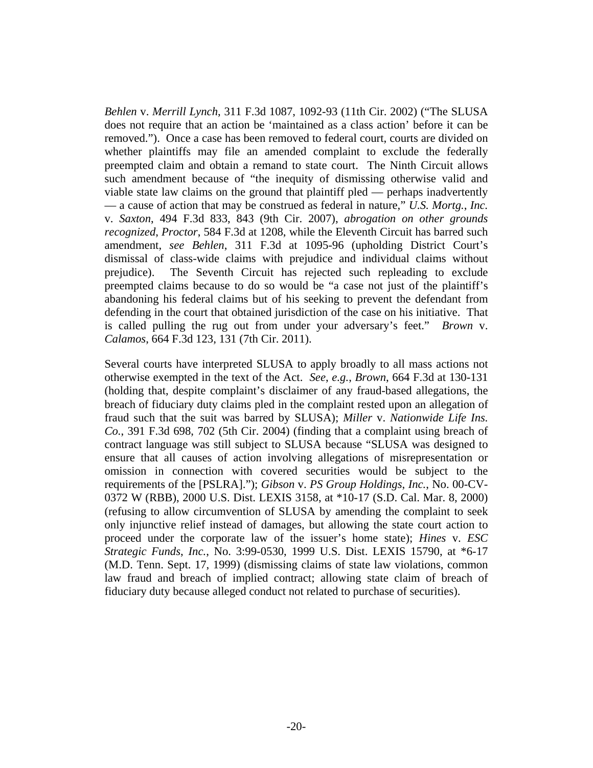*Behlen* v. *Merrill Lynch*, 311 F.3d 1087, 1092-93 (11th Cir. 2002) ("The SLUSA does not require that an action be 'maintained as a class action' before it can be removed."). Once a case has been removed to federal court, courts are divided on whether plaintiffs may file an amended complaint to exclude the federally preempted claim and obtain a remand to state court. The Ninth Circuit allows such amendment because of "the inequity of dismissing otherwise valid and viable state law claims on the ground that plaintiff pled — perhaps inadvertently — a cause of action that may be construed as federal in nature," *U.S. Mortg., Inc.* v. *Saxton*, 494 F.3d 833, 843 (9th Cir. 2007), *abrogation on other grounds recognized*, *Proctor*, 584 F.3d at 1208, while the Eleventh Circuit has barred such amendment, *see Behlen*, 311 F.3d at 1095-96 (upholding District Court's dismissal of class-wide claims with prejudice and individual claims without prejudice). The Seventh Circuit has rejected such repleading to exclude preempted claims because to do so would be "a case not just of the plaintiff's abandoning his federal claims but of his seeking to prevent the defendant from defending in the court that obtained jurisdiction of the case on his initiative. That is called pulling the rug out from under your adversary's feet." *Brown* v. *Calamos*, 664 F.3d 123, 131 (7th Cir. 2011).

Several courts have interpreted SLUSA to apply broadly to all mass actions not otherwise exempted in the text of the Act. *See, e.g.*, *Brown*, 664 F.3d at 130-131 (holding that, despite complaint's disclaimer of any fraud-based allegations, the breach of fiduciary duty claims pled in the complaint rested upon an allegation of fraud such that the suit was barred by SLUSA); *Miller* v. *Nationwide Life Ins. Co.*, 391 F.3d 698, 702 (5th Cir. 2004) (finding that a complaint using breach of contract language was still subject to SLUSA because "SLUSA was designed to ensure that all causes of action involving allegations of misrepresentation or omission in connection with covered securities would be subject to the requirements of the [PSLRA]."); *Gibson* v. *PS Group Holdings, Inc.*, No. 00-CV-0372 W (RBB), 2000 U.S. Dist. LEXIS 3158, at *10-17 (S.D. Cal. Mar. 8, 2000) (refusing to allow circumvention of SLUSA by amending the complaint to seek only injunctive relief instead of damages, but allowing the state court action to proceed under the corporate law of the issuer's home state); *Hines* v. *ESC Strategic Funds, Inc.*, No. 3:99-0530, 1999 U.S. Dist. LEXIS 15790, at *6-17 (M.D. Tenn. Sept. 17, 1999) (dismissing claims of state law violations, common law fraud and breach of implied contract; allowing state claim of breach of fiduciary duty because alleged conduct not related to purchase of securities).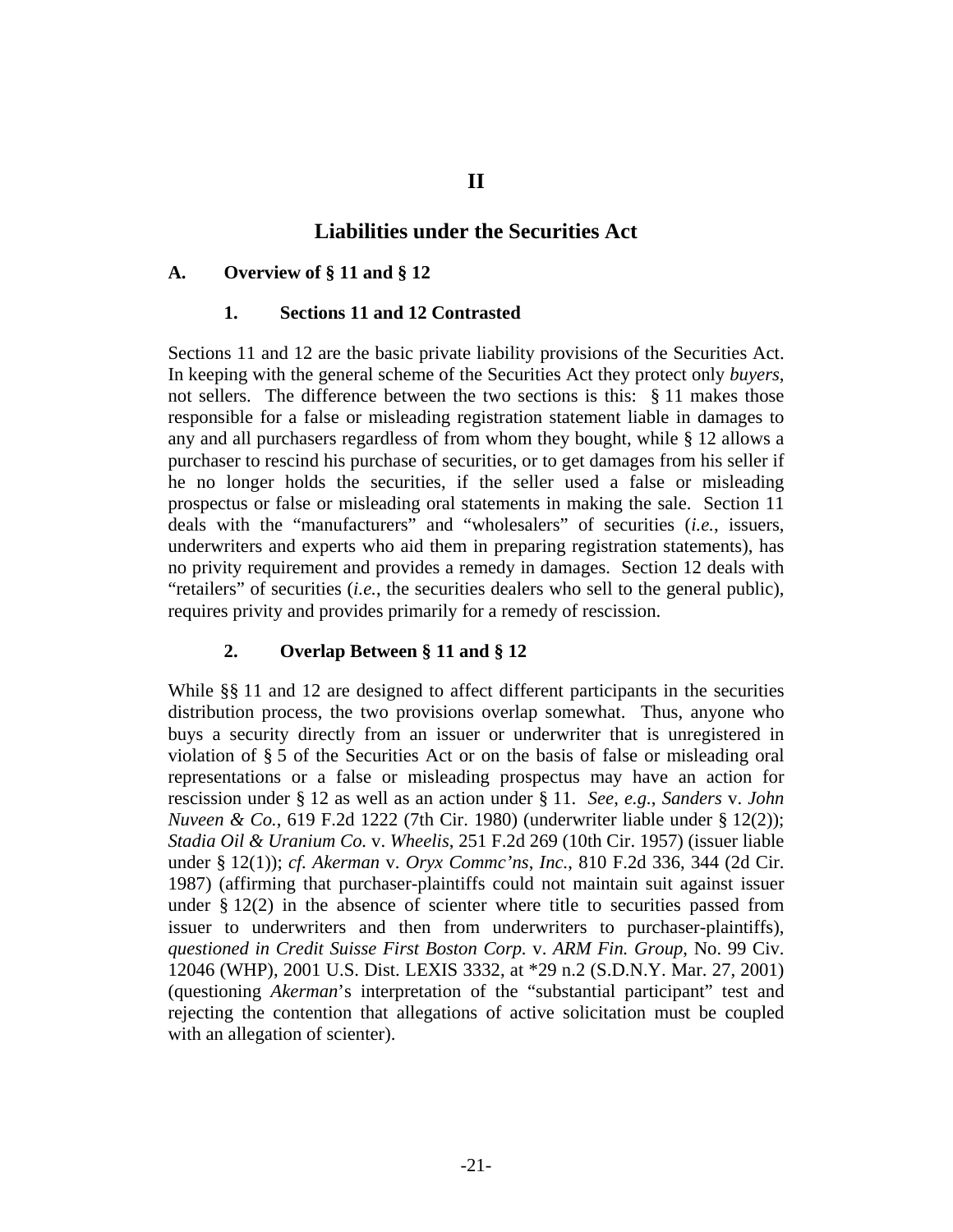# II

# Liabilities under the Securities Act

## A. Overview of § 11 and § 12

### 1. Sections 11 and 12 Contrasted

Sections 11 and 12 are the basic private liability provisions of the Securities Act. In keeping with the general scheme of the Securities Act they protect only *buyers*, not sellers. The difference between the two sections is this: § 11 makes those responsible for a false or misleading registration statement liable in damages to any and all purchasers regardless of from whom they bought, while § 12 allows a purchaser to rescind his purchase of securities, or to get damages from his seller if he no longer holds the securities, if the seller used a false or misleading prospectus or false or misleading oral statements in making the sale. Section 11 deals with the "manufacturers" and "wholesalers" of securities (*i.e.*, issuers, underwriters and experts who aid them in preparing registration statements), has no privity requirement and provides a remedy in damages. Section 12 deals with "retailers" of securities (*i.e.*, the securities dealers who sell to the general public), requires privity and provides primarily for a remedy of rescission.

### 2. Overlap Between § 11 and § 12

While §§ 11 and 12 are designed to affect different participants in the securities distribution process, the two provisions overlap somewhat. Thus, anyone who buys a security directly from an issuer or underwriter that is unregistered in violation of § 5 of the Securities Act or on the basis of false or misleading oral representations or a false or misleading prospectus may have an action for rescission under § 12 as well as an action under § 11. *See, e.g.*, *Sanders* v. *John Nuveen & Co.*, 619 F.2d 1222 (7th Cir. 1980) (underwriter liable under § 12(2)); *Stadia Oil & Uranium Co.* v. *Wheelis*, 251 F.2d 269 (10th Cir. 1957) (issuer liable under § 12(1)); *cf. Akerman* v. *Oryx Commc'ns, Inc.*, 810 F.2d 336, 344 (2d Cir. 1987) (affirming that purchaser-plaintiffs could not maintain suit against issuer under § 12(2) in the absence of scienter where title to securities passed from issuer to underwriters and then from underwriters to purchaser-plaintiffs), *questioned in Credit Suisse First Boston Corp.* v. *ARM Fin. Group*, No. 99 Civ. 12046 (WHP), 2001 U.S. Dist. LEXIS 3332, at *29 n.2 (S.D.N.Y. Mar. 27, 2001) (questioning *Akerman*'s interpretation of the "substantial participant" test and rejecting the contention that allegations of active solicitation must be coupled with an allegation of scienter).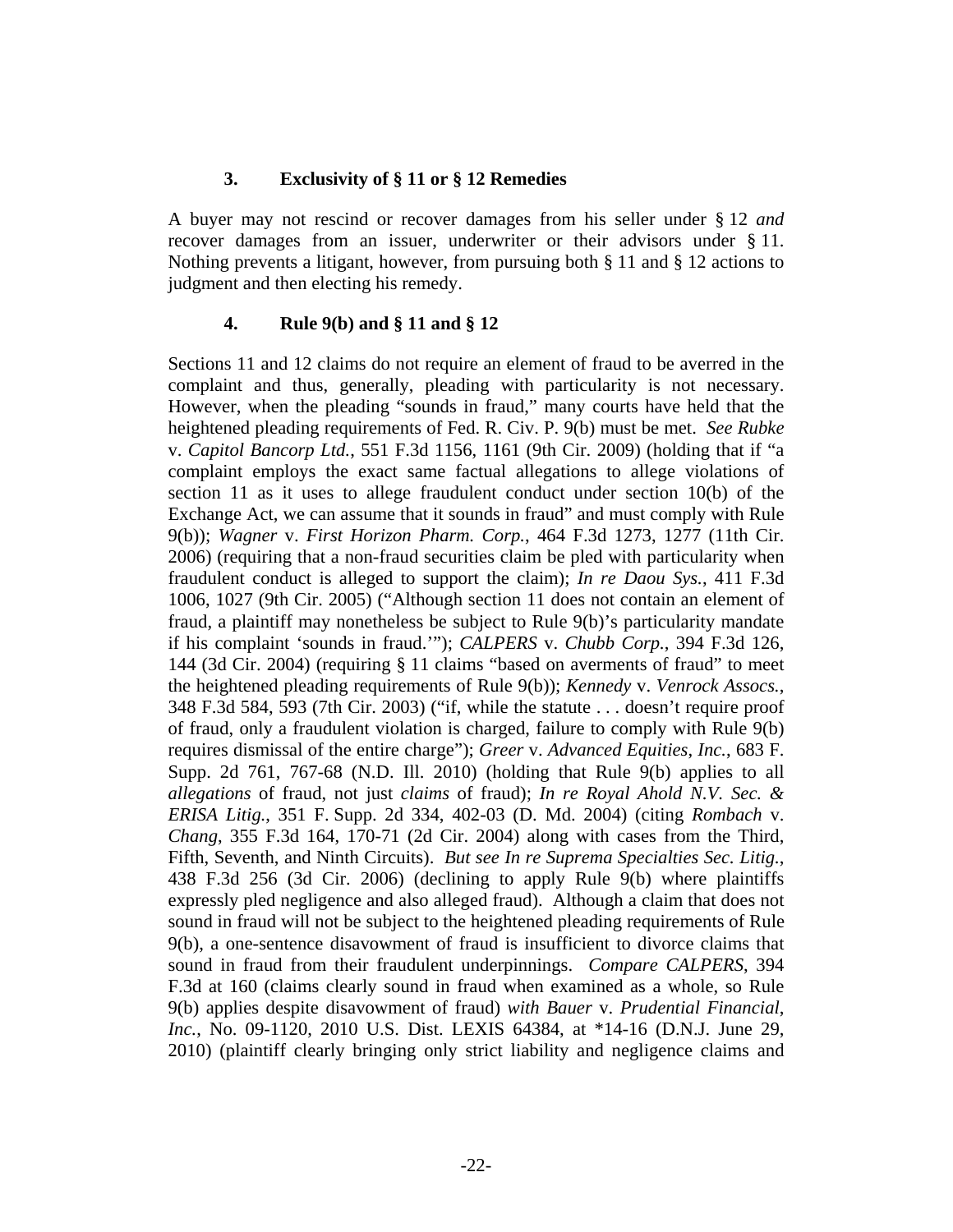### 3. Exclusivity of § 11 or § 12 Remedies

A buyer may not rescind or recover damages from his seller under § 12 *and* recover damages from an issuer, underwriter or their advisors under § 11. Nothing prevents a litigant, however, from pursuing both § 11 and § 12 actions to judgment and then electing his remedy.

### 4. Rule 9(b) and § 11 and § 12

Sections 11 and 12 claims do not require an element of fraud to be averred in the complaint and thus, generally, pleading with particularity is not necessary. However, when the pleading "sounds in fraud," many courts have held that the heightened pleading requirements of Fed. R. Civ. P. 9(b) must be met. *See Rubke* v. *Capitol Bancorp Ltd.*, 551 F.3d 1156, 1161 (9th Cir. 2009) (holding that if "a complaint employs the exact same factual allegations to allege violations of section 11 as it uses to allege fraudulent conduct under section 10(b) of the Exchange Act, we can assume that it sounds in fraud" and must comply with Rule 9(b)); *Wagner* v. *First Horizon Pharm. Corp.*, 464 F.3d 1273, 1277 (11th Cir. 2006) (requiring that a non-fraud securities claim be pled with particularity when fraudulent conduct is alleged to support the claim); *In re Daou Sys.*, 411 F.3d 1006, 1027 (9th Cir. 2005) ("Although section 11 does not contain an element of fraud, a plaintiff may nonetheless be subject to Rule 9(b)'s particularity mandate if his complaint 'sounds in fraud.'"); *CALPERS* v. *Chubb Corp.*, 394 F.3d 126, 144 (3d Cir. 2004) (requiring § 11 claims "based on averments of fraud" to meet the heightened pleading requirements of Rule 9(b)); *Kennedy* v. *Venrock Assocs.*, 348 F.3d 584, 593 (7th Cir. 2003) ("if, while the statute . . . doesn't require proof of fraud, only a fraudulent violation is charged, failure to comply with Rule 9(b) requires dismissal of the entire charge"); *Greer* v. *Advanced Equities, Inc.*, 683 F. Supp. 2d 761, 767-68 (N.D. Ill. 2010) (holding that Rule 9(b) applies to all *allegations* of fraud, not just *claims* of fraud); *In re Royal Ahold N.V. Sec. & ERISA Litig.*, 351 F. Supp. 2d 334, 402-03 (D. Md. 2004) (citing *Rombach* v. *Chang*, 355 F.3d 164, 170-71 (2d Cir. 2004) along with cases from the Third, Fifth, Seventh, and Ninth Circuits). *But see In re Suprema Specialties Sec. Litig.*, 438 F.3d 256 (3d Cir. 2006) (declining to apply Rule 9(b) where plaintiffs expressly pled negligence and also alleged fraud). Although a claim that does not sound in fraud will not be subject to the heightened pleading requirements of Rule 9(b), a one-sentence disavowment of fraud is insufficient to divorce claims that sound in fraud from their fraudulent underpinnings. *Compare CALPERS*, 394 F.3d at 160 (claims clearly sound in fraud when examined as a whole, so Rule 9(b) applies despite disavowment of fraud) *with Bauer* v. *Prudential Financial, Inc.*, No. 09-1120, 2010 U.S. Dist. LEXIS 64384, at *14-16 (D.N.J. June 29, 2010) (plaintiff clearly bringing only strict liability and negligence claims and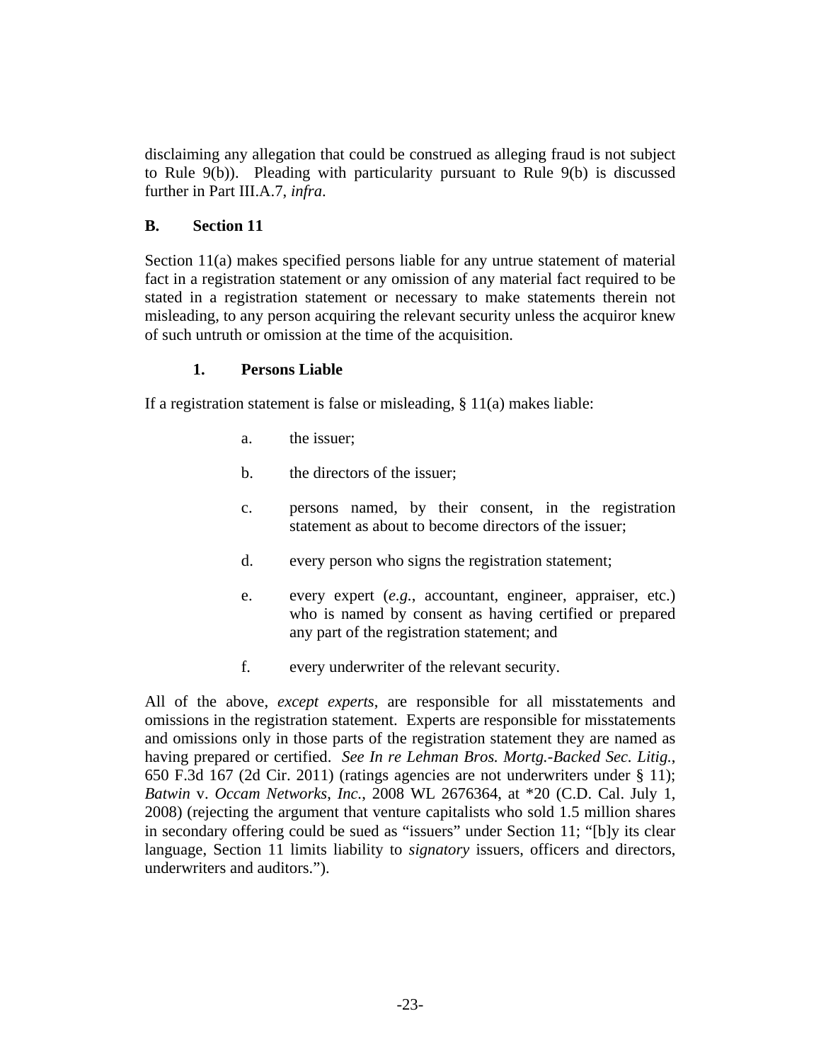disclaiming any allegation that could be construed as alleging fraud is not subject to Rule 9(b)). Pleading with particularity pursuant to Rule 9(b) is discussed further in Part III.A.7, *infra*.

## B. Section 11

Section 11(a) makes specified persons liable for any untrue statement of material fact in a registration statement or any omission of any material fact required to be stated in a registration statement or necessary to make statements therein not misleading, to any person acquiring the relevant security unless the acquiror knew of such untruth or omission at the time of the acquisition.

### 1. Persons Liable

If a registration statement is false or misleading, § 11(a) makes liable:

a. the issuer;

b. the directors of the issuer;

c. persons named, by their consent, in the registration statement as about to become directors of the issuer;

d. every person who signs the registration statement;

e. every expert (*e.g.*, accountant, engineer, appraiser, etc.) who is named by consent as having certified or prepared any part of the registration statement; and

f. every underwriter of the relevant security.

All of the above, *except experts*, are responsible for all misstatements and omissions in the registration statement. Experts are responsible for misstatements and omissions only in those parts of the registration statement they are named as having prepared or certified. *See In re Lehman Bros. Mortg.-Backed Sec. Litig.*, 650 F.3d 167 (2d Cir. 2011) (ratings agencies are not underwriters under § 11); *Batwin* v. *Occam Networks, Inc.*, 2008 WL 2676364, at *20 (C.D. Cal. July 1, 2008) (rejecting the argument that venture capitalists who sold 1.5 million shares in secondary offering could be sued as "issuers" under Section 11; "[b]y its clear language, Section 11 limits liability to *signatory* issuers, officers and directors, underwriters and auditors.").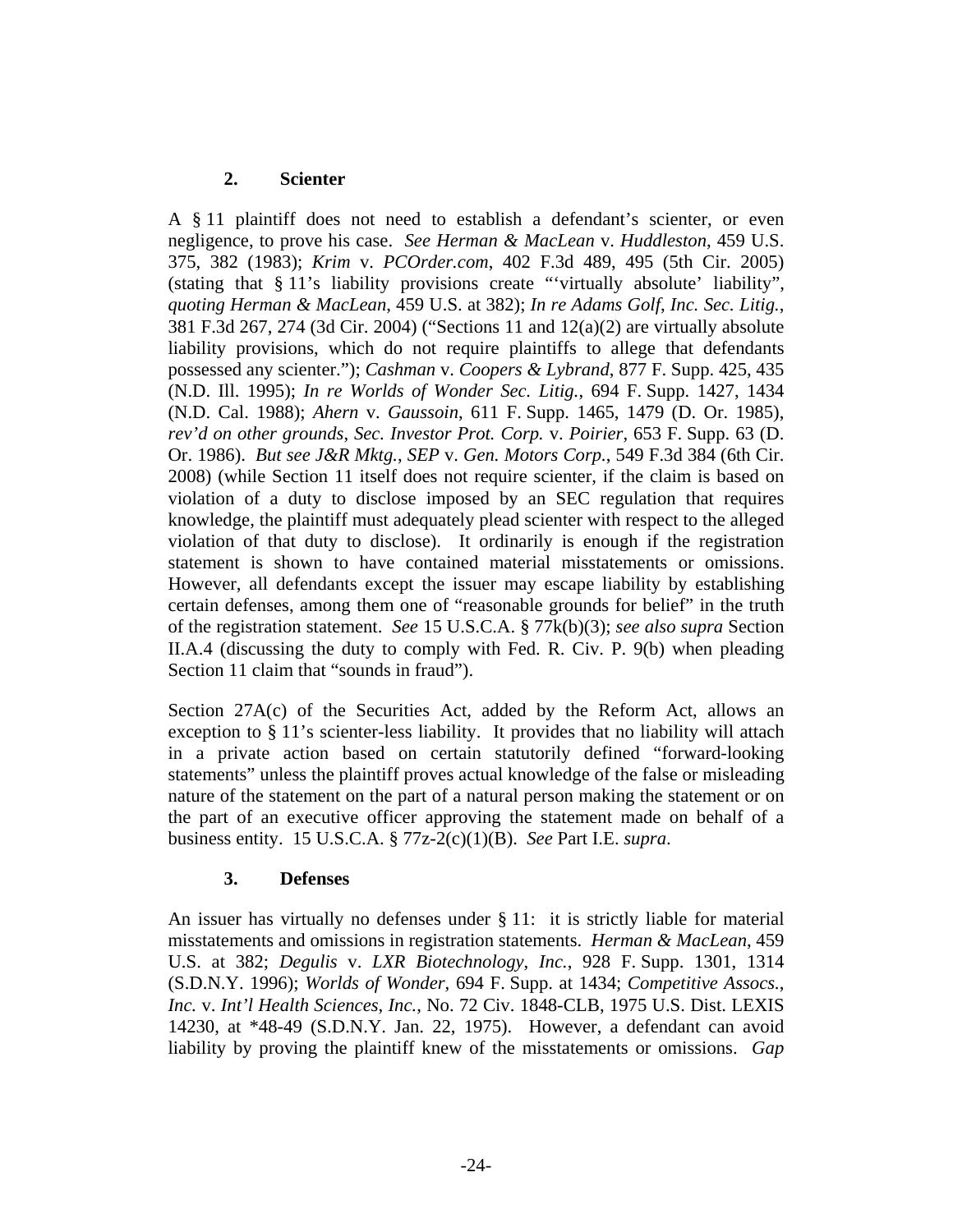### 2. Scienter

A § 11 plaintiff does not need to establish a defendant's scienter, or even negligence, to prove his case. *See Herman & MacLean* v. *Huddleston*, 459 U.S. 375, 382 (1983); *Krim* v. *PCOrder.com*, 402 F.3d 489, 495 (5th Cir. 2005) (stating that § 11's liability provisions create "'virtually absolute' liability", *quoting Herman & MacLean*, 459 U.S. at 382); *In re Adams Golf, Inc. Sec. Litig.*, 381 F.3d 267, 274 (3d Cir. 2004) ("Sections 11 and 12(a)(2) are virtually absolute liability provisions, which do not require plaintiffs to allege that defendants possessed any scienter."); *Cashman* v. *Coopers & Lybrand*, 877 F. Supp. 425, 435 (N.D. Ill. 1995); *In re Worlds of Wonder Sec. Litig.*, 694 F. Supp. 1427, 1434 (N.D. Cal. 1988); *Ahern* v. *Gaussoin*, 611 F. Supp. 1465, 1479 (D. Or. 1985), *rev'd on other grounds*, *Sec. Investor Prot. Corp.* v. *Poirier*, 653 F. Supp. 63 (D. Or. 1986). *But see J&R Mktg., SEP* v. *Gen. Motors Corp.*, 549 F.3d 384 (6th Cir. 2008) (while Section 11 itself does not require scienter, if the claim is based on violation of a duty to disclose imposed by an SEC regulation that requires knowledge, the plaintiff must adequately plead scienter with respect to the alleged violation of that duty to disclose). It ordinarily is enough if the registration statement is shown to have contained material misstatements or omissions. However, all defendants except the issuer may escape liability by establishing certain defenses, among them one of "reasonable grounds for belief" in the truth of the registration statement. *See* 15 U.S.C.A. § 77k(b)(3); *see also supra* Section II.A.4 (discussing the duty to comply with Fed. R. Civ. P. 9(b) when pleading Section 11 claim that "sounds in fraud").

Section 27A(c) of the Securities Act, added by the Reform Act, allows an exception to § 11's scienter-less liability. It provides that no liability will attach in a private action based on certain statutorily defined "forward-looking statements" unless the plaintiff proves actual knowledge of the false or misleading nature of the statement on the part of a natural person making the statement or on the part of an executive officer approving the statement made on behalf of a business entity. 15 U.S.C.A. § 77z-2(c)(1)(B). *See* Part I.E. *supra*.

### 3. Defenses

An issuer has virtually no defenses under § 11: it is strictly liable for material misstatements and omissions in registration statements. *Herman & MacLean*, 459 U.S. at 382; *Degulis* v. *LXR Biotechnology, Inc.*, 928 F. Supp. 1301, 1314 (S.D.N.Y. 1996); *Worlds of Wonder*, 694 F. Supp. at 1434; *Competitive Assocs., Inc.* v. *Int'l Health Sciences, Inc.*, No. 72 Civ. 1848-CLB, 1975 U.S. Dist. LEXIS 14230, at *48-49 (S.D.N.Y. Jan. 22, 1975). However, a defendant can avoid liability by proving the plaintiff knew of the misstatements or omissions. *Gap*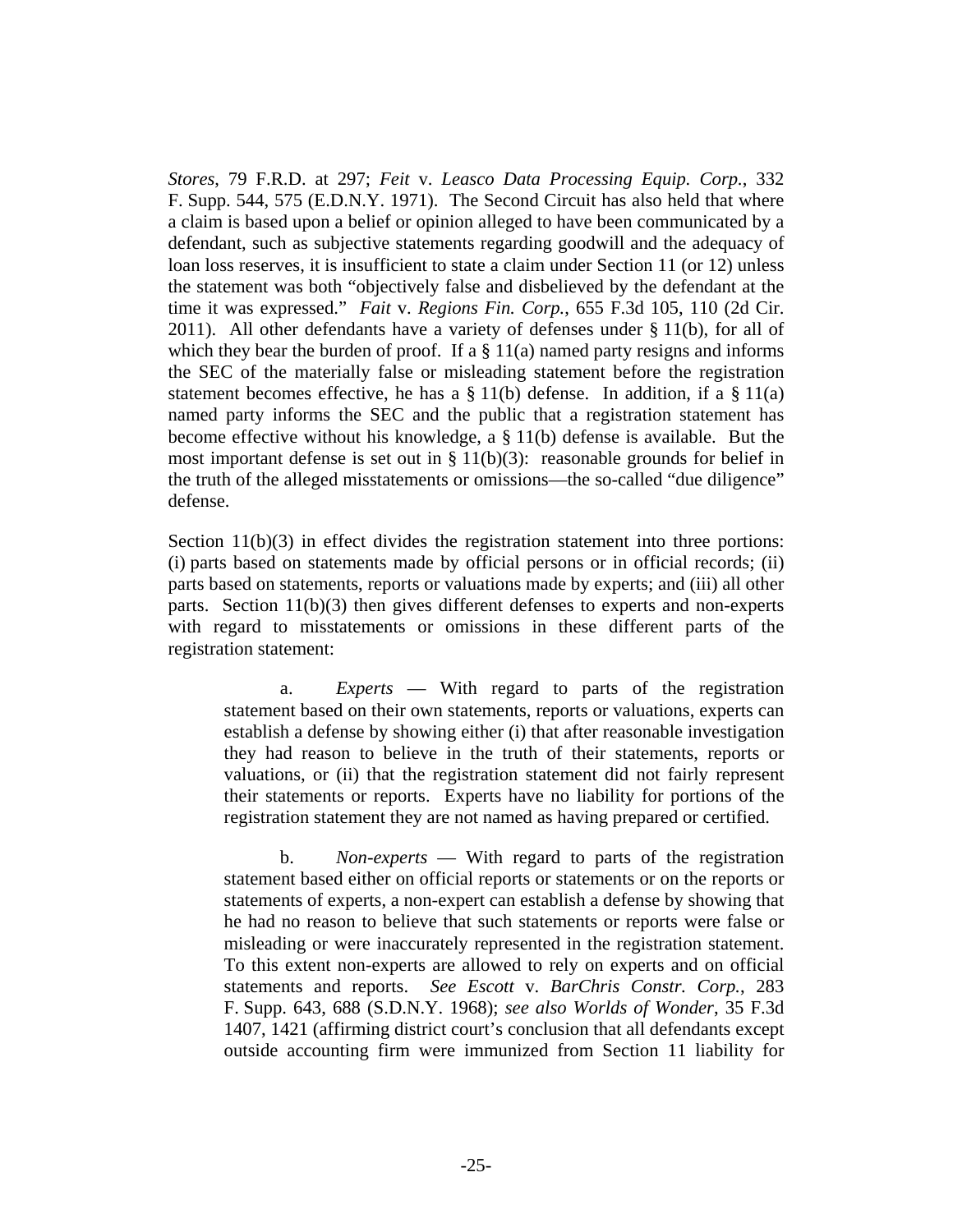*Stores*, 79 F.R.D. at 297; *Feit* v. *Leasco Data Processing Equip. Corp.*, 332 F. Supp. 544, 575 (E.D.N.Y. 1971). The Second Circuit has also held that where a claim is based upon a belief or opinion alleged to have been communicated by a defendant, such as subjective statements regarding goodwill and the adequacy of loan loss reserves, it is insufficient to state a claim under Section 11 (or 12) unless the statement was both "objectively false and disbelieved by the defendant at the time it was expressed." *Fait* v. *Regions Fin. Corp.*, 655 F.3d 105, 110 (2d Cir. 2011). All other defendants have a variety of defenses under § 11(b), for all of which they bear the burden of proof. If a § 11(a) named party resigns and informs the SEC of the materially false or misleading statement before the registration statement becomes effective, he has a § 11(b) defense. In addition, if a § 11(a) named party informs the SEC and the public that a registration statement has become effective without his knowledge, a § 11(b) defense is available. But the most important defense is set out in § 11(b)(3): reasonable grounds for belief in the truth of the alleged misstatements or omissions—the so-called "due diligence" defense.

Section 11(b)(3) in effect divides the registration statement into three portions: (i) parts based on statements made by official persons or in official records; (ii) parts based on statements, reports or valuations made by experts; and (iii) all other parts. Section 11(b)(3) then gives different defenses to experts and non-experts with regard to misstatements or omissions in these different parts of the registration statement:

> a. *Experts* — With regard to parts of the registration statement based on their own statements, reports or valuations, experts can establish a defense by showing either (i) that after reasonable investigation they had reason to believe in the truth of their statements, reports or valuations, or (ii) that the registration statement did not fairly represent their statements or reports. Experts have no liability for portions of the registration statement they are not named as having prepared or certified.
>
> b. *Non-experts* — With regard to parts of the registration statement based either on official reports or statements or on the reports or statements of experts, a non-expert can establish a defense by showing that he had no reason to believe that such statements or reports were false or misleading or were inaccurately represented in the registration statement. To this extent non-experts are allowed to rely on experts and on official statements and reports. *See Escott* v. *BarChris Constr. Corp.*, 283 F. Supp. 643, 688 (S.D.N.Y. 1968); *see also Worlds of Wonder*, 35 F.3d 1407, 1421 (affirming district court's conclusion that all defendants except outside accounting firm were immunized from Section 11 liability for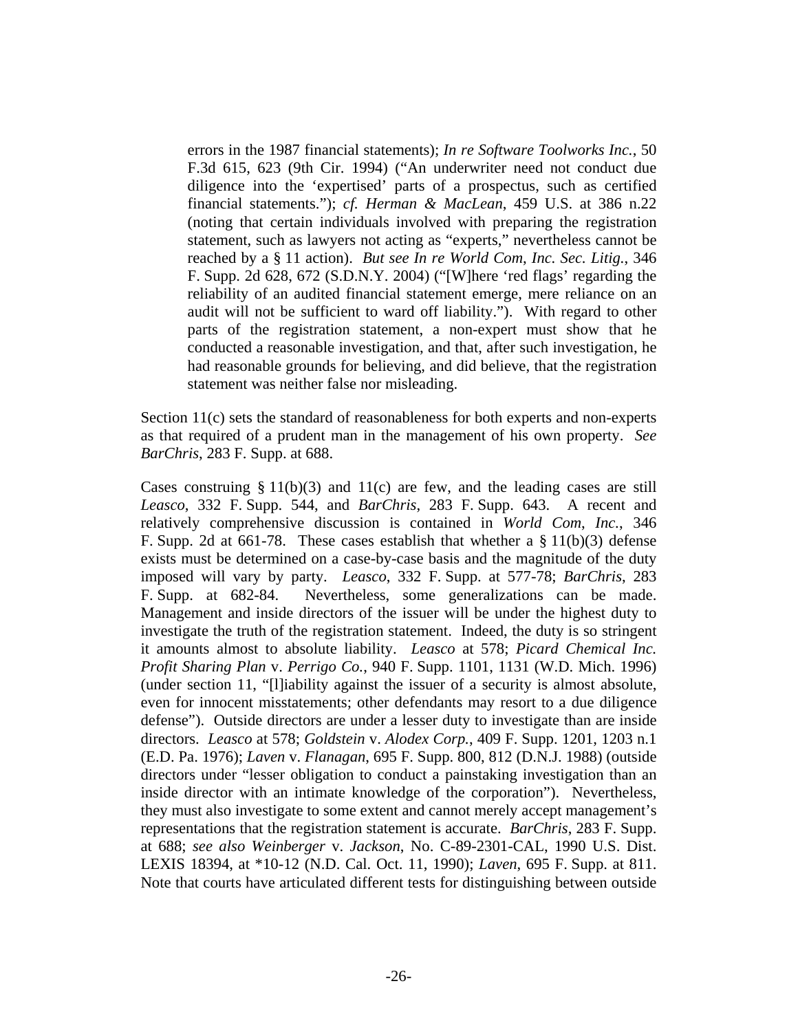> errors in the 1987 financial statements); *In re Software Toolworks Inc.*, 50 F.3d 615, 623 (9th Cir. 1994) ("An underwriter need not conduct due diligence into the 'expertised' parts of a prospectus, such as certified financial statements."); *cf. Herman & MacLean*, 459 U.S. at 386 n.22 (noting that certain individuals involved with preparing the registration statement, such as lawyers not acting as "experts," nevertheless cannot be reached by a § 11 action). *But see In re World Com, Inc. Sec. Litig.*, 346 F. Supp. 2d 628, 672 (S.D.N.Y. 2004) ("[W]here 'red flags' regarding the reliability of an audited financial statement emerge, mere reliance on an audit will not be sufficient to ward off liability."). With regard to other parts of the registration statement, a non-expert must show that he conducted a reasonable investigation, and that, after such investigation, he had reasonable grounds for believing, and did believe, that the registration statement was neither false nor misleading.

Section 11(c) sets the standard of reasonableness for both experts and non-experts as that required of a prudent man in the management of his own property. *See BarChris*, 283 F. Supp. at 688.

Cases construing § 11(b)(3) and 11(c) are few, and the leading cases are still *Leasco*, 332 F. Supp. 544, and *BarChris*, 283 F. Supp. 643. A recent and relatively comprehensive discussion is contained in *World Com, Inc.*, 346 F. Supp. 2d at 661-78. These cases establish that whether a § 11(b)(3) defense exists must be determined on a case-by-case basis and the magnitude of the duty imposed will vary by party. *Leasco*, 332 F. Supp. at 577-78; *BarChris*, 283 F. Supp. at 682-84. Nevertheless, some generalizations can be made. Management and inside directors of the issuer will be under the highest duty to investigate the truth of the registration statement. Indeed, the duty is so stringent it amounts almost to absolute liability. *Leasco* at 578; *Picard Chemical Inc. Profit Sharing Plan* v. *Perrigo Co.*, 940 F. Supp. 1101, 1131 (W.D. Mich. 1996) (under section 11, "[l]iability against the issuer of a security is almost absolute, even for innocent misstatements; other defendants may resort to a due diligence defense"). Outside directors are under a lesser duty to investigate than are inside directors. *Leasco* at 578; *Goldstein* v. *Alodex Corp.*, 409 F. Supp. 1201, 1203 n.1 (E.D. Pa. 1976); *Laven* v. *Flanagan*, 695 F. Supp. 800, 812 (D.N.J. 1988) (outside directors under "lesser obligation to conduct a painstaking investigation than an inside director with an intimate knowledge of the corporation"). Nevertheless, they must also investigate to some extent and cannot merely accept management's representations that the registration statement is accurate. *BarChris*, 283 F. Supp. at 688; *see also Weinberger* v. *Jackson*, No. C-89-2301-CAL, 1990 U.S. Dist. LEXIS 18394, at *10-12 (N.D. Cal. Oct. 11, 1990); *Laven*, 695 F. Supp. at 811. Note that courts have articulated different tests for distinguishing between outside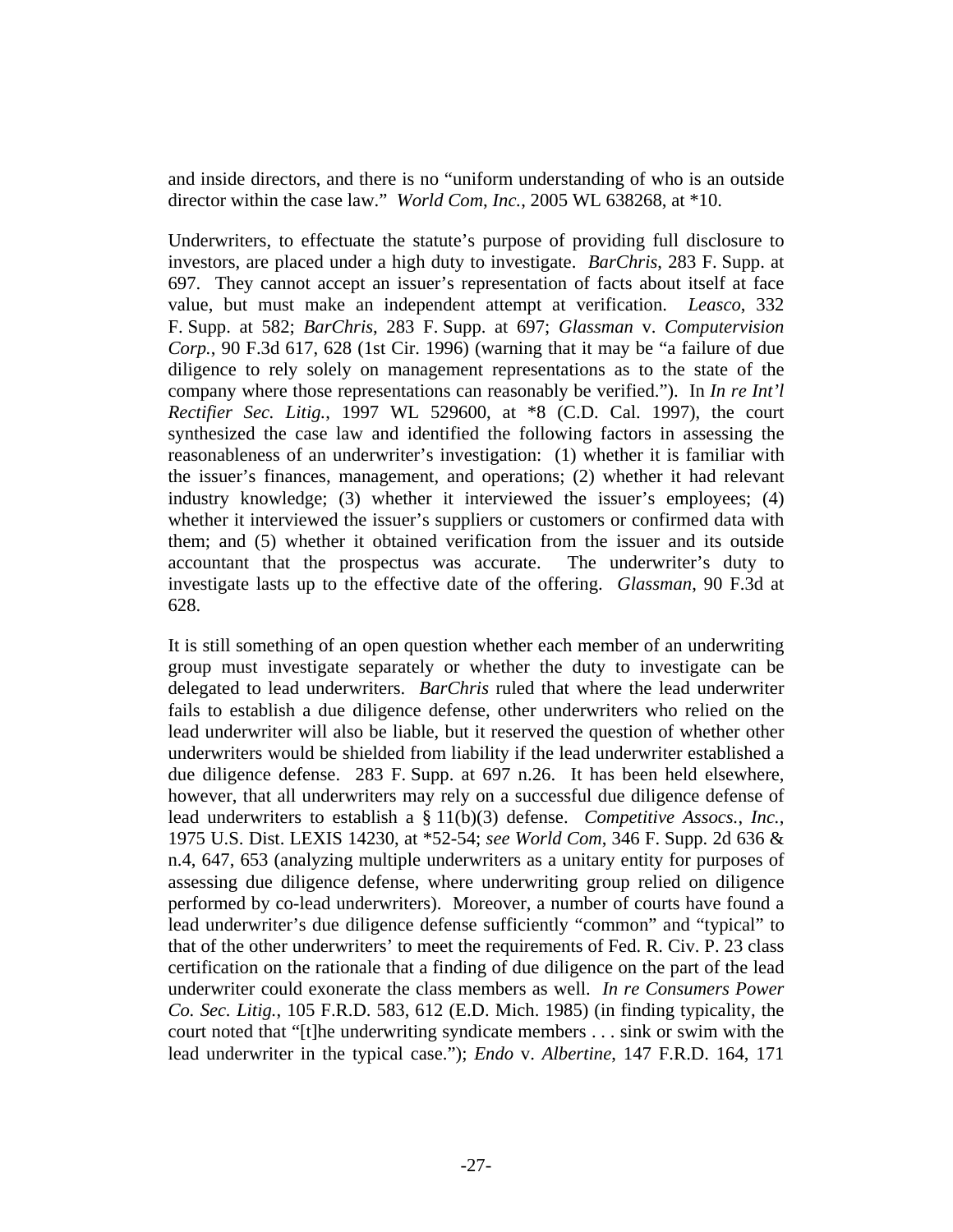and inside directors, and there is no "uniform understanding of who is an outside director within the case law." *World Com, Inc.*, 2005 WL 638268, at *10.

Underwriters, to effectuate the statute's purpose of providing full disclosure to investors, are placed under a high duty to investigate. *BarChris*, 283 F. Supp. at 697. They cannot accept an issuer's representation of facts about itself at face value, but must make an independent attempt at verification. *Leasco*, 332 F. Supp. at 582; *BarChris*, 283 F. Supp. at 697; *Glassman* v. *Computervision Corp.*, 90 F.3d 617, 628 (1st Cir. 1996) (warning that it may be "a failure of due diligence to rely solely on management representations as to the state of the company where those representations can reasonably be verified."). In *In re Int'l Rectifier Sec. Litig.*, 1997 WL 529600, at *8 (C.D. Cal. 1997), the court synthesized the case law and identified the following factors in assessing the reasonableness of an underwriter's investigation: (1) whether it is familiar with the issuer's finances, management, and operations; (2) whether it had relevant industry knowledge; (3) whether it interviewed the issuer's employees; (4) whether it interviewed the issuer's suppliers or customers or confirmed data with them; and (5) whether it obtained verification from the issuer and its outside accountant that the prospectus was accurate. The underwriter's duty to investigate lasts up to the effective date of the offering. *Glassman*, 90 F.3d at 628.

It is still something of an open question whether each member of an underwriting group must investigate separately or whether the duty to investigate can be delegated to lead underwriters. *BarChris* ruled that where the lead underwriter fails to establish a due diligence defense, other underwriters who relied on the lead underwriter will also be liable, but it reserved the question of whether other underwriters would be shielded from liability if the lead underwriter established a due diligence defense. 283 F. Supp. at 697 n.26. It has been held elsewhere, however, that all underwriters may rely on a successful due diligence defense of lead underwriters to establish a § 11(b)(3) defense. *Competitive Assocs., Inc.*, 1975 U.S. Dist. LEXIS 14230, at *52-54; *see World Com*, 346 F. Supp. 2d 636 & n.4, 647, 653 (analyzing multiple underwriters as a unitary entity for purposes of assessing due diligence defense, where underwriting group relied on diligence performed by co-lead underwriters). Moreover, a number of courts have found a lead underwriter's due diligence defense sufficiently "common" and "typical" to that of the other underwriters' to meet the requirements of Fed. R. Civ. P. 23 class certification on the rationale that a finding of due diligence on the part of the lead underwriter could exonerate the class members as well. *In re Consumers Power Co. Sec. Litig.*, 105 F.R.D. 583, 612 (E.D. Mich. 1985) (in finding typicality, the court noted that "[t]he underwriting syndicate members . . . sink or swim with the lead underwriter in the typical case."); *Endo* v. *Albertine*, 147 F.R.D. 164, 171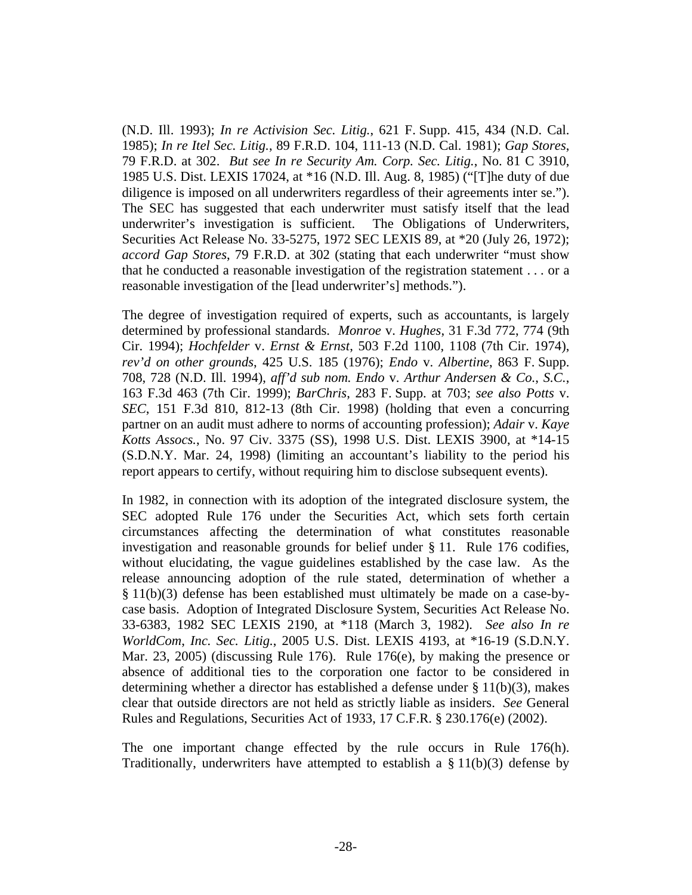(N.D. Ill. 1993); *In re Activision Sec. Litig.*, 621 F. Supp. 415, 434 (N.D. Cal. 1985); *In re Itel Sec. Litig.*, 89 F.R.D. 104, 111-13 (N.D. Cal. 1981); *Gap Stores*, 79 F.R.D. at 302. *But see In re Security Am. Corp. Sec. Litig.*, No. 81 C 3910, 1985 U.S. Dist. LEXIS 17024, at *16 (N.D. Ill. Aug. 8, 1985) ("[T]he duty of due diligence is imposed on all underwriters regardless of their agreements inter se."). The SEC has suggested that each underwriter must satisfy itself that the lead underwriter's investigation is sufficient. The Obligations of Underwriters, Securities Act Release No. 33-5275, 1972 SEC LEXIS 89, at *20 (July 26, 1972); *accord Gap Stores*, 79 F.R.D. at 302 (stating that each underwriter "must show that he conducted a reasonable investigation of the registration statement . . . or a reasonable investigation of the [lead underwriter's] methods.").

The degree of investigation required of experts, such as accountants, is largely determined by professional standards. *Monroe* v. *Hughes*, 31 F.3d 772, 774 (9th Cir. 1994); *Hochfelder* v. *Ernst & Ernst*, 503 F.2d 1100, 1108 (7th Cir. 1974), *rev'd on other grounds*, 425 U.S. 185 (1976); *Endo* v. *Albertine*, 863 F. Supp. 708, 728 (N.D. Ill. 1994), *aff'd sub nom. Endo* v. *Arthur Andersen & Co., S.C.*, 163 F.3d 463 (7th Cir. 1999); *BarChris*, 283 F. Supp. at 703; *see also Potts* v. *SEC*, 151 F.3d 810, 812-13 (8th Cir. 1998) (holding that even a concurring partner on an audit must adhere to norms of accounting profession); *Adair* v. *Kaye Kotts Assocs.*, No. 97 Civ. 3375 (SS), 1998 U.S. Dist. LEXIS 3900, at *14-15 (S.D.N.Y. Mar. 24, 1998) (limiting an accountant's liability to the period his report appears to certify, without requiring him to disclose subsequent events).

In 1982, in connection with its adoption of the integrated disclosure system, the SEC adopted Rule 176 under the Securities Act, which sets forth certain circumstances affecting the determination of what constitutes reasonable investigation and reasonable grounds for belief under § 11. Rule 176 codifies, without elucidating, the vague guidelines established by the case law. As the release announcing adoption of the rule stated, determination of whether a § 11(b)(3) defense has been established must ultimately be made on a case-by-case basis. Adoption of Integrated Disclosure System, Securities Act Release No. 33-6383, 1982 SEC LEXIS 2190, at *118 (March 3, 1982). *See also In re WorldCom, Inc. Sec. Litig.*, 2005 U.S. Dist. LEXIS 4193, at *16-19 (S.D.N.Y. Mar. 23, 2005) (discussing Rule 176). Rule 176(e), by making the presence or absence of additional ties to the corporation one factor to be considered in determining whether a director has established a defense under § 11(b)(3), makes clear that outside directors are not held as strictly liable as insiders. *See* General Rules and Regulations, Securities Act of 1933, 17 C.F.R. § 230.176(e) (2002).

The one important change effected by the rule occurs in Rule 176(h). Traditionally, underwriters have attempted to establish a § 11(b)(3) defense by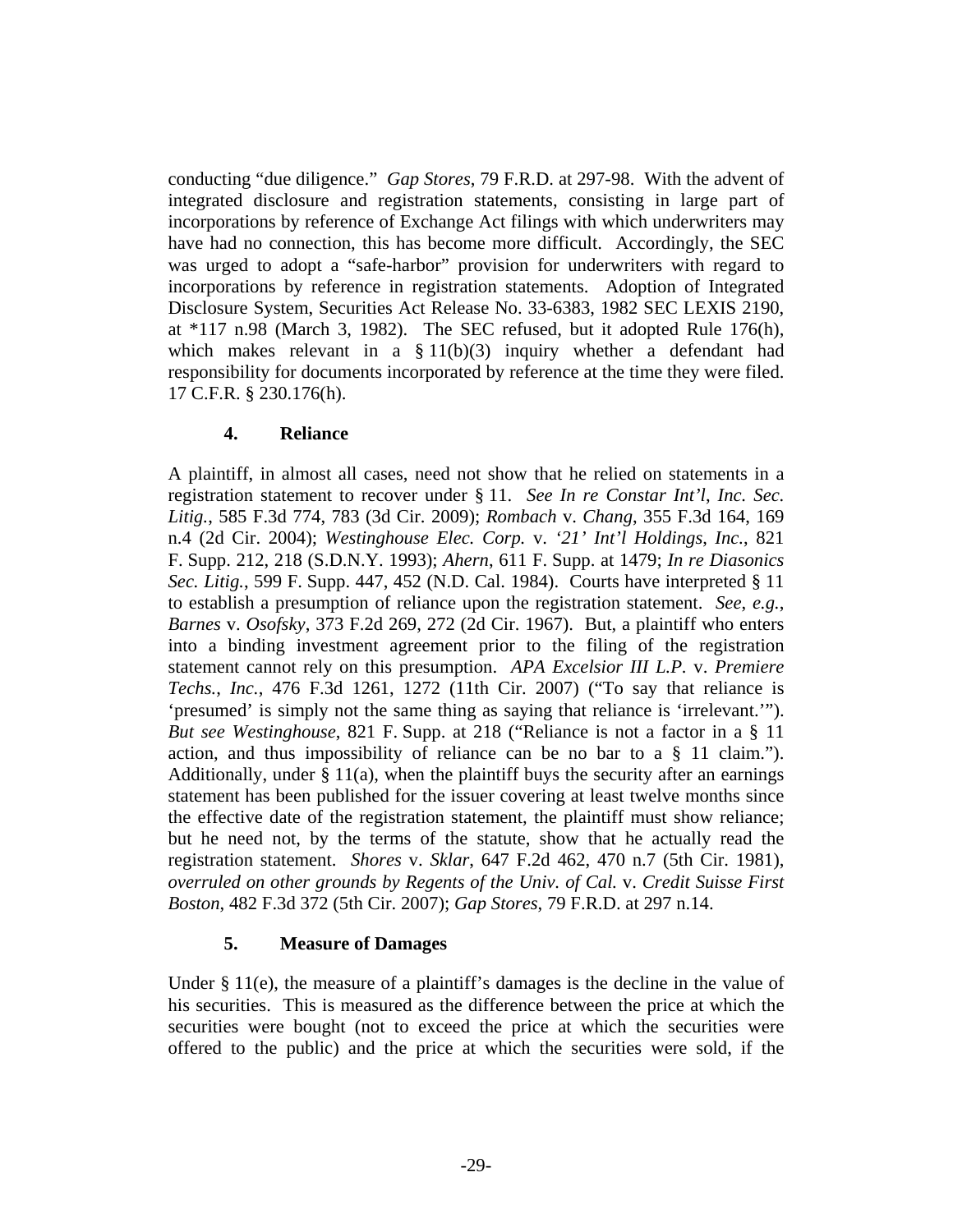conducting "due diligence." *Gap Stores*, 79 F.R.D. at 297-98. With the advent of integrated disclosure and registration statements, consisting in large part of incorporations by reference of Exchange Act filings with which underwriters may have had no connection, this has become more difficult. Accordingly, the SEC was urged to adopt a "safe-harbor" provision for underwriters with regard to incorporations by reference in registration statements. Adoption of Integrated Disclosure System, Securities Act Release No. 33-6383, 1982 SEC LEXIS 2190, at *117 n.98 (March 3, 1982). The SEC refused, but it adopted Rule 176(h), which makes relevant in a § 11(b)(3) inquiry whether a defendant had responsibility for documents incorporated by reference at the time they were filed. 17 C.F.R. § 230.176(h).

#### 4. Reliance

A plaintiff, in almost all cases, need not show that he relied on statements in a registration statement to recover under § 11. *See In re Constar Int'l, Inc. Sec. Litig.*, 585 F.3d 774, 783 (3d Cir. 2009); *Rombach* v. *Chang*, 355 F.3d 164, 169 n.4 (2d Cir. 2004); *Westinghouse Elec. Corp.* v. *'21' Int'l Holdings, Inc.*, 821 F. Supp. 212, 218 (S.D.N.Y. 1993); *Ahern*, 611 F. Supp. at 1479; *In re Diasonics Sec. Litig.*, 599 F. Supp. 447, 452 (N.D. Cal. 1984). Courts have interpreted § 11 to establish a presumption of reliance upon the registration statement. *See, e.g.*, *Barnes* v. *Osofsky*, 373 F.2d 269, 272 (2d Cir. 1967). But, a plaintiff who enters into a binding investment agreement prior to the filing of the registration statement cannot rely on this presumption. *APA Excelsior III L.P.* v. *Premiere Techs., Inc.*, 476 F.3d 1261, 1272 (11th Cir. 2007) ("To say that reliance is 'presumed' is simply not the same thing as saying that reliance is 'irrelevant.'"). *But see Westinghouse*, 821 F. Supp. at 218 ("Reliance is not a factor in a § 11 action, and thus impossibility of reliance can be no bar to a § 11 claim."). Additionally, under § 11(a), when the plaintiff buys the security after an earnings statement has been published for the issuer covering at least twelve months since the effective date of the registration statement, the plaintiff must show reliance; but he need not, by the terms of the statute, show that he actually read the registration statement. *Shores* v. *Sklar*, 647 F.2d 462, 470 n.7 (5th Cir. 1981), *overruled on other grounds by Regents of the Univ. of Cal.* v. *Credit Suisse First Boston*, 482 F.3d 372 (5th Cir. 2007); *Gap Stores*, 79 F.R.D. at 297 n.14.

#### 5. Measure of Damages

Under § 11(e), the measure of a plaintiff's damages is the decline in the value of his securities. This is measured as the difference between the price at which the securities were bought (not to exceed the price at which the securities were offered to the public) and the price at which the securities were sold, if the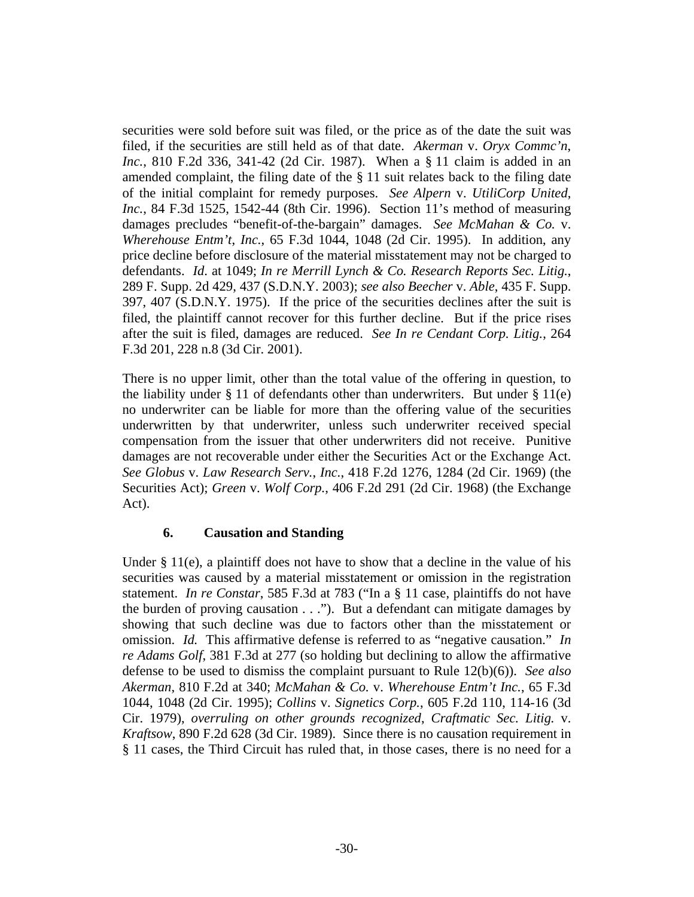securities were sold before suit was filed, or the price as of the date the suit was filed, if the securities are still held as of that date. *Akerman* v. *Oryx Commc'n, Inc.*, 810 F.2d 336, 341-42 (2d Cir. 1987). When a § 11 claim is added in an amended complaint, the filing date of the § 11 suit relates back to the filing date of the initial complaint for remedy purposes. *See Alpern* v. *UtiliCorp United, Inc.*, 84 F.3d 1525, 1542-44 (8th Cir. 1996). Section 11's method of measuring damages precludes "benefit-of-the-bargain" damages. *See McMahan & Co.* v. *Wherehouse Entm't, Inc.*, 65 F.3d 1044, 1048 (2d Cir. 1995). In addition, any price decline before disclosure of the material misstatement may not be charged to defendants. *Id.* at 1049; *In re Merrill Lynch & Co. Research Reports Sec. Litig.*, 289 F. Supp. 2d 429, 437 (S.D.N.Y. 2003); *see also Beecher* v. *Able*, 435 F. Supp. 397, 407 (S.D.N.Y. 1975). If the price of the securities declines after the suit is filed, the plaintiff cannot recover for this further decline. But if the price rises after the suit is filed, damages are reduced. *See In re Cendant Corp. Litig.*, 264 F.3d 201, 228 n.8 (3d Cir. 2001).

There is no upper limit, other than the total value of the offering in question, to the liability under § 11 of defendants other than underwriters. But under § 11(e) no underwriter can be liable for more than the offering value of the securities underwritten by that underwriter, unless such underwriter received special compensation from the issuer that other underwriters did not receive. Punitive damages are not recoverable under either the Securities Act or the Exchange Act. *See Globus* v. *Law Research Serv., Inc.*, 418 F.2d 1276, 1284 (2d Cir. 1969) (the Securities Act); *Green* v. *Wolf Corp.*, 406 F.2d 291 (2d Cir. 1968) (the Exchange Act).

### 6. Causation and Standing

Under § 11(e), a plaintiff does not have to show that a decline in the value of his securities was caused by a material misstatement or omission in the registration statement. *In re Constar*, 585 F.3d at 783 ("In a § 11 case, plaintiffs do not have the burden of proving causation . . ."). But a defendant can mitigate damages by showing that such decline was due to factors other than the misstatement or omission. *Id.* This affirmative defense is referred to as "negative causation." *In re Adams Golf*, 381 F.3d at 277 (so holding but declining to allow the affirmative defense to be used to dismiss the complaint pursuant to Rule 12(b)(6)). *See also Akerman*, 810 F.2d at 340; *McMahan & Co.* v. *Wherehouse Entm't Inc.*, 65 F.3d 1044, 1048 (2d Cir. 1995); *Collins* v. *Signetics Corp.*, 605 F.2d 110, 114-16 (3d Cir. 1979), *overruling on other grounds recognized*, *Craftmatic Sec. Litig.* v. *Kraftsow*, 890 F.2d 628 (3d Cir. 1989). Since there is no causation requirement in § 11 cases, the Third Circuit has ruled that, in those cases, there is no need for a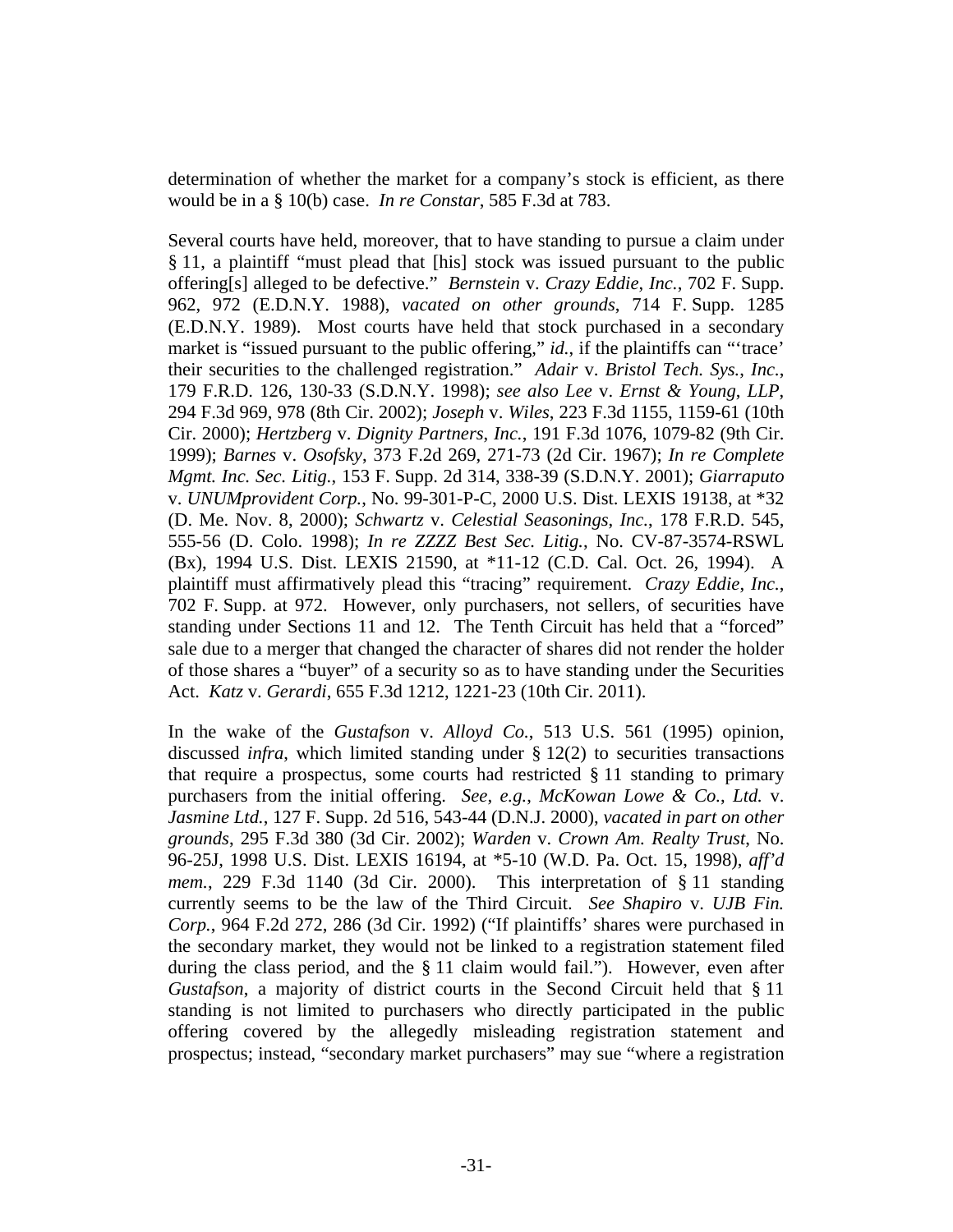determination of whether the market for a company's stock is efficient, as there would be in a § 10(b) case. *In re Constar*, 585 F.3d at 783.

Several courts have held, moreover, that to have standing to pursue a claim under § 11, a plaintiff "must plead that [his] stock was issued pursuant to the public offering[s] alleged to be defective." *Bernstein* v. *Crazy Eddie, Inc.*, 702 F. Supp. 962, 972 (E.D.N.Y. 1988), *vacated on other grounds*, 714 F. Supp. 1285 (E.D.N.Y. 1989). Most courts have held that stock purchased in a secondary market is "issued pursuant to the public offering," *id.*, if the plaintiffs can "'trace' their securities to the challenged registration." *Adair* v. *Bristol Tech. Sys., Inc.*, 179 F.R.D. 126, 130-33 (S.D.N.Y. 1998); *see also Lee* v. *Ernst & Young, LLP*, 294 F.3d 969, 978 (8th Cir. 2002); *Joseph* v. *Wiles*, 223 F.3d 1155, 1159-61 (10th Cir. 2000); *Hertzberg* v. *Dignity Partners, Inc.*, 191 F.3d 1076, 1079-82 (9th Cir. 1999); *Barnes* v. *Osofsky*, 373 F.2d 269, 271-73 (2d Cir. 1967); *In re Complete Mgmt. Inc. Sec. Litig.*, 153 F. Supp. 2d 314, 338-39 (S.D.N.Y. 2001); *Giarraputo* v. *UNUMprovident Corp.*, No. 99-301-P-C, 2000 U.S. Dist. LEXIS 19138, at *32 (D. Me. Nov. 8, 2000); *Schwartz* v. *Celestial Seasonings, Inc.*, 178 F.R.D. 545, 555-56 (D. Colo. 1998); *In re ZZZZ Best Sec. Litig.*, No. CV-87-3574-RSWL (Bx), 1994 U.S. Dist. LEXIS 21590, at *11-12 (C.D. Cal. Oct. 26, 1994). A plaintiff must affirmatively plead this "tracing" requirement. *Crazy Eddie, Inc.*, 702 F. Supp. at 972. However, only purchasers, not sellers, of securities have standing under Sections 11 and 12. The Tenth Circuit has held that a "forced" sale due to a merger that changed the character of shares did not render the holder of those shares a "buyer" of a security so as to have standing under the Securities Act. *Katz* v. *Gerardi*, 655 F.3d 1212, 1221-23 (10th Cir. 2011).

In the wake of the *Gustafson* v. *Alloyd Co.*, 513 U.S. 561 (1995) opinion, discussed *infra*, which limited standing under § 12(2) to securities transactions that require a prospectus, some courts had restricted § 11 standing to primary purchasers from the initial offering. *See, e.g.*, *McKowan Lowe & Co., Ltd.* v. *Jasmine Ltd.*, 127 F. Supp. 2d 516, 543-44 (D.N.J. 2000), *vacated in part on other grounds*, 295 F.3d 380 (3d Cir. 2002); *Warden* v. *Crown Am. Realty Trust*, No. 96-25J, 1998 U.S. Dist. LEXIS 16194, at *5-10 (W.D. Pa. Oct. 15, 1998), *aff'd mem.*, 229 F.3d 1140 (3d Cir. 2000). This interpretation of § 11 standing currently seems to be the law of the Third Circuit. *See Shapiro* v. *UJB Fin. Corp.*, 964 F.2d 272, 286 (3d Cir. 1992) ("If plaintiffs' shares were purchased in the secondary market, they would not be linked to a registration statement filed during the class period, and the § 11 claim would fail."). However, even after *Gustafson*, a majority of district courts in the Second Circuit held that § 11 standing is not limited to purchasers who directly participated in the public offering covered by the allegedly misleading registration statement and prospectus; instead, "secondary market purchasers" may sue "where a registration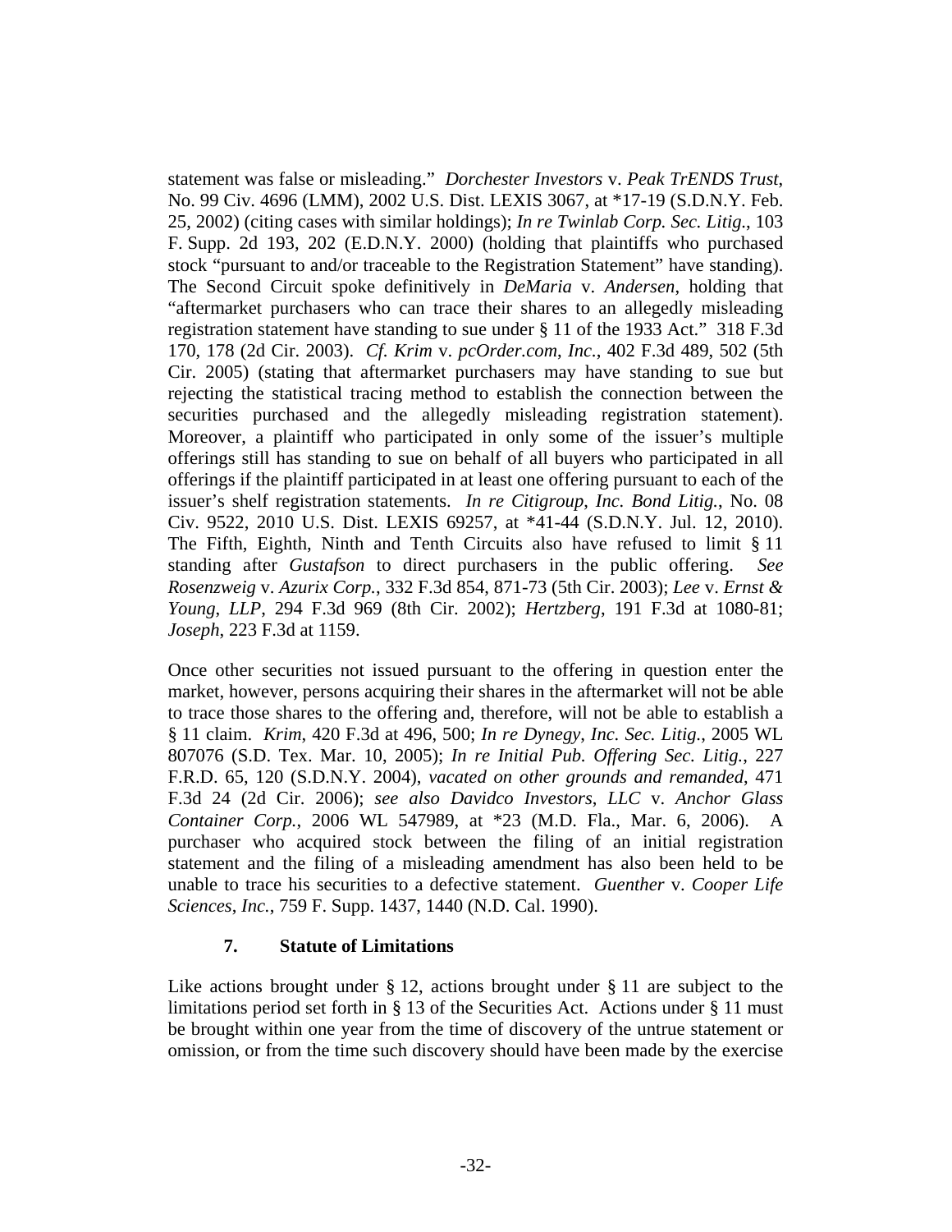statement was false or misleading." *Dorchester Investors* v. *Peak TrENDS Trust*, No. 99 Civ. 4696 (LMM), 2002 U.S. Dist. LEXIS 3067, at *17-19 (S.D.N.Y. Feb. 25, 2002) (citing cases with similar holdings); *In re Twinlab Corp. Sec. Litig.*, 103 F. Supp. 2d 193, 202 (E.D.N.Y. 2000) (holding that plaintiffs who purchased stock "pursuant to and/or traceable to the Registration Statement" have standing). The Second Circuit spoke definitively in *DeMaria* v. *Andersen*, holding that "aftermarket purchasers who can trace their shares to an allegedly misleading registration statement have standing to sue under § 11 of the 1933 Act." 318 F.3d 170, 178 (2d Cir. 2003). *Cf. Krim* v. *pcOrder.com, Inc.*, 402 F.3d 489, 502 (5th Cir. 2005) (stating that aftermarket purchasers may have standing to sue but rejecting the statistical tracing method to establish the connection between the securities purchased and the allegedly misleading registration statement). Moreover, a plaintiff who participated in only some of the issuer's multiple offerings still has standing to sue on behalf of all buyers who participated in all offerings if the plaintiff participated in at least one offering pursuant to each of the issuer's shelf registration statements. *In re Citigroup, Inc. Bond Litig.*, No. 08 Civ. 9522, 2010 U.S. Dist. LEXIS 69257, at *41-44 (S.D.N.Y. Jul. 12, 2010). The Fifth, Eighth, Ninth and Tenth Circuits also have refused to limit § 11 standing after *Gustafson* to direct purchasers in the public offering. *See Rosenzweig* v. *Azurix Corp.*, 332 F.3d 854, 871-73 (5th Cir. 2003); *Lee* v. *Ernst & Young, LLP*, 294 F.3d 969 (8th Cir. 2002); *Hertzberg*, 191 F.3d at 1080-81; *Joseph*, 223 F.3d at 1159.

Once other securities not issued pursuant to the offering in question enter the market, however, persons acquiring their shares in the aftermarket will not be able to trace those shares to the offering and, therefore, will not be able to establish a § 11 claim. *Krim*, 420 F.3d at 496, 500; *In re Dynegy, Inc. Sec. Litig.*, 2005 WL 807076 (S.D. Tex. Mar. 10, 2005); *In re Initial Pub. Offering Sec. Litig.*, 227 F.R.D. 65, 120 (S.D.N.Y. 2004), *vacated on other grounds and remanded*, 471 F.3d 24 (2d Cir. 2006); *see also Davidco Investors, LLC* v. *Anchor Glass Container Corp.*, 2006 WL 547989, at *23 (M.D. Fla., Mar. 6, 2006). A purchaser who acquired stock between the filing of an initial registration statement and the filing of a misleading amendment has also been held to be unable to trace his securities to a defective statement. *Guenther* v. *Cooper Life Sciences, Inc.*, 759 F. Supp. 1437, 1440 (N.D. Cal. 1990).

### 7. Statute of Limitations

Like actions brought under § 12, actions brought under § 11 are subject to the limitations period set forth in § 13 of the Securities Act. Actions under § 11 must be brought within one year from the time of discovery of the untrue statement or omission, or from the time such discovery should have been made by the exercise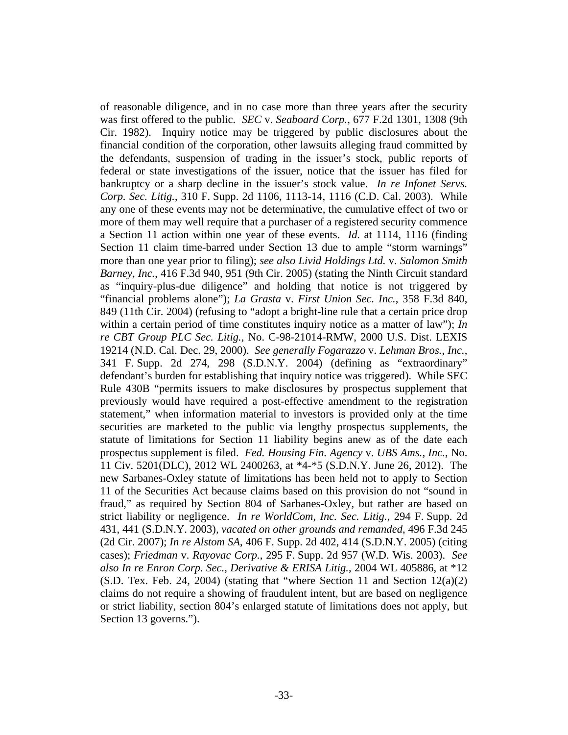of reasonable diligence, and in no case more than three years after the security was first offered to the public. *SEC* v. *Seaboard Corp.*, 677 F.2d 1301, 1308 (9th Cir. 1982). Inquiry notice may be triggered by public disclosures about the financial condition of the corporation, other lawsuits alleging fraud committed by the defendants, suspension of trading in the issuer's stock, public reports of federal or state investigations of the issuer, notice that the issuer has filed for bankruptcy or a sharp decline in the issuer's stock value. *In re Infonet Servs. Corp. Sec. Litig.*, 310 F. Supp. 2d 1106, 1113-14, 1116 (C.D. Cal. 2003). While any one of these events may not be determinative, the cumulative effect of two or more of them may well require that a purchaser of a registered security commence a Section 11 action within one year of these events. *Id.* at 1114, 1116 (finding Section 11 claim time-barred under Section 13 due to ample "storm warnings" more than one year prior to filing); *see also Livid Holdings Ltd.* v. *Salomon Smith Barney, Inc.*, 416 F.3d 940, 951 (9th Cir. 2005) (stating the Ninth Circuit standard as "inquiry-plus-due diligence" and holding that notice is not triggered by "financial problems alone"); *La Grasta* v. *First Union Sec. Inc.*, 358 F.3d 840, 849 (11th Cir. 2004) (refusing to "adopt a bright-line rule that a certain price drop within a certain period of time constitutes inquiry notice as a matter of law"); *In re CBT Group PLC Sec. Litig.*, No. C-98-21014-RMW, 2000 U.S. Dist. LEXIS 19214 (N.D. Cal. Dec. 29, 2000). *See generally Fogarazzo* v. *Lehman Bros., Inc.*, 341 F. Supp. 2d 274, 298 (S.D.N.Y. 2004) (defining as "extraordinary" defendant's burden for establishing that inquiry notice was triggered). While SEC Rule 430B "permits issuers to make disclosures by prospectus supplement that previously would have required a post-effective amendment to the registration statement," when information material to investors is provided only at the time securities are marketed to the public via lengthy prospectus supplements, the statute of limitations for Section 11 liability begins anew as of the date each prospectus supplement is filed. *Fed. Housing Fin. Agency* v. *UBS Ams., Inc.*, No. 11 Civ. 5201(DLC), 2012 WL 2400263, at \*4-\*5 (S.D.N.Y. June 26, 2012). The new Sarbanes-Oxley statute of limitations has been held not to apply to Section 11 of the Securities Act because claims based on this provision do not "sound in fraud," as required by Section 804 of Sarbanes-Oxley, but rather are based on strict liability or negligence. *In re WorldCom, Inc. Sec. Litig.*, 294 F. Supp. 2d 431, 441 (S.D.N.Y. 2003), *vacated on other grounds and remanded*, 496 F.3d 245 (2d Cir. 2007); *In re Alstom SA*, 406 F. Supp. 2d 402, 414 (S.D.N.Y. 2005) (citing cases); *Friedman* v. *Rayovac Corp.*, 295 F. Supp. 2d 957 (W.D. Wis. 2003). *See also In re Enron Corp. Sec., Derivative & ERISA Litig.*, 2004 WL 405886, at \*12 (S.D. Tex. Feb. 24, 2004) (stating that "where Section 11 and Section 12(a)(2) claims do not require a showing of fraudulent intent, but are based on negligence or strict liability, section 804's enlarged statute of limitations does not apply, but Section 13 governs.").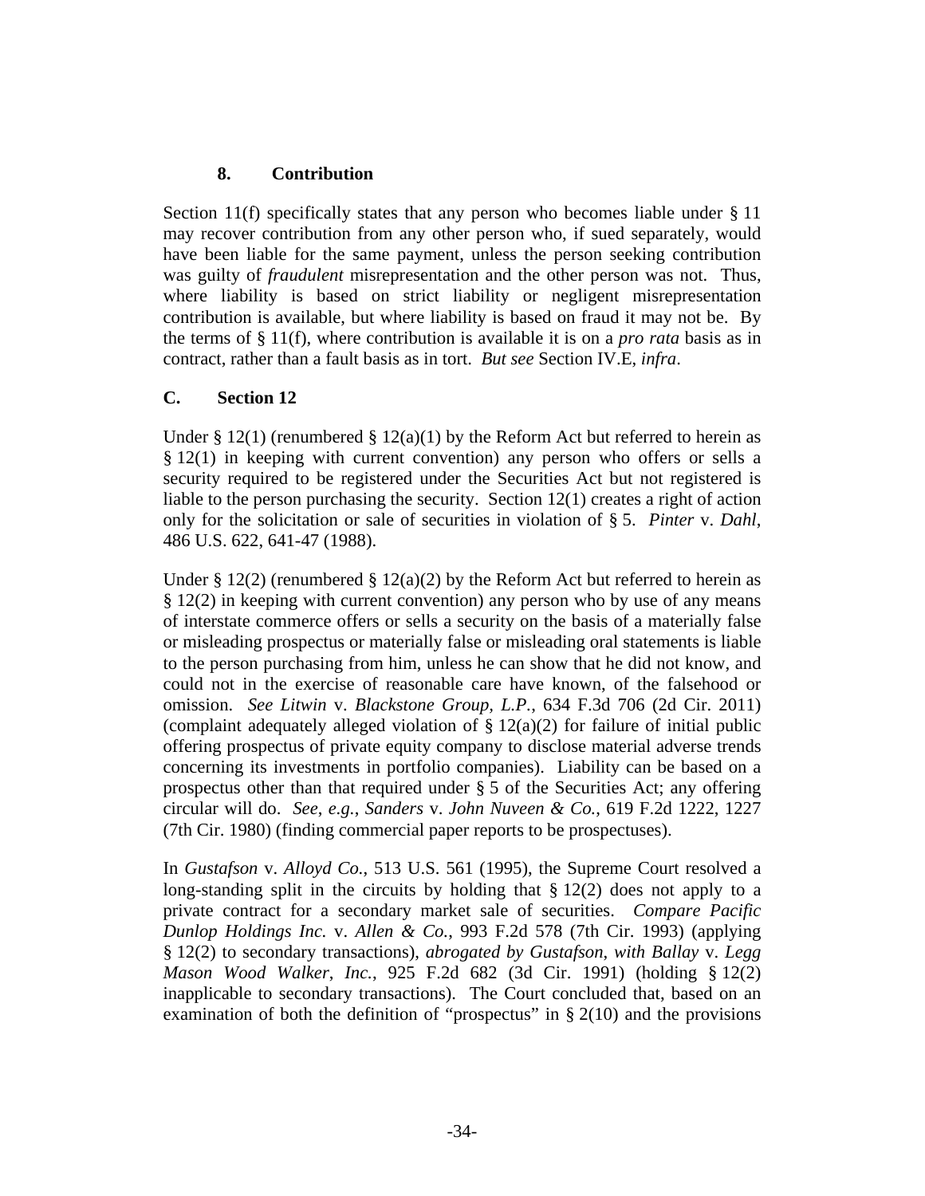### 8. Contribution

Section 11(f) specifically states that any person who becomes liable under § 11 may recover contribution from any other person who, if sued separately, would have been liable for the same payment, unless the person seeking contribution was guilty of *fraudulent* misrepresentation and the other person was not. Thus, where liability is based on strict liability or negligent misrepresentation contribution is available, but where liability is based on fraud it may not be. By the terms of § 11(f), where contribution is available it is on a *pro rata* basis as in contract, rather than a fault basis as in tort. *But see* Section IV.E, *infra*.

## C. Section 12

Under § 12(1) (renumbered § 12(a)(1) by the Reform Act but referred to herein as § 12(1) in keeping with current convention) any person who offers or sells a security required to be registered under the Securities Act but not registered is liable to the person purchasing the security. Section 12(1) creates a right of action only for the solicitation or sale of securities in violation of § 5. *Pinter* v. *Dahl*, 486 U.S. 622, 641-47 (1988).

Under § 12(2) (renumbered § 12(a)(2) by the Reform Act but referred to herein as § 12(2) in keeping with current convention) any person who by use of any means of interstate commerce offers or sells a security on the basis of a materially false or misleading prospectus or materially false or misleading oral statements is liable to the person purchasing from him, unless he can show that he did not know, and could not in the exercise of reasonable care have known, of the falsehood or omission. *See Litwin* v. *Blackstone Group, L.P.*, 634 F.3d 706 (2d Cir. 2011) (complaint adequately alleged violation of § 12(a)(2) for failure of initial public offering prospectus of private equity company to disclose material adverse trends concerning its investments in portfolio companies). Liability can be based on a prospectus other than that required under § 5 of the Securities Act; any offering circular will do. *See*, *e.g.*, *Sanders* v. *John Nuveen & Co.*, 619 F.2d 1222, 1227 (7th Cir. 1980) (finding commercial paper reports to be prospectuses).

In *Gustafson* v. *Alloyd Co.*, 513 U.S. 561 (1995), the Supreme Court resolved a long-standing split in the circuits by holding that § 12(2) does not apply to a private contract for a secondary market sale of securities. *Compare Pacific Dunlop Holdings Inc.* v. *Allen & Co.*, 993 F.2d 578 (7th Cir. 1993) (applying § 12(2) to secondary transactions), *abrogated by Gustafson*, *with Ballay* v. *Legg Mason Wood Walker*, *Inc.*, 925 F.2d 682 (3d Cir. 1991) (holding § 12(2) inapplicable to secondary transactions). The Court concluded that, based on an examination of both the definition of "prospectus" in § 2(10) and the provisions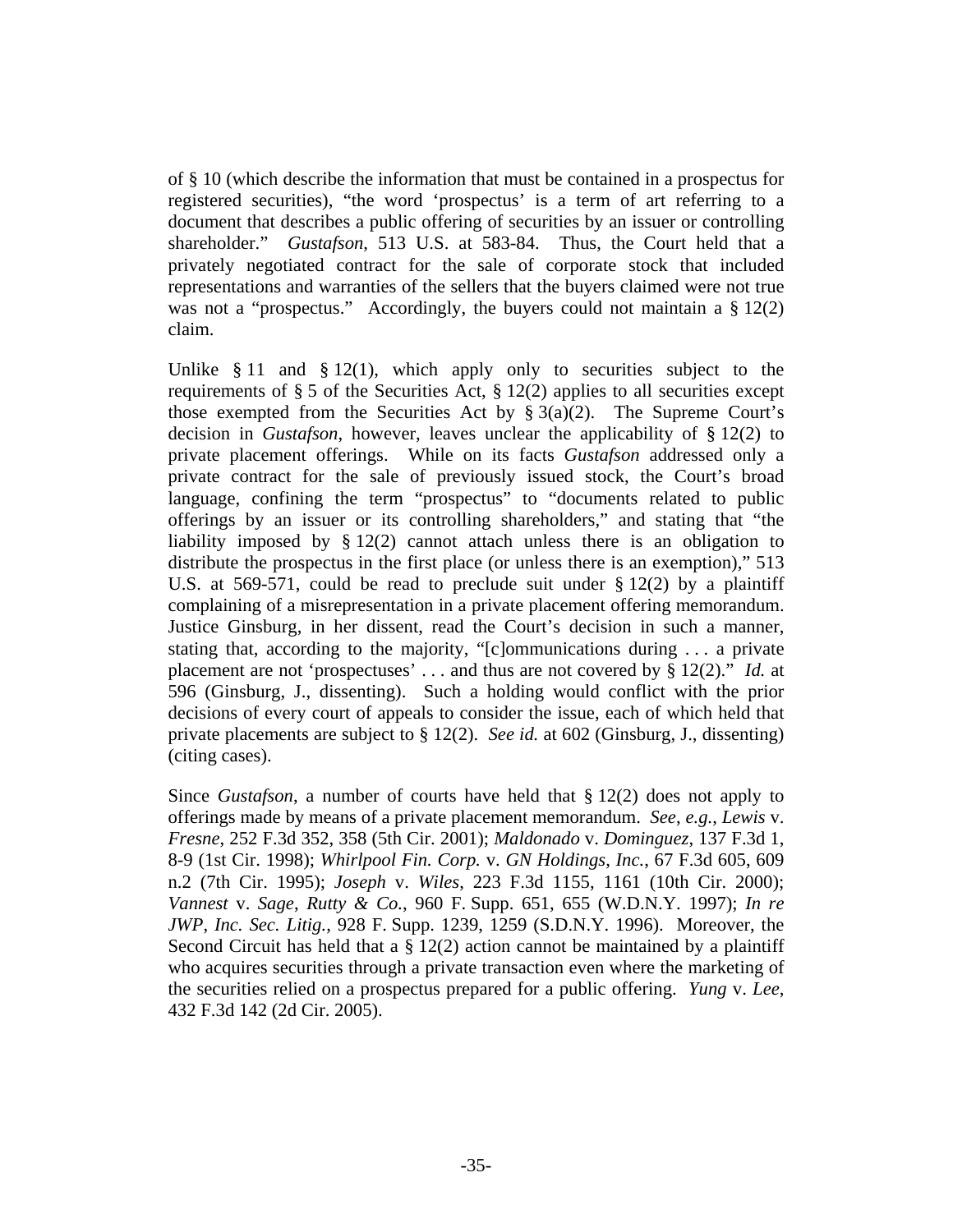of § 10 (which describe the information that must be contained in a prospectus for registered securities), "the word 'prospectus' is a term of art referring to a document that describes a public offering of securities by an issuer or controlling shareholder." *Gustafson*, 513 U.S. at 583-84. Thus, the Court held that a privately negotiated contract for the sale of corporate stock that included representations and warranties of the sellers that the buyers claimed were not true was not a "prospectus." Accordingly, the buyers could not maintain a § 12(2) claim.

Unlike § 11 and § 12(1), which apply only to securities subject to the requirements of § 5 of the Securities Act, § 12(2) applies to all securities except those exempted from the Securities Act by § 3(a)(2). The Supreme Court's decision in *Gustafson*, however, leaves unclear the applicability of § 12(2) to private placement offerings. While on its facts *Gustafson* addressed only a private contract for the sale of previously issued stock, the Court's broad language, confining the term "prospectus" to "documents related to public offerings by an issuer or its controlling shareholders," and stating that "the liability imposed by § 12(2) cannot attach unless there is an obligation to distribute the prospectus in the first place (or unless there is an exemption)," 513 U.S. at 569-571, could be read to preclude suit under § 12(2) by a plaintiff complaining of a misrepresentation in a private placement offering memorandum. Justice Ginsburg, in her dissent, read the Court's decision in such a manner, stating that, according to the majority, "[c]ommunications during . . . a private placement are not 'prospectuses' . . . and thus are not covered by § 12(2)." *Id.* at 596 (Ginsburg, J., dissenting). Such a holding would conflict with the prior decisions of every court of appeals to consider the issue, each of which held that private placements are subject to § 12(2). *See id.* at 602 (Ginsburg, J., dissenting) (citing cases).

Since *Gustafson*, a number of courts have held that § 12(2) does not apply to offerings made by means of a private placement memorandum. *See, e.g.*, *Lewis* v. *Fresne*, 252 F.3d 352, 358 (5th Cir. 2001); *Maldonado* v. *Dominguez*, 137 F.3d 1, 8-9 (1st Cir. 1998); *Whirlpool Fin. Corp.* v. *GN Holdings, Inc.*, 67 F.3d 605, 609 n.2 (7th Cir. 1995); *Joseph* v. *Wiles*, 223 F.3d 1155, 1161 (10th Cir. 2000); *Vannest* v. *Sage, Rutty & Co.*, 960 F. Supp. 651, 655 (W.D.N.Y. 1997); *In re JWP, Inc. Sec. Litig.*, 928 F. Supp. 1239, 1259 (S.D.N.Y. 1996). Moreover, the Second Circuit has held that a § 12(2) action cannot be maintained by a plaintiff who acquires securities through a private transaction even where the marketing of the securities relied on a prospectus prepared for a public offering. *Yung* v. *Lee*, 432 F.3d 142 (2d Cir. 2005).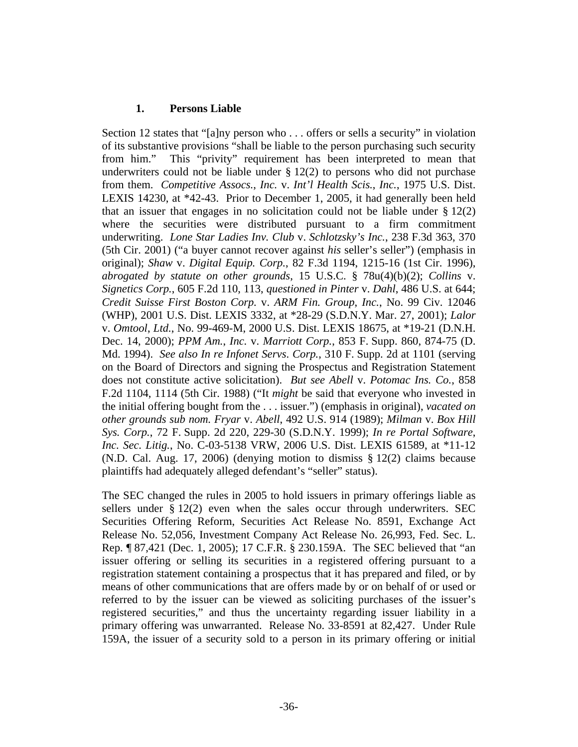### 1. **Persons Liable**

Section 12 states that "[a]ny person who . . . offers or sells a security" in violation of its substantive provisions "shall be liable to the person purchasing such security from him." This "privity" requirement has been interpreted to mean that underwriters could not be liable under § 12(2) to persons who did not purchase from them. *Competitive Assocs., Inc.* v. *Int'l Health Scis., Inc.*, 1975 U.S. Dist. LEXIS 14230, at *42-43. Prior to December 1, 2005, it had generally been held that an issuer that engages in no solicitation could not be liable under § 12(2) where the securities were distributed pursuant to a firm commitment underwriting. *Lone Star Ladies Inv. Club* v. *Schlotzsky's Inc.*, 238 F.3d 363, 370 (5th Cir. 2001) ("a buyer cannot recover against *his* seller's seller") (emphasis in original); *Shaw* v. *Digital Equip. Corp.*, 82 F.3d 1194, 1215-16 (1st Cir. 1996), *abrogated by statute on other grounds*, 15 U.S.C. § 78u(4)(b)(2); *Collins* v. *Signetics Corp.*, 605 F.2d 110, 113, *questioned in Pinter* v. *Dahl*, 486 U.S. at 644; *Credit Suisse First Boston Corp.* v. *ARM Fin. Group, Inc.*, No. 99 Civ. 12046 (WHP), 2001 U.S. Dist. LEXIS 3332, at *28-29 (S.D.N.Y. Mar. 27, 2001); *Lalor* v. *Omtool, Ltd.*, No. 99-469-M, 2000 U.S. Dist. LEXIS 18675, at *19-21 (D.N.H. Dec. 14, 2000); *PPM Am., Inc.* v. *Marriott Corp.*, 853 F. Supp. 860, 874-75 (D. Md. 1994). *See also In re Infonet Servs. Corp.*, 310 F. Supp. 2d at 1101 (serving on the Board of Directors and signing the Prospectus and Registration Statement does not constitute active solicitation). *But see Abell* v. *Potomac Ins. Co.*, 858 F.2d 1104, 1114 (5th Cir. 1988) ("It *might* be said that everyone who invested in the initial offering bought from the . . . issuer.") (emphasis in original), *vacated on other grounds sub nom. Fryar* v. *Abell*, 492 U.S. 914 (1989); *Milman* v. *Box Hill Sys. Corp.*, 72 F. Supp. 2d 220, 229-30 (S.D.N.Y. 1999); *In re Portal Software, Inc. Sec. Litig.*, No. C-03-5138 VRW, 2006 U.S. Dist. LEXIS 61589, at *11-12 (N.D. Cal. Aug. 17, 2006) (denying motion to dismiss § 12(2) claims because plaintiffs had adequately alleged defendant's "seller" status).

The SEC changed the rules in 2005 to hold issuers in primary offerings liable as sellers under § 12(2) even when the sales occur through underwriters. SEC Securities Offering Reform, Securities Act Release No. 8591, Exchange Act Release No. 52,056, Investment Company Act Release No. 26,993, Fed. Sec. L. Rep. ¶ 87,421 (Dec. 1, 2005); 17 C.F.R. § 230.159A. The SEC believed that "an issuer offering or selling its securities in a registered offering pursuant to a registration statement containing a prospectus that it has prepared and filed, or by means of other communications that are offers made by or on behalf of or used or referred to by the issuer can be viewed as soliciting purchases of the issuer's registered securities," and thus the uncertainty regarding issuer liability in a primary offering was unwarranted. Release No. 33-8591 at 82,427. Under Rule 159A, the issuer of a security sold to a person in its primary offering or initial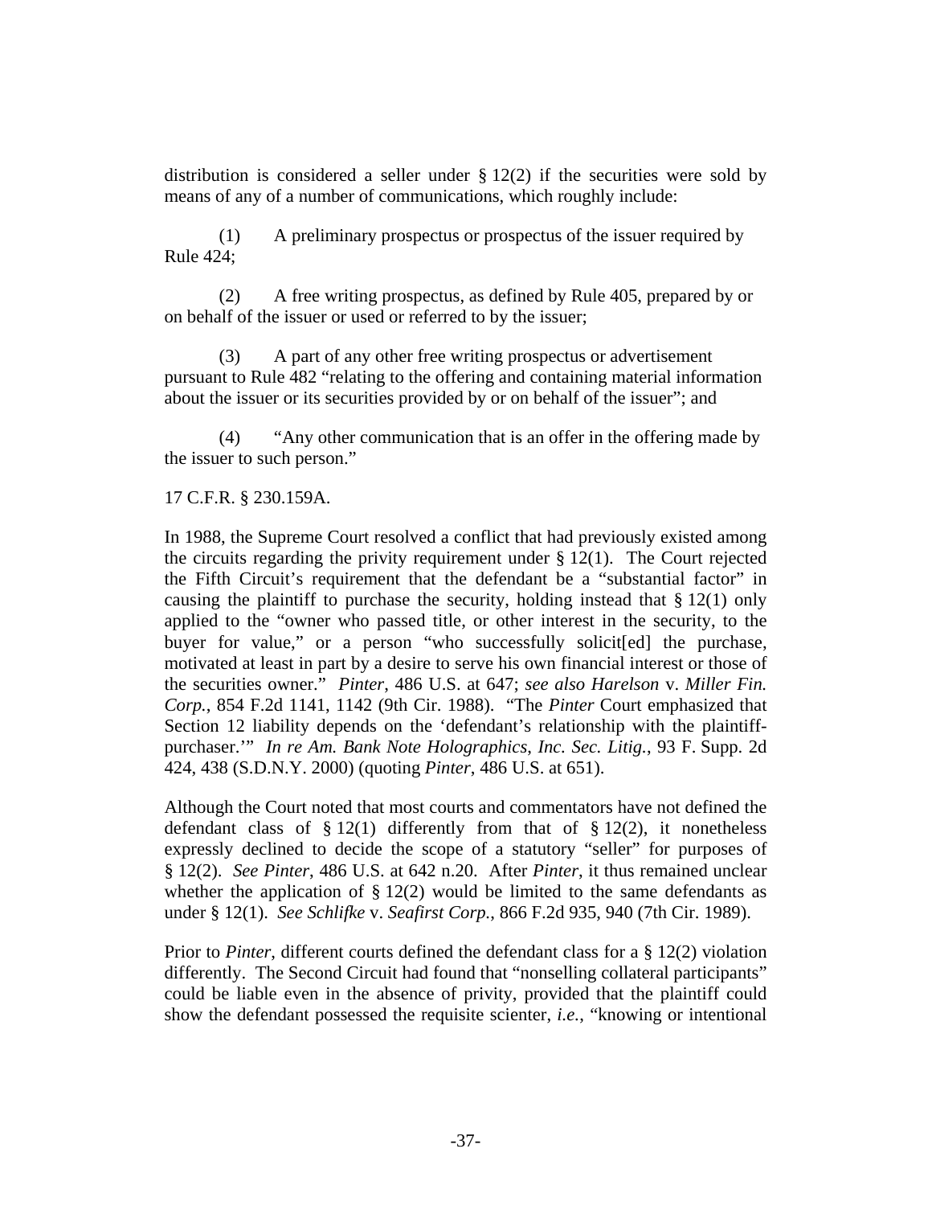distribution is considered a seller under § 12(2) if the securities were sold by means of any of a number of communications, which roughly include:

(1) A preliminary prospectus or prospectus of the issuer required by Rule 424;

(2) A free writing prospectus, as defined by Rule 405, prepared by or on behalf of the issuer or used or referred to by the issuer;

(3) A part of any other free writing prospectus or advertisement pursuant to Rule 482 "relating to the offering and containing material information about the issuer or its securities provided by or on behalf of the issuer"; and

(4) "Any other communication that is an offer in the offering made by the issuer to such person."

17 C.F.R. § 230.159A.

In 1988, the Supreme Court resolved a conflict that had previously existed among the circuits regarding the privity requirement under § 12(1). The Court rejected the Fifth Circuit's requirement that the defendant be a "substantial factor" in causing the plaintiff to purchase the security, holding instead that § 12(1) only applied to the "owner who passed title, or other interest in the security, to the buyer for value," or a person "who successfully solicit[ed] the purchase, motivated at least in part by a desire to serve his own financial interest or those of the securities owner." *Pinter*, 486 U.S. at 647; *see also Harelson* v. *Miller Fin. Corp.*, 854 F.2d 1141, 1142 (9th Cir. 1988). "The *Pinter* Court emphasized that Section 12 liability depends on the 'defendant's relationship with the plaintiff-purchaser.'" *In re Am. Bank Note Holographics, Inc. Sec. Litig.*, 93 F. Supp. 2d 424, 438 (S.D.N.Y. 2000) (quoting *Pinter*, 486 U.S. at 651).

Although the Court noted that most courts and commentators have not defined the defendant class of § 12(1) differently from that of § 12(2), it nonetheless expressly declined to decide the scope of a statutory "seller" for purposes of § 12(2). *See Pinter*, 486 U.S. at 642 n.20. After *Pinter*, it thus remained unclear whether the application of § 12(2) would be limited to the same defendants as under § 12(1). *See Schlifke* v. *Seafirst Corp.*, 866 F.2d 935, 940 (7th Cir. 1989).

Prior to *Pinter*, different courts defined the defendant class for a § 12(2) violation differently. The Second Circuit had found that "nonselling collateral participants" could be liable even in the absence of privity, provided that the plaintiff could show the defendant possessed the requisite scienter, *i.e.*, "knowing or intentional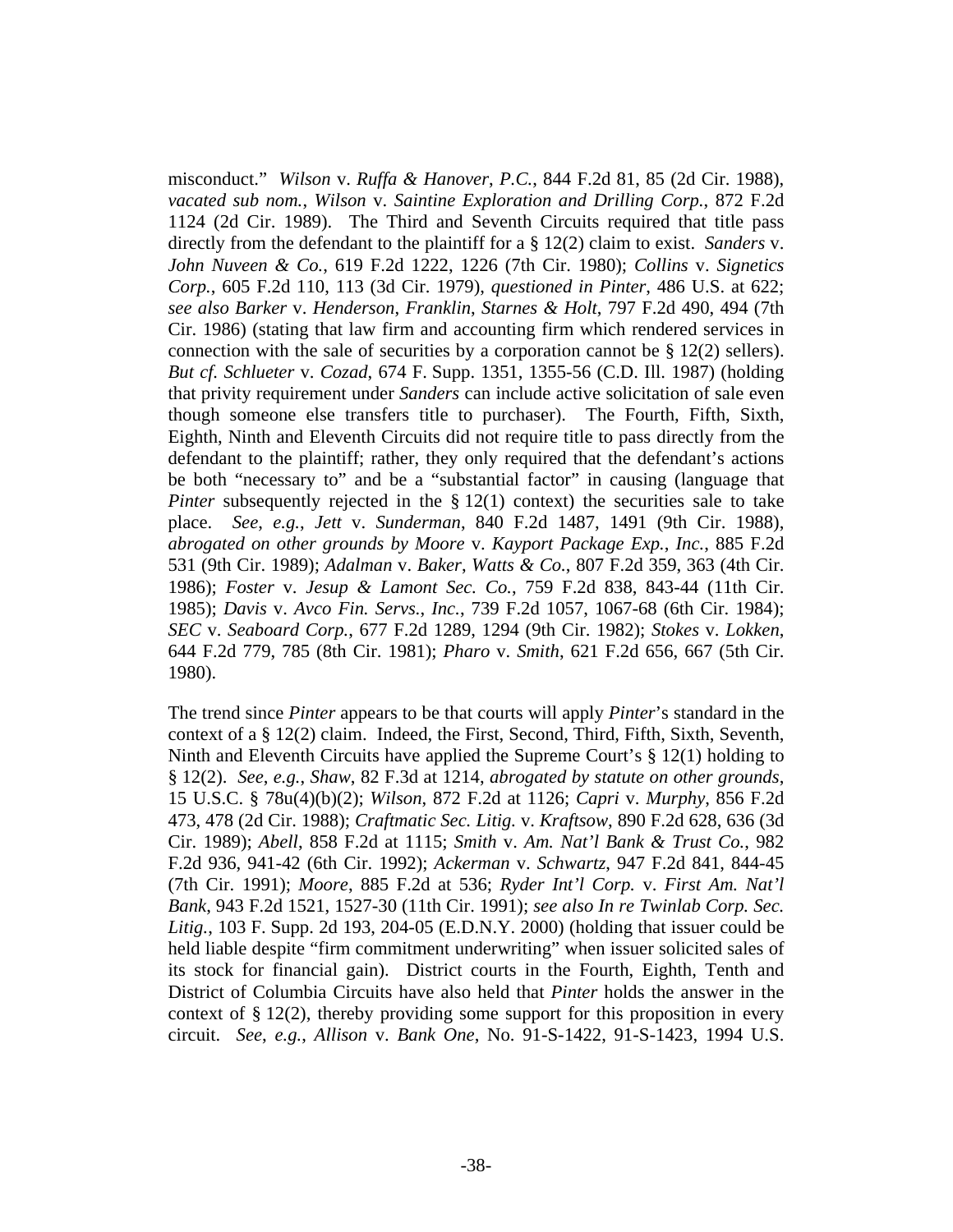misconduct." *Wilson* v. *Ruffa & Hanover*, *P.C.*, 844 F.2d 81, 85 (2d Cir. 1988), *vacated sub nom.*, *Wilson* v. *Saintine Exploration and Drilling Corp.*, 872 F.2d 1124 (2d Cir. 1989). The Third and Seventh Circuits required that title pass directly from the defendant to the plaintiff for a § 12(2) claim to exist. *Sanders* v. *John Nuveen & Co.*, 619 F.2d 1222, 1226 (7th Cir. 1980); *Collins* v. *Signetics Corp.*, 605 F.2d 110, 113 (3d Cir. 1979), *questioned in Pinter*, 486 U.S. at 622; *see also Barker* v. *Henderson*, *Franklin*, *Starnes & Holt*, 797 F.2d 490, 494 (7th Cir. 1986) (stating that law firm and accounting firm which rendered services in connection with the sale of securities by a corporation cannot be § 12(2) sellers). *But cf. Schlueter* v. *Cozad*, 674 F. Supp. 1351, 1355-56 (C.D. Ill. 1987) (holding that privity requirement under *Sanders* can include active solicitation of sale even though someone else transfers title to purchaser). The Fourth, Fifth, Sixth, Eighth, Ninth and Eleventh Circuits did not require title to pass directly from the defendant to the plaintiff; rather, they only required that the defendant's actions be both "necessary to" and be a "substantial factor" in causing (language that *Pinter* subsequently rejected in the § 12(1) context) the securities sale to take place. *See*, *e.g.*, *Jett* v. *Sunderman*, 840 F.2d 1487, 1491 (9th Cir. 1988), *abrogated on other grounds by Moore* v. *Kayport Package Exp.*, *Inc.*, 885 F.2d 531 (9th Cir. 1989); *Adalman* v. *Baker*, *Watts & Co.*, 807 F.2d 359, 363 (4th Cir. 1986); *Foster* v. *Jesup & Lamont Sec. Co.*, 759 F.2d 838, 843-44 (11th Cir. 1985); *Davis* v. *Avco Fin. Servs.*, *Inc.*, 739 F.2d 1057, 1067-68 (6th Cir. 1984); *SEC* v. *Seaboard Corp.*, 677 F.2d 1289, 1294 (9th Cir. 1982); *Stokes* v. *Lokken*, 644 F.2d 779, 785 (8th Cir. 1981); *Pharo* v. *Smith*, 621 F.2d 656, 667 (5th Cir. 1980).

The trend since *Pinter* appears to be that courts will apply *Pinter*'s standard in the context of a § 12(2) claim. Indeed, the First, Second, Third, Fifth, Sixth, Seventh, Ninth and Eleventh Circuits have applied the Supreme Court's § 12(1) holding to § 12(2). *See*, *e.g.*, *Shaw*, 82 F.3d at 1214, *abrogated by statute on other grounds*, 15 U.S.C. § 78u(4)(b)(2); *Wilson*, 872 F.2d at 1126; *Capri* v. *Murphy*, 856 F.2d 473, 478 (2d Cir. 1988); *Craftmatic Sec. Litig.* v. *Kraftsow*, 890 F.2d 628, 636 (3d Cir. 1989); *Abell*, 858 F.2d at 1115; *Smith* v. *Am. Nat'l Bank & Trust Co.*, 982 F.2d 936, 941-42 (6th Cir. 1992); *Ackerman* v. *Schwartz*, 947 F.2d 841, 844-45 (7th Cir. 1991); *Moore*, 885 F.2d at 536; *Ryder Int'l Corp.* v. *First Am. Nat'l Bank*, 943 F.2d 1521, 1527-30 (11th Cir. 1991); *see also In re Twinlab Corp. Sec. Litig.*, 103 F. Supp. 2d 193, 204-05 (E.D.N.Y. 2000) (holding that issuer could be held liable despite "firm commitment underwriting" when issuer solicited sales of its stock for financial gain). District courts in the Fourth, Eighth, Tenth and District of Columbia Circuits have also held that *Pinter* holds the answer in the context of § 12(2), thereby providing some support for this proposition in every circuit. *See*, *e.g.*, *Allison* v. *Bank One*, No. 91-S-1422, 91-S-1423, 1994 U.S.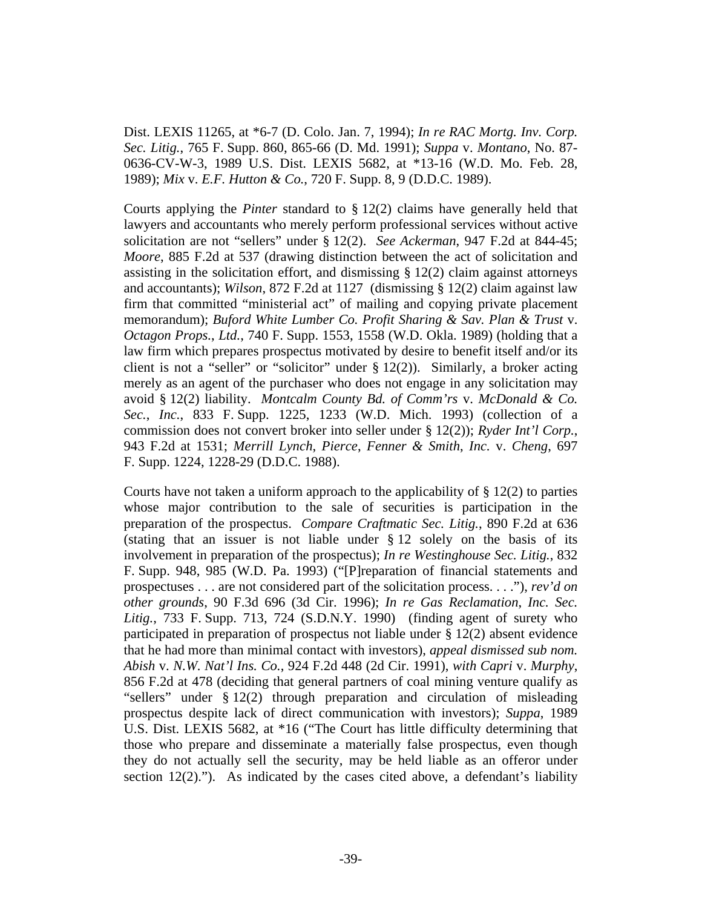Dist. LEXIS 11265, at *6-7 (D. Colo. Jan. 7, 1994); *In re RAC Mortg. Inv. Corp. Sec. Litig.*, 765 F. Supp. 860, 865-66 (D. Md. 1991); *Suppa* v. *Montano*, No. 87-0636-CV-W-3, 1989 U.S. Dist. LEXIS 5682, at *13-16 (W.D. Mo. Feb. 28, 1989); *Mix* v. *E.F. Hutton & Co.*, 720 F. Supp. 8, 9 (D.D.C. 1989).

Courts applying the *Pinter* standard to § 12(2) claims have generally held that lawyers and accountants who merely perform professional services without active solicitation are not "sellers" under § 12(2). *See Ackerman*, 947 F.2d at 844-45; *Moore*, 885 F.2d at 537 (drawing distinction between the act of solicitation and assisting in the solicitation effort, and dismissing § 12(2) claim against attorneys and accountants); *Wilson*, 872 F.2d at 1127 (dismissing § 12(2) claim against law firm that committed "ministerial act" of mailing and copying private placement memorandum); *Buford White Lumber Co. Profit Sharing & Sav. Plan & Trust* v. *Octagon Props., Ltd.*, 740 F. Supp. 1553, 1558 (W.D. Okla. 1989) (holding that a law firm which prepares prospectus motivated by desire to benefit itself and/or its client is not a "seller" or "solicitor" under § 12(2)). Similarly, a broker acting merely as an agent of the purchaser who does not engage in any solicitation may avoid § 12(2) liability. *Montcalm County Bd. of Comm'rs* v. *McDonald & Co. Sec., Inc.*, 833 F. Supp. 1225, 1233 (W.D. Mich. 1993) (collection of a commission does not convert broker into seller under § 12(2)); *Ryder Int'l Corp.*, 943 F.2d at 1531; *Merrill Lynch, Pierce, Fenner & Smith, Inc.* v. *Cheng*, 697 F. Supp. 1224, 1228-29 (D.D.C. 1988).

Courts have not taken a uniform approach to the applicability of § 12(2) to parties whose major contribution to the sale of securities is participation in the preparation of the prospectus. *Compare Craftmatic Sec. Litig.*, 890 F.2d at 636 (stating that an issuer is not liable under § 12 solely on the basis of its involvement in preparation of the prospectus); *In re Westinghouse Sec. Litig.*, 832 F. Supp. 948, 985 (W.D. Pa. 1993) ("[P]reparation of financial statements and prospectuses . . . are not considered part of the solicitation process. . . ."), *rev'd on other grounds*, 90 F.3d 696 (3d Cir. 1996); *In re Gas Reclamation, Inc. Sec. Litig.*, 733 F. Supp. 713, 724 (S.D.N.Y. 1990) (finding agent of surety who participated in preparation of prospectus not liable under § 12(2) absent evidence that he had more than minimal contact with investors), *appeal dismissed sub nom. Abish* v. *N.W. Nat'l Ins. Co.*, 924 F.2d 448 (2d Cir. 1991), *with Capri* v. *Murphy*, 856 F.2d at 478 (deciding that general partners of coal mining venture qualify as "sellers" under § 12(2) through preparation and circulation of misleading prospectus despite lack of direct communication with investors); *Suppa*, 1989 U.S. Dist. LEXIS 5682, at *16 ("The Court has little difficulty determining that those who prepare and disseminate a materially false prospectus, even though they do not actually sell the security, may be held liable as an offeror under section 12(2)."). As indicated by the cases cited above, a defendant's liability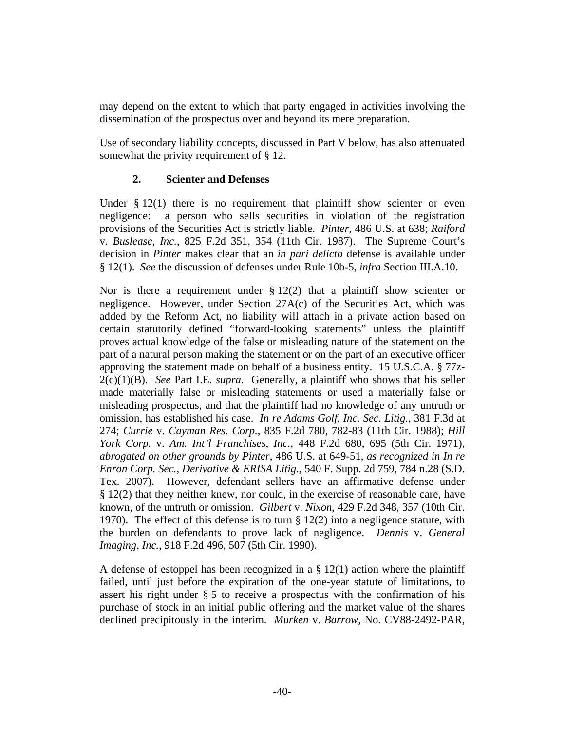may depend on the extent to which that party engaged in activities involving the dissemination of the prospectus over and beyond its mere preparation.

Use of secondary liability concepts, discussed in Part V below, has also attenuated somewhat the privity requirement of § 12.

### 2. Scienter and Defenses

Under § 12(1) there is no requirement that plaintiff show scienter or even negligence: a person who sells securities in violation of the registration provisions of the Securities Act is strictly liable. *Pinter*, 486 U.S. at 638; *Raiford* v. *Buslease*, *Inc.*, 825 F.2d 351, 354 (11th Cir. 1987). The Supreme Court's decision in *Pinter* makes clear that an *in pari delicto* defense is available under § 12(1). *See* the discussion of defenses under Rule 10b-5, *infra* Section III.A.10.

Nor is there a requirement under § 12(2) that a plaintiff show scienter or negligence. However, under Section 27A(c) of the Securities Act, which was added by the Reform Act, no liability will attach in a private action based on certain statutorily defined "forward-looking statements" unless the plaintiff proves actual knowledge of the false or misleading nature of the statement on the part of a natural person making the statement or on the part of an executive officer approving the statement made on behalf of a business entity. 15 U.S.C.A. § 77z-2(c)(1)(B). *See* Part I.E. *supra*. Generally, a plaintiff who shows that his seller made materially false or misleading statements or used a materially false or misleading prospectus, and that the plaintiff had no knowledge of any untruth or omission, has established his case. *In re Adams Golf*, *Inc. Sec. Litig.*, 381 F.3d at 274; *Currie* v. *Cayman Res. Corp.*, 835 F.2d 780, 782-83 (11th Cir. 1988); *Hill York Corp.* v. *Am. Int'l Franchises*, *Inc.*, 448 F.2d 680, 695 (5th Cir. 1971), *abrogated on other grounds by Pinter*, 486 U.S. at 649-51, *as recognized in In re Enron Corp. Sec.*, *Derivative & ERISA Litig.*, 540 F. Supp. 2d 759, 784 n.28 (S.D. Tex. 2007). However, defendant sellers have an affirmative defense under § 12(2) that they neither knew, nor could, in the exercise of reasonable care, have known, of the untruth or omission. *Gilbert* v. *Nixon*, 429 F.2d 348, 357 (10th Cir. 1970). The effect of this defense is to turn § 12(2) into a negligence statute, with the burden on defendants to prove lack of negligence. *Dennis* v. *General Imaging*, *Inc.*, 918 F.2d 496, 507 (5th Cir. 1990).

A defense of estoppel has been recognized in a § 12(1) action where the plaintiff failed, until just before the expiration of the one-year statute of limitations, to assert his right under § 5 to receive a prospectus with the confirmation of his purchase of stock in an initial public offering and the market value of the shares declined precipitously in the interim. *Murken* v. *Barrow*, No. CV88-2492-PAR,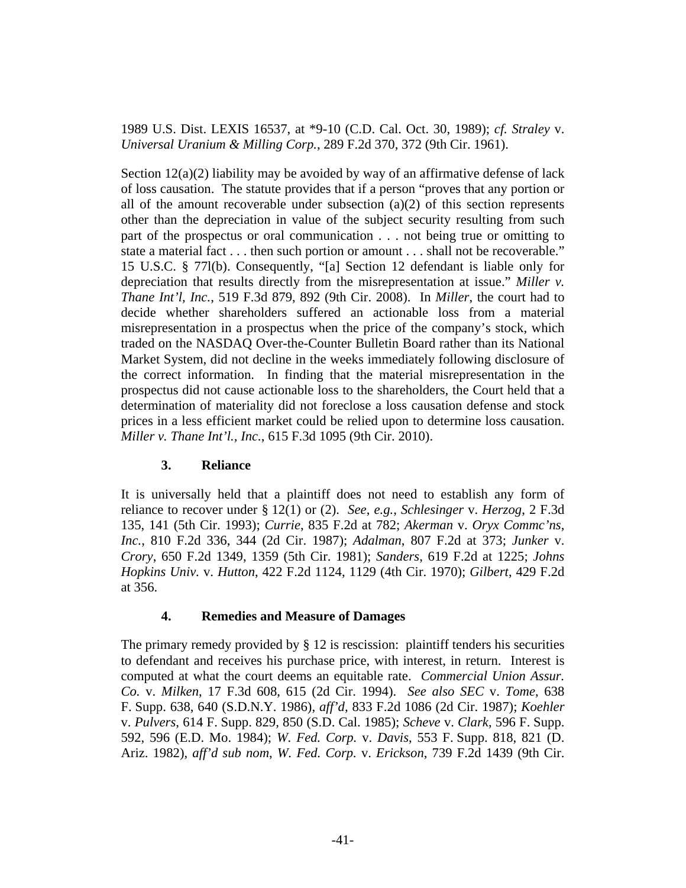1989 U.S. Dist. LEXIS 16537, at *9-10 (C.D. Cal. Oct. 30, 1989); *cf. Straley* v. *Universal Uranium & Milling Corp.*, 289 F.2d 370, 372 (9th Cir. 1961).

Section 12(a)(2) liability may be avoided by way of an affirmative defense of lack of loss causation. The statute provides that if a person "proves that any portion or all of the amount recoverable under subsection (a)(2) of this section represents other than the depreciation in value of the subject security resulting from such part of the prospectus or oral communication . . . not being true or omitting to state a material fact . . . then such portion or amount . . . shall not be recoverable." 15 U.S.C. § 77l(b). Consequently, "[a] Section 12 defendant is liable only for depreciation that results directly from the misrepresentation at issue." *Miller v. Thane Int'l, Inc.*, 519 F.3d 879, 892 (9th Cir. 2008). In *Miller*, the court had to decide whether shareholders suffered an actionable loss from a material misrepresentation in a prospectus when the price of the company's stock, which traded on the NASDAQ Over-the-Counter Bulletin Board rather than its National Market System, did not decline in the weeks immediately following disclosure of the correct information. In finding that the material misrepresentation in the prospectus did not cause actionable loss to the shareholders, the Court held that a determination of materiality did not foreclose a loss causation defense and stock prices in a less efficient market could be relied upon to determine loss causation. *Miller v. Thane Int'l., Inc.*, 615 F.3d 1095 (9th Cir. 2010).

### 3. Reliance

It is universally held that a plaintiff does not need to establish any form of reliance to recover under § 12(1) or (2). *See, e.g.*, *Schlesinger* v. *Herzog*, 2 F.3d 135, 141 (5th Cir. 1993); *Currie*, 835 F.2d at 782; *Akerman* v. *Oryx Commc'ns, Inc.*, 810 F.2d 336, 344 (2d Cir. 1987); *Adalman*, 807 F.2d at 373; *Junker* v. *Crory*, 650 F.2d 1349, 1359 (5th Cir. 1981); *Sanders*, 619 F.2d at 1225; *Johns Hopkins Univ.* v. *Hutton*, 422 F.2d 1124, 1129 (4th Cir. 1970); *Gilbert*, 429 F.2d at 356.

### 4. Remedies and Measure of Damages

The primary remedy provided by § 12 is rescission: plaintiff tenders his securities to defendant and receives his purchase price, with interest, in return. Interest is computed at what the court deems an equitable rate. *Commercial Union Assur. Co.* v. *Milken*, 17 F.3d 608, 615 (2d Cir. 1994). *See also SEC* v. *Tome*, 638 F. Supp. 638, 640 (S.D.N.Y. 1986), *aff'd*, 833 F.2d 1086 (2d Cir. 1987); *Koehler* v. *Pulvers*, 614 F. Supp. 829, 850 (S.D. Cal. 1985); *Scheve* v. *Clark*, 596 F. Supp. 592, 596 (E.D. Mo. 1984); *W. Fed. Corp.* v. *Davis*, 553 F. Supp. 818, 821 (D. Ariz. 1982), *aff'd sub nom*, *W. Fed. Corp.* v. *Erickson*, 739 F.2d 1439 (9th Cir.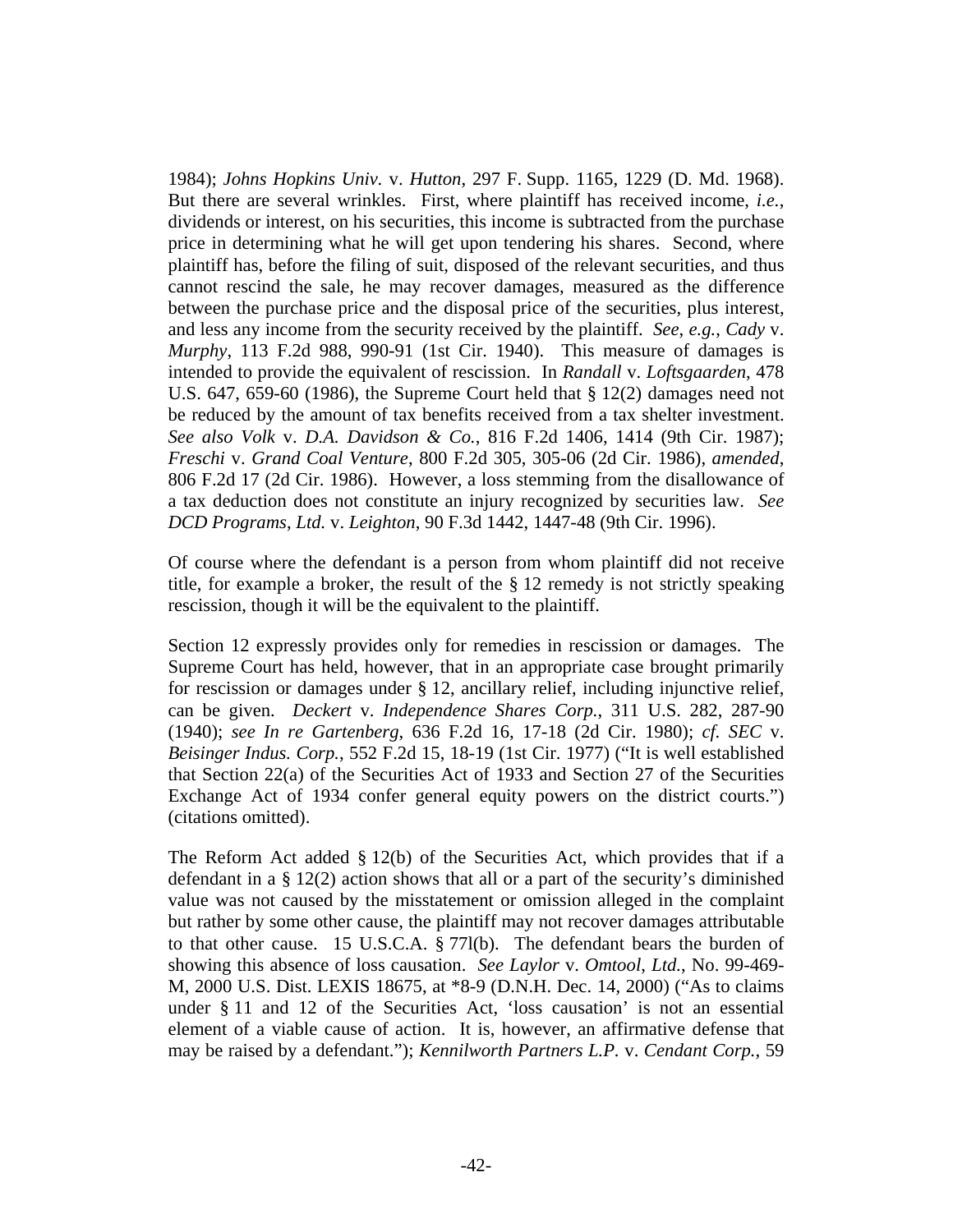1984); *Johns Hopkins Univ.* v. *Hutton*, 297 F. Supp. 1165, 1229 (D. Md. 1968). But there are several wrinkles. First, where plaintiff has received income, *i.e.*, dividends or interest, on his securities, this income is subtracted from the purchase price in determining what he will get upon tendering his shares. Second, where plaintiff has, before the filing of suit, disposed of the relevant securities, and thus cannot rescind the sale, he may recover damages, measured as the difference between the purchase price and the disposal price of the securities, plus interest, and less any income from the security received by the plaintiff. *See, e.g.*, *Cady* v. *Murphy*, 113 F.2d 988, 990-91 (1st Cir. 1940). This measure of damages is intended to provide the equivalent of rescission. In *Randall* v. *Loftsgaarden*, 478 U.S. 647, 659-60 (1986), the Supreme Court held that § 12(2) damages need not be reduced by the amount of tax benefits received from a tax shelter investment. *See also Volk* v. *D.A. Davidson & Co.*, 816 F.2d 1406, 1414 (9th Cir. 1987); *Freschi* v. *Grand Coal Venture*, 800 F.2d 305, 305-06 (2d Cir. 1986), *amended*, 806 F.2d 17 (2d Cir. 1986). However, a loss stemming from the disallowance of a tax deduction does not constitute an injury recognized by securities law. *See DCD Programs, Ltd.* v. *Leighton*, 90 F.3d 1442, 1447-48 (9th Cir. 1996).

Of course where the defendant is a person from whom plaintiff did not receive title, for example a broker, the result of the § 12 remedy is not strictly speaking rescission, though it will be the equivalent to the plaintiff.

Section 12 expressly provides only for remedies in rescission or damages. The Supreme Court has held, however, that in an appropriate case brought primarily for rescission or damages under § 12, ancillary relief, including injunctive relief, can be given. *Deckert* v. *Independence Shares Corp.*, 311 U.S. 282, 287-90 (1940); *see In re Gartenberg*, 636 F.2d 16, 17-18 (2d Cir. 1980); *cf. SEC* v. *Beisinger Indus. Corp.*, 552 F.2d 15, 18-19 (1st Cir. 1977) ("It is well established that Section 22(a) of the Securities Act of 1933 and Section 27 of the Securities Exchange Act of 1934 confer general equity powers on the district courts.") (citations omitted).

The Reform Act added § 12(b) of the Securities Act, which provides that if a defendant in a § 12(2) action shows that all or a part of the security's diminished value was not caused by the misstatement or omission alleged in the complaint but rather by some other cause, the plaintiff may not recover damages attributable to that other cause. 15 U.S.C.A. § 77l(b). The defendant bears the burden of showing this absence of loss causation. *See Laylor* v. *Omtool, Ltd.*, No. 99-469-M, 2000 U.S. Dist. LEXIS 18675, at *8-9 (D.N.H. Dec. 14, 2000) ("As to claims under § 11 and 12 of the Securities Act, 'loss causation' is not an essential element of a viable cause of action. It is, however, an affirmative defense that may be raised by a defendant."); *Kennilworth Partners L.P.* v. *Cendant Corp.*, 59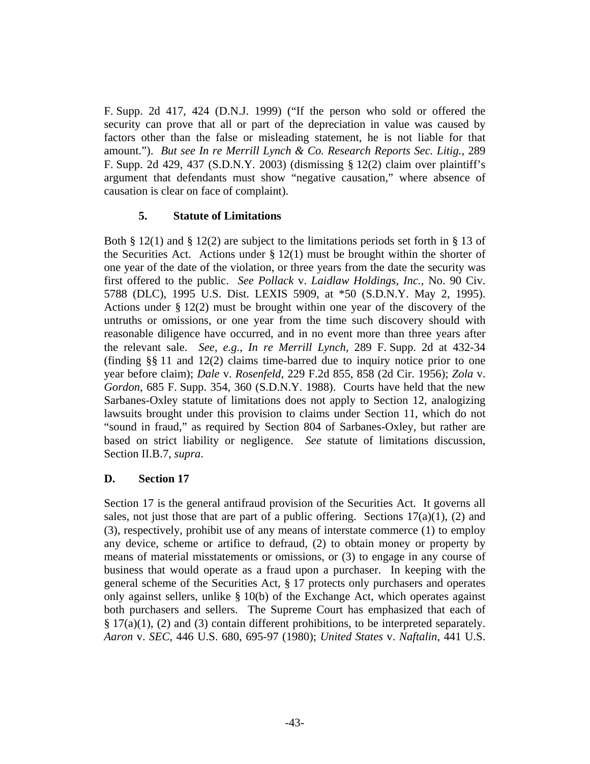F. Supp. 2d 417, 424 (D.N.J. 1999) ("If the person who sold or offered the security can prove that all or part of the depreciation in value was caused by factors other than the false or misleading statement, he is not liable for that amount."). *But see In re Merrill Lynch & Co. Research Reports Sec. Litig.*, 289 F. Supp. 2d 429, 437 (S.D.N.Y. 2003) (dismissing § 12(2) claim over plaintiff's argument that defendants must show "negative causation," where absence of causation is clear on face of complaint).

#### 5. Statute of Limitations

Both § 12(1) and § 12(2) are subject to the limitations periods set forth in § 13 of the Securities Act. Actions under § 12(1) must be brought within the shorter of one year of the date of the violation, or three years from the date the security was first offered to the public. *See Pollack* v. *Laidlaw Holdings*, *Inc.*, No. 90 Civ. 5788 (DLC), 1995 U.S. Dist. LEXIS 5909, at *50 (S.D.N.Y. May 2, 1995). Actions under § 12(2) must be brought within one year of the discovery of the untruths or omissions, or one year from the time such discovery should with reasonable diligence have occurred, and in no event more than three years after the relevant sale. *See*, *e.g.*, *In re Merrill Lynch*, 289 F. Supp. 2d at 432-34 (finding §§ 11 and 12(2) claims time-barred due to inquiry notice prior to one year before claim); *Dale* v. *Rosenfeld*, 229 F.2d 855, 858 (2d Cir. 1956); *Zola* v. *Gordon*, 685 F. Supp. 354, 360 (S.D.N.Y. 1988). Courts have held that the new Sarbanes-Oxley statute of limitations does not apply to Section 12, analogizing lawsuits brought under this provision to claims under Section 11, which do not "sound in fraud," as required by Section 804 of Sarbanes-Oxley, but rather are based on strict liability or negligence. *See* statute of limitations discussion, Section II.B.7, *supra*.

### D. Section 17

Section 17 is the general antifraud provision of the Securities Act. It governs all sales, not just those that are part of a public offering. Sections 17(a)(1), (2) and (3), respectively, prohibit use of any means of interstate commerce (1) to employ any device, scheme or artifice to defraud, (2) to obtain money or property by means of material misstatements or omissions, or (3) to engage in any course of business that would operate as a fraud upon a purchaser. In keeping with the general scheme of the Securities Act, § 17 protects only purchasers and operates only against sellers, unlike § 10(b) of the Exchange Act, which operates against both purchasers and sellers. The Supreme Court has emphasized that each of § 17(a)(1), (2) and (3) contain different prohibitions, to be interpreted separately. *Aaron* v. *SEC*, 446 U.S. 680, 695-97 (1980); *United States* v. *Naftalin*, 441 U.S.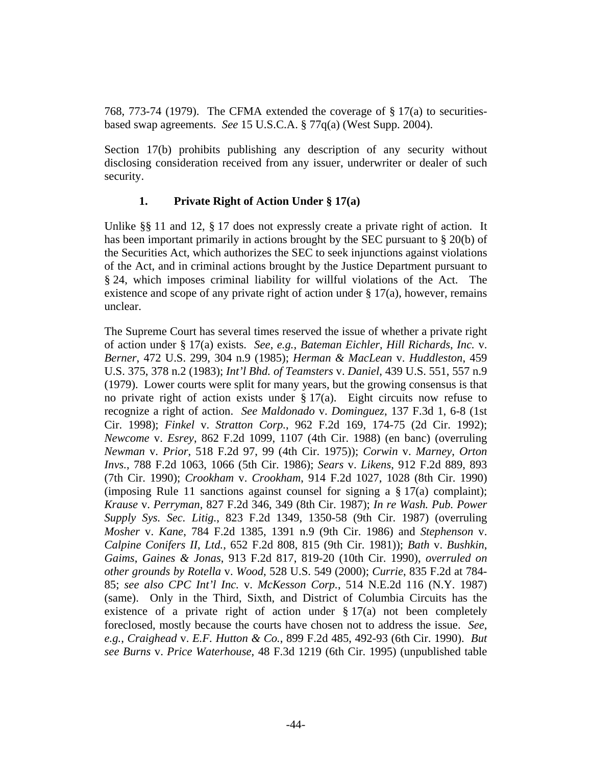768, 773-74 (1979). The CFMA extended the coverage of § 17(a) to securities-based swap agreements. *See* 15 U.S.C.A. § 77q(a) (West Supp. 2004).

Section 17(b) prohibits publishing any description of any security without disclosing consideration received from any issuer, underwriter or dealer of such security.

### 1. Private Right of Action Under § 17(a)

Unlike §§ 11 and 12, § 17 does not expressly create a private right of action. It has been important primarily in actions brought by the SEC pursuant to § 20(b) of the Securities Act, which authorizes the SEC to seek injunctions against violations of the Act, and in criminal actions brought by the Justice Department pursuant to § 24, which imposes criminal liability for willful violations of the Act. The existence and scope of any private right of action under § 17(a), however, remains unclear.

The Supreme Court has several times reserved the issue of whether a private right of action under § 17(a) exists. *See, e.g.*, *Bateman Eichler*, *Hill Richards*, *Inc.* v. *Berner*, 472 U.S. 299, 304 n.9 (1985); *Herman & MacLean* v. *Huddleston*, 459 U.S. 375, 378 n.2 (1983); *Int'l Bhd. of Teamsters* v. *Daniel*, 439 U.S. 551, 557 n.9 (1979). Lower courts were split for many years, but the growing consensus is that no private right of action exists under § 17(a). Eight circuits now refuse to recognize a right of action. *See Maldonado* v. *Dominguez*, 137 F.3d 1, 6-8 (1st Cir. 1998); *Finkel* v. *Stratton Corp.*, 962 F.2d 169, 174-75 (2d Cir. 1992); *Newcome* v. *Esrey*, 862 F.2d 1099, 1107 (4th Cir. 1988) (en banc) (overruling *Newman* v. *Prior*, 518 F.2d 97, 99 (4th Cir. 1975)); *Corwin* v. *Marney*, *Orton Invs.*, 788 F.2d 1063, 1066 (5th Cir. 1986); *Sears* v. *Likens*, 912 F.2d 889, 893 (7th Cir. 1990); *Crookham* v. *Crookham*, 914 F.2d 1027, 1028 (8th Cir. 1990) (imposing Rule 11 sanctions against counsel for signing a § 17(a) complaint); *Krause* v. *Perryman*, 827 F.2d 346, 349 (8th Cir. 1987); *In re Wash. Pub. Power Supply Sys. Sec. Litig.*, 823 F.2d 1349, 1350-58 (9th Cir. 1987) (overruling *Mosher* v. *Kane*, 784 F.2d 1385, 1391 n.9 (9th Cir. 1986) and *Stephenson* v. *Calpine Conifers II*, *Ltd.*, 652 F.2d 808, 815 (9th Cir. 1981)); *Bath* v. *Bushkin*, *Gaims*, *Gaines & Jonas*, 913 F.2d 817, 819-20 (10th Cir. 1990), *overruled on other grounds by Rotella* v. *Wood*, 528 U.S. 549 (2000); *Currie*, 835 F.2d at 784-85; *see also CPC Int'l Inc.* v. *McKesson Corp.*, 514 N.E.2d 116 (N.Y. 1987) (same). Only in the Third, Sixth, and District of Columbia Circuits has the existence of a private right of action under § 17(a) not been completely foreclosed, mostly because the courts have chosen not to address the issue. *See, e.g.*, *Craighead* v. *E.F. Hutton & Co.*, 899 F.2d 485, 492-93 (6th Cir. 1990). *But see Burns* v. *Price Waterhouse*, 48 F.3d 1219 (6th Cir. 1995) (unpublished table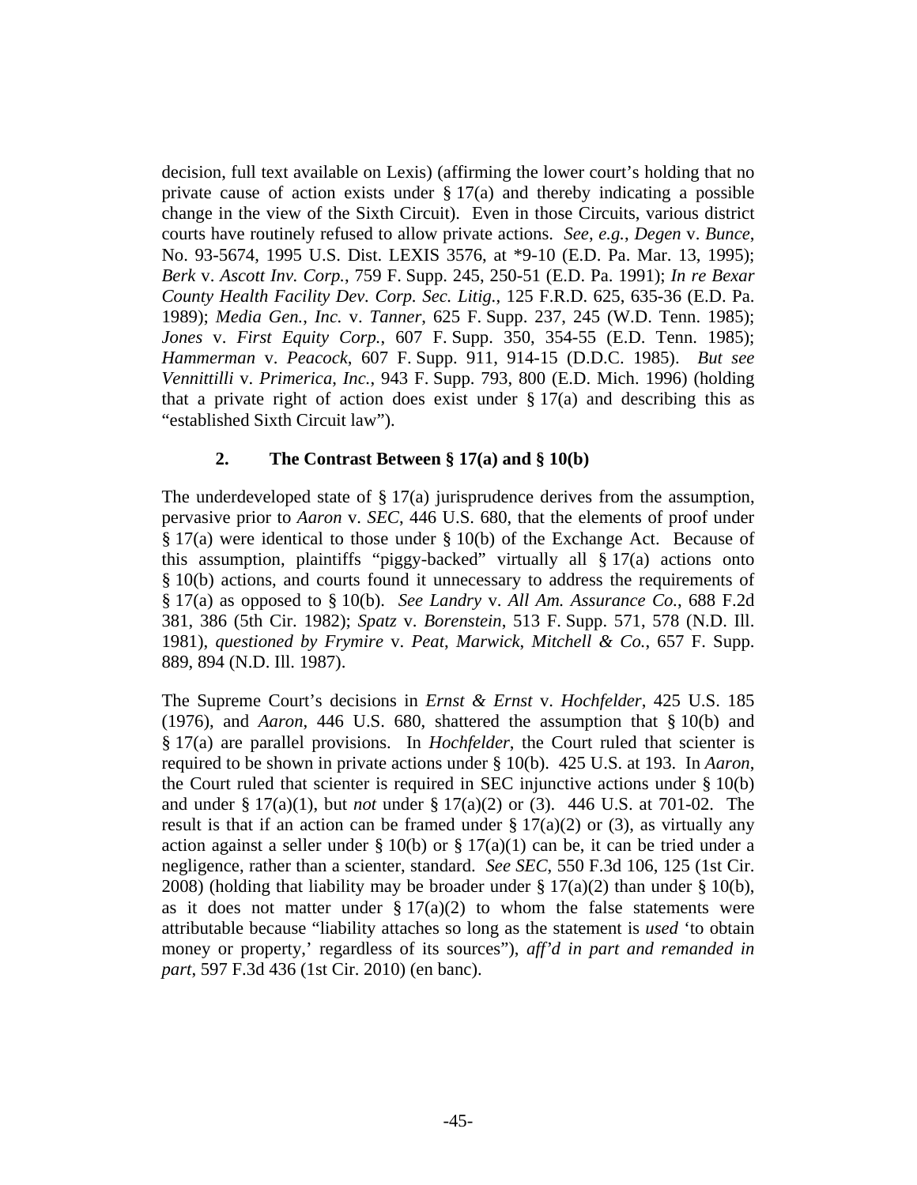decision, full text available on Lexis) (affirming the lower court's holding that no private cause of action exists under § 17(a) and thereby indicating a possible change in the view of the Sixth Circuit). Even in those Circuits, various district courts have routinely refused to allow private actions. *See*, *e.g.*, *Degen* v. *Bunce*, No. 93-5674, 1995 U.S. Dist. LEXIS 3576, at *9-10 (E.D. Pa. Mar. 13, 1995); *Berk* v. *Ascott Inv. Corp.*, 759 F. Supp. 245, 250-51 (E.D. Pa. 1991); *In re Bexar County Health Facility Dev. Corp. Sec. Litig.*, 125 F.R.D. 625, 635-36 (E.D. Pa. 1989); *Media Gen.*, *Inc.* v. *Tanner*, 625 F. Supp. 237, 245 (W.D. Tenn. 1985); *Jones* v. *First Equity Corp.*, 607 F. Supp. 350, 354-55 (E.D. Tenn. 1985); *Hammerman* v. *Peacock*, 607 F. Supp. 911, 914-15 (D.D.C. 1985). *But see Vennittilli* v. *Primerica*, *Inc.*, 943 F. Supp. 793, 800 (E.D. Mich. 1996) (holding that a private right of action does exist under § 17(a) and describing this as "established Sixth Circuit law").

### 2. The Contrast Between § 17(a) and § 10(b)

The underdeveloped state of § 17(a) jurisprudence derives from the assumption, pervasive prior to *Aaron* v. *SEC*, 446 U.S. 680, that the elements of proof under § 17(a) were identical to those under § 10(b) of the Exchange Act. Because of this assumption, plaintiffs "piggy-backed" virtually all § 17(a) actions onto § 10(b) actions, and courts found it unnecessary to address the requirements of § 17(a) as opposed to § 10(b). *See Landry* v. *All Am. Assurance Co.*, 688 F.2d 381, 386 (5th Cir. 1982); *Spatz* v. *Borenstein*, 513 F. Supp. 571, 578 (N.D. Ill. 1981), *questioned by Frymire* v. *Peat*, *Marwick*, *Mitchell & Co.*, 657 F. Supp. 889, 894 (N.D. Ill. 1987).

The Supreme Court's decisions in *Ernst & Ernst* v. *Hochfelder*, 425 U.S. 185 (1976), and *Aaron*, 446 U.S. 680, shattered the assumption that § 10(b) and § 17(a) are parallel provisions. In *Hochfelder*, the Court ruled that scienter is required to be shown in private actions under § 10(b). 425 U.S. at 193. In *Aaron*, the Court ruled that scienter is required in SEC injunctive actions under § 10(b) and under § 17(a)(1), but *not* under § 17(a)(2) or (3). 446 U.S. at 701-02. The result is that if an action can be framed under § 17(a)(2) or (3), as virtually any action against a seller under § 10(b) or § 17(a)(1) can be, it can be tried under a negligence, rather than a scienter, standard. *See SEC*, 550 F.3d 106, 125 (1st Cir. 2008) (holding that liability may be broader under § 17(a)(2) than under § 10(b), as it does not matter under § 17(a)(2) to whom the false statements were attributable because "liability attaches so long as the statement is *used* 'to obtain money or property,' regardless of its sources"), *aff'd in part and remanded in part*, 597 F.3d 436 (1st Cir. 2010) (en banc).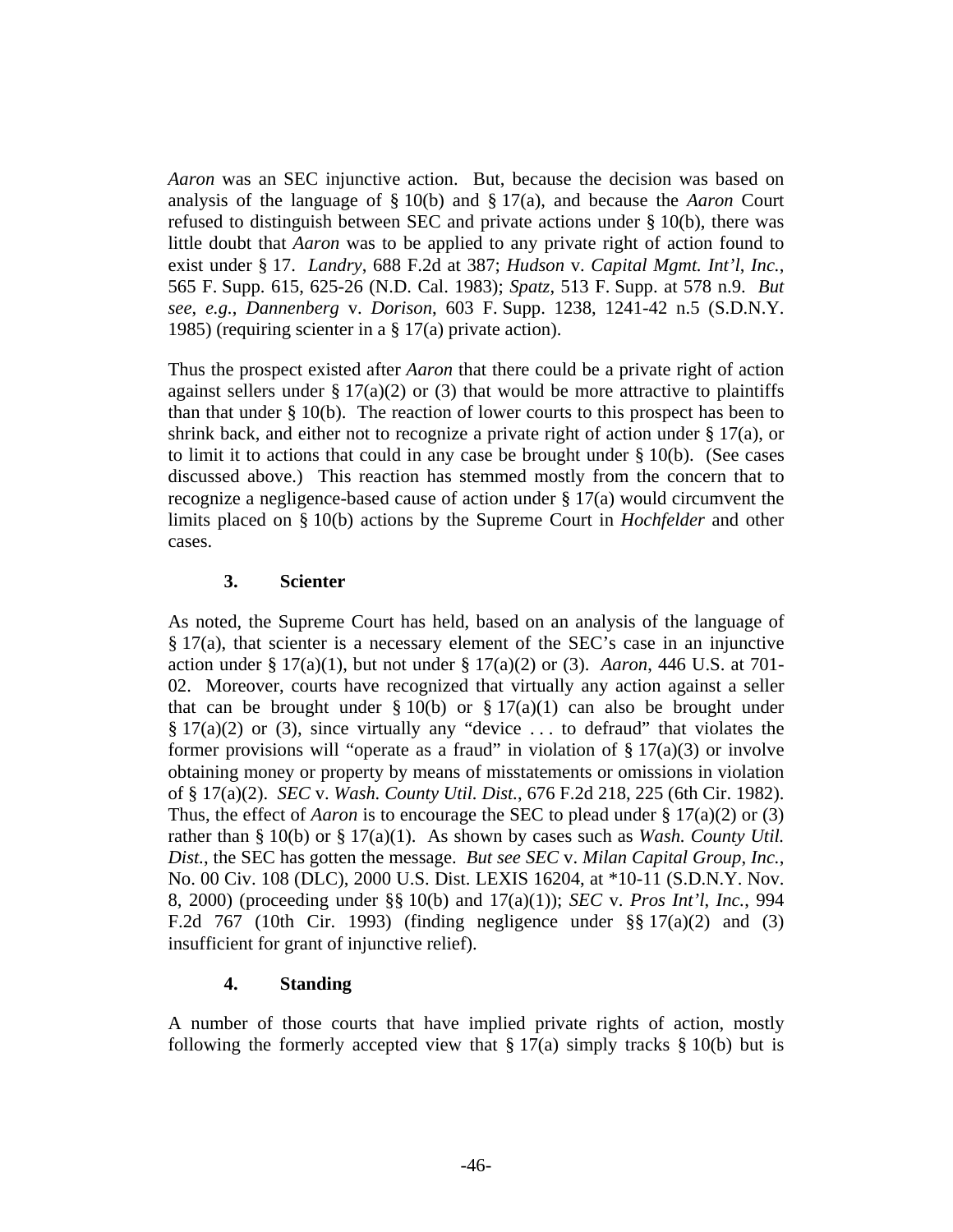*Aaron* was an SEC injunctive action. But, because the decision was based on analysis of the language of § 10(b) and § 17(a), and because the *Aaron* Court refused to distinguish between SEC and private actions under § 10(b), there was little doubt that *Aaron* was to be applied to any private right of action found to exist under § 17. *Landry*, 688 F.2d at 387; *Hudson* v. *Capital Mgmt. Int'l, Inc.*, 565 F. Supp. 615, 625-26 (N.D. Cal. 1983); *Spatz*, 513 F. Supp. at 578 n.9. *But see, e.g.*, *Dannenberg* v. *Dorison*, 603 F. Supp. 1238, 1241-42 n.5 (S.D.N.Y. 1985) (requiring scienter in a § 17(a) private action).

Thus the prospect existed after *Aaron* that there could be a private right of action against sellers under § 17(a)(2) or (3) that would be more attractive to plaintiffs than that under § 10(b). The reaction of lower courts to this prospect has been to shrink back, and either not to recognize a private right of action under § 17(a), or to limit it to actions that could in any case be brought under § 10(b). (See cases discussed above.) This reaction has stemmed mostly from the concern that to recognize a negligence-based cause of action under § 17(a) would circumvent the limits placed on § 10(b) actions by the Supreme Court in *Hochfelder* and other cases.

### 3. Scienter

As noted, the Supreme Court has held, based on an analysis of the language of § 17(a), that scienter is a necessary element of the SEC's case in an injunctive action under § 17(a)(1), but not under § 17(a)(2) or (3). *Aaron*, 446 U.S. at 701-02. Moreover, courts have recognized that virtually any action against a seller that can be brought under § 10(b) or § 17(a)(1) can also be brought under § 17(a)(2) or (3), since virtually any "device . . . to defraud" that violates the former provisions will "operate as a fraud" in violation of § 17(a)(3) or involve obtaining money or property by means of misstatements or omissions in violation of § 17(a)(2). *SEC* v. *Wash. County Util. Dist.*, 676 F.2d 218, 225 (6th Cir. 1982). Thus, the effect of *Aaron* is to encourage the SEC to plead under § 17(a)(2) or (3) rather than § 10(b) or § 17(a)(1). As shown by cases such as *Wash. County Util. Dist.*, the SEC has gotten the message. *But see SEC* v. *Milan Capital Group, Inc.*, No. 00 Civ. 108 (DLC), 2000 U.S. Dist. LEXIS 16204, at *10-11 (S.D.N.Y. Nov. 8, 2000) (proceeding under §§ 10(b) and 17(a)(1)); *SEC* v. *Pros Int'l, Inc.*, 994 F.2d 767 (10th Cir. 1993) (finding negligence under §§ 17(a)(2) and (3) insufficient for grant of injunctive relief).

### 4. Standing

A number of those courts that have implied private rights of action, mostly following the formerly accepted view that § 17(a) simply tracks § 10(b) but is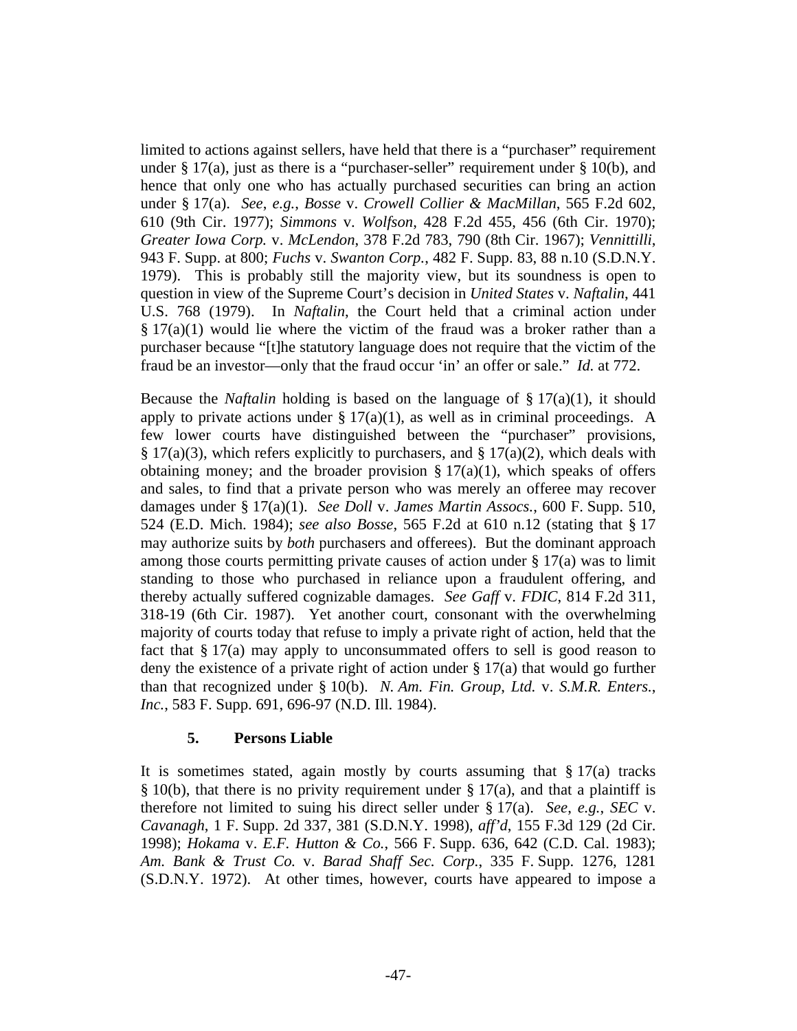limited to actions against sellers, have held that there is a "purchaser" requirement under § 17(a), just as there is a "purchaser-seller" requirement under § 10(b), and hence that only one who has actually purchased securities can bring an action under § 17(a). *See*, *e.g.*, *Bosse* v. *Crowell Collier & MacMillan*, 565 F.2d 602, 610 (9th Cir. 1977); *Simmons* v. *Wolfson*, 428 F.2d 455, 456 (6th Cir. 1970); *Greater Iowa Corp.* v. *McLendon*, 378 F.2d 783, 790 (8th Cir. 1967); *Vennittilli*, 943 F. Supp. at 800; *Fuchs* v. *Swanton Corp.*, 482 F. Supp. 83, 88 n.10 (S.D.N.Y. 1979). This is probably still the majority view, but its soundness is open to question in view of the Supreme Court's decision in *United States* v. *Naftalin*, 441 U.S. 768 (1979). In *Naftalin*, the Court held that a criminal action under § 17(a)(1) would lie where the victim of the fraud was a broker rather than a purchaser because "[t]he statutory language does not require that the victim of the fraud be an investor—only that the fraud occur 'in' an offer or sale." *Id.* at 772.

Because the *Naftalin* holding is based on the language of § 17(a)(1), it should apply to private actions under § 17(a)(1), as well as in criminal proceedings. A few lower courts have distinguished between the "purchaser" provisions, § 17(a)(3), which refers explicitly to purchasers, and § 17(a)(2), which deals with obtaining money; and the broader provision § 17(a)(1), which speaks of offers and sales, to find that a private person who was merely an offeree may recover damages under § 17(a)(1). *See Doll* v. *James Martin Assocs.*, 600 F. Supp. 510, 524 (E.D. Mich. 1984); *see also Bosse*, 565 F.2d at 610 n.12 (stating that § 17 may authorize suits by *both* purchasers and offerees). But the dominant approach among those courts permitting private causes of action under § 17(a) was to limit standing to those who purchased in reliance upon a fraudulent offering, and thereby actually suffered cognizable damages. *See Gaff* v. *FDIC*, 814 F.2d 311, 318-19 (6th Cir. 1987). Yet another court, consonant with the overwhelming majority of courts today that refuse to imply a private right of action, held that the fact that § 17(a) may apply to unconsummated offers to sell is good reason to deny the existence of a private right of action under § 17(a) that would go further than that recognized under § 10(b). *N. Am. Fin. Group, Ltd.* v. *S.M.R. Enters., Inc.*, 583 F. Supp. 691, 696-97 (N.D. Ill. 1984).

### 5. Persons Liable

It is sometimes stated, again mostly by courts assuming that § 17(a) tracks § 10(b), that there is no privity requirement under § 17(a), and that a plaintiff is therefore not limited to suing his direct seller under § 17(a). *See*, *e.g.*, *SEC* v. *Cavanagh*, 1 F. Supp. 2d 337, 381 (S.D.N.Y. 1998), *aff'd*, 155 F.3d 129 (2d Cir. 1998); *Hokama* v. *E.F. Hutton & Co.*, 566 F. Supp. 636, 642 (C.D. Cal. 1983); *Am. Bank & Trust Co.* v. *Barad Shaff Sec. Corp.*, 335 F. Supp. 1276, 1281 (S.D.N.Y. 1972). At other times, however, courts have appeared to impose a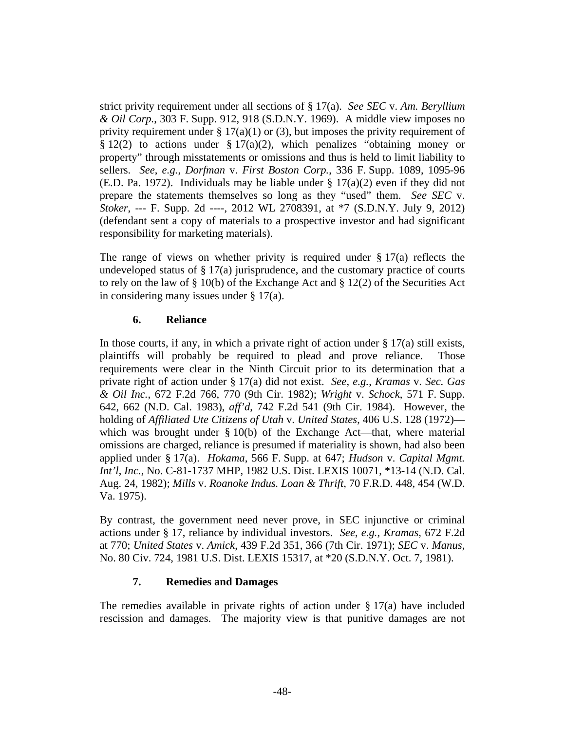strict privity requirement under all sections of § 17(a). *See SEC* v. *Am. Beryllium & Oil Corp.*, 303 F. Supp. 912, 918 (S.D.N.Y. 1969). A middle view imposes no privity requirement under § 17(a)(1) or (3), but imposes the privity requirement of § 12(2) to actions under § 17(a)(2), which penalizes "obtaining money or property" through misstatements or omissions and thus is held to limit liability to sellers. *See*, *e.g.*, *Dorfman* v. *First Boston Corp.*, 336 F. Supp. 1089, 1095-96 (E.D. Pa. 1972). Individuals may be liable under § 17(a)(2) even if they did not prepare the statements themselves so long as they "used" them. *See SEC* v. *Stoker*, --- F. Supp. 2d ----, 2012 WL 2708391, at *7 (S.D.N.Y. July 9, 2012) (defendant sent a copy of materials to a prospective investor and had significant responsibility for marketing materials).

The range of views on whether privity is required under § 17(a) reflects the undeveloped status of § 17(a) jurisprudence, and the customary practice of courts to rely on the law of § 10(b) of the Exchange Act and § 12(2) of the Securities Act in considering many issues under § 17(a).

### 6. Reliance

In those courts, if any, in which a private right of action under § 17(a) still exists, plaintiffs will probably be required to plead and prove reliance. Those requirements were clear in the Ninth Circuit prior to its determination that a private right of action under § 17(a) did not exist. *See*, *e.g.*, *Kramas* v. *Sec. Gas & Oil Inc.*, 672 F.2d 766, 770 (9th Cir. 1982); *Wright* v. *Schock*, 571 F. Supp. 642, 662 (N.D. Cal. 1983), *aff'd*, 742 F.2d 541 (9th Cir. 1984). However, the holding of *Affiliated Ute Citizens of Utah* v. *United States*, 406 U.S. 128 (1972)—which was brought under § 10(b) of the Exchange Act—that, where material omissions are charged, reliance is presumed if materiality is shown, had also been applied under § 17(a). *Hokama*, 566 F. Supp. at 647; *Hudson* v. *Capital Mgmt. Int'l*, *Inc.*, No. C-81-1737 MHP, 1982 U.S. Dist. LEXIS 10071, *13-14 (N.D. Cal. Aug. 24, 1982); *Mills* v. *Roanoke Indus. Loan & Thrift*, 70 F.R.D. 448, 454 (W.D. Va. 1975).

By contrast, the government need never prove, in SEC injunctive or criminal actions under § 17, reliance by individual investors. *See*, *e.g.*, *Kramas*, 672 F.2d at 770; *United States* v. *Amick*, 439 F.2d 351, 366 (7th Cir. 1971); *SEC* v. *Manus*, No. 80 Civ. 724, 1981 U.S. Dist. LEXIS 15317, at *20 (S.D.N.Y. Oct. 7, 1981).

### 7. Remedies and Damages

The remedies available in private rights of action under § 17(a) have included rescission and damages. The majority view is that punitive damages are not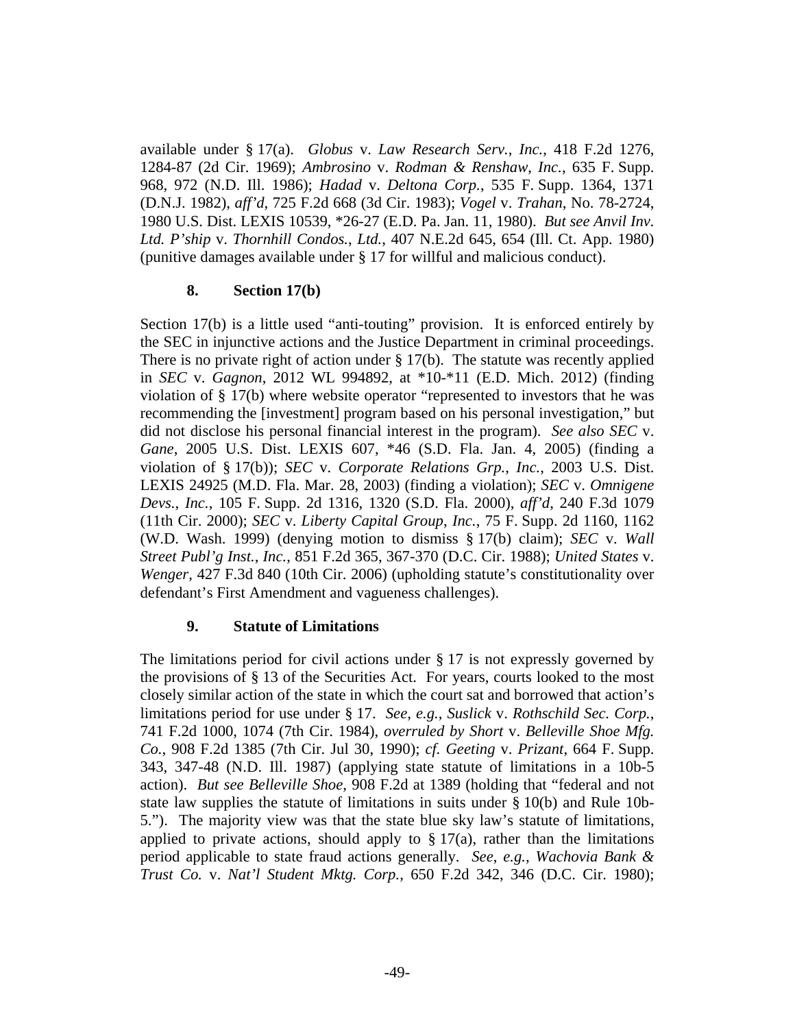available under § 17(a). *Globus* v. *Law Research Serv.*, *Inc.*, 418 F.2d 1276, 1284-87 (2d Cir. 1969); *Ambrosino* v. *Rodman & Renshaw*, *Inc.*, 635 F. Supp. 968, 972 (N.D. Ill. 1986); *Hadad* v. *Deltona Corp.*, 535 F. Supp. 1364, 1371 (D.N.J. 1982), *aff'd*, 725 F.2d 668 (3d Cir. 1983); *Vogel* v. *Trahan*, No. 78-2724, 1980 U.S. Dist. LEXIS 10539, *26-27 (E.D. Pa. Jan. 11, 1980). *But see Anvil Inv. Ltd. P'ship* v. *Thornhill Condos.*, *Ltd.*, 407 N.E.2d 645, 654 (Ill. Ct. App. 1980) (punitive damages available under § 17 for willful and malicious conduct).

### 8. Section 17(b)

Section 17(b) is a little used "anti-touting" provision. It is enforced entirely by the SEC in injunctive actions and the Justice Department in criminal proceedings. There is no private right of action under § 17(b). The statute was recently applied in *SEC* v. *Gagnon*, 2012 WL 994892, at *10-*11 (E.D. Mich. 2012) (finding violation of § 17(b) where website operator "represented to investors that he was recommending the [investment] program based on his personal investigation," but did not disclose his personal financial interest in the program). *See also SEC* v. *Gane*, 2005 U.S. Dist. LEXIS 607, *46 (S.D. Fla. Jan. 4, 2005) (finding a violation of § 17(b)); *SEC* v. *Corporate Relations Grp.*, *Inc.*, 2003 U.S. Dist. LEXIS 24925 (M.D. Fla. Mar. 28, 2003) (finding a violation); *SEC* v. *Omnigene Devs.*, *Inc.*, 105 F. Supp. 2d 1316, 1320 (S.D. Fla. 2000), *aff'd*, 240 F.3d 1079 (11th Cir. 2000); *SEC* v. *Liberty Capital Group*, *Inc.*, 75 F. Supp. 2d 1160, 1162 (W.D. Wash. 1999) (denying motion to dismiss § 17(b) claim); *SEC* v. *Wall Street Publ'g Inst.*, *Inc.*, 851 F.2d 365, 367-370 (D.C. Cir. 1988); *United States* v. *Wenger*, 427 F.3d 840 (10th Cir. 2006) (upholding statute's constitutionality over defendant's First Amendment and vagueness challenges).

### 9. Statute of Limitations

The limitations period for civil actions under § 17 is not expressly governed by the provisions of § 13 of the Securities Act. For years, courts looked to the most closely similar action of the state in which the court sat and borrowed that action's limitations period for use under § 17. *See*, *e.g.*, *Suslick* v. *Rothschild Sec. Corp.*, 741 F.2d 1000, 1074 (7th Cir. 1984), *overruled by Short* v. *Belleville Shoe Mfg. Co.*, 908 F.2d 1385 (7th Cir. Jul 30, 1990); *cf. Geeting* v. *Prizant*, 664 F. Supp. 343, 347-48 (N.D. Ill. 1987) (applying state statute of limitations in a 10b-5 action). *But see Belleville Shoe*, 908 F.2d at 1389 (holding that "federal and not state law supplies the statute of limitations in suits under § 10(b) and Rule 10b-5."). The majority view was that the state blue sky law's statute of limitations, applied to private actions, should apply to § 17(a), rather than the limitations period applicable to state fraud actions generally. *See*, *e.g.*, *Wachovia Bank & Trust Co.* v. *Nat'l Student Mktg. Corp.*, 650 F.2d 342, 346 (D.C. Cir. 1980);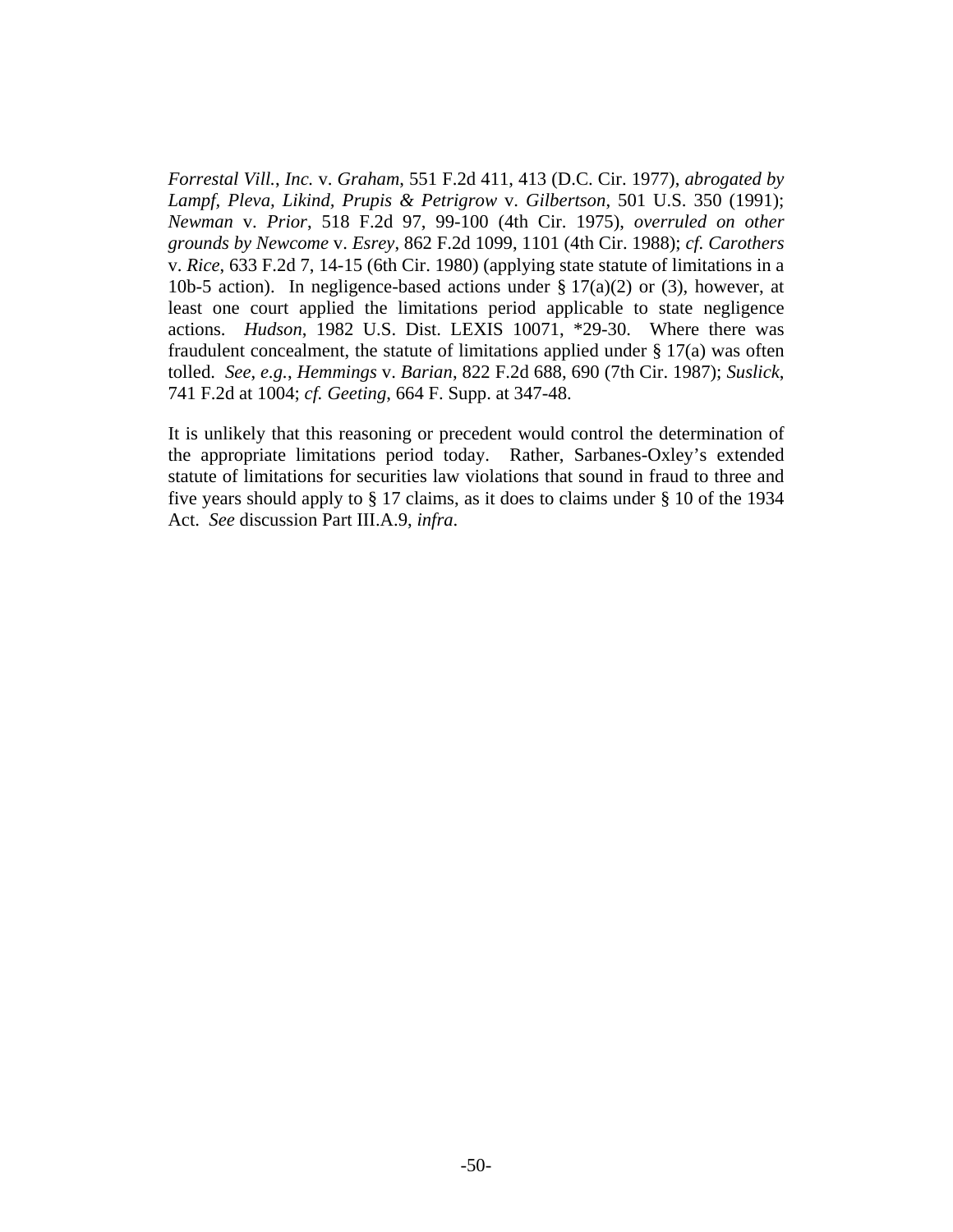*Forrestal Vill., Inc.* v. *Graham*, 551 F.2d 411, 413 (D.C. Cir. 1977), *abrogated by Lampf, Pleva, Likind, Prupis & Petrigrow* v. *Gilbertson*, 501 U.S. 350 (1991); *Newman* v. *Prior*, 518 F.2d 97, 99-100 (4th Cir. 1975), *overruled on other grounds by Newcome* v. *Esrey*, 862 F.2d 1099, 1101 (4th Cir. 1988); *cf. Carothers* v. *Rice*, 633 F.2d 7, 14-15 (6th Cir. 1980) (applying state statute of limitations in a 10b-5 action). In negligence-based actions under § 17(a)(2) or (3), however, at least one court applied the limitations period applicable to state negligence actions. *Hudson*, 1982 U.S. Dist. LEXIS 10071, *29-30. Where there was fraudulent concealment, the statute of limitations applied under § 17(a) was often tolled. *See, e.g.*, *Hemmings* v. *Barian*, 822 F.2d 688, 690 (7th Cir. 1987); *Suslick*, 741 F.2d at 1004; *cf. Geeting*, 664 F. Supp. at 347-48.

It is unlikely that this reasoning or precedent would control the determination of the appropriate limitations period today. Rather, Sarbanes-Oxley's extended statute of limitations for securities law violations that sound in fraud to three and five years should apply to § 17 claims, as it does to claims under § 10 of the 1934 Act. *See* discussion Part III.A.9, *infra*.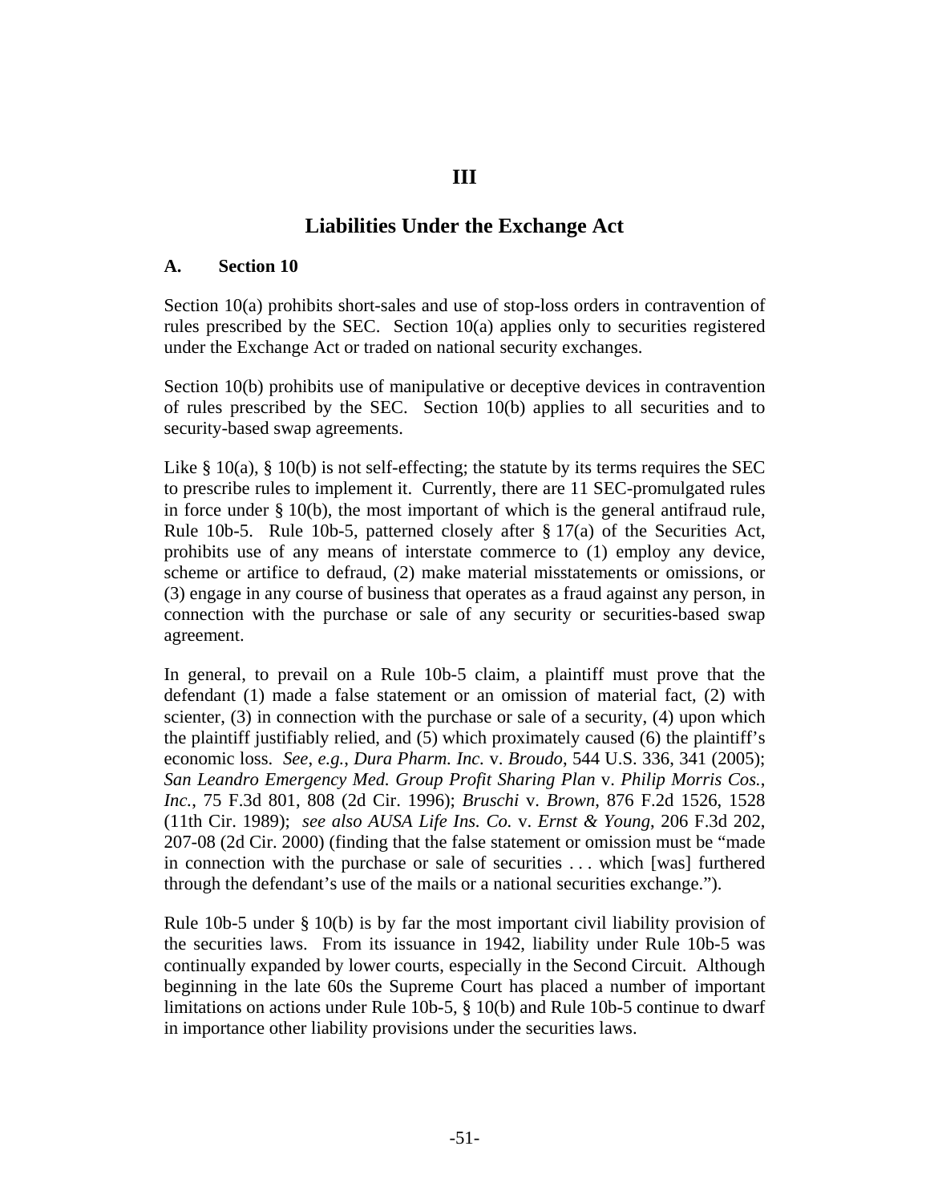# III

# Liabilities Under the Exchange Act

## A. Section 10

Section 10(a) prohibits short-sales and use of stop-loss orders in contravention of rules prescribed by the SEC. Section 10(a) applies only to securities registered under the Exchange Act or traded on national security exchanges.

Section 10(b) prohibits use of manipulative or deceptive devices in contravention of rules prescribed by the SEC. Section 10(b) applies to all securities and to security-based swap agreements.

Like § 10(a), § 10(b) is not self-effecting; the statute by its terms requires the SEC to prescribe rules to implement it. Currently, there are 11 SEC-promulgated rules in force under § 10(b), the most important of which is the general antifraud rule, Rule 10b-5. Rule 10b-5, patterned closely after § 17(a) of the Securities Act, prohibits use of any means of interstate commerce to (1) employ any device, scheme or artifice to defraud, (2) make material misstatements or omissions, or (3) engage in any course of business that operates as a fraud against any person, in connection with the purchase or sale of any security or securities-based swap agreement.

In general, to prevail on a Rule 10b-5 claim, a plaintiff must prove that the defendant (1) made a false statement or an omission of material fact, (2) with scienter, (3) in connection with the purchase or sale of a security, (4) upon which the plaintiff justifiably relied, and (5) which proximately caused (6) the plaintiff's economic loss. *See, e.g.*, *Dura Pharm. Inc.* v. *Broudo*, 544 U.S. 336, 341 (2005); *San Leandro Emergency Med. Group Profit Sharing Plan* v. *Philip Morris Cos., Inc.*, 75 F.3d 801, 808 (2d Cir. 1996); *Bruschi* v. *Brown*, 876 F.2d 1526, 1528 (11th Cir. 1989); *see also AUSA Life Ins. Co.* v. *Ernst & Young*, 206 F.3d 202, 207-08 (2d Cir. 2000) (finding that the false statement or omission must be "made in connection with the purchase or sale of securities . . . which [was] furthered through the defendant's use of the mails or a national securities exchange.").

Rule 10b-5 under § 10(b) is by far the most important civil liability provision of the securities laws. From its issuance in 1942, liability under Rule 10b-5 was continually expanded by lower courts, especially in the Second Circuit. Although beginning in the late 60s the Supreme Court has placed a number of important limitations on actions under Rule 10b-5, § 10(b) and Rule 10b-5 continue to dwarf in importance other liability provisions under the securities laws.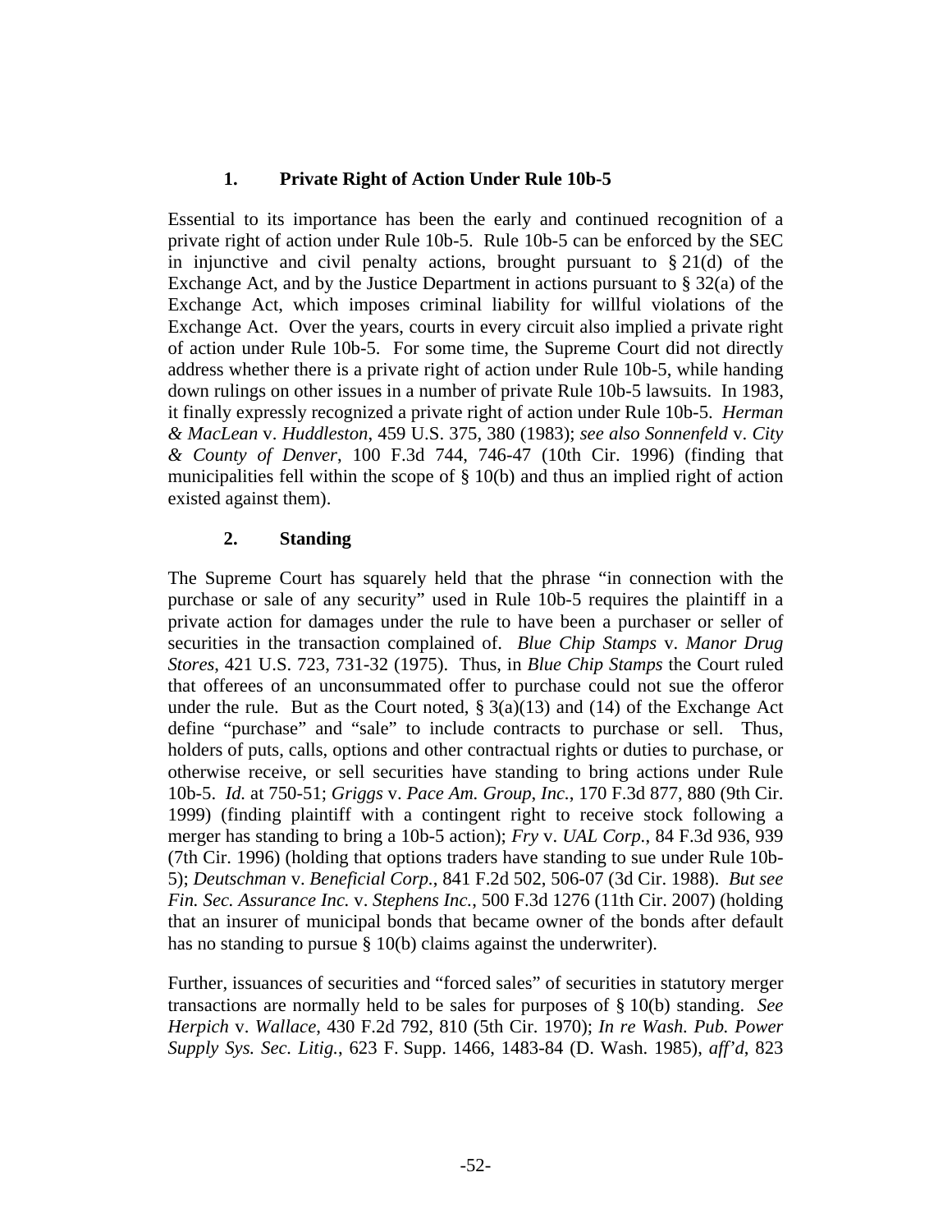### 1. Private Right of Action Under Rule 10b-5

Essential to its importance has been the early and continued recognition of a private right of action under Rule 10b-5. Rule 10b-5 can be enforced by the SEC in injunctive and civil penalty actions, brought pursuant to § 21(d) of the Exchange Act, and by the Justice Department in actions pursuant to § 32(a) of the Exchange Act, which imposes criminal liability for willful violations of the Exchange Act. Over the years, courts in every circuit also implied a private right of action under Rule 10b-5. For some time, the Supreme Court did not directly address whether there is a private right of action under Rule 10b-5, while handing down rulings on other issues in a number of private Rule 10b-5 lawsuits. In 1983, it finally expressly recognized a private right of action under Rule 10b-5. *Herman & MacLean* v. *Huddleston*, 459 U.S. 375, 380 (1983); *see also Sonnenfeld* v. *City & County of Denver*, 100 F.3d 744, 746-47 (10th Cir. 1996) (finding that municipalities fell within the scope of § 10(b) and thus an implied right of action existed against them).

### 2. Standing

The Supreme Court has squarely held that the phrase "in connection with the purchase or sale of any security" used in Rule 10b-5 requires the plaintiff in a private action for damages under the rule to have been a purchaser or seller of securities in the transaction complained of. *Blue Chip Stamps* v. *Manor Drug Stores*, 421 U.S. 723, 731-32 (1975). Thus, in *Blue Chip Stamps* the Court ruled that offerees of an unconsummated offer to purchase could not sue the offeror under the rule. But as the Court noted, § 3(a)(13) and (14) of the Exchange Act define "purchase" and "sale" to include contracts to purchase or sell. Thus, holders of puts, calls, options and other contractual rights or duties to purchase, or otherwise receive, or sell securities have standing to bring actions under Rule 10b-5. *Id.* at 750-51; *Griggs* v. *Pace Am. Group, Inc.*, 170 F.3d 877, 880 (9th Cir. 1999) (finding plaintiff with a contingent right to receive stock following a merger has standing to bring a 10b-5 action); *Fry* v. *UAL Corp.*, 84 F.3d 936, 939 (7th Cir. 1996) (holding that options traders have standing to sue under Rule 10b-5); *Deutschman* v. *Beneficial Corp.*, 841 F.2d 502, 506-07 (3d Cir. 1988). *But see Fin. Sec. Assurance Inc.* v. *Stephens Inc.*, 500 F.3d 1276 (11th Cir. 2007) (holding that an insurer of municipal bonds that became owner of the bonds after default has no standing to pursue § 10(b) claims against the underwriter).

Further, issuances of securities and "forced sales" of securities in statutory merger transactions are normally held to be sales for purposes of § 10(b) standing. *See Herpich* v. *Wallace*, 430 F.2d 792, 810 (5th Cir. 1970); *In re Wash. Pub. Power Supply Sys. Sec. Litig.*, 623 F. Supp. 1466, 1483-84 (D. Wash. 1985), *aff'd*, 823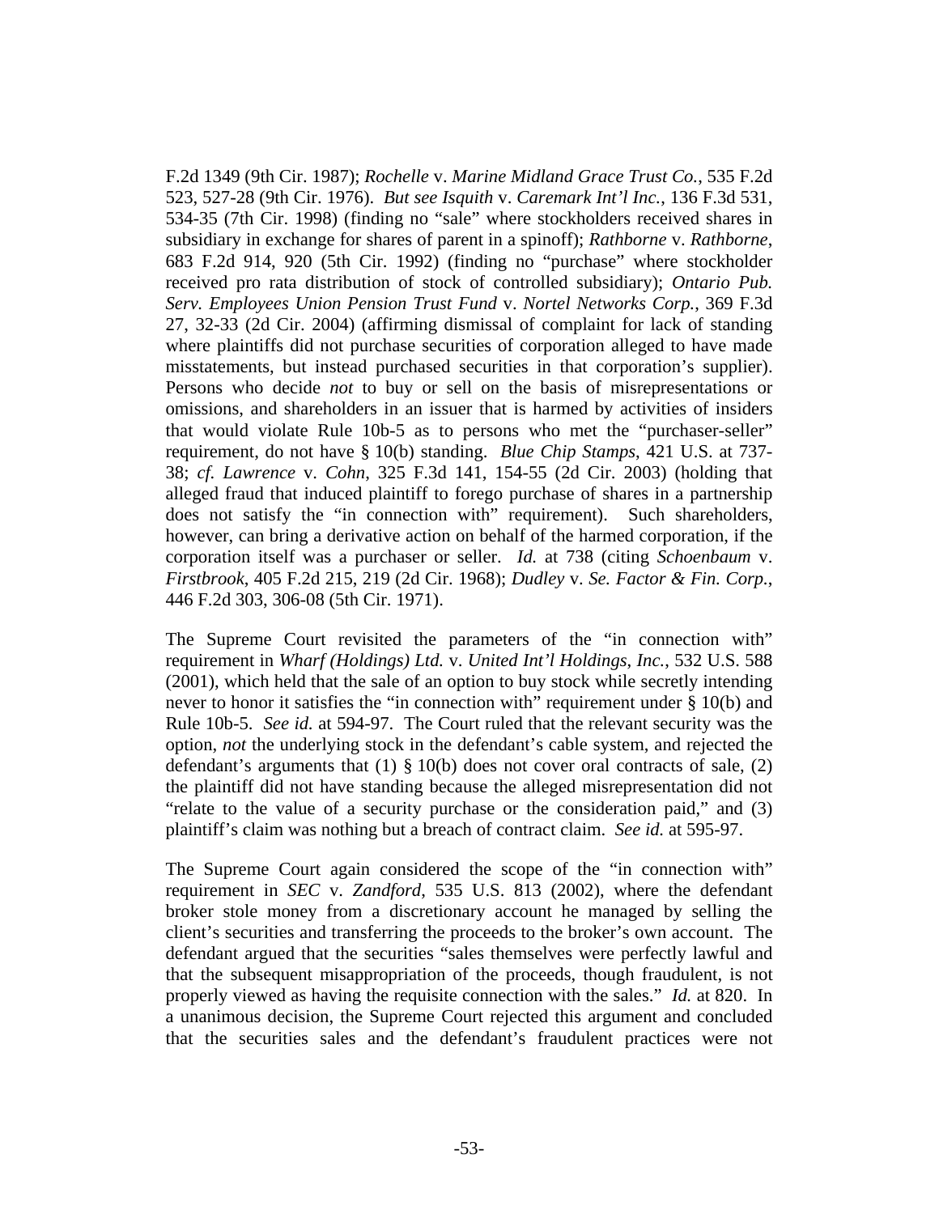F.2d 1349 (9th Cir. 1987); *Rochelle* v. *Marine Midland Grace Trust Co.*, 535 F.2d 523, 527-28 (9th Cir. 1976). *But see Isquith* v. *Caremark Int'l Inc.*, 136 F.3d 531, 534-35 (7th Cir. 1998) (finding no "sale" where stockholders received shares in subsidiary in exchange for shares of parent in a spinoff); *Rathborne* v. *Rathborne*, 683 F.2d 914, 920 (5th Cir. 1992) (finding no "purchase" where stockholder received pro rata distribution of stock of controlled subsidiary); *Ontario Pub. Serv. Employees Union Pension Trust Fund* v. *Nortel Networks Corp.*, 369 F.3d 27, 32-33 (2d Cir. 2004) (affirming dismissal of complaint for lack of standing where plaintiffs did not purchase securities of corporation alleged to have made misstatements, but instead purchased securities in that corporation's supplier). Persons who decide *not* to buy or sell on the basis of misrepresentations or omissions, and shareholders in an issuer that is harmed by activities of insiders that would violate Rule 10b-5 as to persons who met the "purchaser-seller" requirement, do not have § 10(b) standing. *Blue Chip Stamps*, 421 U.S. at 737-38; *cf. Lawrence* v. *Cohn*, 325 F.3d 141, 154-55 (2d Cir. 2003) (holding that alleged fraud that induced plaintiff to forego purchase of shares in a partnership does not satisfy the "in connection with" requirement). Such shareholders, however, can bring a derivative action on behalf of the harmed corporation, if the corporation itself was a purchaser or seller. *Id.* at 738 (citing *Schoenbaum* v. *Firstbrook*, 405 F.2d 215, 219 (2d Cir. 1968); *Dudley* v. *Se. Factor & Fin. Corp.*, 446 F.2d 303, 306-08 (5th Cir. 1971).

The Supreme Court revisited the parameters of the "in connection with" requirement in *Wharf (Holdings) Ltd.* v. *United Int'l Holdings, Inc.*, 532 U.S. 588 (2001), which held that the sale of an option to buy stock while secretly intending never to honor it satisfies the "in connection with" requirement under § 10(b) and Rule 10b-5. *See id.* at 594-97. The Court ruled that the relevant security was the option, *not* the underlying stock in the defendant's cable system, and rejected the defendant's arguments that (1) § 10(b) does not cover oral contracts of sale, (2) the plaintiff did not have standing because the alleged misrepresentation did not "relate to the value of a security purchase or the consideration paid," and (3) plaintiff's claim was nothing but a breach of contract claim. *See id.* at 595-97.

The Supreme Court again considered the scope of the "in connection with" requirement in *SEC* v. *Zandford*, 535 U.S. 813 (2002), where the defendant broker stole money from a discretionary account he managed by selling the client's securities and transferring the proceeds to the broker's own account. The defendant argued that the securities "sales themselves were perfectly lawful and that the subsequent misappropriation of the proceeds, though fraudulent, is not properly viewed as having the requisite connection with the sales." *Id.* at 820. In a unanimous decision, the Supreme Court rejected this argument and concluded that the securities sales and the defendant's fraudulent practices were not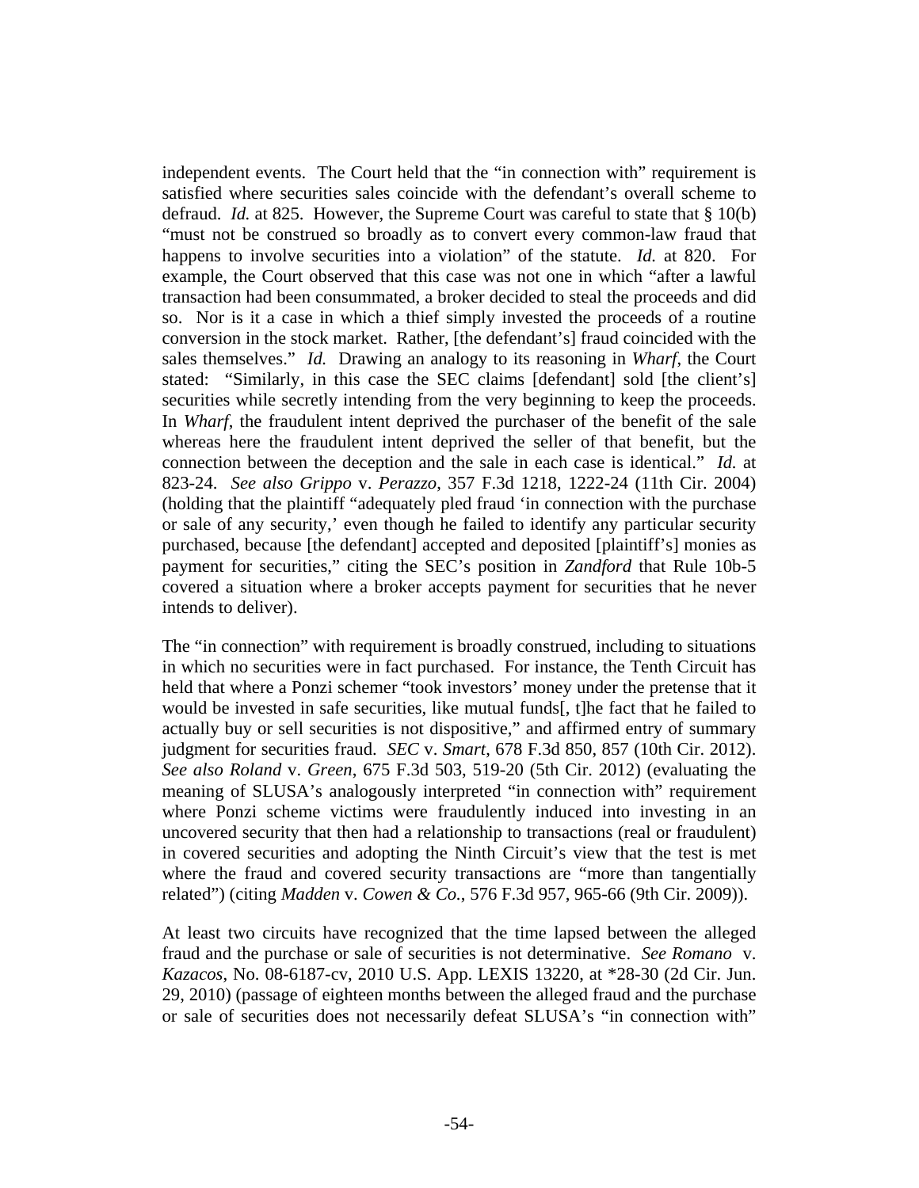independent events. The Court held that the "in connection with" requirement is satisfied where securities sales coincide with the defendant's overall scheme to defraud. *Id.* at 825. However, the Supreme Court was careful to state that § 10(b) "must not be construed so broadly as to convert every common-law fraud that happens to involve securities into a violation" of the statute. *Id.* at 820. For example, the Court observed that this case was not one in which "after a lawful transaction had been consummated, a broker decided to steal the proceeds and did so. Nor is it a case in which a thief simply invested the proceeds of a routine conversion in the stock market. Rather, [the defendant's] fraud coincided with the sales themselves." *Id.* Drawing an analogy to its reasoning in *Wharf*, the Court stated: "Similarly, in this case the SEC claims [defendant] sold [the client's] securities while secretly intending from the very beginning to keep the proceeds. In *Wharf*, the fraudulent intent deprived the purchaser of the benefit of the sale whereas here the fraudulent intent deprived the seller of that benefit, but the connection between the deception and the sale in each case is identical." *Id.* at 823-24. *See also Grippo* v. *Perazzo*, 357 F.3d 1218, 1222-24 (11th Cir. 2004) (holding that the plaintiff "adequately pled fraud 'in connection with the purchase or sale of any security,' even though he failed to identify any particular security purchased, because [the defendant] accepted and deposited [plaintiff's] monies as payment for securities," citing the SEC's position in *Zandford* that Rule 10b-5 covered a situation where a broker accepts payment for securities that he never intends to deliver).

The "in connection" with requirement is broadly construed, including to situations in which no securities were in fact purchased. For instance, the Tenth Circuit has held that where a Ponzi schemer "took investors' money under the pretense that it would be invested in safe securities, like mutual funds[, t]he fact that he failed to actually buy or sell securities is not dispositive," and affirmed entry of summary judgment for securities fraud. *SEC* v. *Smart*, 678 F.3d 850, 857 (10th Cir. 2012). *See also Roland* v. *Green*, 675 F.3d 503, 519-20 (5th Cir. 2012) (evaluating the meaning of SLUSA's analogously interpreted "in connection with" requirement where Ponzi scheme victims were fraudulently induced into investing in an uncovered security that then had a relationship to transactions (real or fraudulent) in covered securities and adopting the Ninth Circuit's view that the test is met where the fraud and covered security transactions are "more than tangentially related") (citing *Madden* v. *Cowen & Co.*, 576 F.3d 957, 965-66 (9th Cir. 2009)).

At least two circuits have recognized that the time lapsed between the alleged fraud and the purchase or sale of securities is not determinative. *See Romano* v. *Kazacos*, No. 08-6187-cv, 2010 U.S. App. LEXIS 13220, at *28-30 (2d Cir. Jun. 29, 2010) (passage of eighteen months between the alleged fraud and the purchase or sale of securities does not necessarily defeat SLUSA's "in connection with"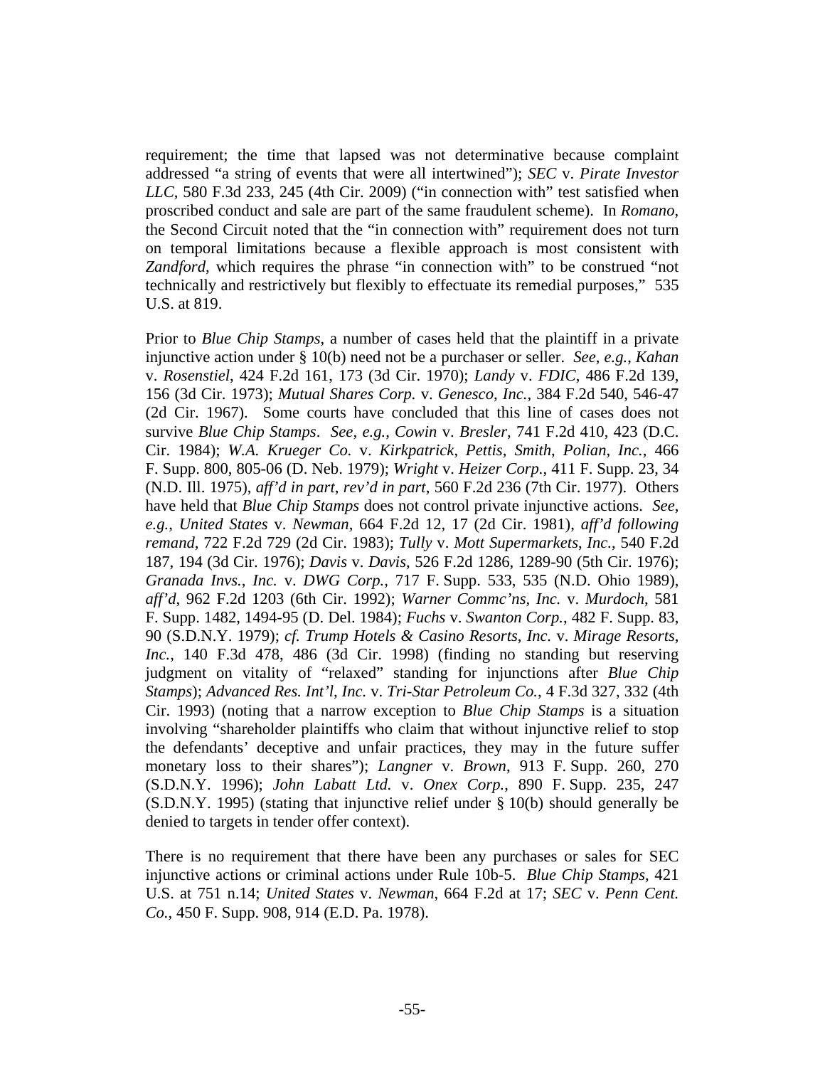requirement; the time that lapsed was not determinative because complaint addressed "a string of events that were all intertwined"); *SEC* v. *Pirate Investor LLC*, 580 F.3d 233, 245 (4th Cir. 2009) ("in connection with" test satisfied when proscribed conduct and sale are part of the same fraudulent scheme). In *Romano,* the Second Circuit noted that the "in connection with" requirement does not turn on temporal limitations because a flexible approach is most consistent with *Zandford*, which requires the phrase "in connection with" to be construed "not technically and restrictively but flexibly to effectuate its remedial purposes," 535 U.S. at 819.

Prior to *Blue Chip Stamps*, a number of cases held that the plaintiff in a private injunctive action under § 10(b) need not be a purchaser or seller. *See*, *e.g.*, *Kahan* v. *Rosenstiel*, 424 F.2d 161, 173 (3d Cir. 1970); *Landy* v. *FDIC*, 486 F.2d 139, 156 (3d Cir. 1973); *Mutual Shares Corp.* v. *Genesco*, *Inc.*, 384 F.2d 540, 546-47 (2d Cir. 1967). Some courts have concluded that this line of cases does not survive *Blue Chip Stamps*. *See*, *e.g.*, *Cowin* v. *Bresler*, 741 F.2d 410, 423 (D.C. Cir. 1984); *W.A. Krueger Co.* v. *Kirkpatrick*, *Pettis*, *Smith*, *Polian*, *Inc.*, 466 F. Supp. 800, 805-06 (D. Neb. 1979); *Wright* v. *Heizer Corp.*, 411 F. Supp. 23, 34 (N.D. Ill. 1975), *aff'd in part*, *rev'd in part*, 560 F.2d 236 (7th Cir. 1977). Others have held that *Blue Chip Stamps* does not control private injunctive actions. *See*, *e.g.*, *United States* v. *Newman*, 664 F.2d 12, 17 (2d Cir. 1981), *aff'd following remand*, 722 F.2d 729 (2d Cir. 1983); *Tully* v. *Mott Supermarkets*, *Inc.*, 540 F.2d 187, 194 (3d Cir. 1976); *Davis* v. *Davis*, 526 F.2d 1286, 1289-90 (5th Cir. 1976); *Granada Invs.*, *Inc.* v. *DWG Corp.*, 717 F. Supp. 533, 535 (N.D. Ohio 1989), *aff'd*, 962 F.2d 1203 (6th Cir. 1992); *Warner Commc'ns*, *Inc.* v. *Murdoch*, 581 F. Supp. 1482, 1494-95 (D. Del. 1984); *Fuchs* v. *Swanton Corp.*, 482 F. Supp. 83, 90 (S.D.N.Y. 1979); *cf. Trump Hotels & Casino Resorts*, *Inc.* v. *Mirage Resorts*, *Inc.*, 140 F.3d 478, 486 (3d Cir. 1998) (finding no standing but reserving judgment on vitality of "relaxed" standing for injunctions after *Blue Chip Stamps*); *Advanced Res. Int'l*, *Inc.* v. *Tri-Star Petroleum Co.*, 4 F.3d 327, 332 (4th Cir. 1993) (noting that a narrow exception to *Blue Chip Stamps* is a situation involving "shareholder plaintiffs who claim that without injunctive relief to stop the defendants' deceptive and unfair practices, they may in the future suffer monetary loss to their shares"); *Langner* v. *Brown*, 913 F. Supp. 260, 270 (S.D.N.Y. 1996); *John Labatt Ltd.* v. *Onex Corp.*, 890 F. Supp. 235, 247 (S.D.N.Y. 1995) (stating that injunctive relief under § 10(b) should generally be denied to targets in tender offer context).

There is no requirement that there have been any purchases or sales for SEC injunctive actions or criminal actions under Rule 10b-5. *Blue Chip Stamps*, 421 U.S. at 751 n.14; *United States* v. *Newman*, 664 F.2d at 17; *SEC* v. *Penn Cent. Co.*, 450 F. Supp. 908, 914 (E.D. Pa. 1978).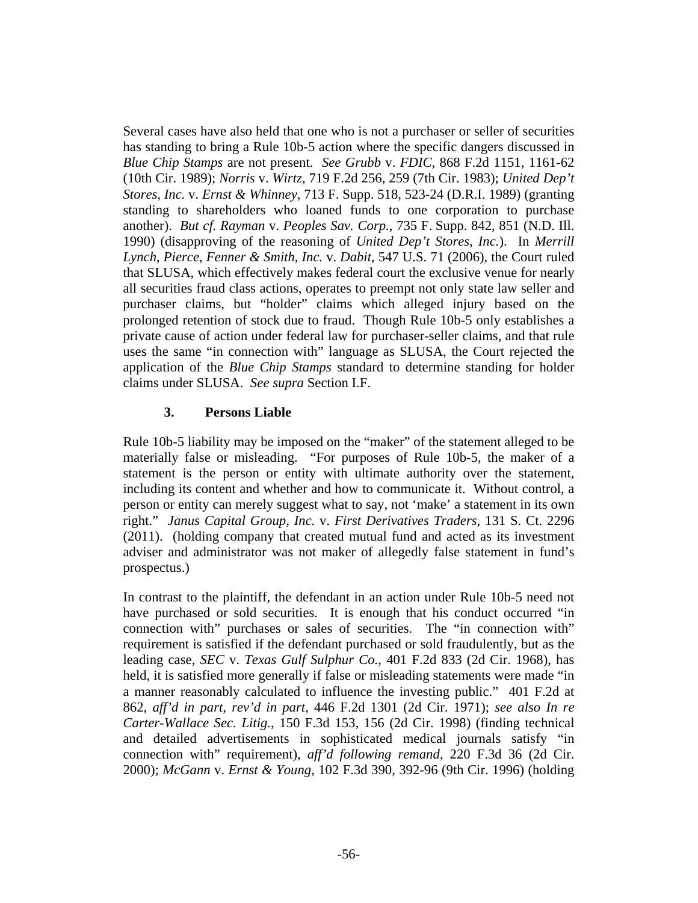Several cases have also held that one who is not a purchaser or seller of securities has standing to bring a Rule 10b-5 action where the specific dangers discussed in *Blue Chip Stamps* are not present. *See Grubb* v. *FDIC*, 868 F.2d 1151, 1161-62 (10th Cir. 1989); *Norris* v. *Wirtz*, 719 F.2d 256, 259 (7th Cir. 1983); *United Dep't Stores*, *Inc.* v. *Ernst & Whinney*, 713 F. Supp. 518, 523-24 (D.R.I. 1989) (granting standing to shareholders who loaned funds to one corporation to purchase another). *But cf. Rayman* v. *Peoples Sav. Corp.*, 735 F. Supp. 842, 851 (N.D. Ill. 1990) (disapproving of the reasoning of *United Dep't Stores*, *Inc.*). In *Merrill Lynch*, *Pierce*, *Fenner & Smith*, *Inc.* v. *Dabit*, 547 U.S. 71 (2006), the Court ruled that SLUSA, which effectively makes federal court the exclusive venue for nearly all securities fraud class actions, operates to preempt not only state law seller and purchaser claims, but "holder" claims which alleged injury based on the prolonged retention of stock due to fraud. Though Rule 10b-5 only establishes a private cause of action under federal law for purchaser-seller claims, and that rule uses the same "in connection with" language as SLUSA, the Court rejected the application of the *Blue Chip Stamps* standard to determine standing for holder claims under SLUSA. *See supra* Section I.F.

### 3. Persons Liable

Rule 10b-5 liability may be imposed on the "maker" of the statement alleged to be materially false or misleading. "For purposes of Rule 10b-5, the maker of a statement is the person or entity with ultimate authority over the statement, including its content and whether and how to communicate it. Without control, a person or entity can merely suggest what to say, not 'make' a statement in its own right." *Janus Capital Group, Inc.* v. *First Derivatives Traders*, 131 S. Ct. 2296 (2011). (holding company that created mutual fund and acted as its investment adviser and administrator was not maker of allegedly false statement in fund's prospectus.)

In contrast to the plaintiff, the defendant in an action under Rule 10b-5 need not have purchased or sold securities. It is enough that his conduct occurred "in connection with" purchases or sales of securities. The "in connection with" requirement is satisfied if the defendant purchased or sold fraudulently, but as the leading case, *SEC* v. *Texas Gulf Sulphur Co.*, 401 F.2d 833 (2d Cir. 1968), has held, it is satisfied more generally if false or misleading statements were made "in a manner reasonably calculated to influence the investing public." 401 F.2d at 862, *aff'd in part, rev'd in part*, 446 F.2d 1301 (2d Cir. 1971); *see also In re Carter-Wallace Sec. Litig.*, 150 F.3d 153, 156 (2d Cir. 1998) (finding technical and detailed advertisements in sophisticated medical journals satisfy "in connection with" requirement), *aff'd following remand*, 220 F.3d 36 (2d Cir. 2000); *McGann* v. *Ernst & Young*, 102 F.3d 390, 392-96 (9th Cir. 1996) (holding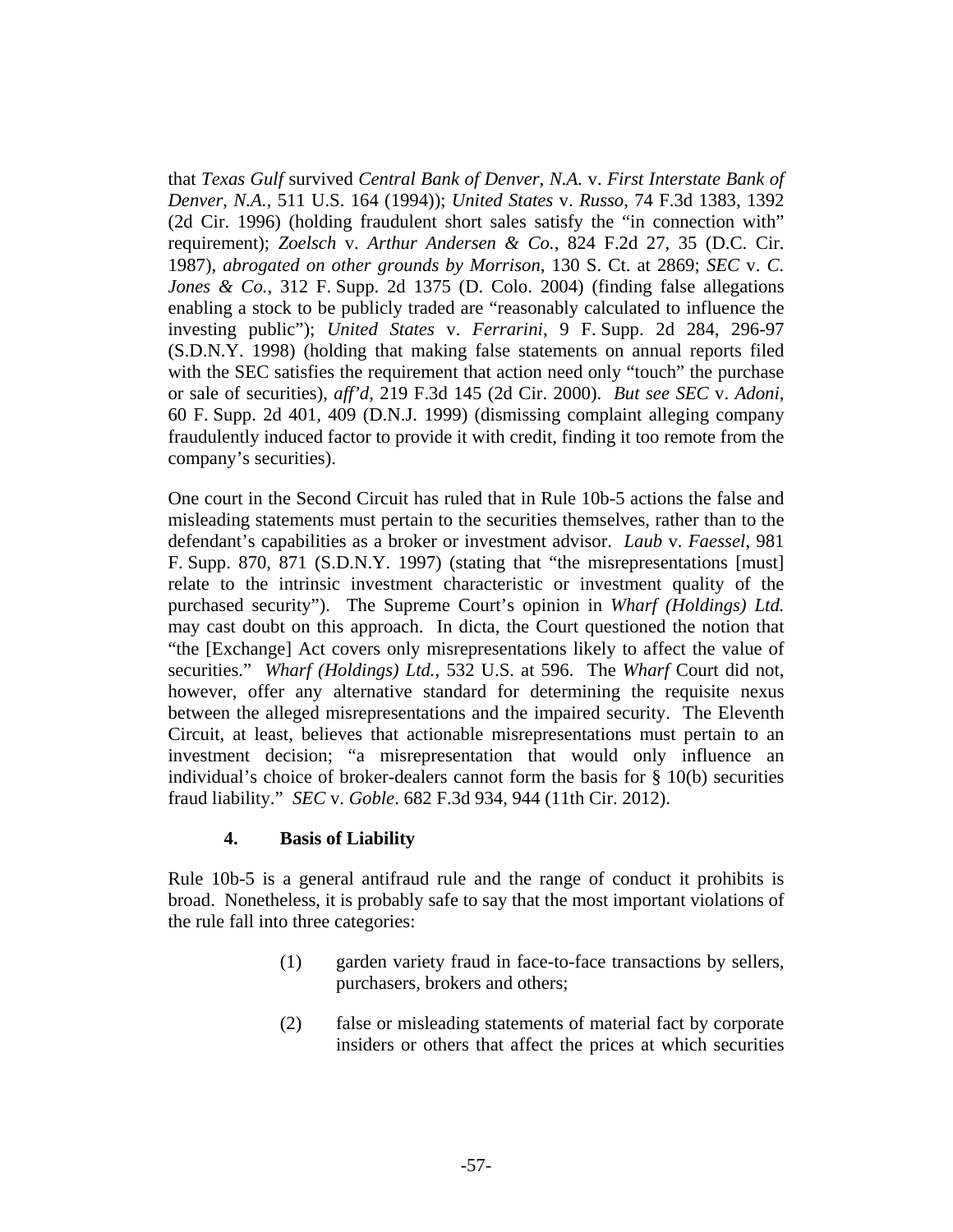that *Texas Gulf* survived *Central Bank of Denver, N.A.* v. *First Interstate Bank of Denver, N.A.*, 511 U.S. 164 (1994)); *United States* v. *Russo*, 74 F.3d 1383, 1392 (2d Cir. 1996) (holding fraudulent short sales satisfy the "in connection with" requirement); *Zoelsch* v. *Arthur Andersen & Co.*, 824 F.2d 27, 35 (D.C. Cir. 1987), *abrogated on other grounds by Morrison*, 130 S. Ct. at 2869; *SEC* v. *C. Jones & Co.*, 312 F. Supp. 2d 1375 (D. Colo. 2004) (finding false allegations enabling a stock to be publicly traded are "reasonably calculated to influence the investing public"); *United States* v. *Ferrarini*, 9 F. Supp. 2d 284, 296-97 (S.D.N.Y. 1998) (holding that making false statements on annual reports filed with the SEC satisfies the requirement that action need only "touch" the purchase or sale of securities), *aff'd*, 219 F.3d 145 (2d Cir. 2000). *But see SEC* v. *Adoni*, 60 F. Supp. 2d 401, 409 (D.N.J. 1999) (dismissing complaint alleging company fraudulently induced factor to provide it with credit, finding it too remote from the company's securities).

One court in the Second Circuit has ruled that in Rule 10b-5 actions the false and misleading statements must pertain to the securities themselves, rather than to the defendant's capabilities as a broker or investment advisor. *Laub* v. *Faessel*, 981 F. Supp. 870, 871 (S.D.N.Y. 1997) (stating that "the misrepresentations [must] relate to the intrinsic investment characteristic or investment quality of the purchased security"). The Supreme Court's opinion in *Wharf (Holdings) Ltd.* may cast doubt on this approach. In dicta, the Court questioned the notion that "the [Exchange] Act covers only misrepresentations likely to affect the value of securities." *Wharf (Holdings) Ltd.*, 532 U.S. at 596. The *Wharf* Court did not, however, offer any alternative standard for determining the requisite nexus between the alleged misrepresentations and the impaired security. The Eleventh Circuit, at least, believes that actionable misrepresentations must pertain to an investment decision; "a misrepresentation that would only influence an individual's choice of broker-dealers cannot form the basis for § 10(b) securities fraud liability." *SEC* v. *Goble*. 682 F.3d 934, 944 (11th Cir. 2012).

### 4. Basis of Liability

Rule 10b-5 is a general antifraud rule and the range of conduct it prohibits is broad. Nonetheless, it is probably safe to say that the most important violations of the rule fall into three categories:

(1) garden variety fraud in face-to-face transactions by sellers, purchasers, brokers and others;

(2) false or misleading statements of material fact by corporate insiders or others that affect the prices at which securities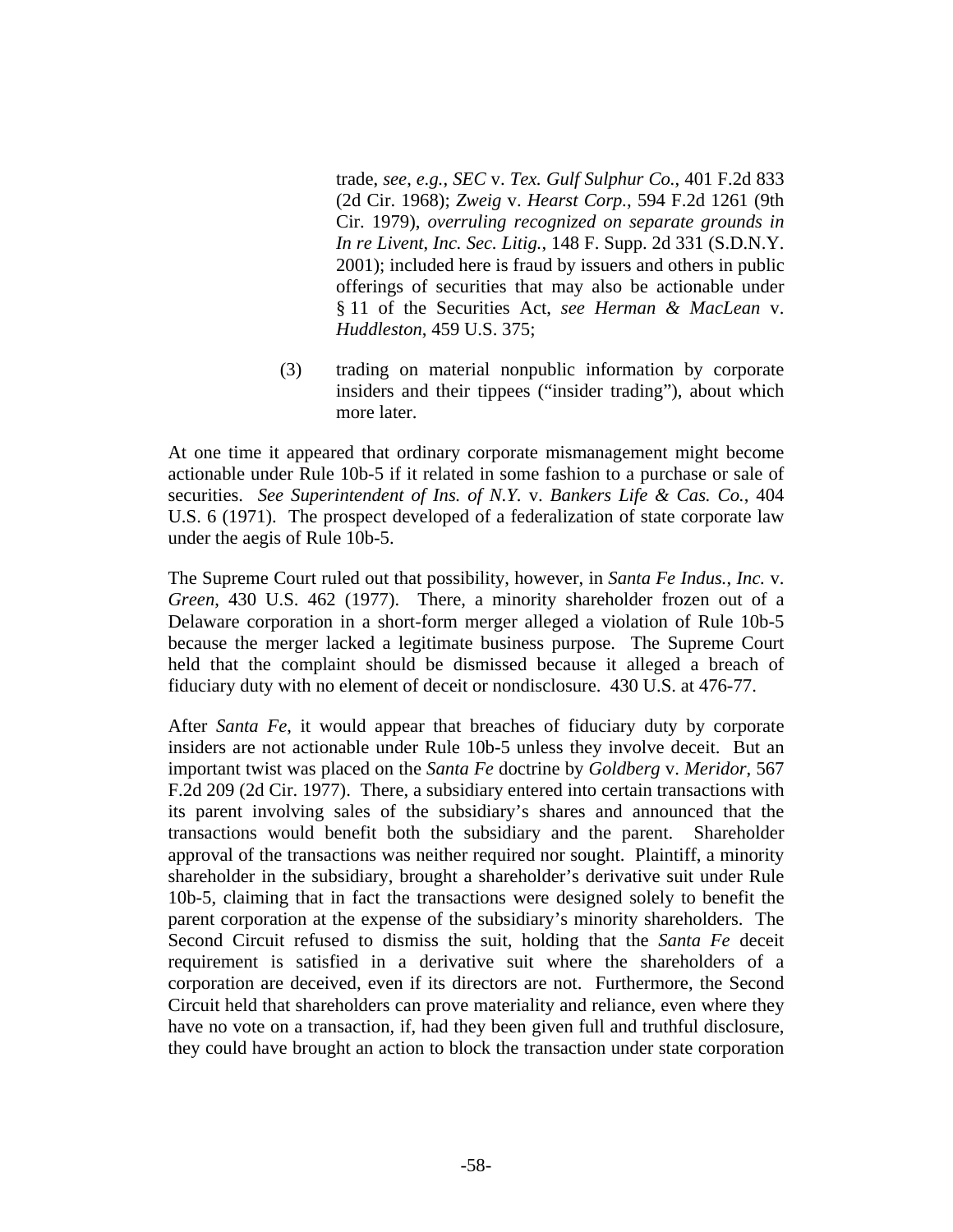trade, *see*, *e.g.*, *SEC* v. *Tex. Gulf Sulphur Co.*, 401 F.2d 833 (2d Cir. 1968); *Zweig* v. *Hearst Corp.*, 594 F.2d 1261 (9th Cir. 1979), *overruling recognized on separate grounds in In re Livent, Inc. Sec. Litig.*, 148 F. Supp. 2d 331 (S.D.N.Y. 2001); included here is fraud by issuers and others in public offerings of securities that may also be actionable under § 11 of the Securities Act, *see Herman & MacLean* v. *Huddleston*, 459 U.S. 375;

(3) trading on material nonpublic information by corporate insiders and their tippees ("insider trading"), about which more later.

At one time it appeared that ordinary corporate mismanagement might become actionable under Rule 10b-5 if it related in some fashion to a purchase or sale of securities. *See Superintendent of Ins. of N.Y.* v. *Bankers Life & Cas. Co.*, 404 U.S. 6 (1971). The prospect developed of a federalization of state corporate law under the aegis of Rule 10b-5.

The Supreme Court ruled out that possibility, however, in *Santa Fe Indus., Inc.* v. *Green*, 430 U.S. 462 (1977). There, a minority shareholder frozen out of a Delaware corporation in a short-form merger alleged a violation of Rule 10b-5 because the merger lacked a legitimate business purpose. The Supreme Court held that the complaint should be dismissed because it alleged a breach of fiduciary duty with no element of deceit or nondisclosure. 430 U.S. at 476-77.

After *Santa Fe*, it would appear that breaches of fiduciary duty by corporate insiders are not actionable under Rule 10b-5 unless they involve deceit. But an important twist was placed on the *Santa Fe* doctrine by *Goldberg* v. *Meridor*, 567 F.2d 209 (2d Cir. 1977). There, a subsidiary entered into certain transactions with its parent involving sales of the subsidiary's shares and announced that the transactions would benefit both the subsidiary and the parent. Shareholder approval of the transactions was neither required nor sought. Plaintiff, a minority shareholder in the subsidiary, brought a shareholder's derivative suit under Rule 10b-5, claiming that in fact the transactions were designed solely to benefit the parent corporation at the expense of the subsidiary's minority shareholders. The Second Circuit refused to dismiss the suit, holding that the *Santa Fe* deceit requirement is satisfied in a derivative suit where the shareholders of a corporation are deceived, even if its directors are not. Furthermore, the Second Circuit held that shareholders can prove materiality and reliance, even where they have no vote on a transaction, if, had they been given full and truthful disclosure, they could have brought an action to block the transaction under state corporation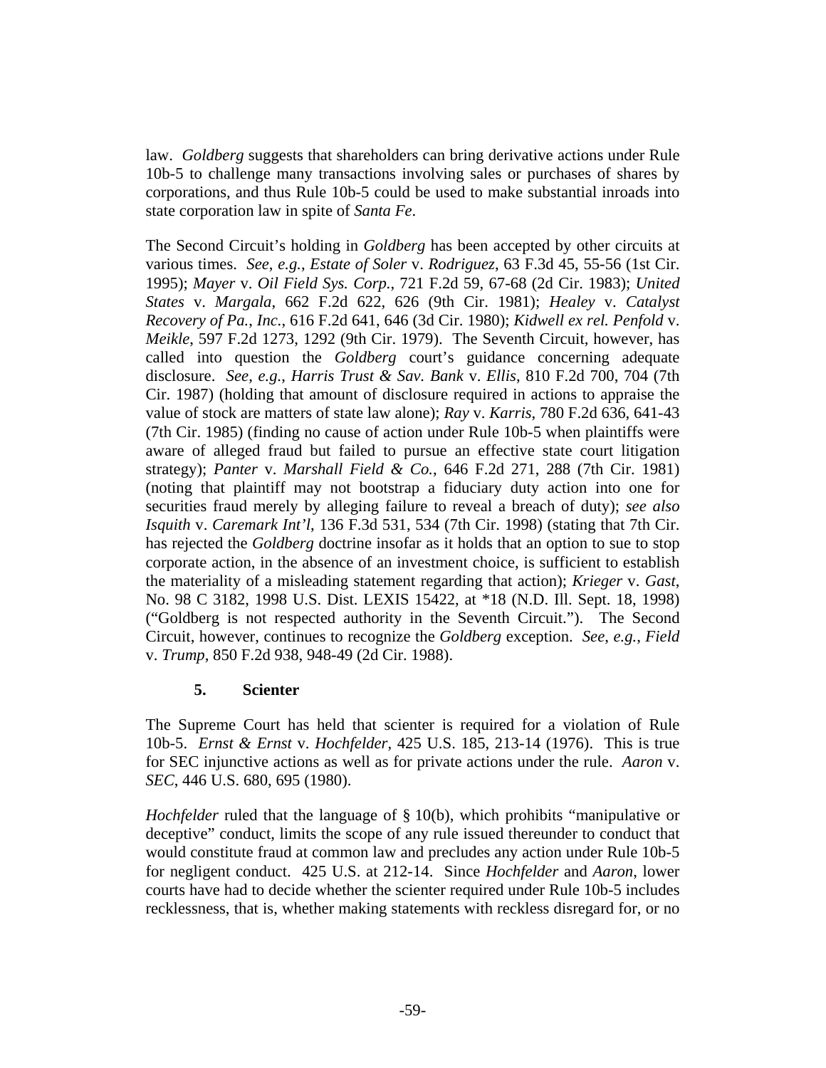law. *Goldberg* suggests that shareholders can bring derivative actions under Rule 10b-5 to challenge many transactions involving sales or purchases of shares by corporations, and thus Rule 10b-5 could be used to make substantial inroads into state corporation law in spite of *Santa Fe*.

The Second Circuit's holding in *Goldberg* has been accepted by other circuits at various times. *See, e.g.*, *Estate of Soler* v. *Rodriguez*, 63 F.3d 45, 55-56 (1st Cir. 1995); *Mayer* v. *Oil Field Sys. Corp.*, 721 F.2d 59, 67-68 (2d Cir. 1983); *United States* v. *Margala*, 662 F.2d 622, 626 (9th Cir. 1981); *Healey* v. *Catalyst Recovery of Pa., Inc.*, 616 F.2d 641, 646 (3d Cir. 1980); *Kidwell ex rel. Penfold* v. *Meikle*, 597 F.2d 1273, 1292 (9th Cir. 1979). The Seventh Circuit, however, has called into question the *Goldberg* court's guidance concerning adequate disclosure. *See, e.g.*, *Harris Trust & Sav. Bank* v. *Ellis*, 810 F.2d 700, 704 (7th Cir. 1987) (holding that amount of disclosure required in actions to appraise the value of stock are matters of state law alone); *Ray* v. *Karris*, 780 F.2d 636, 641-43 (7th Cir. 1985) (finding no cause of action under Rule 10b-5 when plaintiffs were aware of alleged fraud but failed to pursue an effective state court litigation strategy); *Panter* v. *Marshall Field & Co.*, 646 F.2d 271, 288 (7th Cir. 1981) (noting that plaintiff may not bootstrap a fiduciary duty action into one for securities fraud merely by alleging failure to reveal a breach of duty); *see also Isquith* v. *Caremark Int'l*, 136 F.3d 531, 534 (7th Cir. 1998) (stating that 7th Cir. has rejected the *Goldberg* doctrine insofar as it holds that an option to sue to stop corporate action, in the absence of an investment choice, is sufficient to establish the materiality of a misleading statement regarding that action); *Krieger* v. *Gast*, No. 98 C 3182, 1998 U.S. Dist. LEXIS 15422, at *18 (N.D. Ill. Sept. 18, 1998) ("Goldberg is not respected authority in the Seventh Circuit."). The Second Circuit, however, continues to recognize the *Goldberg* exception. *See, e.g.*, *Field* v. *Trump*, 850 F.2d 938, 948-49 (2d Cir. 1988).

### 5. Scienter

The Supreme Court has held that scienter is required for a violation of Rule 10b-5. *Ernst & Ernst* v. *Hochfelder*, 425 U.S. 185, 213-14 (1976). This is true for SEC injunctive actions as well as for private actions under the rule. *Aaron* v. *SEC*, 446 U.S. 680, 695 (1980).

*Hochfelder* ruled that the language of § 10(b), which prohibits "manipulative or deceptive" conduct, limits the scope of any rule issued thereunder to conduct that would constitute fraud at common law and precludes any action under Rule 10b-5 for negligent conduct. 425 U.S. at 212-14. Since *Hochfelder* and *Aaron*, lower courts have had to decide whether the scienter required under Rule 10b-5 includes recklessness, that is, whether making statements with reckless disregard for, or no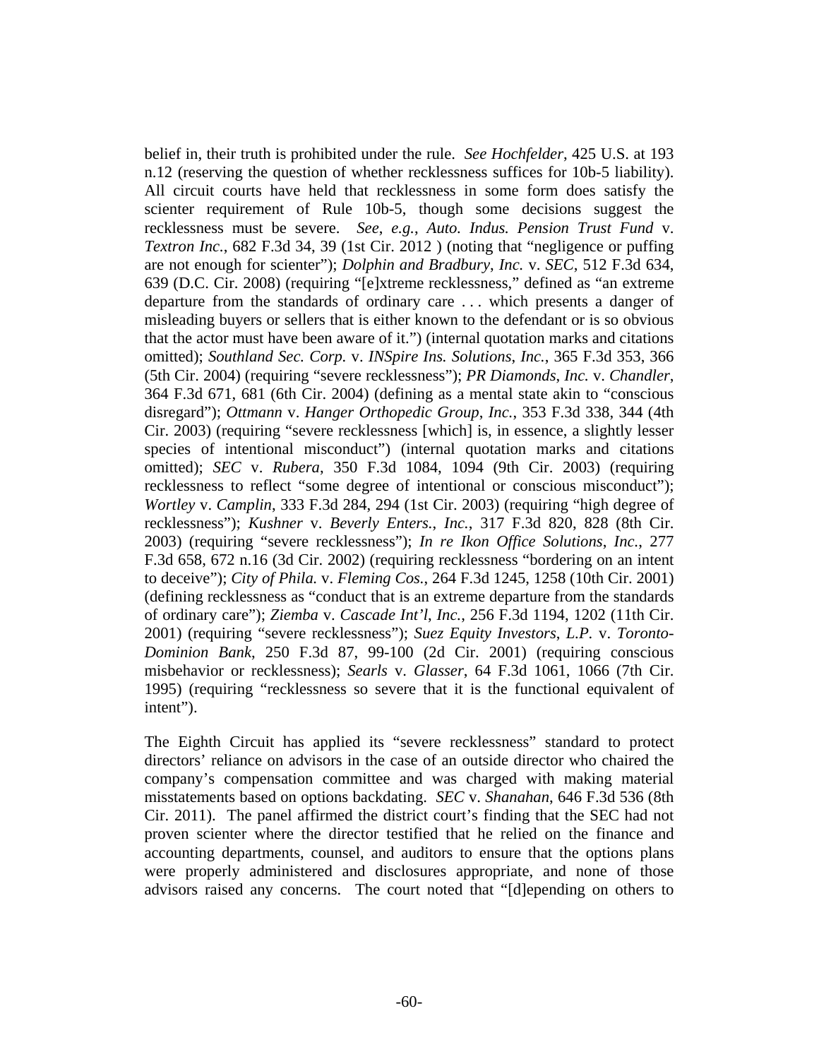belief in, their truth is prohibited under the rule. *See Hochfelder*, 425 U.S. at 193 n.12 (reserving the question of whether recklessness suffices for 10b-5 liability). All circuit courts have held that recklessness in some form does satisfy the scienter requirement of Rule 10b-5, though some decisions suggest the recklessness must be severe. *See*, *e.g.*, *Auto. Indus. Pension Trust Fund* v. *Textron Inc.*, 682 F.3d 34, 39 (1st Cir. 2012 ) (noting that "negligence or puffing are not enough for scienter"); *Dolphin and Bradbury*, *Inc.* v. *SEC*, 512 F.3d 634, 639 (D.C. Cir. 2008) (requiring "[e]xtreme recklessness," defined as "an extreme departure from the standards of ordinary care . . . which presents a danger of misleading buyers or sellers that is either known to the defendant or is so obvious that the actor must have been aware of it.") (internal quotation marks and citations omitted); *Southland Sec. Corp.* v. *INSpire Ins. Solutions*, *Inc.*, 365 F.3d 353, 366 (5th Cir. 2004) (requiring "severe recklessness"); *PR Diamonds*, *Inc.* v. *Chandler*, 364 F.3d 671, 681 (6th Cir. 2004) (defining as a mental state akin to "conscious disregard"); *Ottmann* v. *Hanger Orthopedic Group*, *Inc.*, 353 F.3d 338, 344 (4th Cir. 2003) (requiring "severe recklessness [which] is, in essence, a slightly lesser species of intentional misconduct") (internal quotation marks and citations omitted); *SEC* v. *Rubera,* 350 F.3d 1084, 1094 (9th Cir. 2003) (requiring recklessness to reflect "some degree of intentional or conscious misconduct"); *Wortley* v. *Camplin*, 333 F.3d 284, 294 (1st Cir. 2003) (requiring "high degree of recklessness"); *Kushner* v. *Beverly Enters.*, *Inc.*, 317 F.3d 820, 828 (8th Cir. 2003) (requiring "severe recklessness"); *In re Ikon Office Solutions*, *Inc.*, 277 F.3d 658, 672 n.16 (3d Cir. 2002) (requiring recklessness "bordering on an intent to deceive"); *City of Phila.* v. *Fleming Cos.*, 264 F.3d 1245, 1258 (10th Cir. 2001) (defining recklessness as "conduct that is an extreme departure from the standards of ordinary care"); *Ziemba* v. *Cascade Int'l*, *Inc.*, 256 F.3d 1194, 1202 (11th Cir. 2001) (requiring "severe recklessness"); *Suez Equity Investors*, *L.P.* v. *Toronto-Dominion Bank*, 250 F.3d 87, 99-100 (2d Cir. 2001) (requiring conscious misbehavior or recklessness); *Searls* v. *Glasser*, 64 F.3d 1061, 1066 (7th Cir. 1995) (requiring "recklessness so severe that it is the functional equivalent of intent").

The Eighth Circuit has applied its "severe recklessness" standard to protect directors' reliance on advisors in the case of an outside director who chaired the company's compensation committee and was charged with making material misstatements based on options backdating. *SEC* v. *Shanahan*, 646 F.3d 536 (8th Cir. 2011). The panel affirmed the district court's finding that the SEC had not proven scienter where the director testified that he relied on the finance and accounting departments, counsel, and auditors to ensure that the options plans were properly administered and disclosures appropriate, and none of those advisors raised any concerns. The court noted that "[d]epending on others to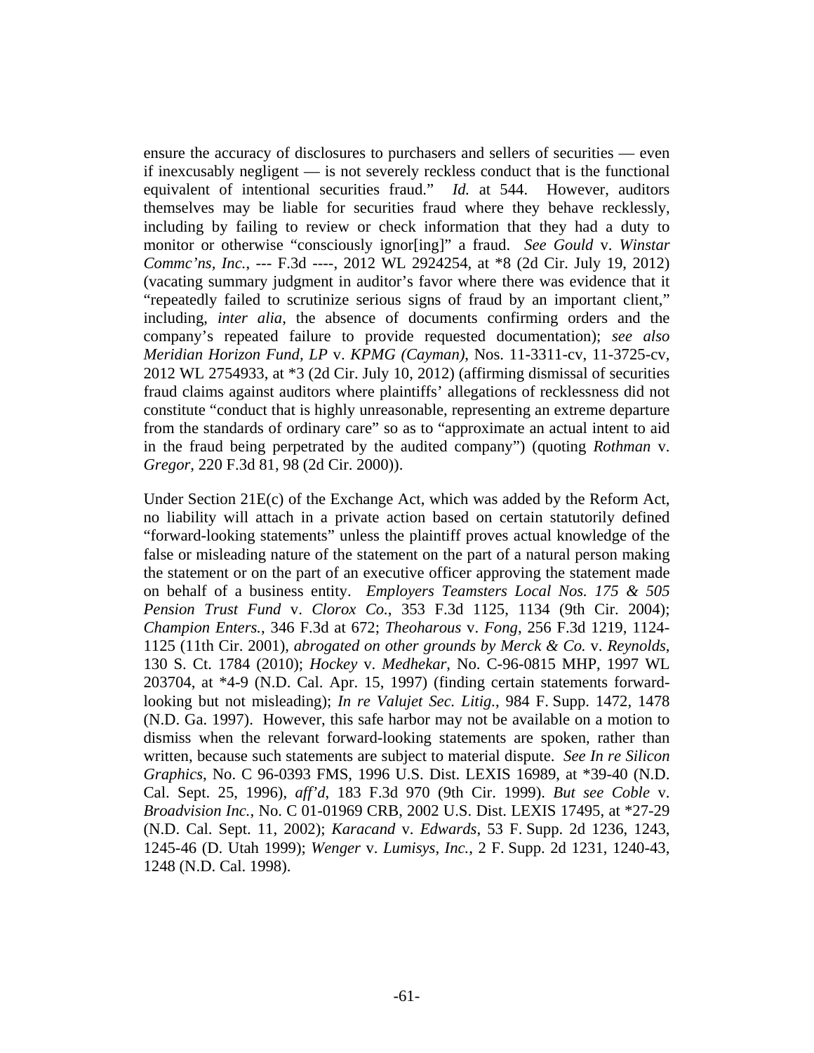ensure the accuracy of disclosures to purchasers and sellers of securities — even if inexcusably negligent — is not severely reckless conduct that is the functional equivalent of intentional securities fraud." *Id.* at 544. However, auditors themselves may be liable for securities fraud where they behave recklessly, including by failing to review or check information that they had a duty to monitor or otherwise "consciously ignor[ing]" a fraud. *See Gould* v. *Winstar Commc'ns, Inc.*, --- F.3d ----, 2012 WL 2924254, at *8 (2d Cir. July 19, 2012) (vacating summary judgment in auditor's favor where there was evidence that it "repeatedly failed to scrutinize serious signs of fraud by an important client," including, *inter alia*, the absence of documents confirming orders and the company's repeated failure to provide requested documentation); *see also Meridian Horizon Fund, LP* v. *KPMG (Cayman)*, Nos. 11-3311-cv, 11-3725-cv, 2012 WL 2754933, at *3 (2d Cir. July 10, 2012) (affirming dismissal of securities fraud claims against auditors where plaintiffs' allegations of recklessness did not constitute "conduct that is highly unreasonable, representing an extreme departure from the standards of ordinary care" so as to "approximate an actual intent to aid in the fraud being perpetrated by the audited company") (quoting *Rothman* v. *Gregor*, 220 F.3d 81, 98 (2d Cir. 2000)).

Under Section 21E(c) of the Exchange Act, which was added by the Reform Act, no liability will attach in a private action based on certain statutorily defined "forward-looking statements" unless the plaintiff proves actual knowledge of the false or misleading nature of the statement on the part of a natural person making the statement or on the part of an executive officer approving the statement made on behalf of a business entity. *Employers Teamsters Local Nos. 175 & 505 Pension Trust Fund* v. *Clorox Co.*, 353 F.3d 1125, 1134 (9th Cir. 2004); *Champion Enters.*, 346 F.3d at 672; *Theoharous* v. *Fong*, 256 F.3d 1219, 1124-1125 (11th Cir. 2001), *abrogated on other grounds by Merck & Co.* v. *Reynolds*, 130 S. Ct. 1784 (2010); *Hockey* v. *Medhekar*, No. C-96-0815 MHP, 1997 WL 203704, at *4-9 (N.D. Cal. Apr. 15, 1997) (finding certain statements forward-looking but not misleading); *In re Valujet Sec. Litig.*, 984 F. Supp. 1472, 1478 (N.D. Ga. 1997). However, this safe harbor may not be available on a motion to dismiss when the relevant forward-looking statements are spoken, rather than written, because such statements are subject to material dispute. *See In re Silicon Graphics*, No. C 96-0393 FMS, 1996 U.S. Dist. LEXIS 16989, at *39-40 (N.D. Cal. Sept. 25, 1996), *aff'd*, 183 F.3d 970 (9th Cir. 1999). *But see Coble* v. *Broadvision Inc.*, No. C 01-01969 CRB, 2002 U.S. Dist. LEXIS 17495, at *27-29 (N.D. Cal. Sept. 11, 2002); *Karacand* v. *Edwards*, 53 F. Supp. 2d 1236, 1243, 1245-46 (D. Utah 1999); *Wenger* v. *Lumisys, Inc.*, 2 F. Supp. 2d 1231, 1240-43, 1248 (N.D. Cal. 1998).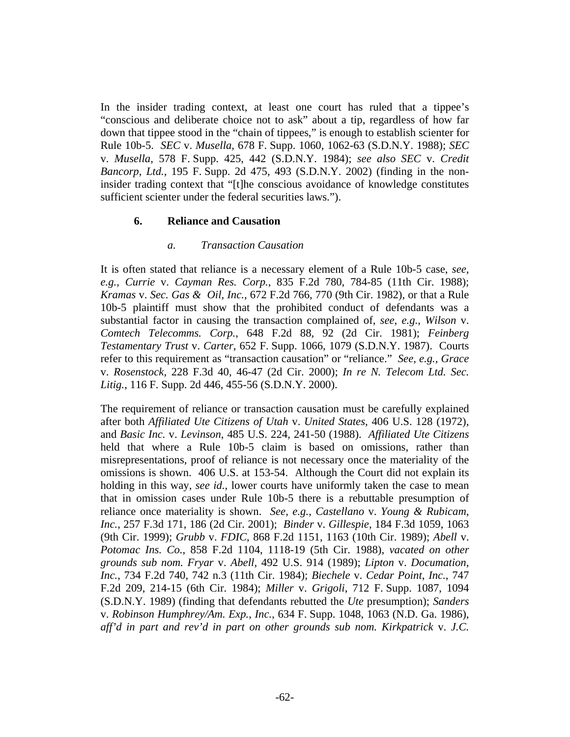In the insider trading context, at least one court has ruled that a tippee's "conscious and deliberate choice not to ask" about a tip, regardless of how far down that tippee stood in the "chain of tippees," is enough to establish scienter for Rule 10b-5. *SEC* v. *Musella*, 678 F. Supp. 1060, 1062-63 (S.D.N.Y. 1988); *SEC* v. *Musella*, 578 F. Supp. 425, 442 (S.D.N.Y. 1984); *see also SEC* v. *Credit Bancorp*, *Ltd.*, 195 F. Supp. 2d 475, 493 (S.D.N.Y. 2002) (finding in the non-insider trading context that "[t]he conscious avoidance of knowledge constitutes sufficient scienter under the federal securities laws.").

### 6. Reliance and Causation

#### *a. Transaction Causation*

It is often stated that reliance is a necessary element of a Rule 10b-5 case, *see*, *e.g.*, *Currie* v. *Cayman Res. Corp.*, 835 F.2d 780, 784-85 (11th Cir. 1988); *Kramas* v. *Sec. Gas & Oil*, *Inc.*, 672 F.2d 766, 770 (9th Cir. 1982), or that a Rule 10b-5 plaintiff must show that the prohibited conduct of defendants was a substantial factor in causing the transaction complained of, *see*, *e.g.*, *Wilson* v. *Comtech Telecomms. Corp.*, 648 F.2d 88, 92 (2d Cir. 1981); *Feinberg Testamentary Trust* v. *Carter*, 652 F. Supp. 1066, 1079 (S.D.N.Y. 1987). Courts refer to this requirement as "transaction causation" or "reliance." *See*, *e.g.*, *Grace* v. *Rosenstock*, 228 F.3d 40, 46-47 (2d Cir. 2000); *In re N. Telecom Ltd. Sec. Litig.*, 116 F. Supp. 2d 446, 455-56 (S.D.N.Y. 2000).

The requirement of reliance or transaction causation must be carefully explained after both *Affiliated Ute Citizens of Utah* v. *United States*, 406 U.S. 128 (1972), and *Basic Inc.* v. *Levinson*, 485 U.S. 224, 241-50 (1988). *Affiliated Ute Citizens* held that where a Rule 10b-5 claim is based on omissions, rather than misrepresentations, proof of reliance is not necessary once the materiality of the omissions is shown. 406 U.S. at 153-54. Although the Court did not explain its holding in this way, *see id.*, lower courts have uniformly taken the case to mean that in omission cases under Rule 10b-5 there is a rebuttable presumption of reliance once materiality is shown. *See*, *e.g.*, *Castellano* v. *Young & Rubicam, Inc.*, 257 F.3d 171, 186 (2d Cir. 2001); *Binder* v. *Gillespie*, 184 F.3d 1059, 1063 (9th Cir. 1999); *Grubb* v. *FDIC*, 868 F.2d 1151, 1163 (10th Cir. 1989); *Abell* v. *Potomac Ins. Co.*, 858 F.2d 1104, 1118-19 (5th Cir. 1988), *vacated on other grounds sub nom. Fryar* v. *Abell*, 492 U.S. 914 (1989); *Lipton* v. *Documation, Inc.*, 734 F.2d 740, 742 n.3 (11th Cir. 1984); *Biechele* v. *Cedar Point*, *Inc.*, 747 F.2d 209, 214-15 (6th Cir. 1984); *Miller* v. *Grigoli*, 712 F. Supp. 1087, 1094 (S.D.N.Y. 1989) (finding that defendants rebutted the *Ute* presumption); *Sanders* v. *Robinson Humphrey/Am. Exp.*, *Inc.*, 634 F. Supp. 1048, 1063 (N.D. Ga. 1986), *aff'd in part and rev'd in part on other grounds sub nom. Kirkpatrick* v. *J.C.*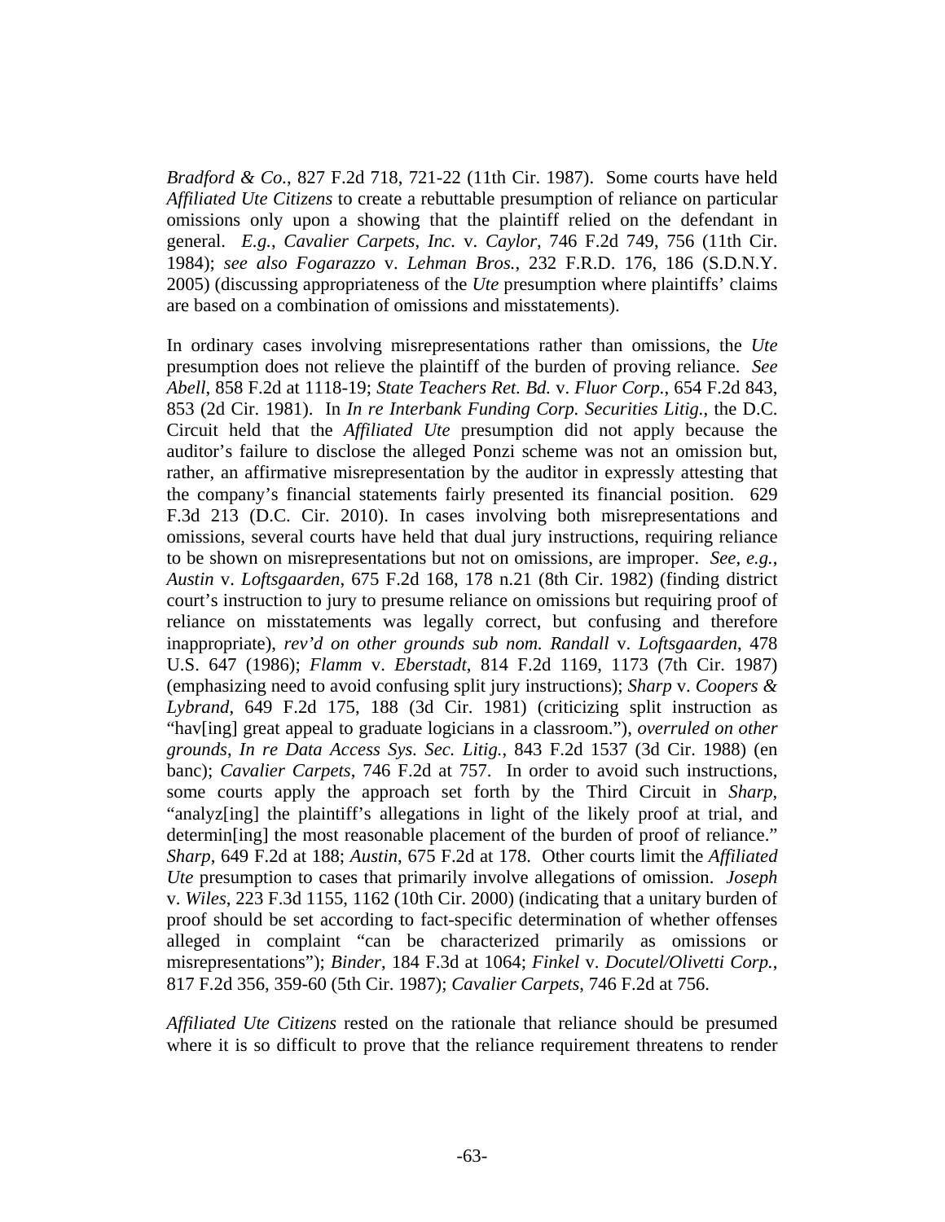*Bradford & Co.*, 827 F.2d 718, 721-22 (11th Cir. 1987). Some courts have held *Affiliated Ute Citizens* to create a rebuttable presumption of reliance on particular omissions only upon a showing that the plaintiff relied on the defendant in general. *E.g.*, *Cavalier Carpets*, *Inc.* v. *Caylor*, 746 F.2d 749, 756 (11th Cir. 1984); *see also Fogarazzo* v. *Lehman Bros.*, 232 F.R.D. 176, 186 (S.D.N.Y. 2005) (discussing appropriateness of the *Ute* presumption where plaintiffs' claims are based on a combination of omissions and misstatements).

In ordinary cases involving misrepresentations rather than omissions, the *Ute* presumption does not relieve the plaintiff of the burden of proving reliance. *See Abell*, 858 F.2d at 1118-19; *State Teachers Ret. Bd.* v. *Fluor Corp.*, 654 F.2d 843, 853 (2d Cir. 1981). In *In re Interbank Funding Corp. Securities Litig.*, the D.C. Circuit held that the *Affiliated Ute* presumption did not apply because the auditor's failure to disclose the alleged Ponzi scheme was not an omission but, rather, an affirmative misrepresentation by the auditor in expressly attesting that the company's financial statements fairly presented its financial position. 629 F.3d 213 (D.C. Cir. 2010). In cases involving both misrepresentations and omissions, several courts have held that dual jury instructions, requiring reliance to be shown on misrepresentations but not on omissions, are improper. *See*, *e.g.*, *Austin* v. *Loftsgaarden*, 675 F.2d 168, 178 n.21 (8th Cir. 1982) (finding district court's instruction to jury to presume reliance on omissions but requiring proof of reliance on misstatements was legally correct, but confusing and therefore inappropriate), *rev'd on other grounds sub nom. Randall* v. *Loftsgaarden*, 478 U.S. 647 (1986); *Flamm* v. *Eberstadt*, 814 F.2d 1169, 1173 (7th Cir. 1987) (emphasizing need to avoid confusing split jury instructions); *Sharp* v. *Coopers & Lybrand*, 649 F.2d 175, 188 (3d Cir. 1981) (criticizing split instruction as "hav[ing] great appeal to graduate logicians in a classroom."), *overruled on other grounds*, *In re Data Access Sys. Sec. Litig.*, 843 F.2d 1537 (3d Cir. 1988) (en banc); *Cavalier Carpets*, 746 F.2d at 757. In order to avoid such instructions, some courts apply the approach set forth by the Third Circuit in *Sharp*, "analyz[ing] the plaintiff's allegations in light of the likely proof at trial, and determin[ing] the most reasonable placement of the burden of proof of reliance." *Sharp*, 649 F.2d at 188; *Austin*, 675 F.2d at 178. Other courts limit the *Affiliated Ute* presumption to cases that primarily involve allegations of omission. *Joseph* v. *Wiles*, 223 F.3d 1155, 1162 (10th Cir. 2000) (indicating that a unitary burden of proof should be set according to fact-specific determination of whether offenses alleged in complaint "can be characterized primarily as omissions or misrepresentations"); *Binder*, 184 F.3d at 1064; *Finkel* v. *Docutel/Olivetti Corp.*, 817 F.2d 356, 359-60 (5th Cir. 1987); *Cavalier Carpets*, 746 F.2d at 756.

*Affiliated Ute Citizens* rested on the rationale that reliance should be presumed where it is so difficult to prove that the reliance requirement threatens to render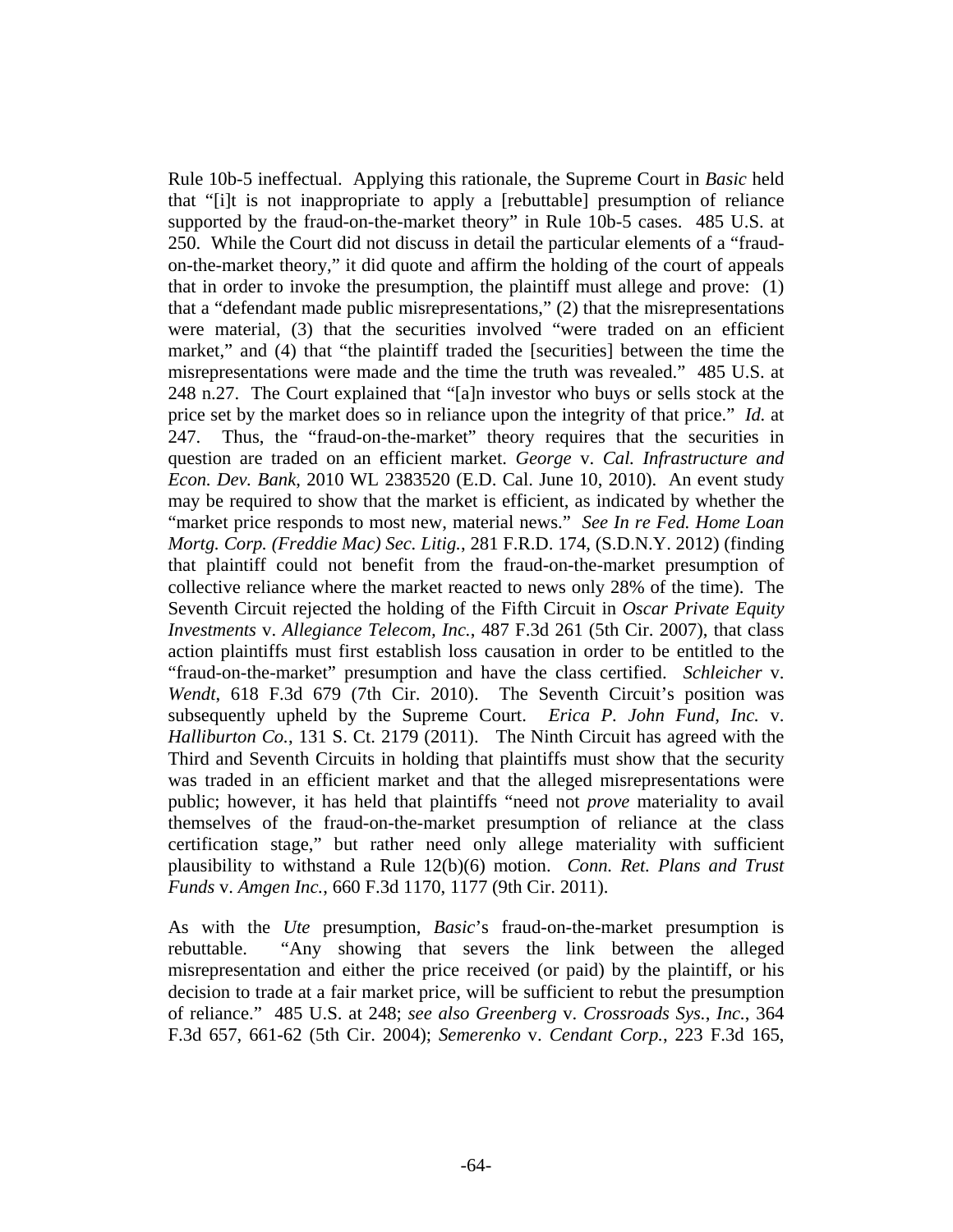Rule 10b-5 ineffectual. Applying this rationale, the Supreme Court in *Basic* held that "[i]t is not inappropriate to apply a [rebuttable] presumption of reliance supported by the fraud-on-the-market theory" in Rule 10b-5 cases. 485 U.S. at 250. While the Court did not discuss in detail the particular elements of a "fraud-on-the-market theory," it did quote and affirm the holding of the court of appeals that in order to invoke the presumption, the plaintiff must allege and prove: (1) that a "defendant made public misrepresentations," (2) that the misrepresentations were material, (3) that the securities involved "were traded on an efficient market," and (4) that "the plaintiff traded the [securities] between the time the misrepresentations were made and the time the truth was revealed." 485 U.S. at 248 n.27. The Court explained that "[a]n investor who buys or sells stock at the price set by the market does so in reliance upon the integrity of that price." *Id.* at 247. Thus, the "fraud-on-the-market" theory requires that the securities in question are traded on an efficient market. *George* v. *Cal. Infrastructure and Econ. Dev. Bank*, 2010 WL 2383520 (E.D. Cal. June 10, 2010). An event study may be required to show that the market is efficient, as indicated by whether the "market price responds to most new, material news." *See In re Fed. Home Loan Mortg. Corp. (Freddie Mac) Sec. Litig.*, 281 F.R.D. 174, (S.D.N.Y. 2012) (finding that plaintiff could not benefit from the fraud-on-the-market presumption of collective reliance where the market reacted to news only 28% of the time). The Seventh Circuit rejected the holding of the Fifth Circuit in *Oscar Private Equity Investments* v. *Allegiance Telecom, Inc.*, 487 F.3d 261 (5th Cir. 2007), that class action plaintiffs must first establish loss causation in order to be entitled to the "fraud-on-the-market" presumption and have the class certified. *Schleicher* v. *Wendt*, 618 F.3d 679 (7th Cir. 2010). The Seventh Circuit's position was subsequently upheld by the Supreme Court. *Erica P. John Fund, Inc.* v. *Halliburton Co.*, 131 S. Ct. 2179 (2011). The Ninth Circuit has agreed with the Third and Seventh Circuits in holding that plaintiffs must show that the security was traded in an efficient market and that the alleged misrepresentations were public; however, it has held that plaintiffs "need not *prove* materiality to avail themselves of the fraud-on-the-market presumption of reliance at the class certification stage," but rather need only allege materiality with sufficient plausibility to withstand a Rule 12(b)(6) motion. *Conn. Ret. Plans and Trust Funds* v. *Amgen Inc.*, 660 F.3d 1170, 1177 (9th Cir. 2011).

As with the *Ute* presumption, *Basic*'s fraud-on-the-market presumption is rebuttable. "Any showing that severs the link between the alleged misrepresentation and either the price received (or paid) by the plaintiff, or his decision to trade at a fair market price, will be sufficient to rebut the presumption of reliance." 485 U.S. at 248; *see also Greenberg* v. *Crossroads Sys., Inc.*, 364 F.3d 657, 661-62 (5th Cir. 2004); *Semerenko* v. *Cendant Corp.*, 223 F.3d 165,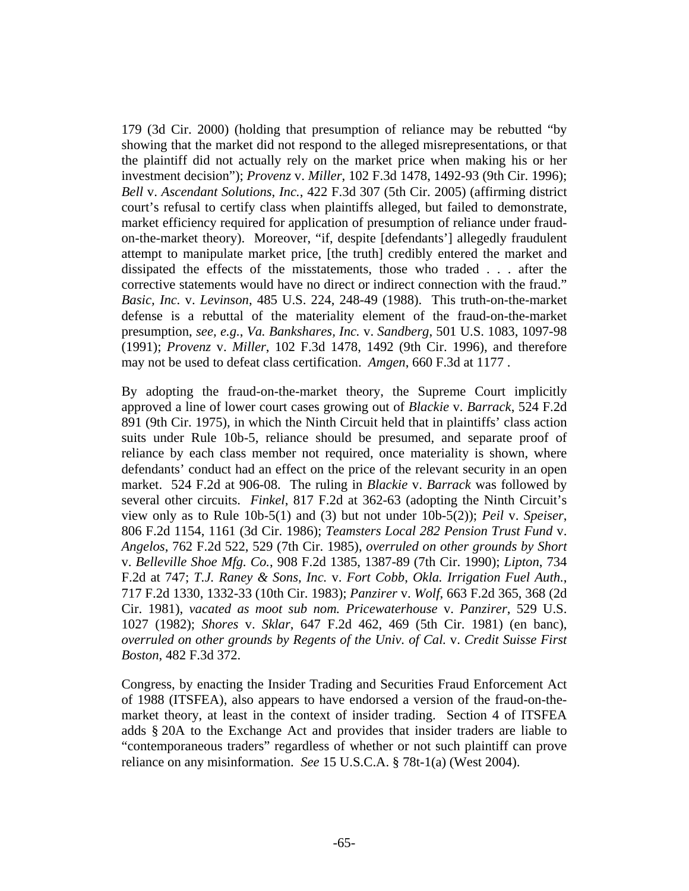179 (3d Cir. 2000) (holding that presumption of reliance may be rebutted "by showing that the market did not respond to the alleged misrepresentations, or that the plaintiff did not actually rely on the market price when making his or her investment decision"); *Provenz* v. *Miller*, 102 F.3d 1478, 1492-93 (9th Cir. 1996); *Bell* v. *Ascendant Solutions, Inc.*, 422 F.3d 307 (5th Cir. 2005) (affirming district court's refusal to certify class when plaintiffs alleged, but failed to demonstrate, market efficiency required for application of presumption of reliance under fraud-on-the-market theory). Moreover, "if, despite [defendants'] allegedly fraudulent attempt to manipulate market price, [the truth] credibly entered the market and dissipated the effects of the misstatements, those who traded . . . after the corrective statements would have no direct or indirect connection with the fraud." *Basic, Inc.* v. *Levinson*, 485 U.S. 224, 248-49 (1988). This truth-on-the-market defense is a rebuttal of the materiality element of the fraud-on-the-market presumption, *see, e.g.*, *Va. Bankshares, Inc.* v. *Sandberg*, 501 U.S. 1083, 1097-98 (1991); *Provenz* v. *Miller*, 102 F.3d 1478, 1492 (9th Cir. 1996), and therefore may not be used to defeat class certification. *Amgen*, 660 F.3d at 1177 .

By adopting the fraud-on-the-market theory, the Supreme Court implicitly approved a line of lower court cases growing out of *Blackie* v. *Barrack*, 524 F.2d 891 (9th Cir. 1975), in which the Ninth Circuit held that in plaintiffs' class action suits under Rule 10b-5, reliance should be presumed, and separate proof of reliance by each class member not required, once materiality is shown, where defendants' conduct had an effect on the price of the relevant security in an open market. 524 F.2d at 906-08. The ruling in *Blackie* v. *Barrack* was followed by several other circuits. *Finkel*, 817 F.2d at 362-63 (adopting the Ninth Circuit's view only as to Rule 10b-5(1) and (3) but not under 10b-5(2)); *Peil* v. *Speiser*, 806 F.2d 1154, 1161 (3d Cir. 1986); *Teamsters Local 282 Pension Trust Fund* v. *Angelos*, 762 F.2d 522, 529 (7th Cir. 1985), *overruled on other grounds by Short* v. *Belleville Shoe Mfg. Co.*, 908 F.2d 1385, 1387-89 (7th Cir. 1990); *Lipton*, 734 F.2d at 747; *T.J. Raney & Sons, Inc.* v. *Fort Cobb*, *Okla. Irrigation Fuel Auth.*, 717 F.2d 1330, 1332-33 (10th Cir. 1983); *Panzirer* v. *Wolf*, 663 F.2d 365, 368 (2d Cir. 1981), *vacated as moot sub nom. Pricewaterhouse* v. *Panzirer*, 529 U.S. 1027 (1982); *Shores* v. *Sklar*, 647 F.2d 462, 469 (5th Cir. 1981) (en banc), *overruled on other grounds by Regents of the Univ. of Cal.* v. *Credit Suisse First Boston*, 482 F.3d 372.

Congress, by enacting the Insider Trading and Securities Fraud Enforcement Act of 1988 (ITSFEA), also appears to have endorsed a version of the fraud-on-the-market theory, at least in the context of insider trading. Section 4 of ITSFEA adds § 20A to the Exchange Act and provides that insider traders are liable to "contemporaneous traders" regardless of whether or not such plaintiff can prove reliance on any misinformation. *See* 15 U.S.C.A. § 78t-1(a) (West 2004).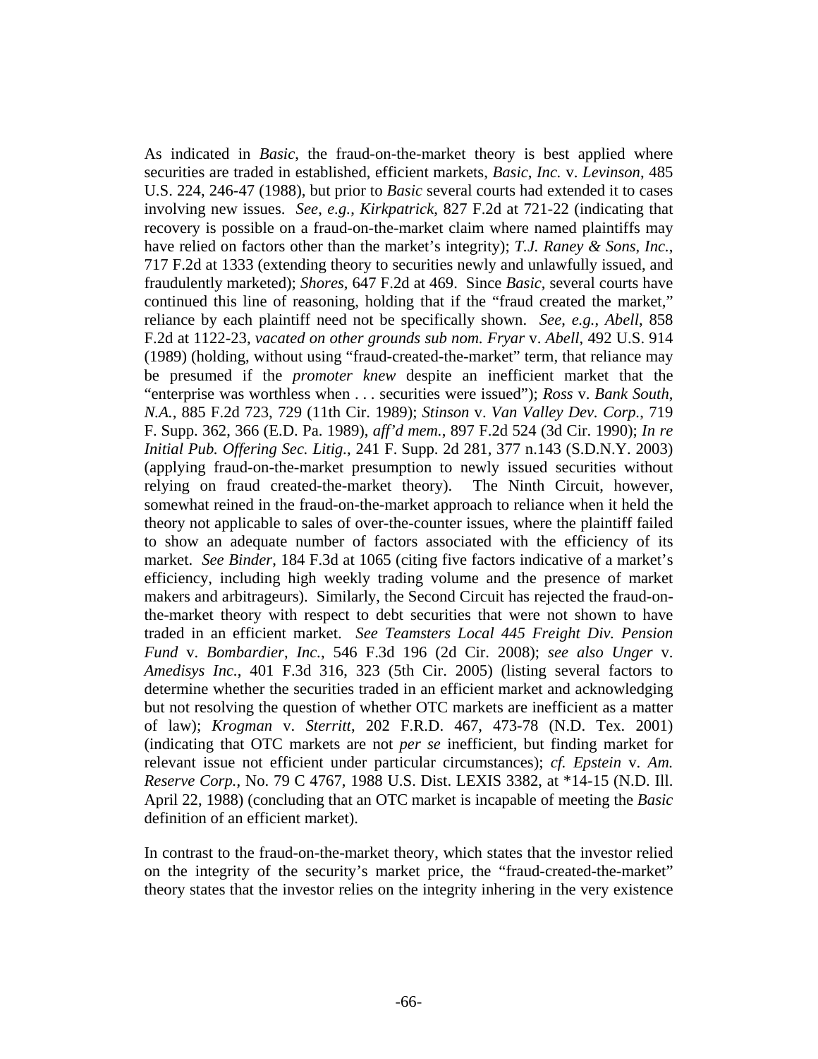As indicated in *Basic*, the fraud-on-the-market theory is best applied where securities are traded in established, efficient markets, *Basic*, *Inc.* v. *Levinson*, 485 U.S. 224, 246-47 (1988), but prior to *Basic* several courts had extended it to cases involving new issues. *See*, *e.g.*, *Kirkpatrick*, 827 F.2d at 721-22 (indicating that recovery is possible on a fraud-on-the-market claim where named plaintiffs may have relied on factors other than the market's integrity); *T.J. Raney & Sons*, *Inc.*, 717 F.2d at 1333 (extending theory to securities newly and unlawfully issued, and fraudulently marketed); *Shores*, 647 F.2d at 469. Since *Basic*, several courts have continued this line of reasoning, holding that if the "fraud created the market," reliance by each plaintiff need not be specifically shown. *See*, *e.g.*, *Abell*, 858 F.2d at 1122-23, *vacated on other grounds sub nom. Fryar* v. *Abell*, 492 U.S. 914 (1989) (holding, without using "fraud-created-the-market" term, that reliance may be presumed if the *promoter knew* despite an inefficient market that the "enterprise was worthless when . . . securities were issued"); *Ross* v. *Bank South*, *N.A.*, 885 F.2d 723, 729 (11th Cir. 1989); *Stinson* v. *Van Valley Dev. Corp.*, 719 F. Supp. 362, 366 (E.D. Pa. 1989), *aff'd mem.*, 897 F.2d 524 (3d Cir. 1990); *In re Initial Pub. Offering Sec. Litig.*, 241 F. Supp. 2d 281, 377 n.143 (S.D.N.Y. 2003) (applying fraud-on-the-market presumption to newly issued securities without relying on fraud created-the-market theory). The Ninth Circuit, however, somewhat reined in the fraud-on-the-market approach to reliance when it held the theory not applicable to sales of over-the-counter issues, where the plaintiff failed to show an adequate number of factors associated with the efficiency of its market. *See Binder*, 184 F.3d at 1065 (citing five factors indicative of a market's efficiency, including high weekly trading volume and the presence of market makers and arbitrageurs). Similarly, the Second Circuit has rejected the fraud-on-the-market theory with respect to debt securities that were not shown to have traded in an efficient market. *See Teamsters Local 445 Freight Div. Pension Fund* v. *Bombardier*, *Inc.*, 546 F.3d 196 (2d Cir. 2008); *see also Unger* v. *Amedisys Inc.*, 401 F.3d 316, 323 (5th Cir. 2005) (listing several factors to determine whether the securities traded in an efficient market and acknowledging but not resolving the question of whether OTC markets are inefficient as a matter of law); *Krogman* v. *Sterritt*, 202 F.R.D. 467, 473-78 (N.D. Tex. 2001) (indicating that OTC markets are not *per se* inefficient, but finding market for relevant issue not efficient under particular circumstances); *cf. Epstein* v. *Am. Reserve Corp.*, No. 79 C 4767, 1988 U.S. Dist. LEXIS 3382, at *14-15 (N.D. Ill. April 22, 1988) (concluding that an OTC market is incapable of meeting the *Basic* definition of an efficient market).

In contrast to the fraud-on-the-market theory, which states that the investor relied on the integrity of the security's market price, the "fraud-created-the-market" theory states that the investor relies on the integrity inhering in the very existence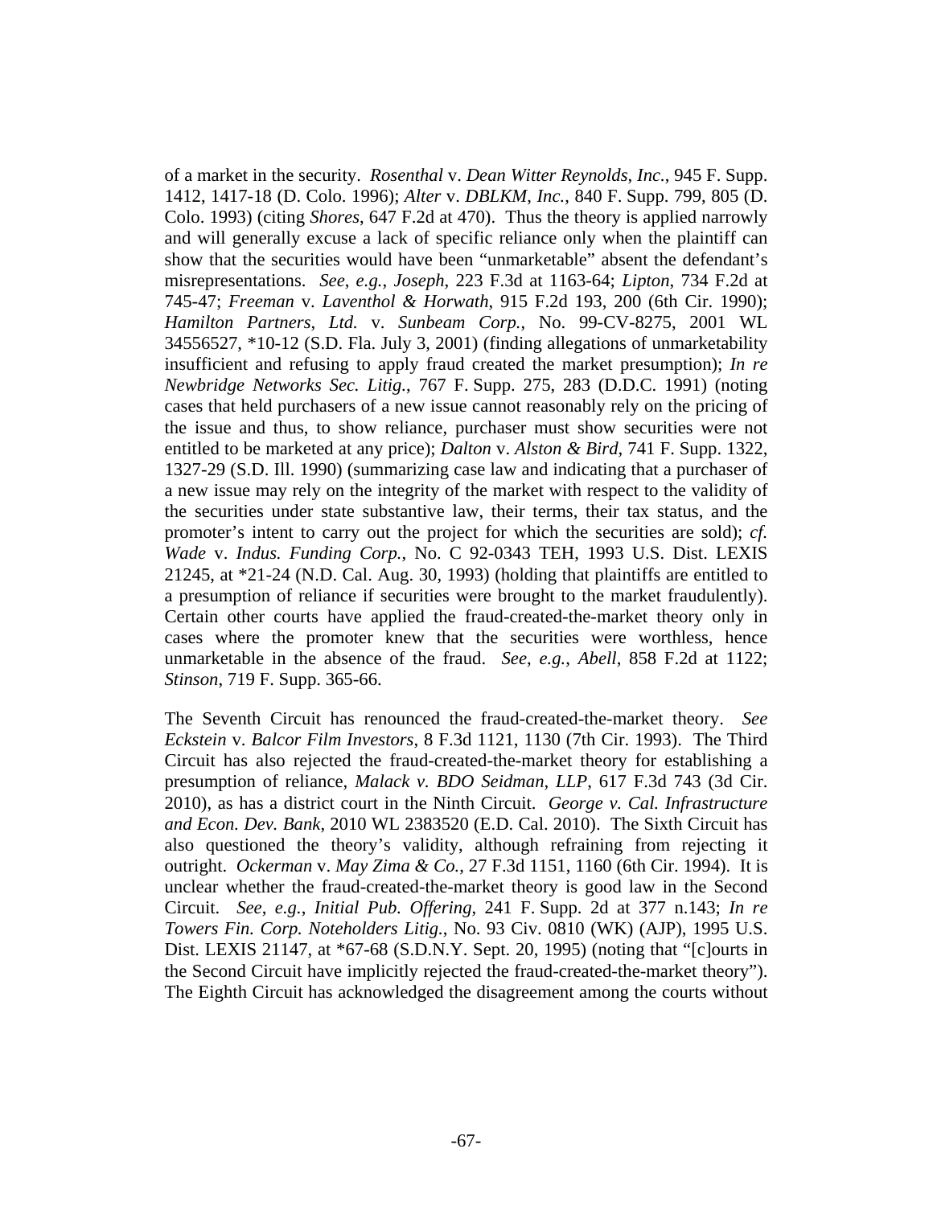of a market in the security. *Rosenthal* v. *Dean Witter Reynolds, Inc.*, 945 F. Supp. 1412, 1417-18 (D. Colo. 1996); *Alter* v. *DBLKM, Inc.*, 840 F. Supp. 799, 805 (D. Colo. 1993) (citing *Shores*, 647 F.2d at 470). Thus the theory is applied narrowly and will generally excuse a lack of specific reliance only when the plaintiff can show that the securities would have been "unmarketable" absent the defendant's misrepresentations. *See, e.g.*, *Joseph*, 223 F.3d at 1163-64; *Lipton*, 734 F.2d at 745-47; *Freeman* v. *Laventhol & Horwath*, 915 F.2d 193, 200 (6th Cir. 1990); *Hamilton Partners, Ltd.* v. *Sunbeam Corp.*, No. 99-CV-8275, 2001 WL 34556527, *10-12 (S.D. Fla. July 3, 2001) (finding allegations of unmarketability insufficient and refusing to apply fraud created the market presumption); *In re Newbridge Networks Sec. Litig.*, 767 F. Supp. 275, 283 (D.D.C. 1991) (noting cases that held purchasers of a new issue cannot reasonably rely on the pricing of the issue and thus, to show reliance, purchaser must show securities were not entitled to be marketed at any price); *Dalton* v. *Alston & Bird*, 741 F. Supp. 1322, 1327-29 (S.D. Ill. 1990) (summarizing case law and indicating that a purchaser of a new issue may rely on the integrity of the market with respect to the validity of the securities under state substantive law, their terms, their tax status, and the promoter's intent to carry out the project for which the securities are sold); *cf. Wade* v. *Indus. Funding Corp.*, No. C 92-0343 TEH, 1993 U.S. Dist. LEXIS 21245, at *21-24 (N.D. Cal. Aug. 30, 1993) (holding that plaintiffs are entitled to a presumption of reliance if securities were brought to the market fraudulently). Certain other courts have applied the fraud-created-the-market theory only in cases where the promoter knew that the securities were worthless, hence unmarketable in the absence of the fraud. *See, e.g.*, *Abell*, 858 F.2d at 1122; *Stinson*, 719 F. Supp. 365-66.

The Seventh Circuit has renounced the fraud-created-the-market theory. *See Eckstein* v. *Balcor Film Investors*, 8 F.3d 1121, 1130 (7th Cir. 1993). The Third Circuit has also rejected the fraud-created-the-market theory for establishing a presumption of reliance, *Malack v. BDO Seidman, LLP*, 617 F.3d 743 (3d Cir. 2010), as has a district court in the Ninth Circuit. *George v. Cal. Infrastructure and Econ. Dev. Bank*, 2010 WL 2383520 (E.D. Cal. 2010). The Sixth Circuit has also questioned the theory's validity, although refraining from rejecting it outright. *Ockerman* v. *May Zima & Co.*, 27 F.3d 1151, 1160 (6th Cir. 1994). It is unclear whether the fraud-created-the-market theory is good law in the Second Circuit. *See, e.g.*, *Initial Pub. Offering*, 241 F. Supp. 2d at 377 n.143; *In re Towers Fin. Corp. Noteholders Litig.*, No. 93 Civ. 0810 (WK) (AJP), 1995 U.S. Dist. LEXIS 21147, at *67-68 (S.D.N.Y. Sept. 20, 1995) (noting that "[c]ourts in the Second Circuit have implicitly rejected the fraud-created-the-market theory"). The Eighth Circuit has acknowledged the disagreement among the courts without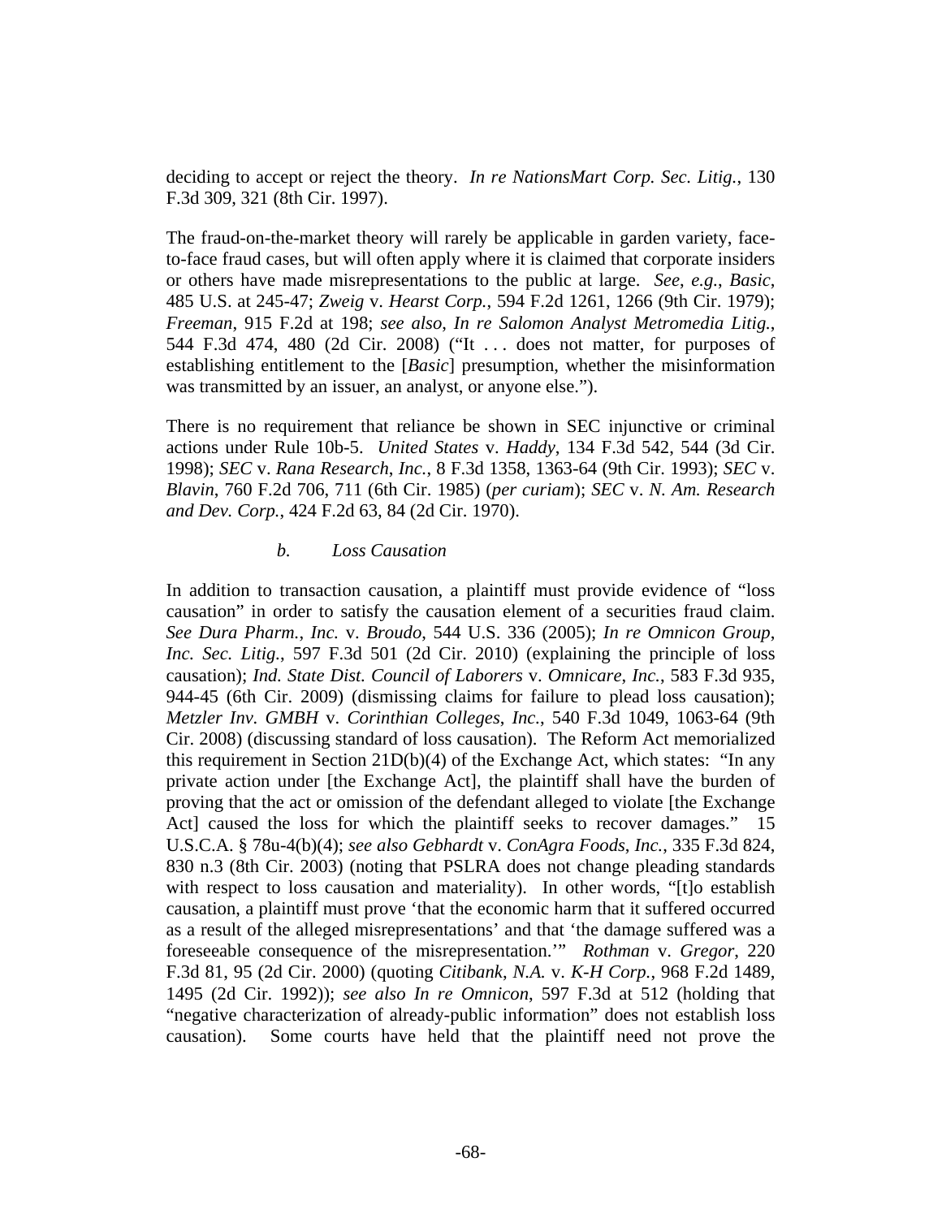deciding to accept or reject the theory. *In re NationsMart Corp. Sec. Litig.*, 130 F.3d 309, 321 (8th Cir. 1997).

The fraud-on-the-market theory will rarely be applicable in garden variety, face-to-face fraud cases, but will often apply where it is claimed that corporate insiders or others have made misrepresentations to the public at large. *See*, *e.g.*, *Basic*, 485 U.S. at 245-47; *Zweig* v. *Hearst Corp.*, 594 F.2d 1261, 1266 (9th Cir. 1979); *Freeman*, 915 F.2d at 198; *see also*, *In re Salomon Analyst Metromedia Litig.*, 544 F.3d 474, 480 (2d Cir. 2008) ("It . . . does not matter, for purposes of establishing entitlement to the [*Basic*] presumption, whether the misinformation was transmitted by an issuer, an analyst, or anyone else.").

There is no requirement that reliance be shown in SEC injunctive or criminal actions under Rule 10b-5. *United States* v. *Haddy*, 134 F.3d 542, 544 (3d Cir. 1998); *SEC* v. *Rana Research*, *Inc.*, 8 F.3d 1358, 1363-64 (9th Cir. 1993); *SEC* v. *Blavin*, 760 F.2d 706, 711 (6th Cir. 1985) (*per curiam*); *SEC* v. *N. Am. Research and Dev. Corp.*, 424 F.2d 63, 84 (2d Cir. 1970).

*b. Loss Causation*

In addition to transaction causation, a plaintiff must provide evidence of "loss causation" in order to satisfy the causation element of a securities fraud claim. *See Dura Pharm.*, *Inc.* v. *Broudo*, 544 U.S. 336 (2005); *In re Omnicon Group*, *Inc. Sec. Litig.*, 597 F.3d 501 (2d Cir. 2010) (explaining the principle of loss causation); *Ind. State Dist. Council of Laborers* v. *Omnicare*, *Inc.*, 583 F.3d 935, 944-45 (6th Cir. 2009) (dismissing claims for failure to plead loss causation); *Metzler Inv. GMBH* v. *Corinthian Colleges*, *Inc.*, 540 F.3d 1049, 1063-64 (9th Cir. 2008) (discussing standard of loss causation). The Reform Act memorialized this requirement in Section 21D(b)(4) of the Exchange Act, which states: "In any private action under [the Exchange Act], the plaintiff shall have the burden of proving that the act or omission of the defendant alleged to violate [the Exchange Act] caused the loss for which the plaintiff seeks to recover damages." 15 U.S.C.A. § 78u-4(b)(4); *see also Gebhardt* v. *ConAgra Foods*, *Inc.*, 335 F.3d 824, 830 n.3 (8th Cir. 2003) (noting that PSLRA does not change pleading standards with respect to loss causation and materiality). In other words, "[t]o establish causation, a plaintiff must prove 'that the economic harm that it suffered occurred as a result of the alleged misrepresentations' and that 'the damage suffered was a foreseeable consequence of the misrepresentation.'" *Rothman* v. *Gregor*, 220 F.3d 81, 95 (2d Cir. 2000) (quoting *Citibank*, *N.A.* v. *K-H Corp.*, 968 F.2d 1489, 1495 (2d Cir. 1992)); *see also In re Omnicon*, 597 F.3d at 512 (holding that "negative characterization of already-public information" does not establish loss causation). Some courts have held that the plaintiff need not prove the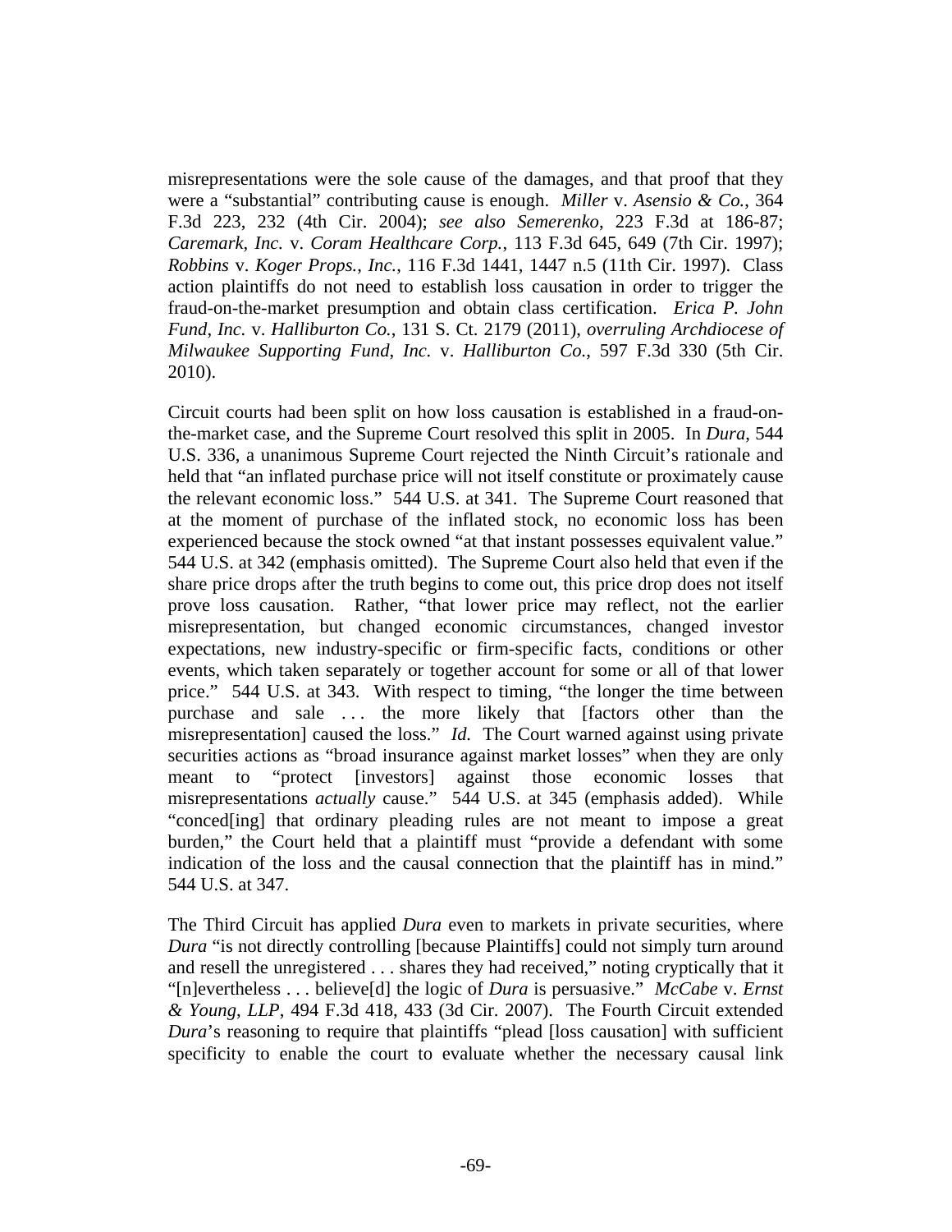misrepresentations were the sole cause of the damages, and that proof that they were a "substantial" contributing cause is enough. *Miller* v. *Asensio & Co.*, 364 F.3d 223, 232 (4th Cir. 2004); *see also Semerenko*, 223 F.3d at 186-87; *Caremark*, *Inc.* v. *Coram Healthcare Corp.*, 113 F.3d 645, 649 (7th Cir. 1997); *Robbins* v. *Koger Props.*, *Inc.*, 116 F.3d 1441, 1447 n.5 (11th Cir. 1997). Class action plaintiffs do not need to establish loss causation in order to trigger the fraud-on-the-market presumption and obtain class certification. *Erica P. John Fund*, *Inc.* v. *Halliburton Co.*, 131 S. Ct. 2179 (2011), *overruling Archdiocese of Milwaukee Supporting Fund*, *Inc.* v. *Halliburton Co.*, 597 F.3d 330 (5th Cir. 2010).

Circuit courts had been split on how loss causation is established in a fraud-on-the-market case, and the Supreme Court resolved this split in 2005. In *Dura*, 544 U.S. 336, a unanimous Supreme Court rejected the Ninth Circuit's rationale and held that "an inflated purchase price will not itself constitute or proximately cause the relevant economic loss." 544 U.S. at 341. The Supreme Court reasoned that at the moment of purchase of the inflated stock, no economic loss has been experienced because the stock owned "at that instant possesses equivalent value." 544 U.S. at 342 (emphasis omitted). The Supreme Court also held that even if the share price drops after the truth begins to come out, this price drop does not itself prove loss causation. Rather, "that lower price may reflect, not the earlier misrepresentation, but changed economic circumstances, changed investor expectations, new industry-specific or firm-specific facts, conditions or other events, which taken separately or together account for some or all of that lower price." 544 U.S. at 343. With respect to timing, "the longer the time between purchase and sale . . . the more likely that [factors other than the misrepresentation] caused the loss." *Id.* The Court warned against using private securities actions as "broad insurance against market losses" when they are only meant to "protect [investors] against those economic losses that misrepresentations *actually* cause." 544 U.S. at 345 (emphasis added). While "conced[ing] that ordinary pleading rules are not meant to impose a great burden," the Court held that a plaintiff must "provide a defendant with some indication of the loss and the causal connection that the plaintiff has in mind." 544 U.S. at 347.

The Third Circuit has applied *Dura* even to markets in private securities, where *Dura* "is not directly controlling [because Plaintiffs] could not simply turn around and resell the unregistered . . . shares they had received," noting cryptically that it "[n]evertheless . . . believe[d] the logic of *Dura* is persuasive." *McCabe* v. *Ernst & Young*, *LLP*, 494 F.3d 418, 433 (3d Cir. 2007). The Fourth Circuit extended *Dura*'s reasoning to require that plaintiffs "plead [loss causation] with sufficient specificity to enable the court to evaluate whether the necessary causal link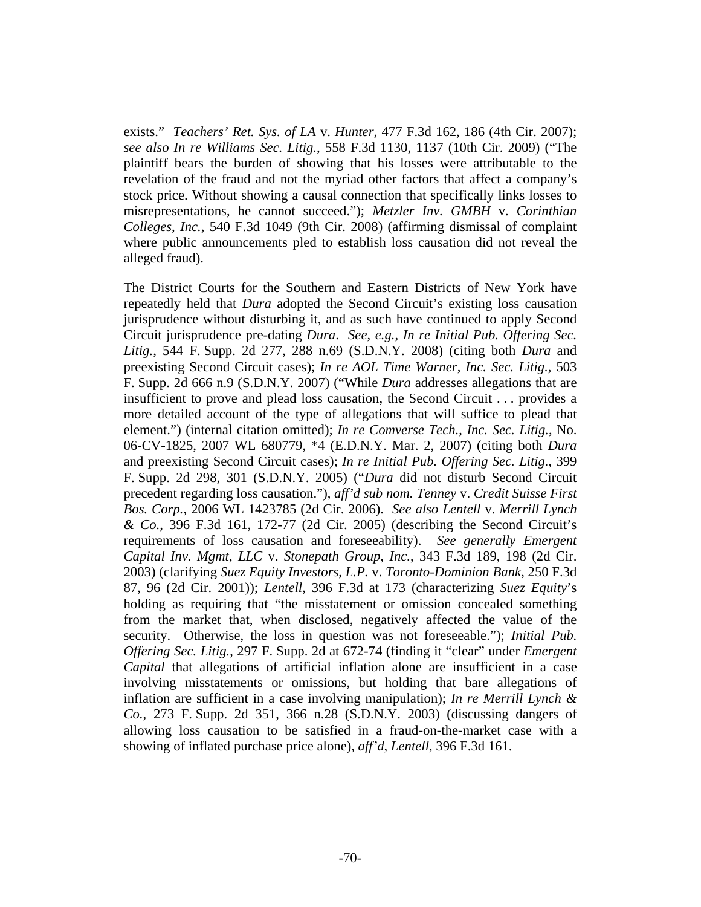exists." *Teachers' Ret. Sys. of LA* v. *Hunter*, 477 F.3d 162, 186 (4th Cir. 2007); *see also In re Williams Sec. Litig.*, 558 F.3d 1130, 1137 (10th Cir. 2009) ("The plaintiff bears the burden of showing that his losses were attributable to the revelation of the fraud and not the myriad other factors that affect a company's stock price. Without showing a causal connection that specifically links losses to misrepresentations, he cannot succeed."); *Metzler Inv. GMBH* v. *Corinthian Colleges, Inc.*, 540 F.3d 1049 (9th Cir. 2008) (affirming dismissal of complaint where public announcements pled to establish loss causation did not reveal the alleged fraud).

The District Courts for the Southern and Eastern Districts of New York have repeatedly held that *Dura* adopted the Second Circuit's existing loss causation jurisprudence without disturbing it, and as such have continued to apply Second Circuit jurisprudence pre-dating *Dura*. *See, e.g.*, *In re Initial Pub. Offering Sec. Litig.*, 544 F. Supp. 2d 277, 288 n.69 (S.D.N.Y. 2008) (citing both *Dura* and preexisting Second Circuit cases); *In re AOL Time Warner, Inc. Sec. Litig.*, 503 F. Supp. 2d 666 n.9 (S.D.N.Y. 2007) ("While *Dura* addresses allegations that are insufficient to prove and plead loss causation, the Second Circuit . . . provides a more detailed account of the type of allegations that will suffice to plead that element.") (internal citation omitted); *In re Comverse Tech., Inc. Sec. Litig.*, No. 06-CV-1825, 2007 WL 680779, *4 (E.D.N.Y. Mar. 2, 2007) (citing both *Dura* and preexisting Second Circuit cases); *In re Initial Pub. Offering Sec. Litig.*, 399 F. Supp. 2d 298, 301 (S.D.N.Y. 2005) ("*Dura* did not disturb Second Circuit precedent regarding loss causation."), *aff'd sub nom. Tenney* v. *Credit Suisse First Bos. Corp.*, 2006 WL 1423785 (2d Cir. 2006). *See also Lentell* v. *Merrill Lynch & Co.*, 396 F.3d 161, 172-77 (2d Cir. 2005) (describing the Second Circuit's requirements of loss causation and foreseeability). *See generally Emergent Capital Inv. Mgmt, LLC* v. *Stonepath Group, Inc.*, 343 F.3d 189, 198 (2d Cir. 2003) (clarifying *Suez Equity Investors, L.P.* v. *Toronto-Dominion Bank*, 250 F.3d 87, 96 (2d Cir. 2001)); *Lentell*, 396 F.3d at 173 (characterizing *Suez Equity*'s holding as requiring that "the misstatement or omission concealed something from the market that, when disclosed, negatively affected the value of the security. Otherwise, the loss in question was not foreseeable."); *Initial Pub. Offering Sec. Litig.*, 297 F. Supp. 2d at 672-74 (finding it "clear" under *Emergent Capital* that allegations of artificial inflation alone are insufficient in a case involving misstatements or omissions, but holding that bare allegations of inflation are sufficient in a case involving manipulation); *In re Merrill Lynch & Co.*, 273 F. Supp. 2d 351, 366 n.28 (S.D.N.Y. 2003) (discussing dangers of allowing loss causation to be satisfied in a fraud-on-the-market case with a showing of inflated purchase price alone), *aff'd*, *Lentell*, 396 F.3d 161.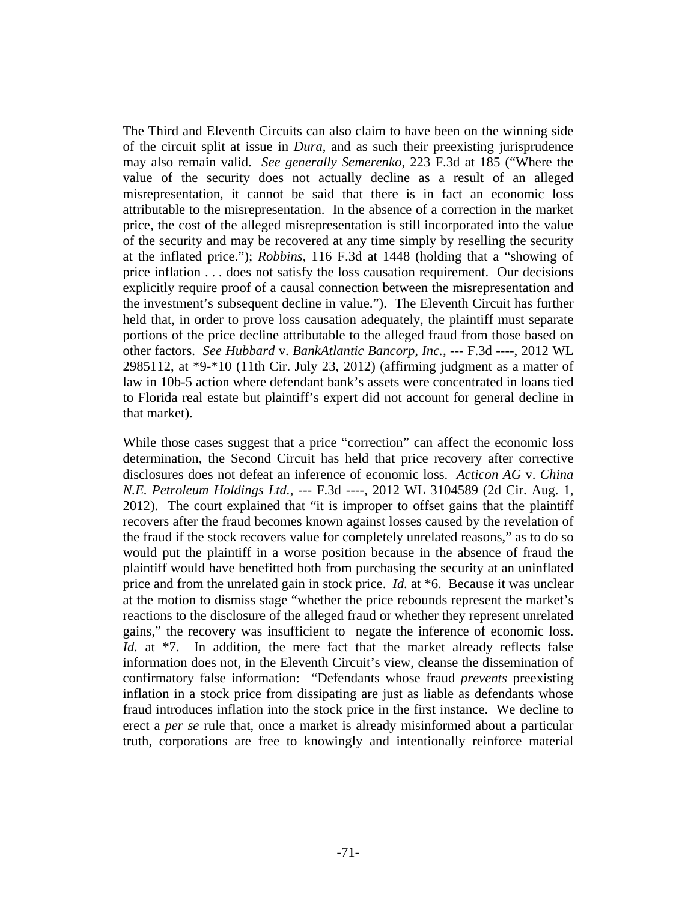The Third and Eleventh Circuits can also claim to have been on the winning side of the circuit split at issue in *Dura*, and as such their preexisting jurisprudence may also remain valid. *See generally Semerenko*, 223 F.3d at 185 ("Where the value of the security does not actually decline as a result of an alleged misrepresentation, it cannot be said that there is in fact an economic loss attributable to the misrepresentation. In the absence of a correction in the market price, the cost of the alleged misrepresentation is still incorporated into the value of the security and may be recovered at any time simply by reselling the security at the inflated price."); *Robbins*, 116 F.3d at 1448 (holding that a "showing of price inflation . . . does not satisfy the loss causation requirement. Our decisions explicitly require proof of a causal connection between the misrepresentation and the investment's subsequent decline in value."). The Eleventh Circuit has further held that, in order to prove loss causation adequately, the plaintiff must separate portions of the price decline attributable to the alleged fraud from those based on other factors. *See Hubbard* v. *BankAtlantic Bancorp, Inc.*, --- F.3d ----, 2012 WL 2985112, at *9-*10 (11th Cir. July 23, 2012) (affirming judgment as a matter of law in 10b-5 action where defendant bank's assets were concentrated in loans tied to Florida real estate but plaintiff's expert did not account for general decline in that market).

While those cases suggest that a price "correction" can affect the economic loss determination, the Second Circuit has held that price recovery after corrective disclosures does not defeat an inference of economic loss. *Acticon AG* v. *China N.E. Petroleum Holdings Ltd.*, --- F.3d ----, 2012 WL 3104589 (2d Cir. Aug. 1, 2012). The court explained that "it is improper to offset gains that the plaintiff recovers after the fraud becomes known against losses caused by the revelation of the fraud if the stock recovers value for completely unrelated reasons," as to do so would put the plaintiff in a worse position because in the absence of fraud the plaintiff would have benefitted both from purchasing the security at an uninflated price and from the unrelated gain in stock price. *Id.* at *6. Because it was unclear at the motion to dismiss stage "whether the price rebounds represent the market's reactions to the disclosure of the alleged fraud or whether they represent unrelated gains," the recovery was insufficient to negate the inference of economic loss. *Id.* at *7. In addition, the mere fact that the market already reflects false information does not, in the Eleventh Circuit's view, cleanse the dissemination of confirmatory false information: "Defendants whose fraud *prevents* preexisting inflation in a stock price from dissipating are just as liable as defendants whose fraud introduces inflation into the stock price in the first instance. We decline to erect a *per se* rule that, once a market is already misinformed about a particular truth, corporations are free to knowingly and intentionally reinforce material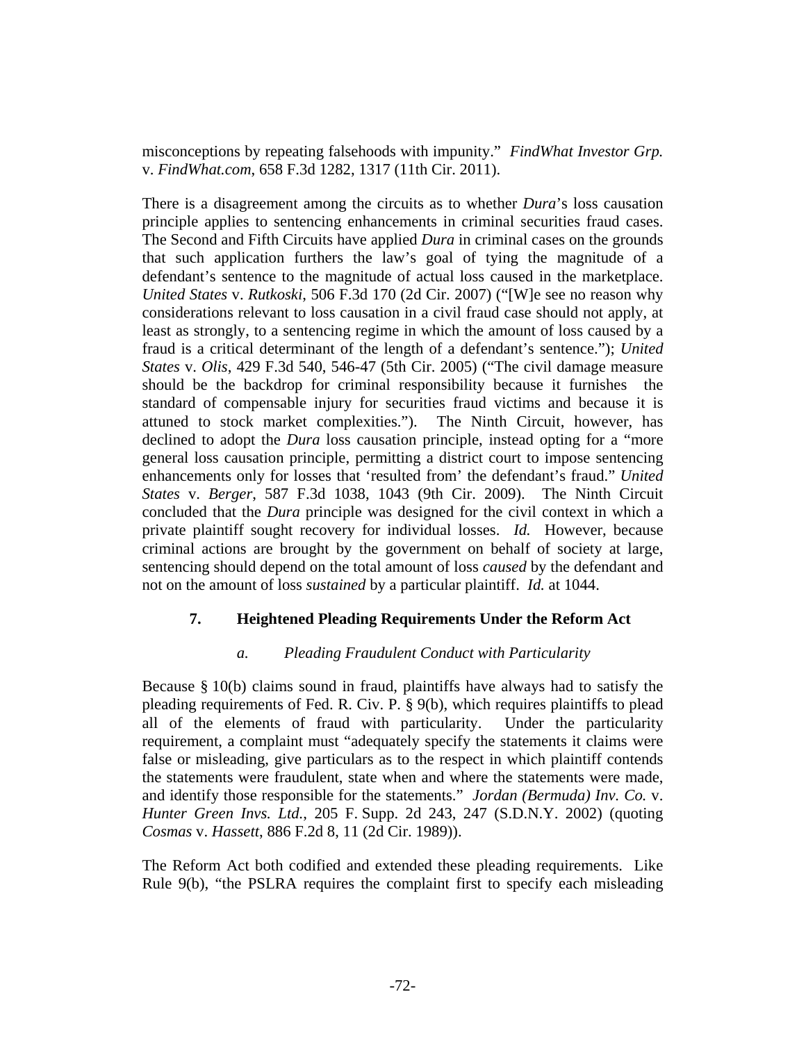misconceptions by repeating falsehoods with impunity." *FindWhat Investor Grp.* v. *FindWhat.com*, 658 F.3d 1282, 1317 (11th Cir. 2011).

There is a disagreement among the circuits as to whether *Dura*'s loss causation principle applies to sentencing enhancements in criminal securities fraud cases. The Second and Fifth Circuits have applied *Dura* in criminal cases on the grounds that such application furthers the law's goal of tying the magnitude of a defendant's sentence to the magnitude of actual loss caused in the marketplace. *United States* v. *Rutkoski*, 506 F.3d 170 (2d Cir. 2007) ("[W]e see no reason why considerations relevant to loss causation in a civil fraud case should not apply, at least as strongly, to a sentencing regime in which the amount of loss caused by a fraud is a critical determinant of the length of a defendant's sentence."); *United States* v. *Olis*, 429 F.3d 540, 546-47 (5th Cir. 2005) ("The civil damage measure should be the backdrop for criminal responsibility because it furnishes the standard of compensable injury for securities fraud victims and because it is attuned to stock market complexities."). The Ninth Circuit, however, has declined to adopt the *Dura* loss causation principle, instead opting for a "more general loss causation principle, permitting a district court to impose sentencing enhancements only for losses that 'resulted from' the defendant's fraud." *United States* v. *Berger*, 587 F.3d 1038, 1043 (9th Cir. 2009). The Ninth Circuit concluded that the *Dura* principle was designed for the civil context in which a private plaintiff sought recovery for individual losses. *Id.* However, because criminal actions are brought by the government on behalf of society at large, sentencing should depend on the total amount of loss *caused* by the defendant and not on the amount of loss *sustained* by a particular plaintiff. *Id.* at 1044.

### 7. Heightened Pleading Requirements Under the Reform Act

#### *a. Pleading Fraudulent Conduct with Particularity*

Because § 10(b) claims sound in fraud, plaintiffs have always had to satisfy the pleading requirements of Fed. R. Civ. P. § 9(b), which requires plaintiffs to plead all of the elements of fraud with particularity. Under the particularity requirement, a complaint must "adequately specify the statements it claims were false or misleading, give particulars as to the respect in which plaintiff contends the statements were fraudulent, state when and where the statements were made, and identify those responsible for the statements." *Jordan (Bermuda) Inv. Co.* v. *Hunter Green Invs. Ltd.*, 205 F. Supp. 2d 243, 247 (S.D.N.Y. 2002) (quoting *Cosmas* v. *Hassett*, 886 F.2d 8, 11 (2d Cir. 1989)).

The Reform Act both codified and extended these pleading requirements. Like Rule 9(b), "the PSLRA requires the complaint first to specify each misleading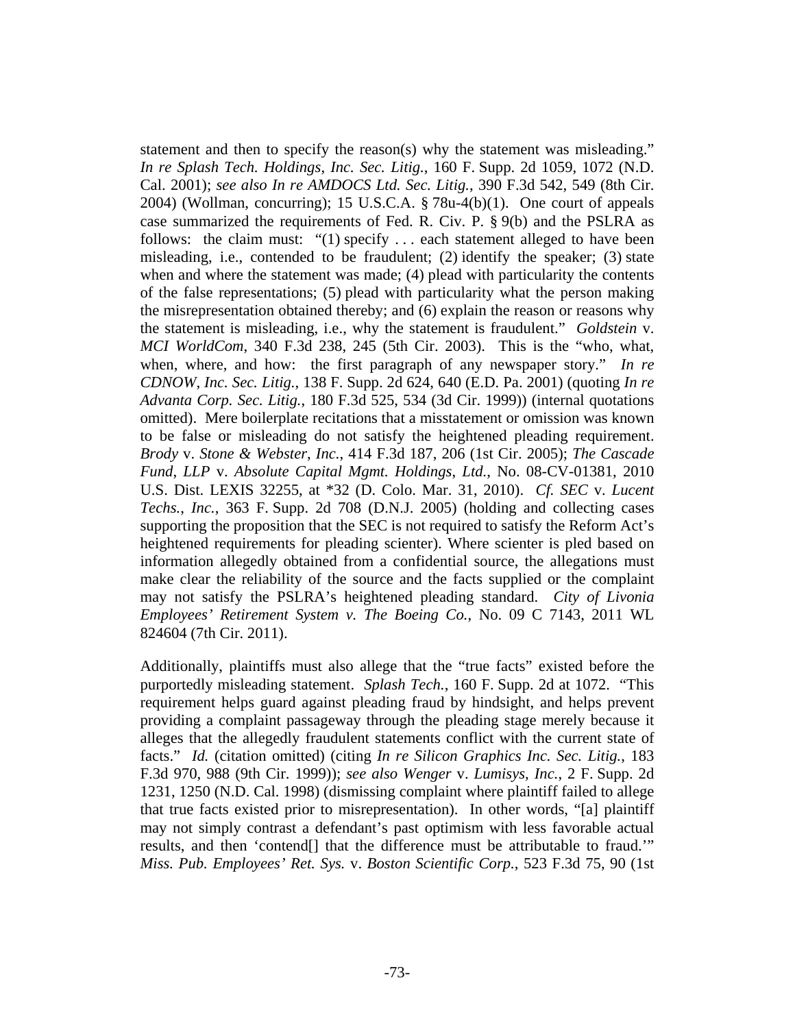statement and then to specify the reason(s) why the statement was misleading." *In re Splash Tech. Holdings, Inc. Sec. Litig.*, 160 F. Supp. 2d 1059, 1072 (N.D. Cal. 2001); *see also In re AMDOCS Ltd. Sec. Litig.*, 390 F.3d 542, 549 (8th Cir. 2004) (Wollman, concurring); 15 U.S.C.A. § 78u-4(b)(1). One court of appeals case summarized the requirements of Fed. R. Civ. P. § 9(b) and the PSLRA as follows: the claim must: "(1) specify . . . each statement alleged to have been misleading, i.e., contended to be fraudulent; (2) identify the speaker; (3) state when and where the statement was made; (4) plead with particularity the contents of the false representations; (5) plead with particularity what the person making the misrepresentation obtained thereby; and (6) explain the reason or reasons why the statement is misleading, i.e., why the statement is fraudulent." *Goldstein* v. *MCI WorldCom*, 340 F.3d 238, 245 (5th Cir. 2003). This is the "who, what, when, where, and how: the first paragraph of any newspaper story." *In re CDNOW, Inc. Sec. Litig.*, 138 F. Supp. 2d 624, 640 (E.D. Pa. 2001) (quoting *In re Advanta Corp. Sec. Litig.*, 180 F.3d 525, 534 (3d Cir. 1999)) (internal quotations omitted). Mere boilerplate recitations that a misstatement or omission was known to be false or misleading do not satisfy the heightened pleading requirement. *Brody* v. *Stone & Webster, Inc.*, 414 F.3d 187, 206 (1st Cir. 2005); *The Cascade Fund, LLP* v. *Absolute Capital Mgmt. Holdings, Ltd.*, No. 08-CV-01381, 2010 U.S. Dist. LEXIS 32255, at *32 (D. Colo. Mar. 31, 2010). *Cf. SEC* v. *Lucent Techs., Inc.*, 363 F. Supp. 2d 708 (D.N.J. 2005) (holding and collecting cases supporting the proposition that the SEC is not required to satisfy the Reform Act's heightened requirements for pleading scienter). Where scienter is pled based on information allegedly obtained from a confidential source, the allegations must make clear the reliability of the source and the facts supplied or the complaint may not satisfy the PSLRA's heightened pleading standard. *City of Livonia Employees' Retirement System v. The Boeing Co.*, No. 09 C 7143, 2011 WL 824604 (7th Cir. 2011).

Additionally, plaintiffs must also allege that the "true facts" existed before the purportedly misleading statement. *Splash Tech.*, 160 F. Supp. 2d at 1072. "This requirement helps guard against pleading fraud by hindsight, and helps prevent providing a complaint passageway through the pleading stage merely because it alleges that the allegedly fraudulent statements conflict with the current state of facts." *Id.* (citation omitted) (citing *In re Silicon Graphics Inc. Sec. Litig.*, 183 F.3d 970, 988 (9th Cir. 1999)); *see also Wenger* v. *Lumisys, Inc.*, 2 F. Supp. 2d 1231, 1250 (N.D. Cal. 1998) (dismissing complaint where plaintiff failed to allege that true facts existed prior to misrepresentation). In other words, "[a] plaintiff may not simply contrast a defendant's past optimism with less favorable actual results, and then 'contend[] that the difference must be attributable to fraud.'" *Miss. Pub. Employees' Ret. Sys.* v. *Boston Scientific Corp.*, 523 F.3d 75, 90 (1st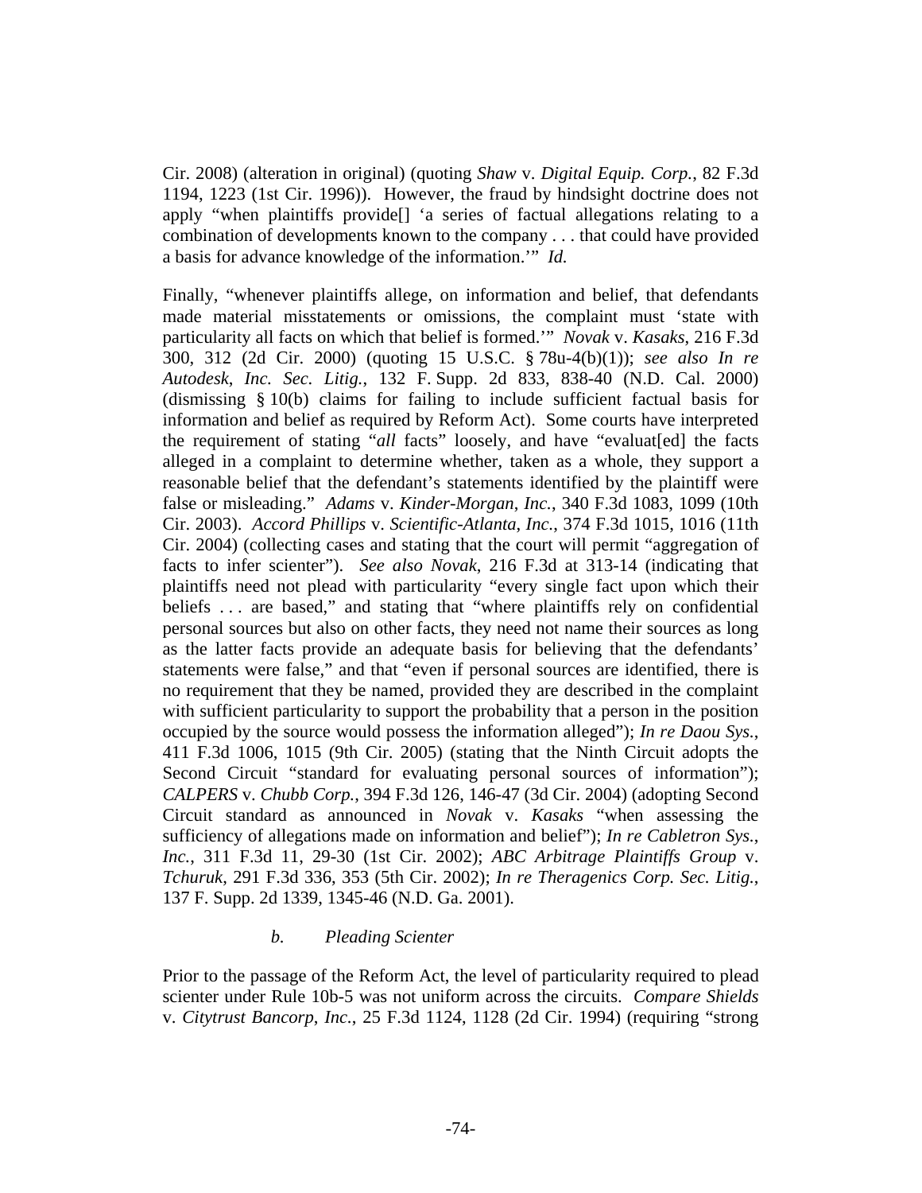Cir. 2008) (alteration in original) (quoting *Shaw* v. *Digital Equip. Corp.*, 82 F.3d 1194, 1223 (1st Cir. 1996)). However, the fraud by hindsight doctrine does not apply "when plaintiffs provide[] 'a series of factual allegations relating to a combination of developments known to the company . . . that could have provided a basis for advance knowledge of the information.'" *Id.*

Finally, "whenever plaintiffs allege, on information and belief, that defendants made material misstatements or omissions, the complaint must 'state with particularity all facts on which that belief is formed.'" *Novak* v. *Kasaks*, 216 F.3d 300, 312 (2d Cir. 2000) (quoting 15 U.S.C. § 78u-4(b)(1)); *see also In re Autodesk, Inc. Sec. Litig.*, 132 F. Supp. 2d 833, 838-40 (N.D. Cal. 2000) (dismissing § 10(b) claims for failing to include sufficient factual basis for information and belief as required by Reform Act). Some courts have interpreted the requirement of stating "*all* facts" loosely, and have "evaluat[ed] the facts alleged in a complaint to determine whether, taken as a whole, they support a reasonable belief that the defendant's statements identified by the plaintiff were false or misleading." *Adams* v. *Kinder-Morgan, Inc.*, 340 F.3d 1083, 1099 (10th Cir. 2003). *Accord Phillips* v. *Scientific-Atlanta, Inc.*, 374 F.3d 1015, 1016 (11th Cir. 2004) (collecting cases and stating that the court will permit "aggregation of facts to infer scienter"). *See also Novak*, 216 F.3d at 313-14 (indicating that plaintiffs need not plead with particularity "every single fact upon which their beliefs . . . are based," and stating that "where plaintiffs rely on confidential personal sources but also on other facts, they need not name their sources as long as the latter facts provide an adequate basis for believing that the defendants' statements were false," and that "even if personal sources are identified, there is no requirement that they be named, provided they are described in the complaint with sufficient particularity to support the probability that a person in the position occupied by the source would possess the information alleged"); *In re Daou Sys.*, 411 F.3d 1006, 1015 (9th Cir. 2005) (stating that the Ninth Circuit adopts the Second Circuit "standard for evaluating personal sources of information"); *CALPERS* v. *Chubb Corp.*, 394 F.3d 126, 146-47 (3d Cir. 2004) (adopting Second Circuit standard as announced in *Novak* v. *Kasaks* "when assessing the sufficiency of allegations made on information and belief"); *In re Cabletron Sys., Inc.*, 311 F.3d 11, 29-30 (1st Cir. 2002); *ABC Arbitrage Plaintiffs Group* v. *Tchuruk*, 291 F.3d 336, 353 (5th Cir. 2002); *In re Theragenics Corp. Sec. Litig.*, 137 F. Supp. 2d 1339, 1345-46 (N.D. Ga. 2001).

#### *b. Pleading Scienter*

Prior to the passage of the Reform Act, the level of particularity required to plead scienter under Rule 10b-5 was not uniform across the circuits. *Compare Shields* v. *Citytrust Bancorp, Inc.*, 25 F.3d 1124, 1128 (2d Cir. 1994) (requiring "strong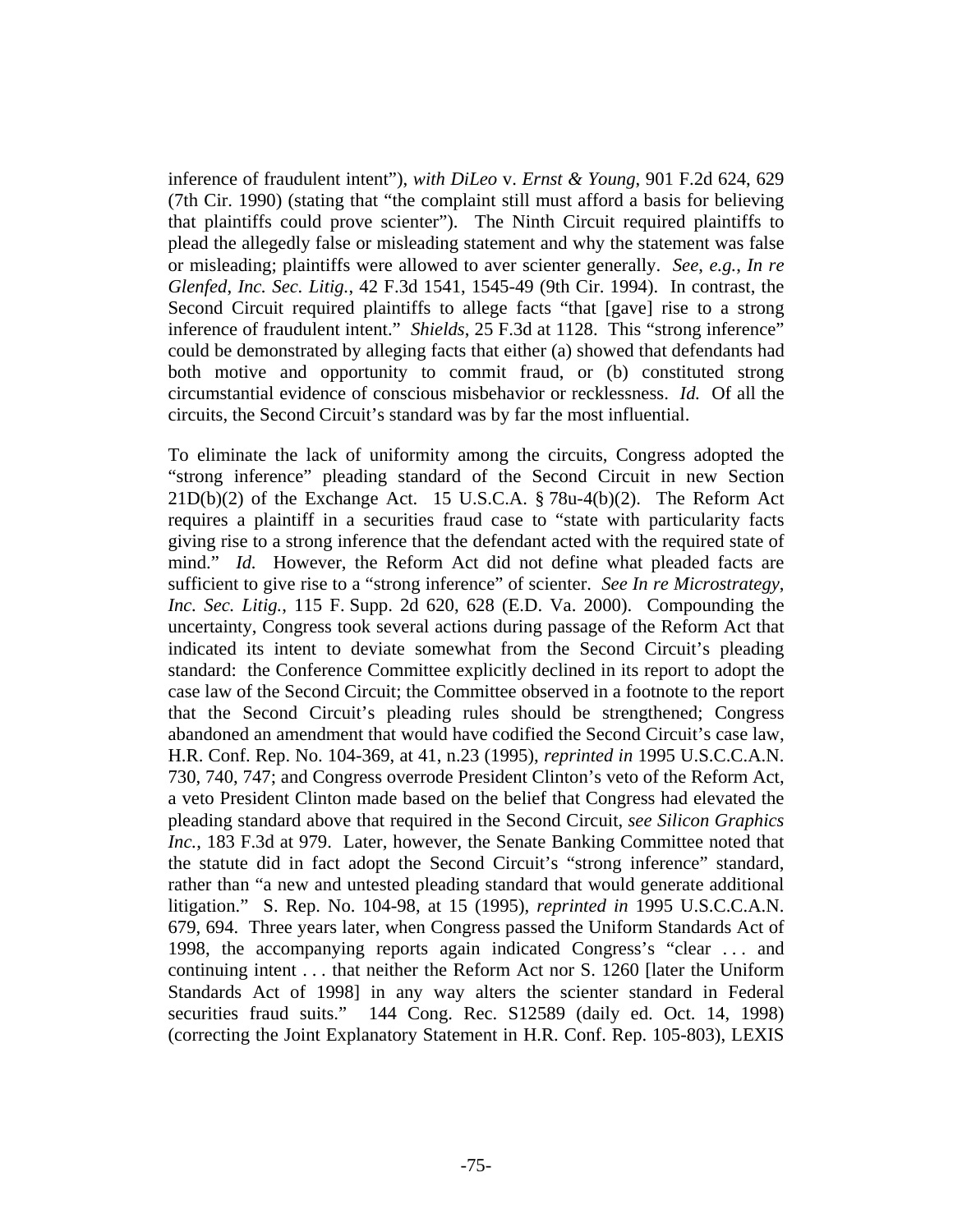inference of fraudulent intent"), *with DiLeo* v. *Ernst & Young*, 901 F.2d 624, 629 (7th Cir. 1990) (stating that "the complaint still must afford a basis for believing that plaintiffs could prove scienter"). The Ninth Circuit required plaintiffs to plead the allegedly false or misleading statement and why the statement was false or misleading; plaintiffs were allowed to aver scienter generally. *See, e.g.*, *In re Glenfed, Inc. Sec. Litig.*, 42 F.3d 1541, 1545-49 (9th Cir. 1994). In contrast, the Second Circuit required plaintiffs to allege facts "that [gave] rise to a strong inference of fraudulent intent." *Shields*, 25 F.3d at 1128. This "strong inference" could be demonstrated by alleging facts that either (a) showed that defendants had both motive and opportunity to commit fraud, or (b) constituted strong circumstantial evidence of conscious misbehavior or recklessness. *Id.* Of all the circuits, the Second Circuit's standard was by far the most influential.

To eliminate the lack of uniformity among the circuits, Congress adopted the "strong inference" pleading standard of the Second Circuit in new Section 21D(b)(2) of the Exchange Act. 15 U.S.C.A. § 78u-4(b)(2). The Reform Act requires a plaintiff in a securities fraud case to "state with particularity facts giving rise to a strong inference that the defendant acted with the required state of mind." *Id.* However, the Reform Act did not define what pleaded facts are sufficient to give rise to a "strong inference" of scienter. *See In re Microstrategy, Inc. Sec. Litig.*, 115 F. Supp. 2d 620, 628 (E.D. Va. 2000). Compounding the uncertainty, Congress took several actions during passage of the Reform Act that indicated its intent to deviate somewhat from the Second Circuit's pleading standard: the Conference Committee explicitly declined in its report to adopt the case law of the Second Circuit; the Committee observed in a footnote to the report that the Second Circuit's pleading rules should be strengthened; Congress abandoned an amendment that would have codified the Second Circuit's case law, H.R. Conf. Rep. No. 104-369, at 41, n.23 (1995), *reprinted in* 1995 U.S.C.C.A.N. 730, 740, 747; and Congress overrode President Clinton's veto of the Reform Act, a veto President Clinton made based on the belief that Congress had elevated the pleading standard above that required in the Second Circuit, *see Silicon Graphics Inc.*, 183 F.3d at 979. Later, however, the Senate Banking Committee noted that the statute did in fact adopt the Second Circuit's "strong inference" standard, rather than "a new and untested pleading standard that would generate additional litigation." S. Rep. No. 104-98, at 15 (1995), *reprinted in* 1995 U.S.C.C.A.N. 679, 694. Three years later, when Congress passed the Uniform Standards Act of 1998, the accompanying reports again indicated Congress's "clear . . . and continuing intent . . . that neither the Reform Act nor S. 1260 [later the Uniform Standards Act of 1998] in any way alters the scienter standard in Federal securities fraud suits." 144 Cong. Rec. S12589 (daily ed. Oct. 14, 1998) (correcting the Joint Explanatory Statement in H.R. Conf. Rep. 105-803), LEXIS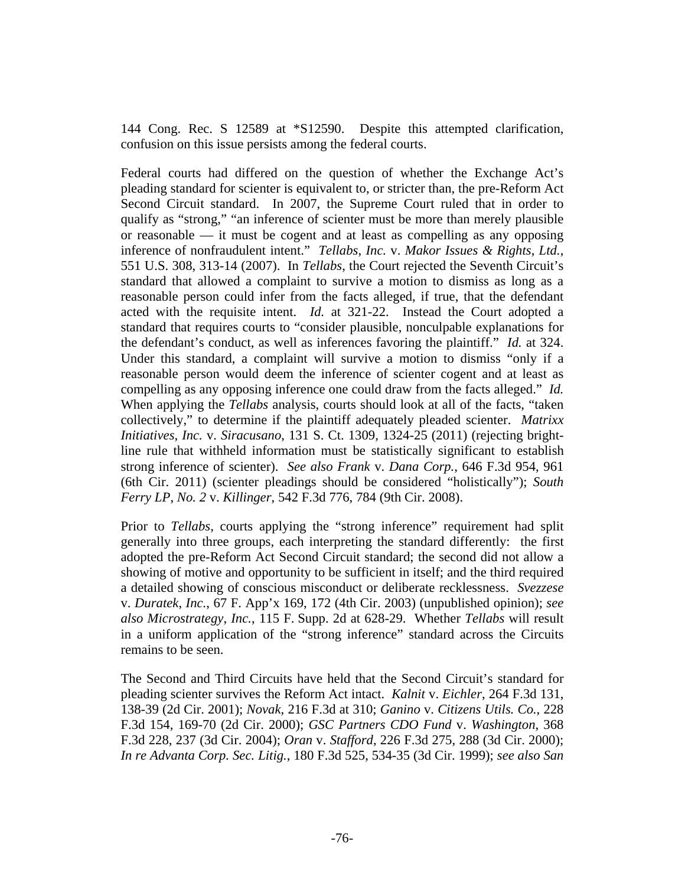144 Cong. Rec. S 12589 at *S12590. Despite this attempted clarification, confusion on this issue persists among the federal courts.

Federal courts had differed on the question of whether the Exchange Act's pleading standard for scienter is equivalent to, or stricter than, the pre-Reform Act Second Circuit standard. In 2007, the Supreme Court ruled that in order to qualify as "strong," "an inference of scienter must be more than merely plausible or reasonable — it must be cogent and at least as compelling as any opposing inference of nonfraudulent intent." *Tellabs*, *Inc.* v. *Makor Issues & Rights*, *Ltd.*, 551 U.S. 308, 313-14 (2007). In *Tellabs*, the Court rejected the Seventh Circuit's standard that allowed a complaint to survive a motion to dismiss as long as a reasonable person could infer from the facts alleged, if true, that the defendant acted with the requisite intent. *Id.* at 321-22. Instead the Court adopted a standard that requires courts to "consider plausible, nonculpable explanations for the defendant's conduct, as well as inferences favoring the plaintiff." *Id.* at 324. Under this standard, a complaint will survive a motion to dismiss "only if a reasonable person would deem the inference of scienter cogent and at least as compelling as any opposing inference one could draw from the facts alleged." *Id.* When applying the *Tellabs* analysis, courts should look at all of the facts, "taken collectively," to determine if the plaintiff adequately pleaded scienter. *Matrixx Initiatives*, *Inc.* v. *Siracusano*, 131 S. Ct. 1309, 1324-25 (2011) (rejecting bright-line rule that withheld information must be statistically significant to establish strong inference of scienter). *See also Frank* v. *Dana Corp.*, 646 F.3d 954, 961 (6th Cir. 2011) (scienter pleadings should be considered "holistically"); *South Ferry LP*, *No. 2* v. *Killinger*, 542 F.3d 776, 784 (9th Cir. 2008).

Prior to *Tellabs*, courts applying the "strong inference" requirement had split generally into three groups, each interpreting the standard differently: the first adopted the pre-Reform Act Second Circuit standard; the second did not allow a showing of motive and opportunity to be sufficient in itself; and the third required a detailed showing of conscious misconduct or deliberate recklessness. *Svezzese* v. *Duratek*, *Inc.*, 67 F. App'x 169, 172 (4th Cir. 2003) (unpublished opinion); *see also Microstrategy*, *Inc.*, 115 F. Supp. 2d at 628-29. Whether *Tellabs* will result in a uniform application of the "strong inference" standard across the Circuits remains to be seen.

The Second and Third Circuits have held that the Second Circuit's standard for pleading scienter survives the Reform Act intact. *Kalnit* v. *Eichler*, 264 F.3d 131, 138-39 (2d Cir. 2001); *Novak*, 216 F.3d at 310; *Ganino* v. *Citizens Utils. Co.*, 228 F.3d 154, 169-70 (2d Cir. 2000); *GSC Partners CDO Fund* v. *Washington*, 368 F.3d 228, 237 (3d Cir. 2004); *Oran* v. *Stafford*, 226 F.3d 275, 288 (3d Cir. 2000); *In re Advanta Corp. Sec. Litig.*, 180 F.3d 525, 534-35 (3d Cir. 1999); *see also San*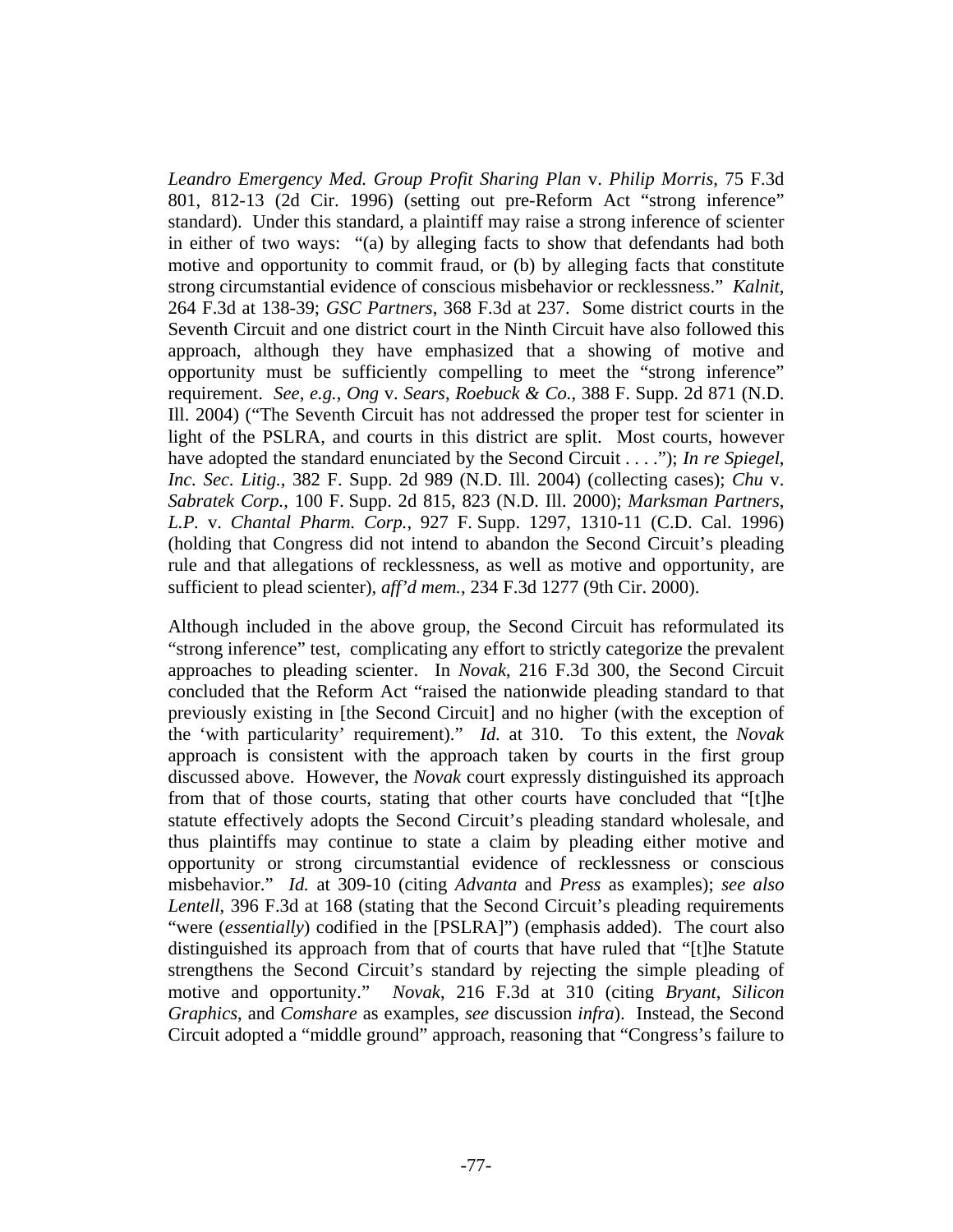*Leandro Emergency Med. Group Profit Sharing Plan* v. *Philip Morris*, 75 F.3d 801, 812-13 (2d Cir. 1996) (setting out pre-Reform Act "strong inference" standard). Under this standard, a plaintiff may raise a strong inference of scienter in either of two ways: "(a) by alleging facts to show that defendants had both motive and opportunity to commit fraud, or (b) by alleging facts that constitute strong circumstantial evidence of conscious misbehavior or recklessness." *Kalnit*, 264 F.3d at 138-39; *GSC Partners*, 368 F.3d at 237. Some district courts in the Seventh Circuit and one district court in the Ninth Circuit have also followed this approach, although they have emphasized that a showing of motive and opportunity must be sufficiently compelling to meet the "strong inference" requirement. *See*, *e.g.*, *Ong* v. *Sears*, *Roebuck & Co.*, 388 F. Supp. 2d 871 (N.D. Ill. 2004) ("The Seventh Circuit has not addressed the proper test for scienter in light of the PSLRA, and courts in this district are split. Most courts, however have adopted the standard enunciated by the Second Circuit . . . ."); *In re Spiegel, Inc. Sec. Litig.*, 382 F. Supp. 2d 989 (N.D. Ill. 2004) (collecting cases); *Chu* v. *Sabratek Corp.*, 100 F. Supp. 2d 815, 823 (N.D. Ill. 2000); *Marksman Partners, L.P.* v. *Chantal Pharm. Corp.*, 927 F. Supp. 1297, 1310-11 (C.D. Cal. 1996) (holding that Congress did not intend to abandon the Second Circuit's pleading rule and that allegations of recklessness, as well as motive and opportunity, are sufficient to plead scienter), *aff'd mem.*, 234 F.3d 1277 (9th Cir. 2000).

Although included in the above group, the Second Circuit has reformulated its "strong inference" test, complicating any effort to strictly categorize the prevalent approaches to pleading scienter. In *Novak*, 216 F.3d 300, the Second Circuit concluded that the Reform Act "raised the nationwide pleading standard to that previously existing in [the Second Circuit] and no higher (with the exception of the 'with particularity' requirement)." *Id.* at 310. To this extent, the *Novak* approach is consistent with the approach taken by courts in the first group discussed above. However, the *Novak* court expressly distinguished its approach from that of those courts, stating that other courts have concluded that "[t]he statute effectively adopts the Second Circuit's pleading standard wholesale, and thus plaintiffs may continue to state a claim by pleading either motive and opportunity or strong circumstantial evidence of recklessness or conscious misbehavior." *Id.* at 309-10 (citing *Advanta* and *Press* as examples); *see also Lentell*, 396 F.3d at 168 (stating that the Second Circuit's pleading requirements "were (*essentially*) codified in the [PSLRA]") (emphasis added). The court also distinguished its approach from that of courts that have ruled that "[t]he Statute strengthens the Second Circuit's standard by rejecting the simple pleading of motive and opportunity." *Novak*, 216 F.3d at 310 (citing *Bryant*, *Silicon Graphics*, and *Comshare* as examples, *see* discussion *infra*). Instead, the Second Circuit adopted a "middle ground" approach, reasoning that "Congress's failure to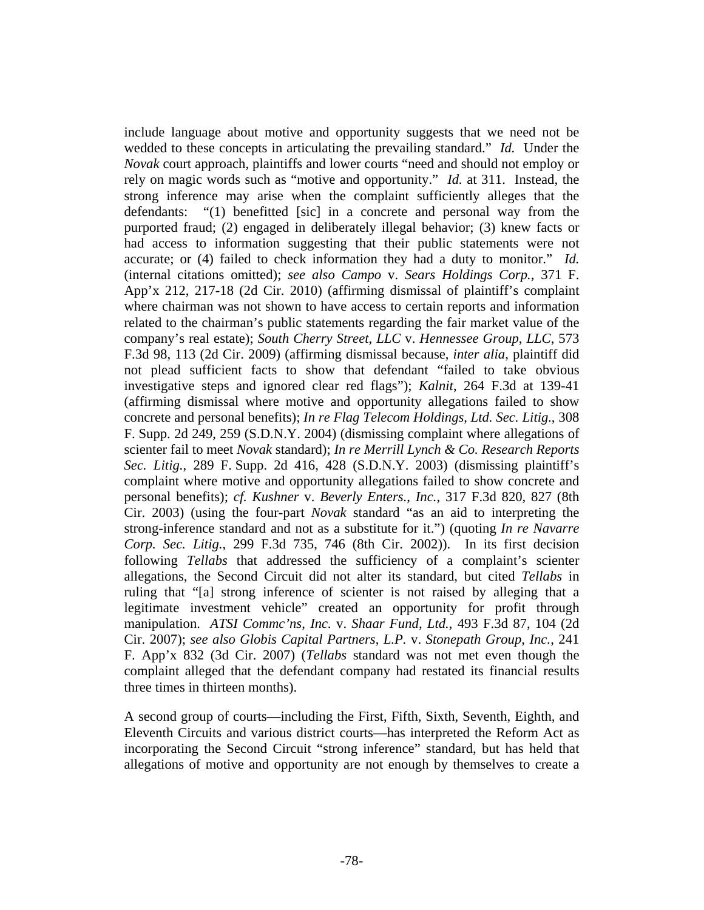include language about motive and opportunity suggests that we need not be wedded to these concepts in articulating the prevailing standard." *Id.* Under the *Novak* court approach, plaintiffs and lower courts "need and should not employ or rely on magic words such as "motive and opportunity." *Id.* at 311. Instead, the strong inference may arise when the complaint sufficiently alleges that the defendants: "(1) benefitted [sic] in a concrete and personal way from the purported fraud; (2) engaged in deliberately illegal behavior; (3) knew facts or had access to information suggesting that their public statements were not accurate; or (4) failed to check information they had a duty to monitor." *Id.* (internal citations omitted); *see also Campo* v. *Sears Holdings Corp.*, 371 F. App'x 212, 217-18 (2d Cir. 2010) (affirming dismissal of plaintiff's complaint where chairman was not shown to have access to certain reports and information related to the chairman's public statements regarding the fair market value of the company's real estate); *South Cherry Street, LLC* v. *Hennessee Group, LLC*, 573 F.3d 98, 113 (2d Cir. 2009) (affirming dismissal because, *inter alia*, plaintiff did not plead sufficient facts to show that defendant "failed to take obvious investigative steps and ignored clear red flags"); *Kalnit*, 264 F.3d at 139-41 (affirming dismissal where motive and opportunity allegations failed to show concrete and personal benefits); *In re Flag Telecom Holdings, Ltd. Sec. Litig.*, 308 F. Supp. 2d 249, 259 (S.D.N.Y. 2004) (dismissing complaint where allegations of scienter fail to meet *Novak* standard); *In re Merrill Lynch & Co. Research Reports Sec. Litig.*, 289 F. Supp. 2d 416, 428 (S.D.N.Y. 2003) (dismissing plaintiff's complaint where motive and opportunity allegations failed to show concrete and personal benefits); *cf. Kushner* v. *Beverly Enters., Inc.*, 317 F.3d 820, 827 (8th Cir. 2003) (using the four-part *Novak* standard "as an aid to interpreting the strong-inference standard and not as a substitute for it.") (quoting *In re Navarre Corp. Sec. Litig.*, 299 F.3d 735, 746 (8th Cir. 2002)). In its first decision following *Tellabs* that addressed the sufficiency of a complaint's scienter allegations, the Second Circuit did not alter its standard, but cited *Tellabs* in ruling that "[a] strong inference of scienter is not raised by alleging that a legitimate investment vehicle" created an opportunity for profit through manipulation. *ATSI Commc'ns, Inc.* v. *Shaar Fund, Ltd.*, 493 F.3d 87, 104 (2d Cir. 2007); *see also Globis Capital Partners, L.P.* v. *Stonepath Group, Inc.*, 241 F. App'x 832 (3d Cir. 2007) (*Tellabs* standard was not met even though the complaint alleged that the defendant company had restated its financial results three times in thirteen months).

A second group of courts—including the First, Fifth, Sixth, Seventh, Eighth, and Eleventh Circuits and various district courts—has interpreted the Reform Act as incorporating the Second Circuit "strong inference" standard, but has held that allegations of motive and opportunity are not enough by themselves to create a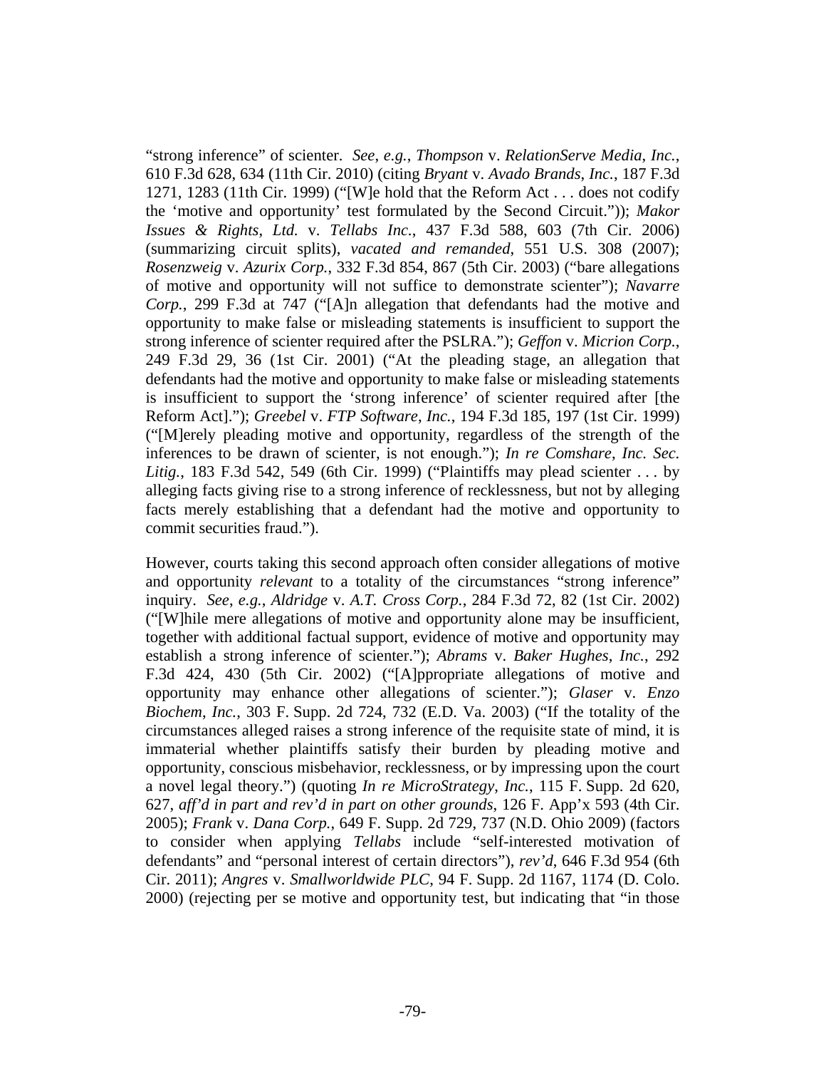"strong inference" of scienter. *See*, *e.g.*, *Thompson* v. *RelationServe Media*, *Inc.*, 610 F.3d 628, 634 (11th Cir. 2010) (citing *Bryant* v. *Avado Brands*, *Inc.*, 187 F.3d 1271, 1283 (11th Cir. 1999) ("[W]e hold that the Reform Act . . . does not codify the 'motive and opportunity' test formulated by the Second Circuit.")); *Makor Issues & Rights*, *Ltd.* v. *Tellabs Inc.*, 437 F.3d 588, 603 (7th Cir. 2006) (summarizing circuit splits), *vacated and remanded*, 551 U.S. 308 (2007); *Rosenzweig* v. *Azurix Corp.*, 332 F.3d 854, 867 (5th Cir. 2003) ("bare allegations of motive and opportunity will not suffice to demonstrate scienter"); *Navarre Corp.*, 299 F.3d at 747 ("[A]n allegation that defendants had the motive and opportunity to make false or misleading statements is insufficient to support the strong inference of scienter required after the PSLRA."); *Geffon* v. *Micrion Corp.*, 249 F.3d 29, 36 (1st Cir. 2001) ("At the pleading stage, an allegation that defendants had the motive and opportunity to make false or misleading statements is insufficient to support the 'strong inference' of scienter required after [the Reform Act]."); *Greebel* v. *FTP Software*, *Inc.*, 194 F.3d 185, 197 (1st Cir. 1999) ("[M]erely pleading motive and opportunity, regardless of the strength of the inferences to be drawn of scienter, is not enough."); *In re Comshare*, *Inc. Sec. Litig.*, 183 F.3d 542, 549 (6th Cir. 1999) ("Plaintiffs may plead scienter . . . by alleging facts giving rise to a strong inference of recklessness, but not by alleging facts merely establishing that a defendant had the motive and opportunity to commit securities fraud.").

However, courts taking this second approach often consider allegations of motive and opportunity *relevant* to a totality of the circumstances "strong inference" inquiry. *See*, *e.g.*, *Aldridge* v. *A.T. Cross Corp.*, 284 F.3d 72, 82 (1st Cir. 2002) ("[W]hile mere allegations of motive and opportunity alone may be insufficient, together with additional factual support, evidence of motive and opportunity may establish a strong inference of scienter."); *Abrams* v. *Baker Hughes*, *Inc.*, 292 F.3d 424, 430 (5th Cir. 2002) ("[A]ppropriate allegations of motive and opportunity may enhance other allegations of scienter."); *Glaser* v. *Enzo Biochem*, *Inc.*, 303 F. Supp. 2d 724, 732 (E.D. Va. 2003) ("If the totality of the circumstances alleged raises a strong inference of the requisite state of mind, it is immaterial whether plaintiffs satisfy their burden by pleading motive and opportunity, conscious misbehavior, recklessness, or by impressing upon the court a novel legal theory.") (quoting *In re MicroStrategy*, *Inc.*, 115 F. Supp. 2d 620, 627, *aff'd in part and rev'd in part on other grounds*, 126 F. App'x 593 (4th Cir. 2005); *Frank* v. *Dana Corp.*, 649 F. Supp. 2d 729, 737 (N.D. Ohio 2009) (factors to consider when applying *Tellabs* include "self-interested motivation of defendants" and "personal interest of certain directors"), *rev'd*, 646 F.3d 954 (6th Cir. 2011); *Angres* v. *Smallworldwide PLC*, 94 F. Supp. 2d 1167, 1174 (D. Colo. 2000) (rejecting per se motive and opportunity test, but indicating that "in those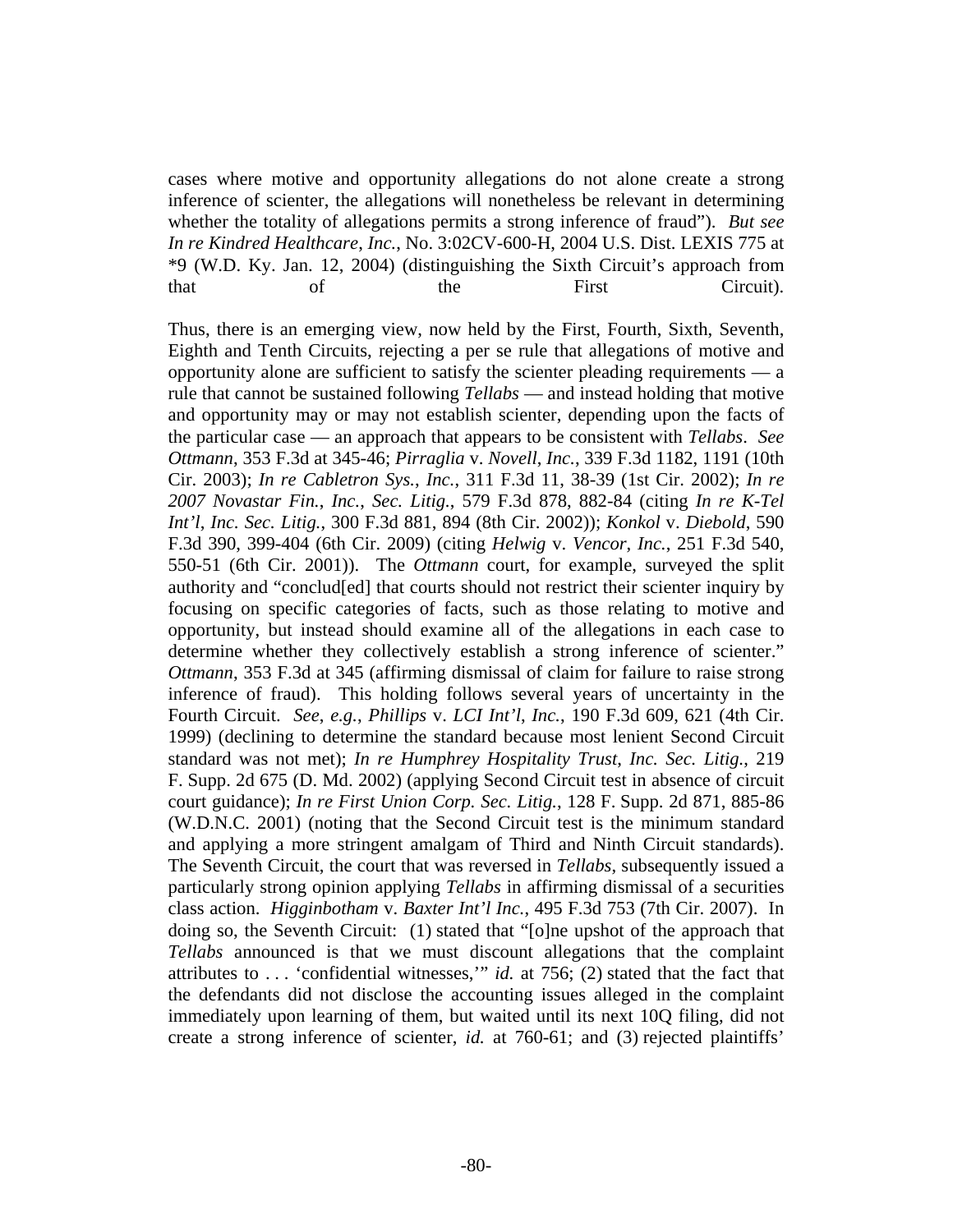cases where motive and opportunity allegations do not alone create a strong inference of scienter, the allegations will nonetheless be relevant in determining whether the totality of allegations permits a strong inference of fraud"). *But see In re Kindred Healthcare, Inc.*, No. 3:02CV-600-H, 2004 U.S. Dist. LEXIS 775 at *9 (W.D. Ky. Jan. 12, 2004) (distinguishing the Sixth Circuit's approach from that of the First Circuit).

Thus, there is an emerging view, now held by the First, Fourth, Sixth, Seventh, Eighth and Tenth Circuits, rejecting a per se rule that allegations of motive and opportunity alone are sufficient to satisfy the scienter pleading requirements — a rule that cannot be sustained following *Tellabs* — and instead holding that motive and opportunity may or may not establish scienter, depending upon the facts of the particular case — an approach that appears to be consistent with *Tellabs*. *See Ottmann*, 353 F.3d at 345-46; *Pirraglia* v. *Novell, Inc.*, 339 F.3d 1182, 1191 (10th Cir. 2003); *In re Cabletron Sys., Inc.*, 311 F.3d 11, 38-39 (1st Cir. 2002); *In re 2007 Novastar Fin., Inc., Sec. Litig.*, 579 F.3d 878, 882-84 (citing *In re K-Tel Int'l, Inc. Sec. Litig.*, 300 F.3d 881, 894 (8th Cir. 2002)); *Konkol* v. *Diebold*, 590 F.3d 390, 399-404 (6th Cir. 2009) (citing *Helwig* v. *Vencor, Inc.*, 251 F.3d 540, 550-51 (6th Cir. 2001)). The *Ottmann* court, for example, surveyed the split authority and "conclud[ed] that courts should not restrict their scienter inquiry by focusing on specific categories of facts, such as those relating to motive and opportunity, but instead should examine all of the allegations in each case to determine whether they collectively establish a strong inference of scienter." *Ottmann*, 353 F.3d at 345 (affirming dismissal of claim for failure to raise strong inference of fraud). This holding follows several years of uncertainty in the Fourth Circuit. *See, e.g.*, *Phillips* v. *LCI Int'l, Inc.*, 190 F.3d 609, 621 (4th Cir. 1999) (declining to determine the standard because most lenient Second Circuit standard was not met); *In re Humphrey Hospitality Trust, Inc. Sec. Litig.*, 219 F. Supp. 2d 675 (D. Md. 2002) (applying Second Circuit test in absence of circuit court guidance); *In re First Union Corp. Sec. Litig.*, 128 F. Supp. 2d 871, 885-86 (W.D.N.C. 2001) (noting that the Second Circuit test is the minimum standard and applying a more stringent amalgam of Third and Ninth Circuit standards). The Seventh Circuit, the court that was reversed in *Tellabs*, subsequently issued a particularly strong opinion applying *Tellabs* in affirming dismissal of a securities class action. *Higginbotham* v. *Baxter Int'l Inc.*, 495 F.3d 753 (7th Cir. 2007). In doing so, the Seventh Circuit: (1) stated that "[o]ne upshot of the approach that *Tellabs* announced is that we must discount allegations that the complaint attributes to . . . 'confidential witnesses,'" *id.* at 756; (2) stated that the fact that the defendants did not disclose the accounting issues alleged in the complaint immediately upon learning of them, but waited until its next 10Q filing, did not create a strong inference of scienter, *id.* at 760-61; and (3) rejected plaintiffs'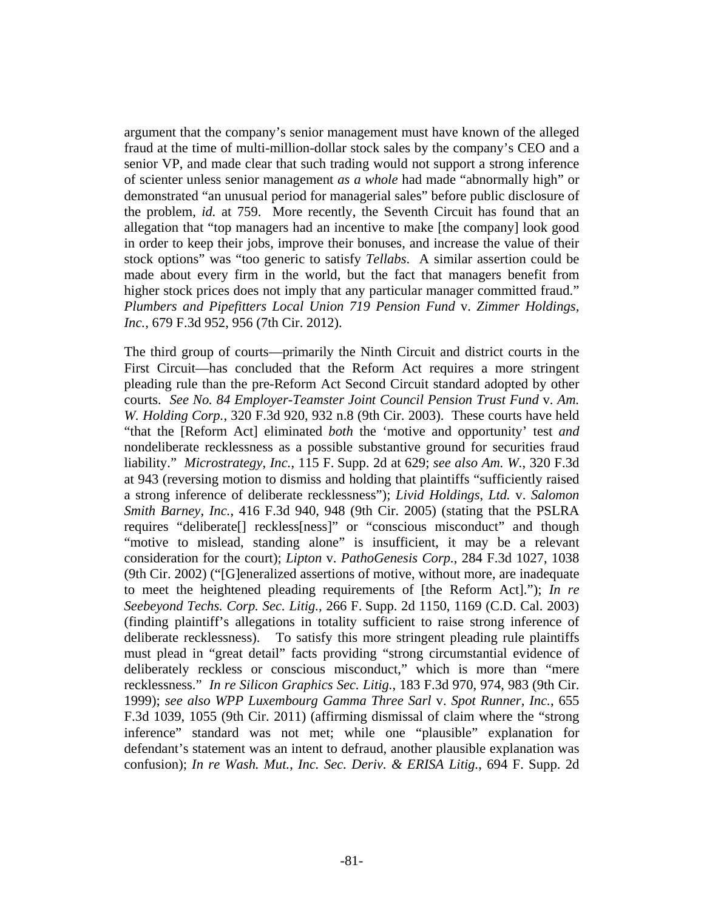argument that the company's senior management must have known of the alleged fraud at the time of multi-million-dollar stock sales by the company's CEO and a senior VP, and made clear that such trading would not support a strong inference of scienter unless senior management *as a whole* had made "abnormally high" or demonstrated "an unusual period for managerial sales" before public disclosure of the problem, *id.* at 759. More recently, the Seventh Circuit has found that an allegation that "top managers had an incentive to make [the company] look good in order to keep their jobs, improve their bonuses, and increase the value of their stock options" was "too generic to satisfy *Tellabs*. A similar assertion could be made about every firm in the world, but the fact that managers benefit from higher stock prices does not imply that any particular manager committed fraud." *Plumbers and Pipefitters Local Union 719 Pension Fund* v. *Zimmer Holdings, Inc.*, 679 F.3d 952, 956 (7th Cir. 2012).

The third group of courts—primarily the Ninth Circuit and district courts in the First Circuit—has concluded that the Reform Act requires a more stringent pleading rule than the pre-Reform Act Second Circuit standard adopted by other courts. *See No. 84 Employer-Teamster Joint Council Pension Trust Fund* v. *Am. W. Holding Corp.*, 320 F.3d 920, 932 n.8 (9th Cir. 2003). These courts have held "that the [Reform Act] eliminated *both* the 'motive and opportunity' test *and* nondeliberate recklessness as a possible substantive ground for securities fraud liability." *Microstrategy, Inc.*, 115 F. Supp. 2d at 629; *see also Am. W.*, 320 F.3d at 943 (reversing motion to dismiss and holding that plaintiffs "sufficiently raised a strong inference of deliberate recklessness"); *Livid Holdings, Ltd.* v. *Salomon Smith Barney, Inc.*, 416 F.3d 940, 948 (9th Cir. 2005) (stating that the PSLRA requires "deliberate[] reckless[ness]" or "conscious misconduct" and though "motive to mislead, standing alone" is insufficient, it may be a relevant consideration for the court); *Lipton* v. *PathoGenesis Corp.*, 284 F.3d 1027, 1038 (9th Cir. 2002) ("[G]eneralized assertions of motive, without more, are inadequate to meet the heightened pleading requirements of [the Reform Act]."); *In re Seebeyond Techs. Corp. Sec. Litig.*, 266 F. Supp. 2d 1150, 1169 (C.D. Cal. 2003) (finding plaintiff's allegations in totality sufficient to raise strong inference of deliberate recklessness). To satisfy this more stringent pleading rule plaintiffs must plead in "great detail" facts providing "strong circumstantial evidence of deliberately reckless or conscious misconduct," which is more than "mere recklessness." *In re Silicon Graphics Sec. Litig.*, 183 F.3d 970, 974, 983 (9th Cir. 1999); *see also WPP Luxembourg Gamma Three Sarl* v. *Spot Runner, Inc.*, 655 F.3d 1039, 1055 (9th Cir. 2011) (affirming dismissal of claim where the "strong inference" standard was not met; while one "plausible" explanation for defendant's statement was an intent to defraud, another plausible explanation was confusion); *In re Wash. Mut., Inc. Sec. Deriv. & ERISA Litig.*, 694 F. Supp. 2d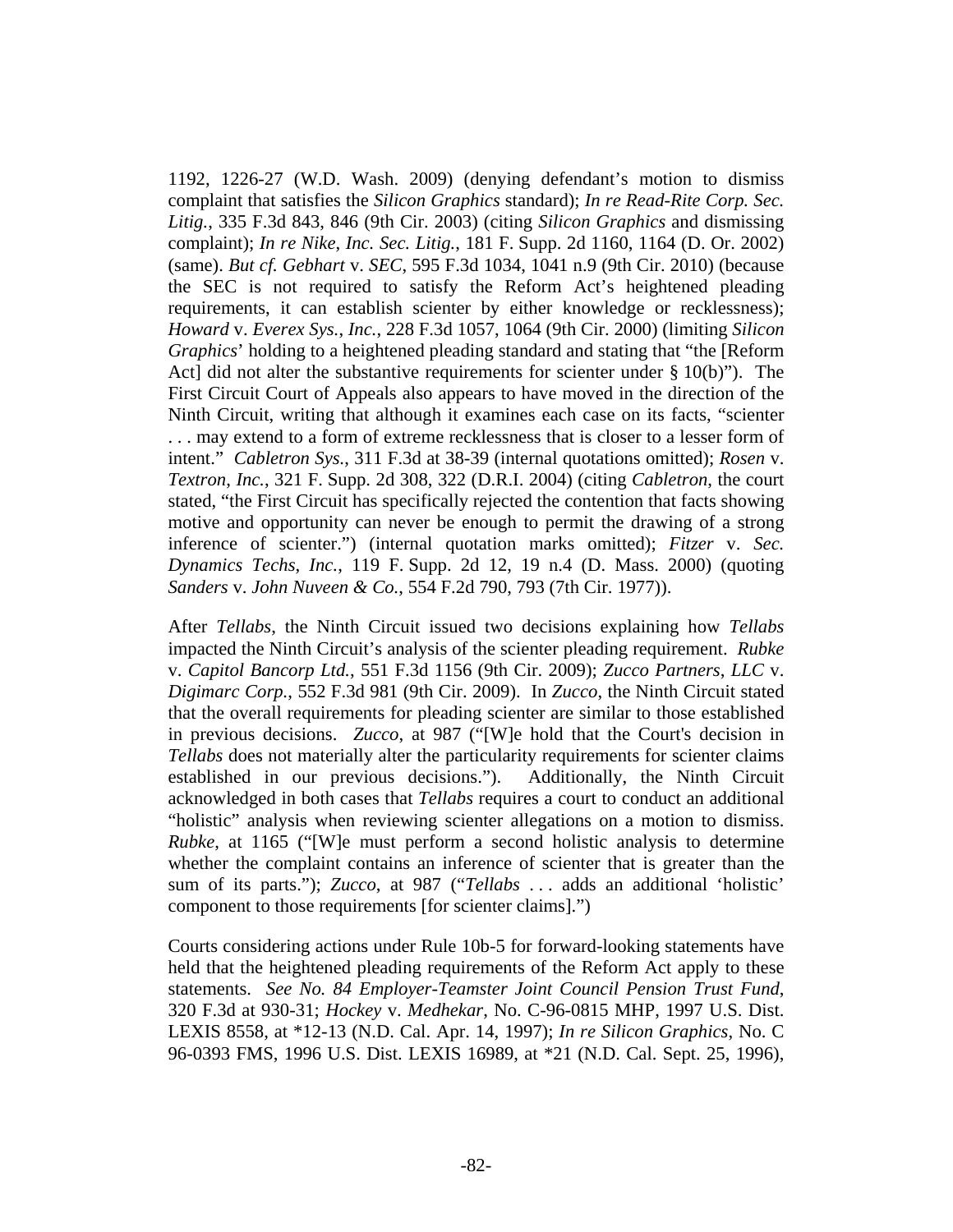1192, 1226-27 (W.D. Wash. 2009) (denying defendant's motion to dismiss complaint that satisfies the *Silicon Graphics* standard); *In re Read-Rite Corp. Sec. Litig.*, 335 F.3d 843, 846 (9th Cir. 2003) (citing *Silicon Graphics* and dismissing complaint); *In re Nike, Inc. Sec. Litig.*, 181 F. Supp. 2d 1160, 1164 (D. Or. 2002) (same). *But cf. Gebhart* v. *SEC*, 595 F.3d 1034, 1041 n.9 (9th Cir. 2010) (because the SEC is not required to satisfy the Reform Act's heightened pleading requirements, it can establish scienter by either knowledge or recklessness); *Howard* v. *Everex Sys., Inc.*, 228 F.3d 1057, 1064 (9th Cir. 2000) (limiting *Silicon Graphics*' holding to a heightened pleading standard and stating that "the [Reform Act] did not alter the substantive requirements for scienter under § 10(b)"). The First Circuit Court of Appeals also appears to have moved in the direction of the Ninth Circuit, writing that although it examines each case on its facts, "scienter . . . may extend to a form of extreme recklessness that is closer to a lesser form of intent." *Cabletron Sys.*, 311 F.3d at 38-39 (internal quotations omitted); *Rosen* v. *Textron, Inc.*, 321 F. Supp. 2d 308, 322 (D.R.I. 2004) (citing *Cabletron*, the court stated, "the First Circuit has specifically rejected the contention that facts showing motive and opportunity can never be enough to permit the drawing of a strong inference of scienter.") (internal quotation marks omitted); *Fitzer* v. *Sec. Dynamics Techs, Inc.*, 119 F. Supp. 2d 12, 19 n.4 (D. Mass. 2000) (quoting *Sanders* v. *John Nuveen & Co.*, 554 F.2d 790, 793 (7th Cir. 1977)).

After *Tellabs*, the Ninth Circuit issued two decisions explaining how *Tellabs* impacted the Ninth Circuit's analysis of the scienter pleading requirement. *Rubke* v. *Capitol Bancorp Ltd.*, 551 F.3d 1156 (9th Cir. 2009); *Zucco Partners, LLC* v. *Digimarc Corp.*, 552 F.3d 981 (9th Cir. 2009). In *Zucco*, the Ninth Circuit stated that the overall requirements for pleading scienter are similar to those established in previous decisions. *Zucco*, at 987 ("[W]e hold that the Court's decision in *Tellabs* does not materially alter the particularity requirements for scienter claims established in our previous decisions."). Additionally, the Ninth Circuit acknowledged in both cases that *Tellabs* requires a court to conduct an additional "holistic" analysis when reviewing scienter allegations on a motion to dismiss. *Rubke*, at 1165 ("[W]e must perform a second holistic analysis to determine whether the complaint contains an inference of scienter that is greater than the sum of its parts."); *Zucco*, at 987 ("*Tellabs* . . . adds an additional 'holistic' component to those requirements [for scienter claims].")

Courts considering actions under Rule 10b-5 for forward-looking statements have held that the heightened pleading requirements of the Reform Act apply to these statements. *See No. 84 Employer-Teamster Joint Council Pension Trust Fund*, 320 F.3d at 930-31; *Hockey* v. *Medhekar*, No. C-96-0815 MHP, 1997 U.S. Dist. LEXIS 8558, at *12-13 (N.D. Cal. Apr. 14, 1997); *In re Silicon Graphics*, No. C 96-0393 FMS, 1996 U.S. Dist. LEXIS 16989, at *21 (N.D. Cal. Sept. 25, 1996),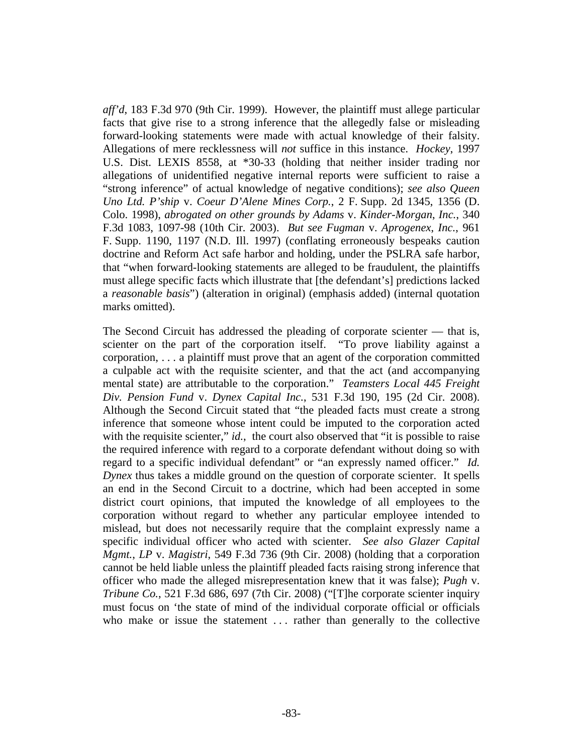*aff'd*, 183 F.3d 970 (9th Cir. 1999). However, the plaintiff must allege particular facts that give rise to a strong inference that the allegedly false or misleading forward-looking statements were made with actual knowledge of their falsity. Allegations of mere recklessness will *not* suffice in this instance. *Hockey*, 1997 U.S. Dist. LEXIS 8558, at *30-33 (holding that neither insider trading nor allegations of unidentified negative internal reports were sufficient to raise a "strong inference" of actual knowledge of negative conditions); *see also Queen Uno Ltd. P'ship* v. *Coeur D'Alene Mines Corp.*, 2 F. Supp. 2d 1345, 1356 (D. Colo. 1998), *abrogated on other grounds by Adams* v. *Kinder-Morgan, Inc.*, 340 F.3d 1083, 1097-98 (10th Cir. 2003). *But see Fugman* v. *Aprogenex, Inc.*, 961 F. Supp. 1190, 1197 (N.D. Ill. 1997) (conflating erroneously bespeaks caution doctrine and Reform Act safe harbor and holding, under the PSLRA safe harbor, that "when forward-looking statements are alleged to be fraudulent, the plaintiffs must allege specific facts which illustrate that [the defendant's] predictions lacked a *reasonable basis*") (alteration in original) (emphasis added) (internal quotation marks omitted).

The Second Circuit has addressed the pleading of corporate scienter — that is, scienter on the part of the corporation itself. "To prove liability against a corporation, . . . a plaintiff must prove that an agent of the corporation committed a culpable act with the requisite scienter, and that the act (and accompanying mental state) are attributable to the corporation." *Teamsters Local 445 Freight Div. Pension Fund* v. *Dynex Capital Inc.*, 531 F.3d 190, 195 (2d Cir. 2008). Although the Second Circuit stated that "the pleaded facts must create a strong inference that someone whose intent could be imputed to the corporation acted with the requisite scienter," *id.*, the court also observed that "it is possible to raise the required inference with regard to a corporate defendant without doing so with regard to a specific individual defendant" or "an expressly named officer." *Id. Dynex* thus takes a middle ground on the question of corporate scienter. It spells an end in the Second Circuit to a doctrine, which had been accepted in some district court opinions, that imputed the knowledge of all employees to the corporation without regard to whether any particular employee intended to mislead, but does not necessarily require that the complaint expressly name a specific individual officer who acted with scienter. *See also Glazer Capital Mgmt., LP* v. *Magistri*, 549 F.3d 736 (9th Cir. 2008) (holding that a corporation cannot be held liable unless the plaintiff pleaded facts raising strong inference that officer who made the alleged misrepresentation knew that it was false); *Pugh* v. *Tribune Co.*, 521 F.3d 686, 697 (7th Cir. 2008) ("[T]he corporate scienter inquiry must focus on 'the state of mind of the individual corporate official or officials who make or issue the statement . . . rather than generally to the collective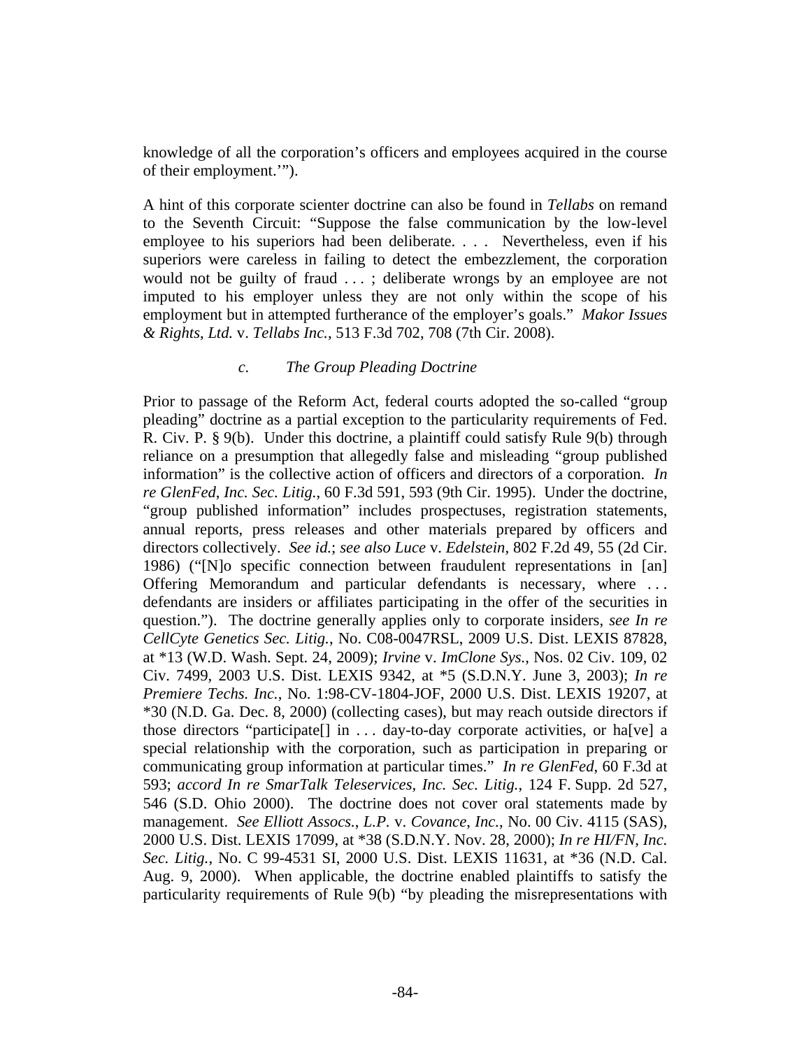knowledge of all the corporation's officers and employees acquired in the course of their employment.'").

A hint of this corporate scienter doctrine can also be found in *Tellabs* on remand to the Seventh Circuit: "Suppose the false communication by the low-level employee to his superiors had been deliberate. . . . Nevertheless, even if his superiors were careless in failing to detect the embezzlement, the corporation would not be guilty of fraud . . . ; deliberate wrongs by an employee are not imputed to his employer unless they are not only within the scope of his employment but in attempted furtherance of the employer's goals." *Makor Issues & Rights*, *Ltd.* v. *Tellabs Inc.*, 513 F.3d 702, 708 (7th Cir. 2008).

*c. The Group Pleading Doctrine*

Prior to passage of the Reform Act, federal courts adopted the so-called "group pleading" doctrine as a partial exception to the particularity requirements of Fed. R. Civ. P. § 9(b). Under this doctrine, a plaintiff could satisfy Rule 9(b) through reliance on a presumption that allegedly false and misleading "group published information" is the collective action of officers and directors of a corporation. *In re GlenFed*, *Inc. Sec. Litig.*, 60 F.3d 591, 593 (9th Cir. 1995). Under the doctrine, "group published information" includes prospectuses, registration statements, annual reports, press releases and other materials prepared by officers and directors collectively. *See id.*; *see also Luce* v. *Edelstein*, 802 F.2d 49, 55 (2d Cir. 1986) ("[N]o specific connection between fraudulent representations in [an] Offering Memorandum and particular defendants is necessary, where . . . defendants are insiders or affiliates participating in the offer of the securities in question."). The doctrine generally applies only to corporate insiders, *see In re CellCyte Genetics Sec. Litig.*, No. C08-0047RSL, 2009 U.S. Dist. LEXIS 87828, at *13 (W.D. Wash. Sept. 24, 2009); *Irvine* v. *ImClone Sys.*, Nos. 02 Civ. 109, 02 Civ. 7499, 2003 U.S. Dist. LEXIS 9342, at *5 (S.D.N.Y. June 3, 2003); *In re Premiere Techs. Inc.*, No. 1:98-CV-1804-JOF, 2000 U.S. Dist. LEXIS 19207, at *30 (N.D. Ga. Dec. 8, 2000) (collecting cases), but may reach outside directors if those directors "participate[] in . . . day-to-day corporate activities, or ha[ve] a special relationship with the corporation, such as participation in preparing or communicating group information at particular times." *In re GlenFed*, 60 F.3d at 593; *accord In re SmarTalk Teleservices*, *Inc. Sec. Litig.*, 124 F. Supp. 2d 527, 546 (S.D. Ohio 2000). The doctrine does not cover oral statements made by management. *See Elliott Assocs.*, *L.P.* v. *Covance*, *Inc.*, No. 00 Civ. 4115 (SAS), 2000 U.S. Dist. LEXIS 17099, at *38 (S.D.N.Y. Nov. 28, 2000); *In re HI/FN*, *Inc. Sec. Litig.*, No. C 99-4531 SI, 2000 U.S. Dist. LEXIS 11631, at *36 (N.D. Cal. Aug. 9, 2000). When applicable, the doctrine enabled plaintiffs to satisfy the particularity requirements of Rule 9(b) "by pleading the misrepresentations with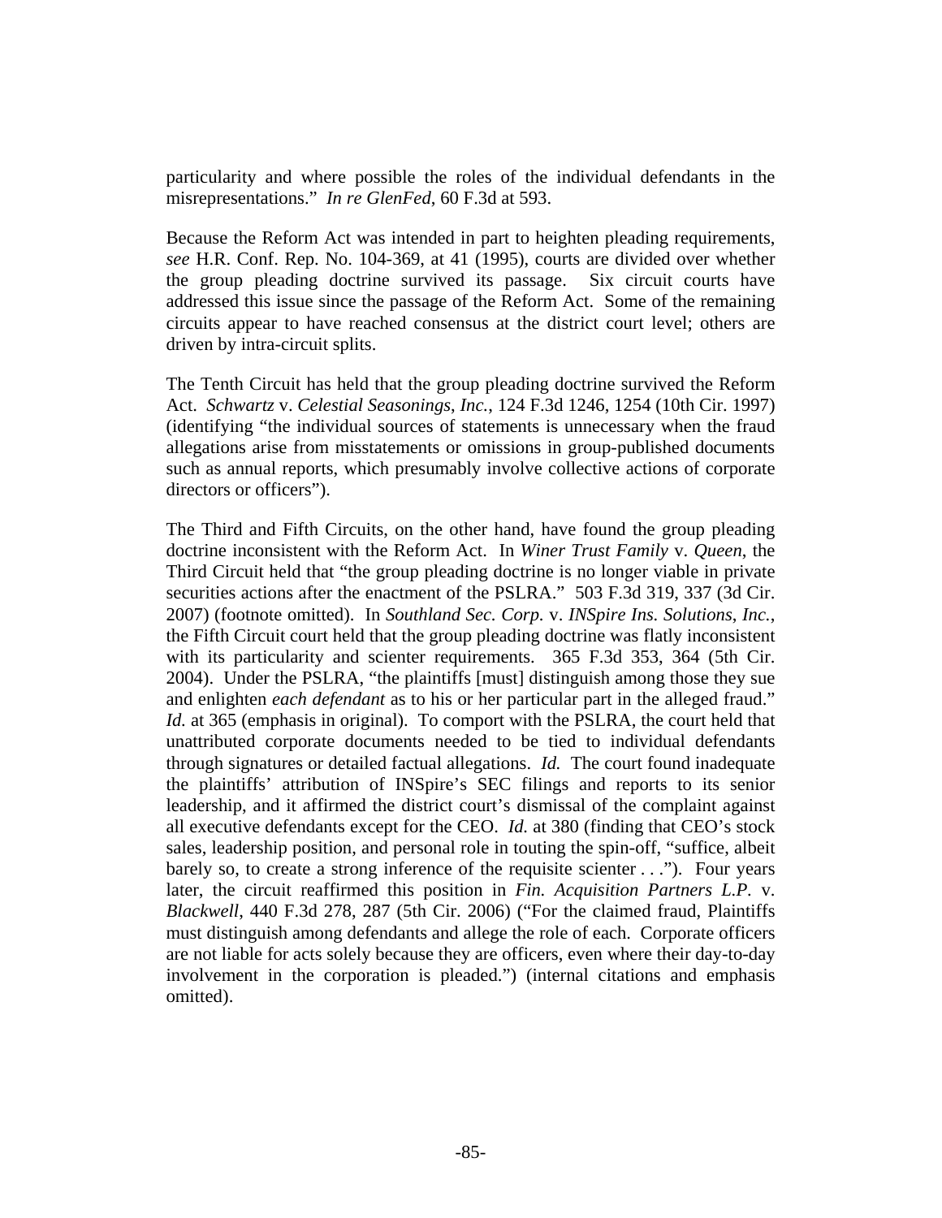particularity and where possible the roles of the individual defendants in the misrepresentations." *In re GlenFed*, 60 F.3d at 593.

Because the Reform Act was intended in part to heighten pleading requirements, *see* H.R. Conf. Rep. No. 104-369, at 41 (1995), courts are divided over whether the group pleading doctrine survived its passage. Six circuit courts have addressed this issue since the passage of the Reform Act. Some of the remaining circuits appear to have reached consensus at the district court level; others are driven by intra-circuit splits.

The Tenth Circuit has held that the group pleading doctrine survived the Reform Act. *Schwartz* v. *Celestial Seasonings*, *Inc.*, 124 F.3d 1246, 1254 (10th Cir. 1997) (identifying "the individual sources of statements is unnecessary when the fraud allegations arise from misstatements or omissions in group-published documents such as annual reports, which presumably involve collective actions of corporate directors or officers").

The Third and Fifth Circuits, on the other hand, have found the group pleading doctrine inconsistent with the Reform Act. In *Winer Trust Family* v. *Queen*, the Third Circuit held that "the group pleading doctrine is no longer viable in private securities actions after the enactment of the PSLRA." 503 F.3d 319, 337 (3d Cir. 2007) (footnote omitted). In *Southland Sec. Corp.* v. *INSpire Ins. Solutions*, *Inc.*, the Fifth Circuit court held that the group pleading doctrine was flatly inconsistent with its particularity and scienter requirements. 365 F.3d 353, 364 (5th Cir. 2004). Under the PSLRA, "the plaintiffs [must] distinguish among those they sue and enlighten *each defendant* as to his or her particular part in the alleged fraud." *Id.* at 365 (emphasis in original). To comport with the PSLRA, the court held that unattributed corporate documents needed to be tied to individual defendants through signatures or detailed factual allegations. *Id.* The court found inadequate the plaintiffs' attribution of INSpire's SEC filings and reports to its senior leadership, and it affirmed the district court's dismissal of the complaint against all executive defendants except for the CEO. *Id.* at 380 (finding that CEO's stock sales, leadership position, and personal role in touting the spin-off, "suffice, albeit barely so, to create a strong inference of the requisite scienter . . ."). Four years later, the circuit reaffirmed this position in *Fin. Acquisition Partners L.P.* v. *Blackwell*, 440 F.3d 278, 287 (5th Cir. 2006) ("For the claimed fraud, Plaintiffs must distinguish among defendants and allege the role of each. Corporate officers are not liable for acts solely because they are officers, even where their day-to-day involvement in the corporation is pleaded.") (internal citations and emphasis omitted).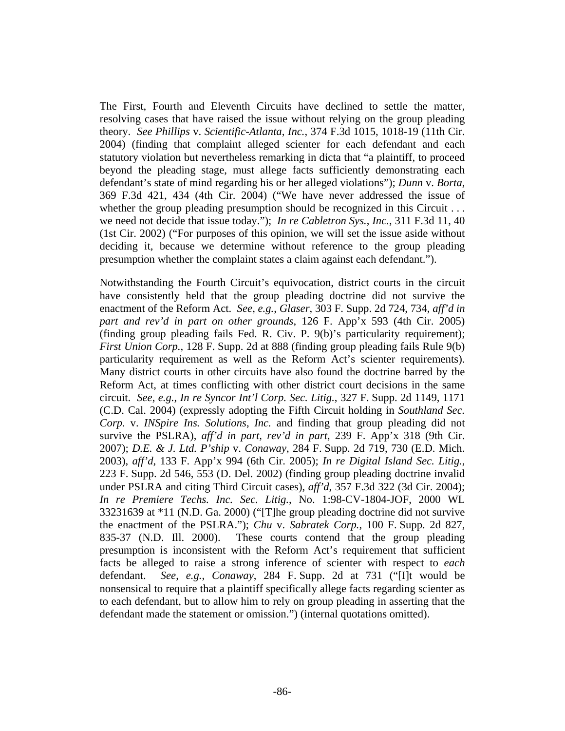The First, Fourth and Eleventh Circuits have declined to settle the matter, resolving cases that have raised the issue without relying on the group pleading theory. *See Phillips* v. *Scientific-Atlanta, Inc.*, 374 F.3d 1015, 1018-19 (11th Cir. 2004) (finding that complaint alleged scienter for each defendant and each statutory violation but nevertheless remarking in dicta that "a plaintiff, to proceed beyond the pleading stage, must allege facts sufficiently demonstrating each defendant's state of mind regarding his or her alleged violations"); *Dunn* v. *Borta*, 369 F.3d 421, 434 (4th Cir. 2004) ("We have never addressed the issue of whether the group pleading presumption should be recognized in this Circuit . . . we need not decide that issue today."); *In re Cabletron Sys., Inc.*, 311 F.3d 11, 40 (1st Cir. 2002) ("For purposes of this opinion, we will set the issue aside without deciding it, because we determine without reference to the group pleading presumption whether the complaint states a claim against each defendant.").

Notwithstanding the Fourth Circuit's equivocation, district courts in the circuit have consistently held that the group pleading doctrine did not survive the enactment of the Reform Act. *See, e.g.*, *Glaser*, 303 F. Supp. 2d 724, 734, *aff'd in part and rev'd in part on other grounds*, 126 F. App'x 593 (4th Cir. 2005) (finding group pleading fails Fed. R. Civ. P. 9(b)'s particularity requirement); *First Union Corp.*, 128 F. Supp. 2d at 888 (finding group pleading fails Rule 9(b) particularity requirement as well as the Reform Act's scienter requirements). Many district courts in other circuits have also found the doctrine barred by the Reform Act, at times conflicting with other district court decisions in the same circuit. *See, e.g.*, *In re Syncor Int'l Corp. Sec. Litig.*, 327 F. Supp. 2d 1149, 1171 (C.D. Cal. 2004) (expressly adopting the Fifth Circuit holding in *Southland Sec. Corp.* v. *INSpire Ins. Solutions, Inc.* and finding that group pleading did not survive the PSLRA), *aff'd in part, rev'd in part*, 239 F. App'x 318 (9th Cir. 2007); *D.E. & J. Ltd. P'ship* v. *Conaway*, 284 F. Supp. 2d 719, 730 (E.D. Mich. 2003), *aff'd*, 133 F. App'x 994 (6th Cir. 2005); *In re Digital Island Sec. Litig.*, 223 F. Supp. 2d 546, 553 (D. Del. 2002) (finding group pleading doctrine invalid under PSLRA and citing Third Circuit cases), *aff'd*, 357 F.3d 322 (3d Cir. 2004); *In re Premiere Techs. Inc. Sec. Litig.*, No. 1:98-CV-1804-JOF, 2000 WL 33231639 at *11 (N.D. Ga. 2000) ("[T]he group pleading doctrine did not survive the enactment of the PSLRA."); *Chu* v. *Sabratek Corp.*, 100 F. Supp. 2d 827, 835-37 (N.D. Ill. 2000). These courts contend that the group pleading presumption is inconsistent with the Reform Act's requirement that sufficient facts be alleged to raise a strong inference of scienter with respect to *each* defendant. *See, e.g.*, *Conaway*, 284 F. Supp. 2d at 731 ("[I]t would be nonsensical to require that a plaintiff specifically allege facts regarding scienter as to each defendant, but to allow him to rely on group pleading in asserting that the defendant made the statement or omission.") (internal quotations omitted).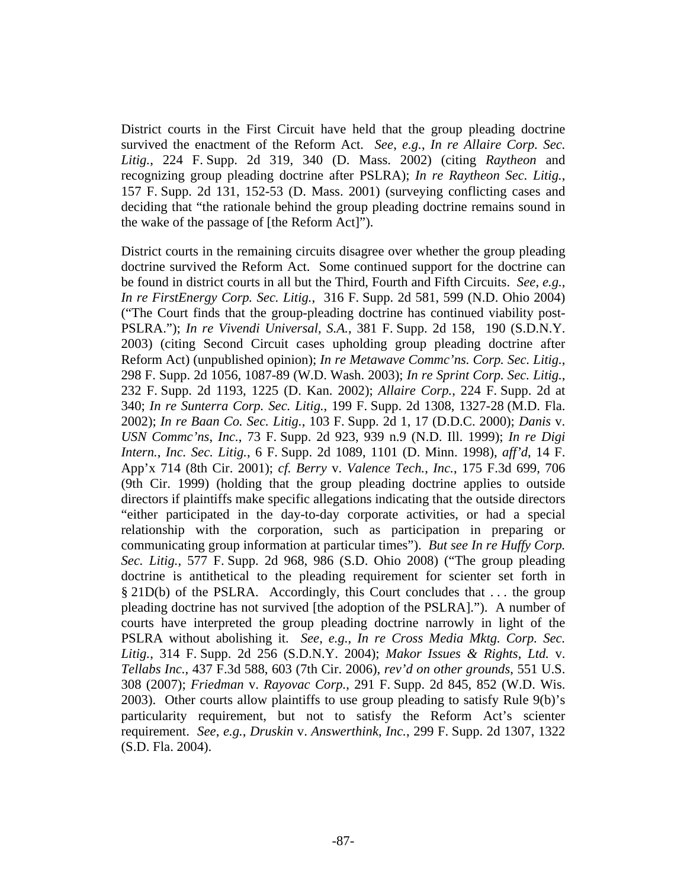District courts in the First Circuit have held that the group pleading doctrine survived the enactment of the Reform Act. *See, e.g.*, *In re Allaire Corp. Sec. Litig.*, 224 F. Supp. 2d 319, 340 (D. Mass. 2002) (citing *Raytheon* and recognizing group pleading doctrine after PSLRA); *In re Raytheon Sec. Litig.*, 157 F. Supp. 2d 131, 152-53 (D. Mass. 2001) (surveying conflicting cases and deciding that "the rationale behind the group pleading doctrine remains sound in the wake of the passage of [the Reform Act]").

District courts in the remaining circuits disagree over whether the group pleading doctrine survived the Reform Act. Some continued support for the doctrine can be found in district courts in all but the Third, Fourth and Fifth Circuits. *See, e.g.*, *In re FirstEnergy Corp. Sec. Litig.*, 316 F. Supp. 2d 581, 599 (N.D. Ohio 2004) ("The Court finds that the group-pleading doctrine has continued viability post-PSLRA."); *In re Vivendi Universal, S.A.*, 381 F. Supp. 2d 158, 190 (S.D.N.Y. 2003) (citing Second Circuit cases upholding group pleading doctrine after Reform Act) (unpublished opinion); *In re Metawave Commc'ns. Corp. Sec. Litig.*, 298 F. Supp. 2d 1056, 1087-89 (W.D. Wash. 2003); *In re Sprint Corp. Sec. Litig.*, 232 F. Supp. 2d 1193, 1225 (D. Kan. 2002); *Allaire Corp.*, 224 F. Supp. 2d at 340; *In re Sunterra Corp. Sec. Litig.*, 199 F. Supp. 2d 1308, 1327-28 (M.D. Fla. 2002); *In re Baan Co. Sec. Litig.*, 103 F. Supp. 2d 1, 17 (D.D.C. 2000); *Danis* v. *USN Commc'ns, Inc.*, 73 F. Supp. 2d 923, 939 n.9 (N.D. Ill. 1999); *In re Digi Intern., Inc. Sec. Litig.*, 6 F. Supp. 2d 1089, 1101 (D. Minn. 1998), *aff'd*, 14 F. App'x 714 (8th Cir. 2001); *cf. Berry* v. *Valence Tech., Inc.*, 175 F.3d 699, 706 (9th Cir. 1999) (holding that the group pleading doctrine applies to outside directors if plaintiffs make specific allegations indicating that the outside directors "either participated in the day-to-day corporate activities, or had a special relationship with the corporation, such as participation in preparing or communicating group information at particular times"). *But see In re Huffy Corp. Sec. Litig.*, 577 F. Supp. 2d 968, 986 (S.D. Ohio 2008) ("The group pleading doctrine is antithetical to the pleading requirement for scienter set forth in § 21D(b) of the PSLRA. Accordingly, this Court concludes that . . . the group pleading doctrine has not survived [the adoption of the PSLRA]."). A number of courts have interpreted the group pleading doctrine narrowly in light of the PSLRA without abolishing it. *See, e.g.*, *In re Cross Media Mktg. Corp. Sec. Litig.*, 314 F. Supp. 2d 256 (S.D.N.Y. 2004); *Makor Issues & Rights, Ltd.* v. *Tellabs Inc.*, 437 F.3d 588, 603 (7th Cir. 2006), *rev'd on other grounds*, 551 U.S. 308 (2007); *Friedman* v. *Rayovac Corp.*, 291 F. Supp. 2d 845, 852 (W.D. Wis. 2003). Other courts allow plaintiffs to use group pleading to satisfy Rule 9(b)'s particularity requirement, but not to satisfy the Reform Act's scienter requirement. *See, e.g.*, *Druskin* v. *Answerthink, Inc.*, 299 F. Supp. 2d 1307, 1322 (S.D. Fla. 2004).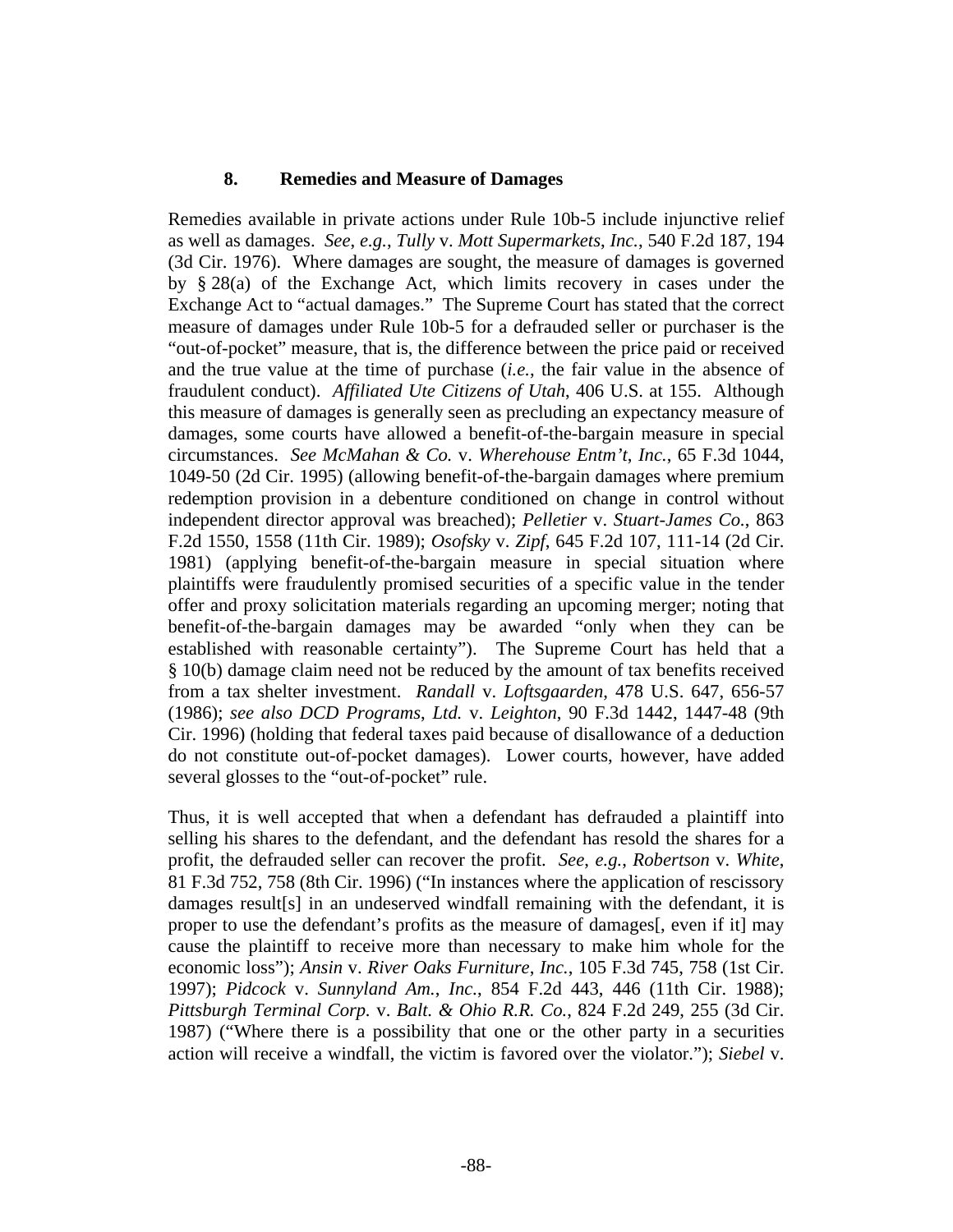### 8. Remedies and Measure of Damages

Remedies available in private actions under Rule 10b-5 include injunctive relief as well as damages. *See*, *e.g.*, *Tully* v. *Mott Supermarkets*, *Inc.*, 540 F.2d 187, 194 (3d Cir. 1976). Where damages are sought, the measure of damages is governed by § 28(a) of the Exchange Act, which limits recovery in cases under the Exchange Act to "actual damages." The Supreme Court has stated that the correct measure of damages under Rule 10b-5 for a defrauded seller or purchaser is the "out-of-pocket" measure, that is, the difference between the price paid or received and the true value at the time of purchase (*i.e.*, the fair value in the absence of fraudulent conduct). *Affiliated Ute Citizens of Utah*, 406 U.S. at 155. Although this measure of damages is generally seen as precluding an expectancy measure of damages, some courts have allowed a benefit-of-the-bargain measure in special circumstances. *See McMahan & Co.* v. *Wherehouse Entm't*, *Inc.*, 65 F.3d 1044, 1049-50 (2d Cir. 1995) (allowing benefit-of-the-bargain damages where premium redemption provision in a debenture conditioned on change in control without independent director approval was breached); *Pelletier* v. *Stuart-James Co.*, 863 F.2d 1550, 1558 (11th Cir. 1989); *Osofsky* v. *Zipf*, 645 F.2d 107, 111-14 (2d Cir. 1981) (applying benefit-of-the-bargain measure in special situation where plaintiffs were fraudulently promised securities of a specific value in the tender offer and proxy solicitation materials regarding an upcoming merger; noting that benefit-of-the-bargain damages may be awarded "only when they can be established with reasonable certainty"). The Supreme Court has held that a § 10(b) damage claim need not be reduced by the amount of tax benefits received from a tax shelter investment. *Randall* v. *Loftsgaarden*, 478 U.S. 647, 656-57 (1986); *see also DCD Programs*, *Ltd.* v. *Leighton*, 90 F.3d 1442, 1447-48 (9th Cir. 1996) (holding that federal taxes paid because of disallowance of a deduction do not constitute out-of-pocket damages). Lower courts, however, have added several glosses to the "out-of-pocket" rule.

Thus, it is well accepted that when a defendant has defrauded a plaintiff into selling his shares to the defendant, and the defendant has resold the shares for a profit, the defrauded seller can recover the profit. *See*, *e.g.*, *Robertson* v. *White*, 81 F.3d 752, 758 (8th Cir. 1996) ("In instances where the application of rescissory damages result[s] in an undeserved windfall remaining with the defendant, it is proper to use the defendant's profits as the measure of damages[, even if it] may cause the plaintiff to receive more than necessary to make him whole for the economic loss"); *Ansin* v. *River Oaks Furniture*, *Inc.*, 105 F.3d 745, 758 (1st Cir. 1997); *Pidcock* v. *Sunnyland Am.*, *Inc.*, 854 F.2d 443, 446 (11th Cir. 1988); *Pittsburgh Terminal Corp.* v. *Balt. & Ohio R.R. Co.*, 824 F.2d 249, 255 (3d Cir. 1987) ("Where there is a possibility that one or the other party in a securities action will receive a windfall, the victim is favored over the violator."); *Siebel* v.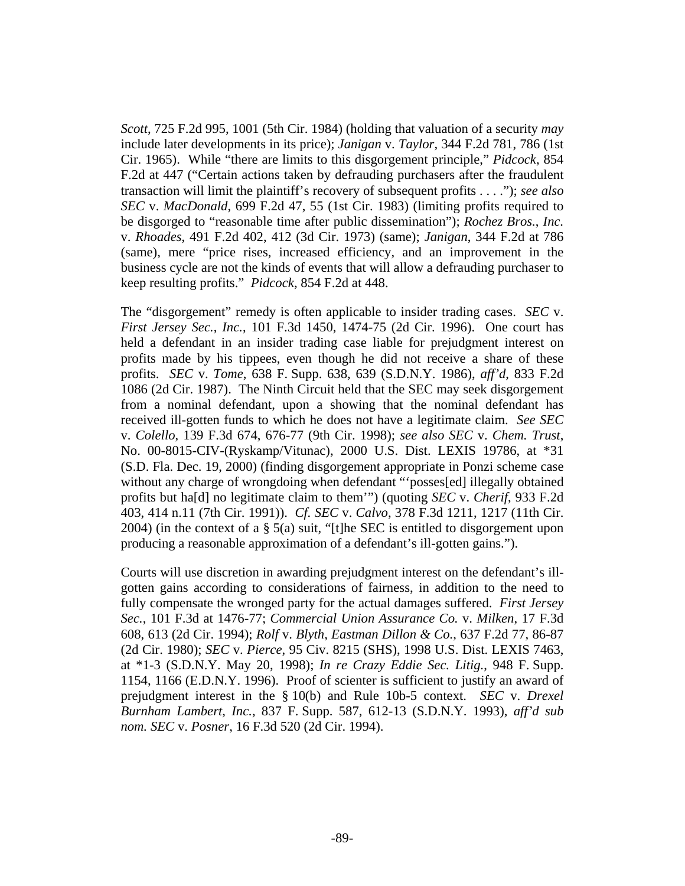*Scott*, 725 F.2d 995, 1001 (5th Cir. 1984) (holding that valuation of a security *may* include later developments in its price); *Janigan* v. *Taylor*, 344 F.2d 781, 786 (1st Cir. 1965). While "there are limits to this disgorgement principle," *Pidcock*, 854 F.2d at 447 ("Certain actions taken by defrauding purchasers after the fraudulent transaction will limit the plaintiff's recovery of subsequent profits . . . ."); *see also SEC* v. *MacDonald*, 699 F.2d 47, 55 (1st Cir. 1983) (limiting profits required to be disgorged to "reasonable time after public dissemination"); *Rochez Bros., Inc.* v. *Rhoades*, 491 F.2d 402, 412 (3d Cir. 1973) (same); *Janigan*, 344 F.2d at 786 (same), mere "price rises, increased efficiency, and an improvement in the business cycle are not the kinds of events that will allow a defrauding purchaser to keep resulting profits." *Pidcock*, 854 F.2d at 448.

The "disgorgement" remedy is often applicable to insider trading cases. *SEC* v. *First Jersey Sec., Inc.*, 101 F.3d 1450, 1474-75 (2d Cir. 1996). One court has held a defendant in an insider trading case liable for prejudgment interest on profits made by his tippees, even though he did not receive a share of these profits. *SEC* v. *Tome*, 638 F. Supp. 638, 639 (S.D.N.Y. 1986), *aff'd*, 833 F.2d 1086 (2d Cir. 1987). The Ninth Circuit held that the SEC may seek disgorgement from a nominal defendant, upon a showing that the nominal defendant has received ill-gotten funds to which he does not have a legitimate claim. *See SEC* v. *Colello*, 139 F.3d 674, 676-77 (9th Cir. 1998); *see also SEC* v. *Chem. Trust*, No. 00-8015-CIV-(Ryskamp/Vitunac), 2000 U.S. Dist. LEXIS 19786, at *31 (S.D. Fla. Dec. 19, 2000) (finding disgorgement appropriate in Ponzi scheme case without any charge of wrongdoing when defendant "'posses[ed] illegally obtained profits but ha[d] no legitimate claim to them'") (quoting *SEC* v. *Cherif*, 933 F.2d 403, 414 n.11 (7th Cir. 1991)). *Cf. SEC* v. *Calvo*, 378 F.3d 1211, 1217 (11th Cir. 2004) (in the context of a § 5(a) suit, "[t]he SEC is entitled to disgorgement upon producing a reasonable approximation of a defendant's ill-gotten gains.").

Courts will use discretion in awarding prejudgment interest on the defendant's ill-gotten gains according to considerations of fairness, in addition to the need to fully compensate the wronged party for the actual damages suffered. *First Jersey Sec.*, 101 F.3d at 1476-77; *Commercial Union Assurance Co.* v. *Milken*, 17 F.3d 608, 613 (2d Cir. 1994); *Rolf* v. *Blyth, Eastman Dillon & Co.*, 637 F.2d 77, 86-87 (2d Cir. 1980); *SEC* v. *Pierce*, 95 Civ. 8215 (SHS), 1998 U.S. Dist. LEXIS 7463, at *1-3 (S.D.N.Y. May 20, 1998); *In re Crazy Eddie Sec. Litig.*, 948 F. Supp. 1154, 1166 (E.D.N.Y. 1996). Proof of scienter is sufficient to justify an award of prejudgment interest in the § 10(b) and Rule 10b-5 context. *SEC* v. *Drexel Burnham Lambert, Inc.*, 837 F. Supp. 587, 612-13 (S.D.N.Y. 1993), *aff'd sub nom. SEC* v. *Posner*, 16 F.3d 520 (2d Cir. 1994).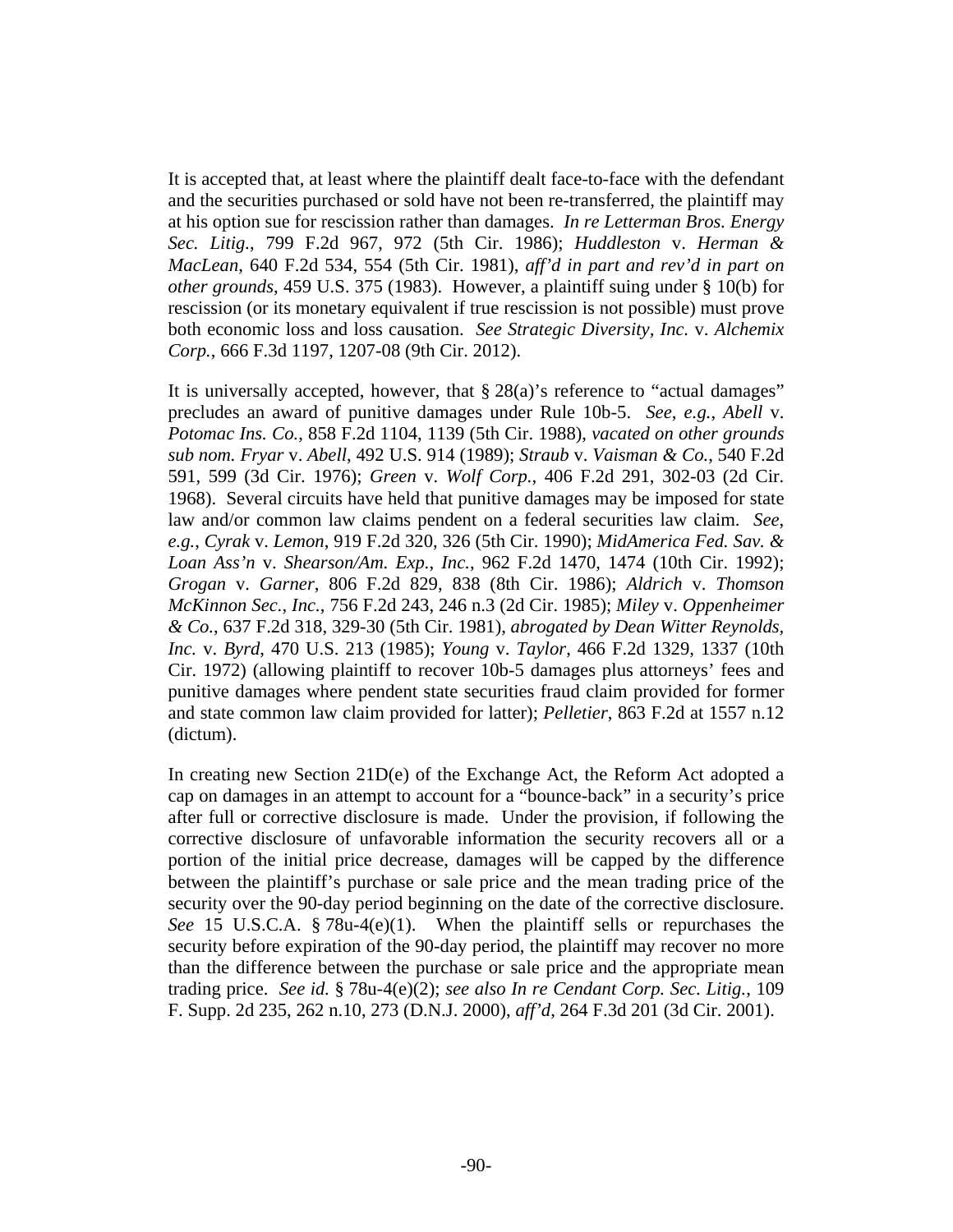It is accepted that, at least where the plaintiff dealt face-to-face with the defendant and the securities purchased or sold have not been re-transferred, the plaintiff may at his option sue for rescission rather than damages. *In re Letterman Bros. Energy Sec. Litig.*, 799 F.2d 967, 972 (5th Cir. 1986); *Huddleston* v. *Herman & MacLean*, 640 F.2d 534, 554 (5th Cir. 1981), *aff'd in part and rev'd in part on other grounds*, 459 U.S. 375 (1983). However, a plaintiff suing under § 10(b) for rescission (or its monetary equivalent if true rescission is not possible) must prove both economic loss and loss causation. *See Strategic Diversity, Inc.* v. *Alchemix Corp.*, 666 F.3d 1197, 1207-08 (9th Cir. 2012).

It is universally accepted, however, that § 28(a)'s reference to "actual damages" precludes an award of punitive damages under Rule 10b-5. *See, e.g.*, *Abell* v. *Potomac Ins. Co.*, 858 F.2d 1104, 1139 (5th Cir. 1988), *vacated on other grounds sub nom. Fryar* v. *Abell*, 492 U.S. 914 (1989); *Straub* v. *Vaisman & Co.*, 540 F.2d 591, 599 (3d Cir. 1976); *Green* v. *Wolf Corp.*, 406 F.2d 291, 302-03 (2d Cir. 1968). Several circuits have held that punitive damages may be imposed for state law and/or common law claims pendent on a federal securities law claim. *See, e.g.*, *Cyrak* v. *Lemon*, 919 F.2d 320, 326 (5th Cir. 1990); *MidAmerica Fed. Sav. & Loan Ass'n* v. *Shearson/Am. Exp., Inc.*, 962 F.2d 1470, 1474 (10th Cir. 1992); *Grogan* v. *Garner*, 806 F.2d 829, 838 (8th Cir. 1986); *Aldrich* v. *Thomson McKinnon Sec., Inc.*, 756 F.2d 243, 246 n.3 (2d Cir. 1985); *Miley* v. *Oppenheimer & Co.*, 637 F.2d 318, 329-30 (5th Cir. 1981), *abrogated by Dean Witter Reynolds, Inc.* v. *Byrd*, 470 U.S. 213 (1985); *Young* v. *Taylor*, 466 F.2d 1329, 1337 (10th Cir. 1972) (allowing plaintiff to recover 10b-5 damages plus attorneys' fees and punitive damages where pendent state securities fraud claim provided for former and state common law claim provided for latter); *Pelletier*, 863 F.2d at 1557 n.12 (dictum).

In creating new Section 21D(e) of the Exchange Act, the Reform Act adopted a cap on damages in an attempt to account for a "bounce-back" in a security's price after full or corrective disclosure is made. Under the provision, if following the corrective disclosure of unfavorable information the security recovers all or a portion of the initial price decrease, damages will be capped by the difference between the plaintiff's purchase or sale price and the mean trading price of the security over the 90-day period beginning on the date of the corrective disclosure. *See* 15 U.S.C.A. § 78u-4(e)(1). When the plaintiff sells or repurchases the security before expiration of the 90-day period, the plaintiff may recover no more than the difference between the purchase or sale price and the appropriate mean trading price. *See id.* § 78u-4(e)(2); *see also In re Cendant Corp. Sec. Litig.*, 109 F. Supp. 2d 235, 262 n.10, 273 (D.N.J. 2000), *aff'd*, 264 F.3d 201 (3d Cir. 2001).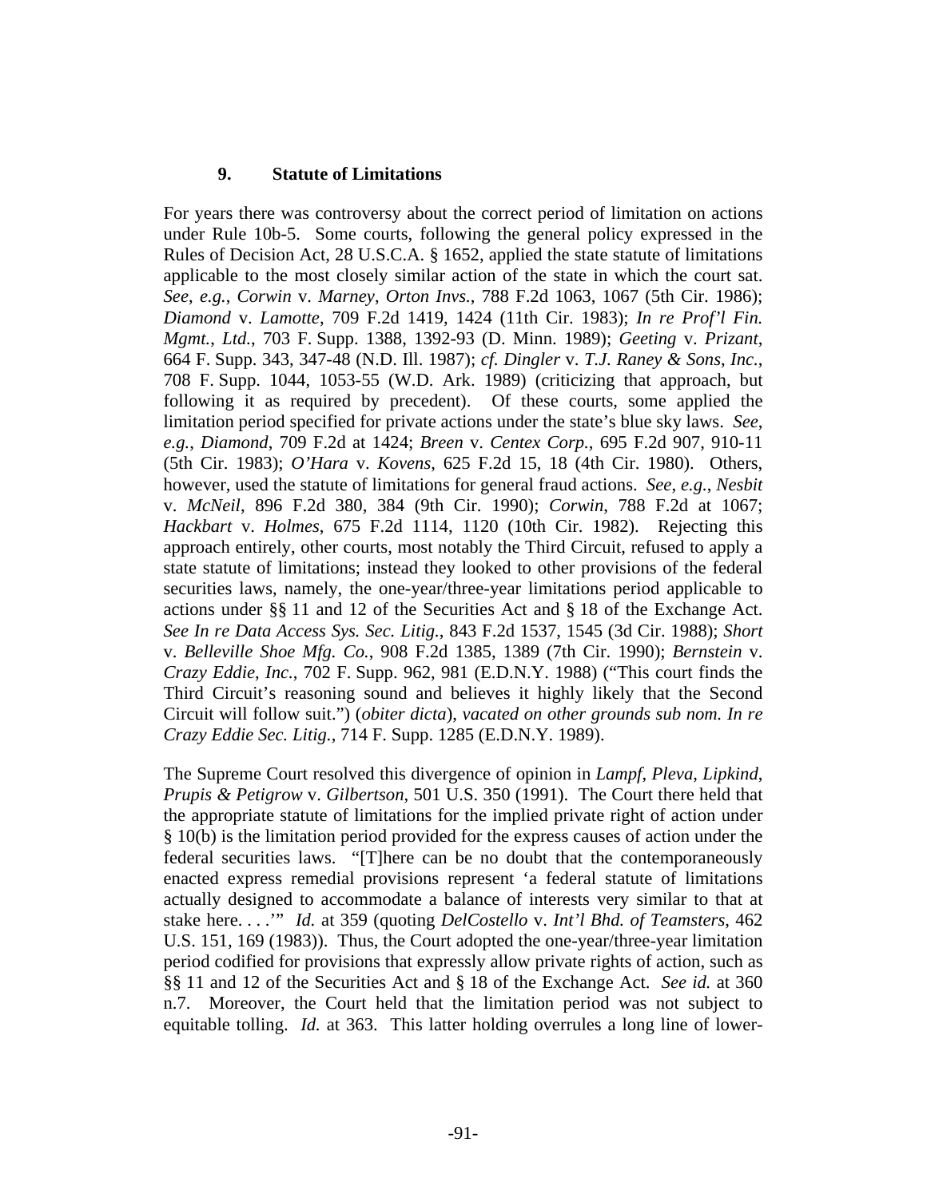### 9. Statute of Limitations

For years there was controversy about the correct period of limitation on actions under Rule 10b-5. Some courts, following the general policy expressed in the Rules of Decision Act, 28 U.S.C.A. § 1652, applied the state statute of limitations applicable to the most closely similar action of the state in which the court sat. *See*, *e.g.*, *Corwin* v. *Marney*, *Orton Invs.*, 788 F.2d 1063, 1067 (5th Cir. 1986); *Diamond* v. *Lamotte*, 709 F.2d 1419, 1424 (11th Cir. 1983); *In re Prof'l Fin. Mgmt., Ltd.*, 703 F. Supp. 1388, 1392-93 (D. Minn. 1989); *Geeting* v. *Prizant*, 664 F. Supp. 343, 347-48 (N.D. Ill. 1987); *cf. Dingler* v. *T.J. Raney & Sons*, *Inc.*, 708 F. Supp. 1044, 1053-55 (W.D. Ark. 1989) (criticizing that approach, but following it as required by precedent). Of these courts, some applied the limitation period specified for private actions under the state's blue sky laws. *See*, *e.g.*, *Diamond*, 709 F.2d at 1424; *Breen* v. *Centex Corp.*, 695 F.2d 907, 910-11 (5th Cir. 1983); *O'Hara* v. *Kovens*, 625 F.2d 15, 18 (4th Cir. 1980). Others, however, used the statute of limitations for general fraud actions. *See*, *e.g.*, *Nesbit* v. *McNeil*, 896 F.2d 380, 384 (9th Cir. 1990); *Corwin*, 788 F.2d at 1067; *Hackbart* v. *Holmes*, 675 F.2d 1114, 1120 (10th Cir. 1982). Rejecting this approach entirely, other courts, most notably the Third Circuit, refused to apply a state statute of limitations; instead they looked to other provisions of the federal securities laws, namely, the one-year/three-year limitations period applicable to actions under §§ 11 and 12 of the Securities Act and § 18 of the Exchange Act. *See In re Data Access Sys. Sec. Litig.*, 843 F.2d 1537, 1545 (3d Cir. 1988); *Short* v. *Belleville Shoe Mfg. Co.*, 908 F.2d 1385, 1389 (7th Cir. 1990); *Bernstein* v. *Crazy Eddie*, *Inc.*, 702 F. Supp. 962, 981 (E.D.N.Y. 1988) ("This court finds the Third Circuit's reasoning sound and believes it highly likely that the Second Circuit will follow suit.") (*obiter dicta*), *vacated on other grounds sub nom. In re Crazy Eddie Sec. Litig.*, 714 F. Supp. 1285 (E.D.N.Y. 1989).

The Supreme Court resolved this divergence of opinion in *Lampf*, *Pleva*, *Lipkind*, *Prupis & Petigrow* v. *Gilbertson*, 501 U.S. 350 (1991). The Court there held that the appropriate statute of limitations for the implied private right of action under § 10(b) is the limitation period provided for the express causes of action under the federal securities laws. "[T]here can be no doubt that the contemporaneously enacted express remedial provisions represent 'a federal statute of limitations actually designed to accommodate a balance of interests very similar to that at stake here. . . .'" *Id.* at 359 (quoting *DelCostello* v. *Int'l Bhd. of Teamsters*, 462 U.S. 151, 169 (1983)). Thus, the Court adopted the one-year/three-year limitation period codified for provisions that expressly allow private rights of action, such as §§ 11 and 12 of the Securities Act and § 18 of the Exchange Act. *See id.* at 360 n.7. Moreover, the Court held that the limitation period was not subject to equitable tolling. *Id.* at 363. This latter holding overrules a long line of lower-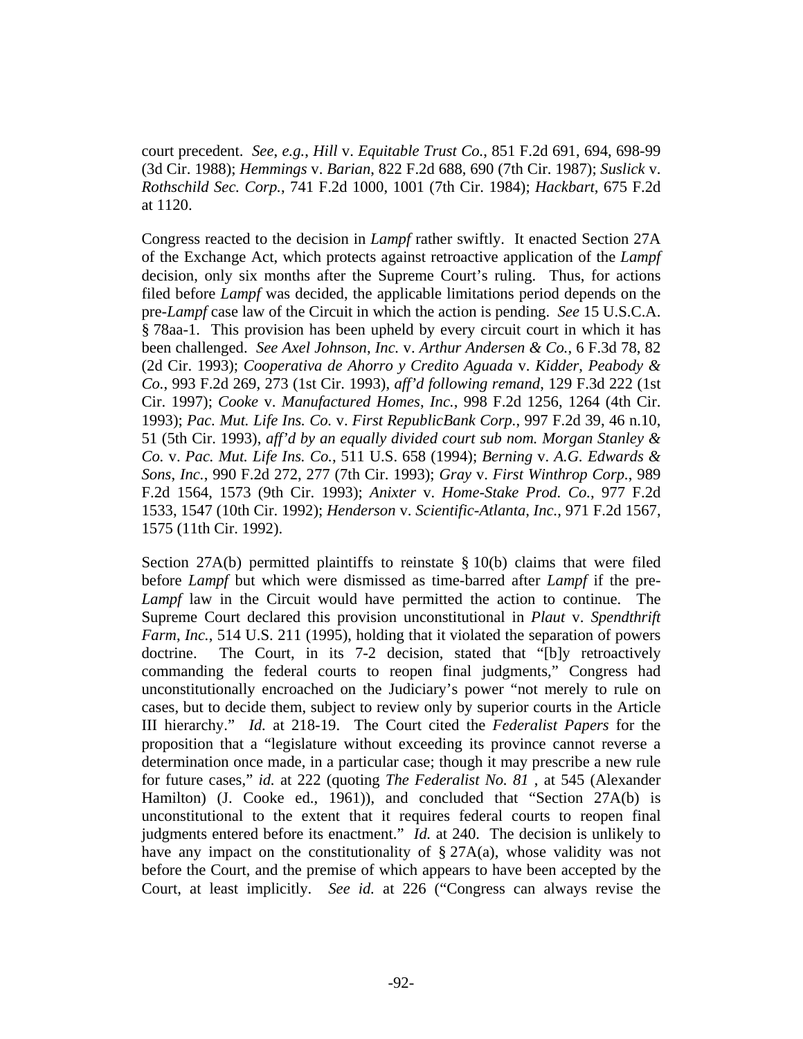court precedent. *See*, *e.g.*, *Hill* v. *Equitable Trust Co.*, 851 F.2d 691, 694, 698-99 (3d Cir. 1988); *Hemmings* v. *Barian*, 822 F.2d 688, 690 (7th Cir. 1987); *Suslick* v. *Rothschild Sec. Corp.*, 741 F.2d 1000, 1001 (7th Cir. 1984); *Hackbart*, 675 F.2d at 1120.

Congress reacted to the decision in *Lampf* rather swiftly. It enacted Section 27A of the Exchange Act, which protects against retroactive application of the *Lampf* decision, only six months after the Supreme Court's ruling. Thus, for actions filed before *Lampf* was decided, the applicable limitations period depends on the pre-*Lampf* case law of the Circuit in which the action is pending. *See* 15 U.S.C.A. § 78aa-1. This provision has been upheld by every circuit court in which it has been challenged. *See Axel Johnson*, *Inc.* v. *Arthur Andersen & Co.*, 6 F.3d 78, 82 (2d Cir. 1993); *Cooperativa de Ahorro y Credito Aguada* v. *Kidder*, *Peabody & Co.*, 993 F.2d 269, 273 (1st Cir. 1993), *aff'd following remand*, 129 F.3d 222 (1st Cir. 1997); *Cooke* v. *Manufactured Homes*, *Inc.*, 998 F.2d 1256, 1264 (4th Cir. 1993); *Pac. Mut. Life Ins. Co.* v. *First RepublicBank Corp.*, 997 F.2d 39, 46 n.10, 51 (5th Cir. 1993), *aff'd by an equally divided court sub nom. Morgan Stanley & Co.* v. *Pac. Mut. Life Ins. Co.*, 511 U.S. 658 (1994); *Berning* v. *A.G. Edwards & Sons*, *Inc.*, 990 F.2d 272, 277 (7th Cir. 1993); *Gray* v. *First Winthrop Corp.*, 989 F.2d 1564, 1573 (9th Cir. 1993); *Anixter* v. *Home-Stake Prod. Co.*, 977 F.2d 1533, 1547 (10th Cir. 1992); *Henderson* v. *Scientific-Atlanta*, *Inc.*, 971 F.2d 1567, 1575 (11th Cir. 1992).

Section 27A(b) permitted plaintiffs to reinstate § 10(b) claims that were filed before *Lampf* but which were dismissed as time-barred after *Lampf* if the pre-*Lampf* law in the Circuit would have permitted the action to continue. The Supreme Court declared this provision unconstitutional in *Plaut* v. *Spendthrift Farm*, *Inc.*, 514 U.S. 211 (1995), holding that it violated the separation of powers doctrine. The Court, in its 7-2 decision, stated that "[b]y retroactively commanding the federal courts to reopen final judgments," Congress had unconstitutionally encroached on the Judiciary's power "not merely to rule on cases, but to decide them, subject to review only by superior courts in the Article III hierarchy." *Id.* at 218-19. The Court cited the *Federalist Papers* for the proposition that a "legislature without exceeding its province cannot reverse a determination once made, in a particular case; though it may prescribe a new rule for future cases," *id.* at 222 (quoting *The Federalist No. 81* , at 545 (Alexander Hamilton) (J. Cooke ed., 1961)), and concluded that "Section 27A(b) is unconstitutional to the extent that it requires federal courts to reopen final judgments entered before its enactment." *Id.* at 240. The decision is unlikely to have any impact on the constitutionality of § 27A(a), whose validity was not before the Court, and the premise of which appears to have been accepted by the Court, at least implicitly. *See id.* at 226 ("Congress can always revise the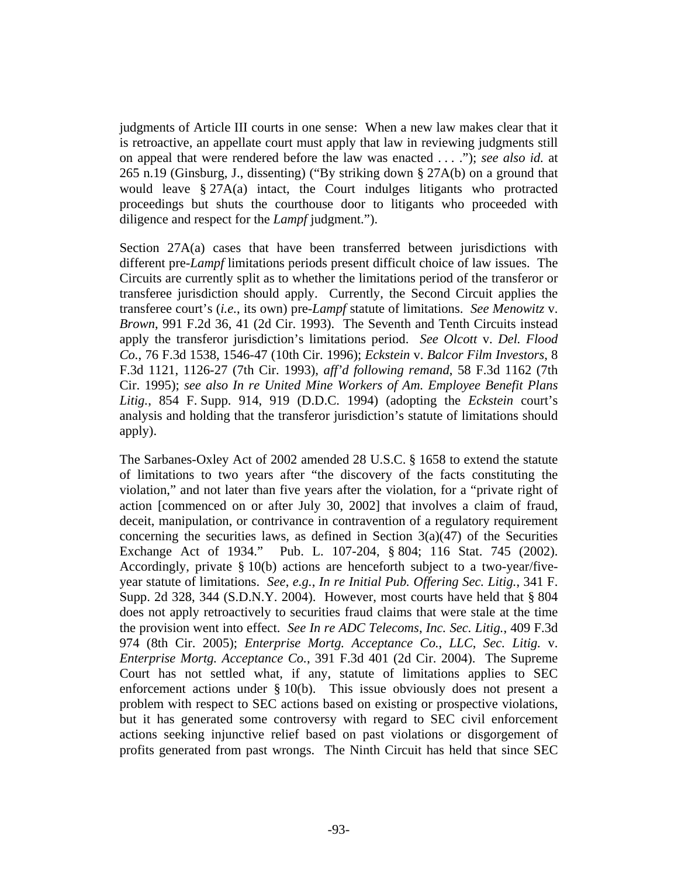judgments of Article III courts in one sense: When a new law makes clear that it is retroactive, an appellate court must apply that law in reviewing judgments still on appeal that were rendered before the law was enacted . . . ."); *see also id.* at 265 n.19 (Ginsburg, J., dissenting) ("By striking down § 27A(b) on a ground that would leave § 27A(a) intact, the Court indulges litigants who protracted proceedings but shuts the courthouse door to litigants who proceeded with diligence and respect for the *Lampf* judgment.").

Section 27A(a) cases that have been transferred between jurisdictions with different pre-*Lampf* limitations periods present difficult choice of law issues. The Circuits are currently split as to whether the limitations period of the transferor or transferee jurisdiction should apply. Currently, the Second Circuit applies the transferee court's (*i.e.*, its own) pre-*Lampf* statute of limitations. *See Menowitz* v. *Brown*, 991 F.2d 36, 41 (2d Cir. 1993). The Seventh and Tenth Circuits instead apply the transferor jurisdiction's limitations period. *See Olcott* v. *Del. Flood Co.*, 76 F.3d 1538, 1546-47 (10th Cir. 1996); *Eckstein* v. *Balcor Film Investors*, 8 F.3d 1121, 1126-27 (7th Cir. 1993), *aff'd following remand*, 58 F.3d 1162 (7th Cir. 1995); *see also In re United Mine Workers of Am. Employee Benefit Plans Litig.*, 854 F. Supp. 914, 919 (D.D.C. 1994) (adopting the *Eckstein* court's analysis and holding that the transferor jurisdiction's statute of limitations should apply).

The Sarbanes-Oxley Act of 2002 amended 28 U.S.C. § 1658 to extend the statute of limitations to two years after "the discovery of the facts constituting the violation," and not later than five years after the violation, for a "private right of action [commenced on or after July 30, 2002] that involves a claim of fraud, deceit, manipulation, or contrivance in contravention of a regulatory requirement concerning the securities laws, as defined in Section 3(a)(47) of the Securities Exchange Act of 1934." Pub. L. 107-204, § 804; 116 Stat. 745 (2002). Accordingly, private § 10(b) actions are henceforth subject to a two-year/five-year statute of limitations. *See, e.g.*, *In re Initial Pub. Offering Sec. Litig.*, 341 F. Supp. 2d 328, 344 (S.D.N.Y. 2004). However, most courts have held that § 804 does not apply retroactively to securities fraud claims that were stale at the time the provision went into effect. *See In re ADC Telecoms, Inc. Sec. Litig.*, 409 F.3d 974 (8th Cir. 2005); *Enterprise Mortg. Acceptance Co., LLC, Sec. Litig.* v. *Enterprise Mortg. Acceptance Co.*, 391 F.3d 401 (2d Cir. 2004). The Supreme Court has not settled what, if any, statute of limitations applies to SEC enforcement actions under § 10(b). This issue obviously does not present a problem with respect to SEC actions based on existing or prospective violations, but it has generated some controversy with regard to SEC civil enforcement actions seeking injunctive relief based on past violations or disgorgement of profits generated from past wrongs. The Ninth Circuit has held that since SEC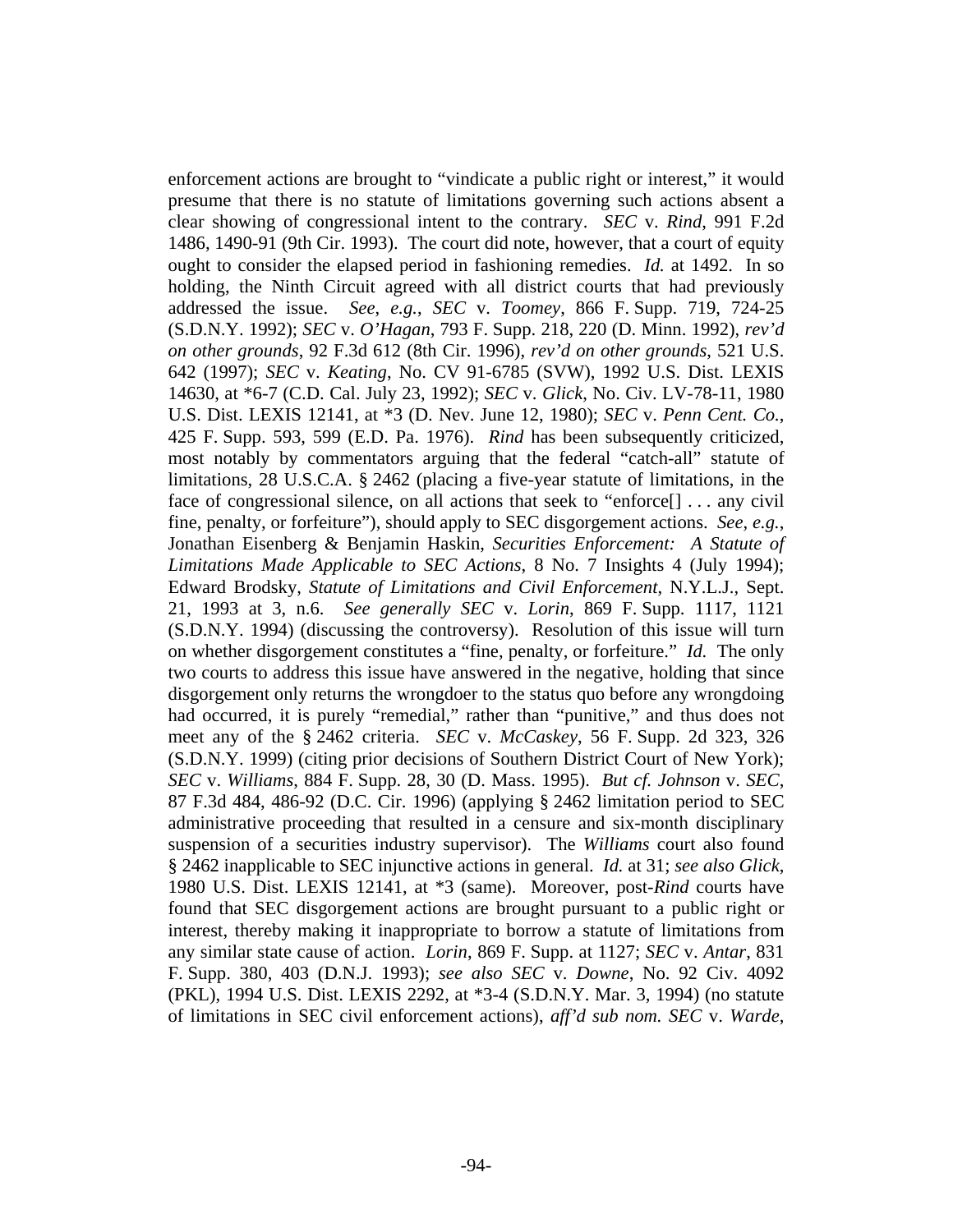enforcement actions are brought to "vindicate a public right or interest," it would presume that there is no statute of limitations governing such actions absent a clear showing of congressional intent to the contrary. *SEC* v. *Rind*, 991 F.2d 1486, 1490-91 (9th Cir. 1993). The court did note, however, that a court of equity ought to consider the elapsed period in fashioning remedies. *Id.* at 1492. In so holding, the Ninth Circuit agreed with all district courts that had previously addressed the issue. *See*, *e.g.*, *SEC* v. *Toomey*, 866 F. Supp. 719, 724-25 (S.D.N.Y. 1992); *SEC* v. *O'Hagan*, 793 F. Supp. 218, 220 (D. Minn. 1992), *rev'd on other grounds*, 92 F.3d 612 (8th Cir. 1996), *rev'd on other grounds*, 521 U.S. 642 (1997); *SEC* v. *Keating*, No. CV 91-6785 (SVW), 1992 U.S. Dist. LEXIS 14630, at *6-7 (C.D. Cal. July 23, 1992); *SEC* v. *Glick*, No. Civ. LV-78-11, 1980 U.S. Dist. LEXIS 12141, at *3 (D. Nev. June 12, 1980); *SEC* v. *Penn Cent. Co.*, 425 F. Supp. 593, 599 (E.D. Pa. 1976). *Rind* has been subsequently criticized, most notably by commentators arguing that the federal "catch-all" statute of limitations, 28 U.S.C.A. § 2462 (placing a five-year statute of limitations, in the face of congressional silence, on all actions that seek to "enforce[] . . . any civil fine, penalty, or forfeiture"), should apply to SEC disgorgement actions. *See*, *e.g.*, Jonathan Eisenberg & Benjamin Haskin, *Securities Enforcement: A Statute of Limitations Made Applicable to SEC Actions*, 8 No. 7 Insights 4 (July 1994); Edward Brodsky, *Statute of Limitations and Civil Enforcement*, N.Y.L.J., Sept. 21, 1993 at 3, n.6. *See generally SEC* v. *Lorin*, 869 F. Supp. 1117, 1121 (S.D.N.Y. 1994) (discussing the controversy). Resolution of this issue will turn on whether disgorgement constitutes a "fine, penalty, or forfeiture." *Id.* The only two courts to address this issue have answered in the negative, holding that since disgorgement only returns the wrongdoer to the status quo before any wrongdoing had occurred, it is purely "remedial," rather than "punitive," and thus does not meet any of the § 2462 criteria. *SEC* v. *McCaskey*, 56 F. Supp. 2d 323, 326 (S.D.N.Y. 1999) (citing prior decisions of Southern District Court of New York); *SEC* v. *Williams*, 884 F. Supp. 28, 30 (D. Mass. 1995). *But cf. Johnson* v. *SEC*, 87 F.3d 484, 486-92 (D.C. Cir. 1996) (applying § 2462 limitation period to SEC administrative proceeding that resulted in a censure and six-month disciplinary suspension of a securities industry supervisor). The *Williams* court also found § 2462 inapplicable to SEC injunctive actions in general. *Id.* at 31; *see also Glick*, 1980 U.S. Dist. LEXIS 12141, at *3 (same). Moreover, post-*Rind* courts have found that SEC disgorgement actions are brought pursuant to a public right or interest, thereby making it inappropriate to borrow a statute of limitations from any similar state cause of action. *Lorin*, 869 F. Supp. at 1127; *SEC* v. *Antar*, 831 F. Supp. 380, 403 (D.N.J. 1993); *see also SEC* v. *Downe*, No. 92 Civ. 4092 (PKL), 1994 U.S. Dist. LEXIS 2292, at *3-4 (S.D.N.Y. Mar. 3, 1994) (no statute of limitations in SEC civil enforcement actions), *aff'd sub nom. SEC* v. *Warde*,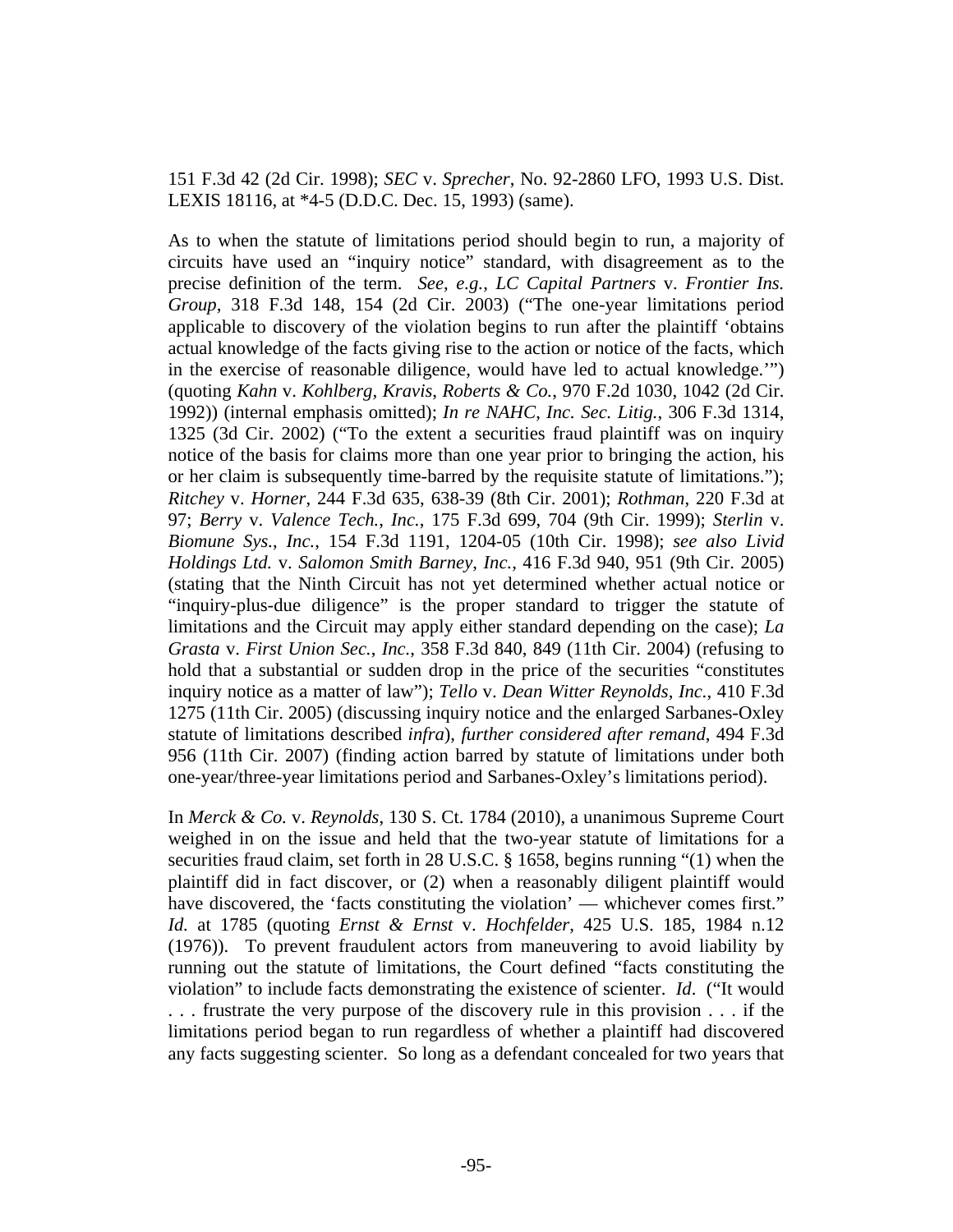151 F.3d 42 (2d Cir. 1998); *SEC* v. *Sprecher*, No. 92-2860 LFO, 1993 U.S. Dist. LEXIS 18116, at *4-5 (D.D.C. Dec. 15, 1993) (same).

As to when the statute of limitations period should begin to run, a majority of circuits have used an "inquiry notice" standard, with disagreement as to the precise definition of the term. *See*, *e.g.*, *LC Capital Partners* v. *Frontier Ins. Group*, 318 F.3d 148, 154 (2d Cir. 2003) ("The one-year limitations period applicable to discovery of the violation begins to run after the plaintiff 'obtains actual knowledge of the facts giving rise to the action or notice of the facts, which in the exercise of reasonable diligence, would have led to actual knowledge.'") (quoting *Kahn* v. *Kohlberg*, *Kravis*, *Roberts & Co.*, 970 F.2d 1030, 1042 (2d Cir. 1992)) (internal emphasis omitted); *In re NAHC*, *Inc. Sec. Litig.*, 306 F.3d 1314, 1325 (3d Cir. 2002) ("To the extent a securities fraud plaintiff was on inquiry notice of the basis for claims more than one year prior to bringing the action, his or her claim is subsequently time-barred by the requisite statute of limitations."); *Ritchey* v. *Horner*, 244 F.3d 635, 638-39 (8th Cir. 2001); *Rothman*, 220 F.3d at 97; *Berry* v. *Valence Tech.*, *Inc.*, 175 F.3d 699, 704 (9th Cir. 1999); *Sterlin* v. *Biomune Sys.*, *Inc.*, 154 F.3d 1191, 1204-05 (10th Cir. 1998); *see also Livid Holdings Ltd.* v. *Salomon Smith Barney*, *Inc.*, 416 F.3d 940, 951 (9th Cir. 2005) (stating that the Ninth Circuit has not yet determined whether actual notice or "inquiry-plus-due diligence" is the proper standard to trigger the statute of limitations and the Circuit may apply either standard depending on the case); *La Grasta* v. *First Union Sec.*, *Inc.*, 358 F.3d 840, 849 (11th Cir. 2004) (refusing to hold that a substantial or sudden drop in the price of the securities "constitutes inquiry notice as a matter of law"); *Tello* v. *Dean Witter Reynolds*, *Inc.*, 410 F.3d 1275 (11th Cir. 2005) (discussing inquiry notice and the enlarged Sarbanes-Oxley statute of limitations described *infra*), *further considered after remand*, 494 F.3d 956 (11th Cir. 2007) (finding action barred by statute of limitations under both one-year/three-year limitations period and Sarbanes-Oxley's limitations period).

In *Merck & Co.* v. *Reynolds*, 130 S. Ct. 1784 (2010), a unanimous Supreme Court weighed in on the issue and held that the two-year statute of limitations for a securities fraud claim, set forth in 28 U.S.C. § 1658, begins running "(1) when the plaintiff did in fact discover, or (2) when a reasonably diligent plaintiff would have discovered, the 'facts constituting the violation' — whichever comes first." *Id.* at 1785 (quoting *Ernst & Ernst* v. *Hochfelder*, 425 U.S. 185, 1984 n.12 (1976)). To prevent fraudulent actors from maneuvering to avoid liability by running out the statute of limitations, the Court defined "facts constituting the violation" to include facts demonstrating the existence of scienter. *Id*. ("It would . . . frustrate the very purpose of the discovery rule in this provision . . . if the limitations period began to run regardless of whether a plaintiff had discovered any facts suggesting scienter. So long as a defendant concealed for two years that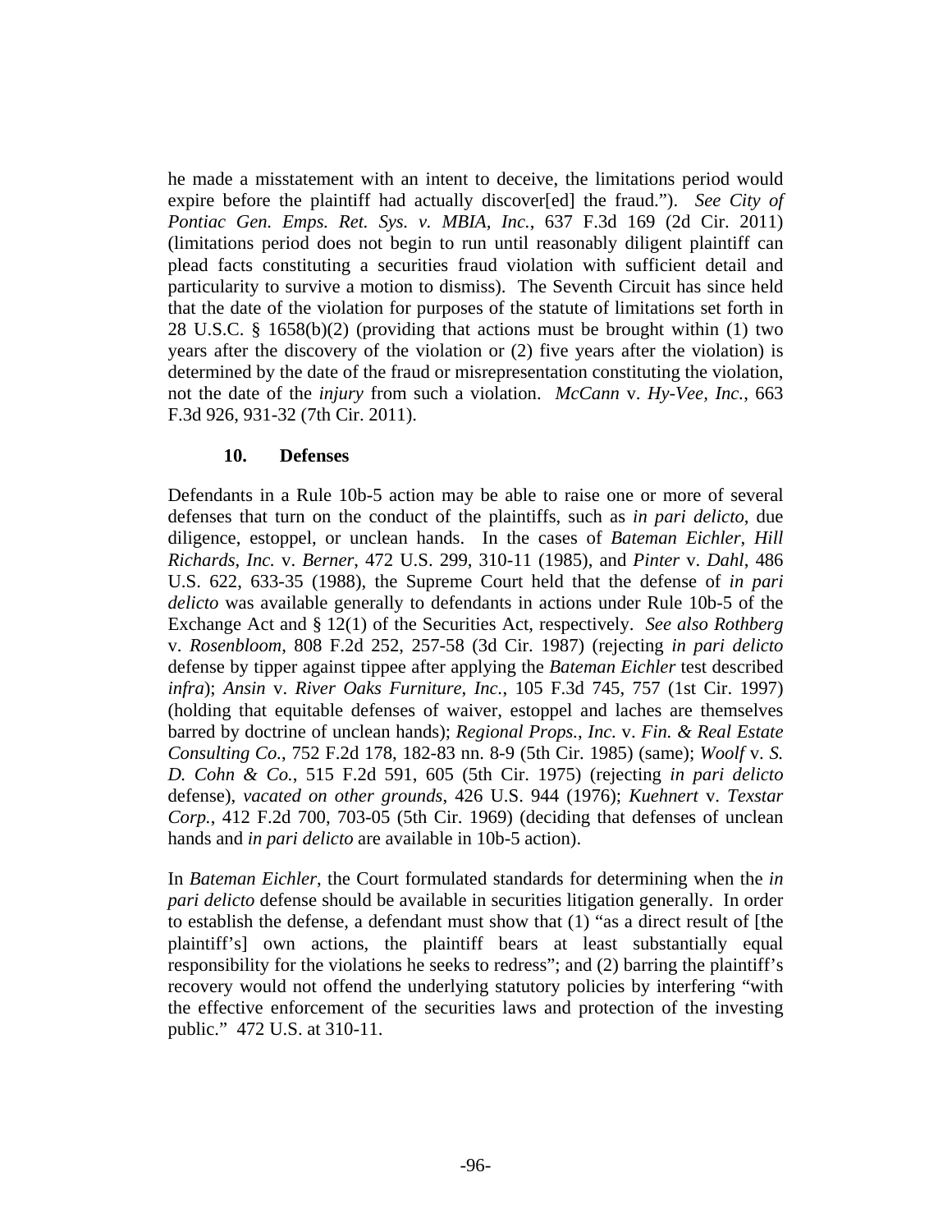he made a misstatement with an intent to deceive, the limitations period would expire before the plaintiff had actually discover[ed] the fraud."). *See City of Pontiac Gen. Emps. Ret. Sys. v. MBIA, Inc.*, 637 F.3d 169 (2d Cir. 2011) (limitations period does not begin to run until reasonably diligent plaintiff can plead facts constituting a securities fraud violation with sufficient detail and particularity to survive a motion to dismiss). The Seventh Circuit has since held that the date of the violation for purposes of the statute of limitations set forth in 28 U.S.C. § 1658(b)(2) (providing that actions must be brought within (1) two years after the discovery of the violation or (2) five years after the violation) is determined by the date of the fraud or misrepresentation constituting the violation, not the date of the *injury* from such a violation. *McCann* v. *Hy-Vee, Inc.*, 663 F.3d 926, 931-32 (7th Cir. 2011).

### 10. Defenses

Defendants in a Rule 10b-5 action may be able to raise one or more of several defenses that turn on the conduct of the plaintiffs, such as *in pari delicto*, due diligence, estoppel, or unclean hands. In the cases of *Bateman Eichler*, *Hill Richards*, *Inc.* v. *Berner*, 472 U.S. 299, 310-11 (1985), and *Pinter* v. *Dahl*, 486 U.S. 622, 633-35 (1988), the Supreme Court held that the defense of *in pari delicto* was available generally to defendants in actions under Rule 10b-5 of the Exchange Act and § 12(1) of the Securities Act, respectively. *See also Rothberg* v. *Rosenbloom*, 808 F.2d 252, 257-58 (3d Cir. 1987) (rejecting *in pari delicto* defense by tipper against tippee after applying the *Bateman Eichler* test described *infra*); *Ansin* v. *River Oaks Furniture*, *Inc.*, 105 F.3d 745, 757 (1st Cir. 1997) (holding that equitable defenses of waiver, estoppel and laches are themselves barred by doctrine of unclean hands); *Regional Props.*, *Inc.* v. *Fin. & Real Estate Consulting Co.*, 752 F.2d 178, 182-83 nn. 8-9 (5th Cir. 1985) (same); *Woolf* v. *S. D. Cohn & Co.*, 515 F.2d 591, 605 (5th Cir. 1975) (rejecting *in pari delicto* defense), *vacated on other grounds*, 426 U.S. 944 (1976); *Kuehnert* v. *Texstar Corp.*, 412 F.2d 700, 703-05 (5th Cir. 1969) (deciding that defenses of unclean hands and *in pari delicto* are available in 10b-5 action).

In *Bateman Eichler*, the Court formulated standards for determining when the *in pari delicto* defense should be available in securities litigation generally. In order to establish the defense, a defendant must show that (1) "as a direct result of [the plaintiff's] own actions, the plaintiff bears at least substantially equal responsibility for the violations he seeks to redress"; and (2) barring the plaintiff's recovery would not offend the underlying statutory policies by interfering "with the effective enforcement of the securities laws and protection of the investing public." 472 U.S. at 310-11.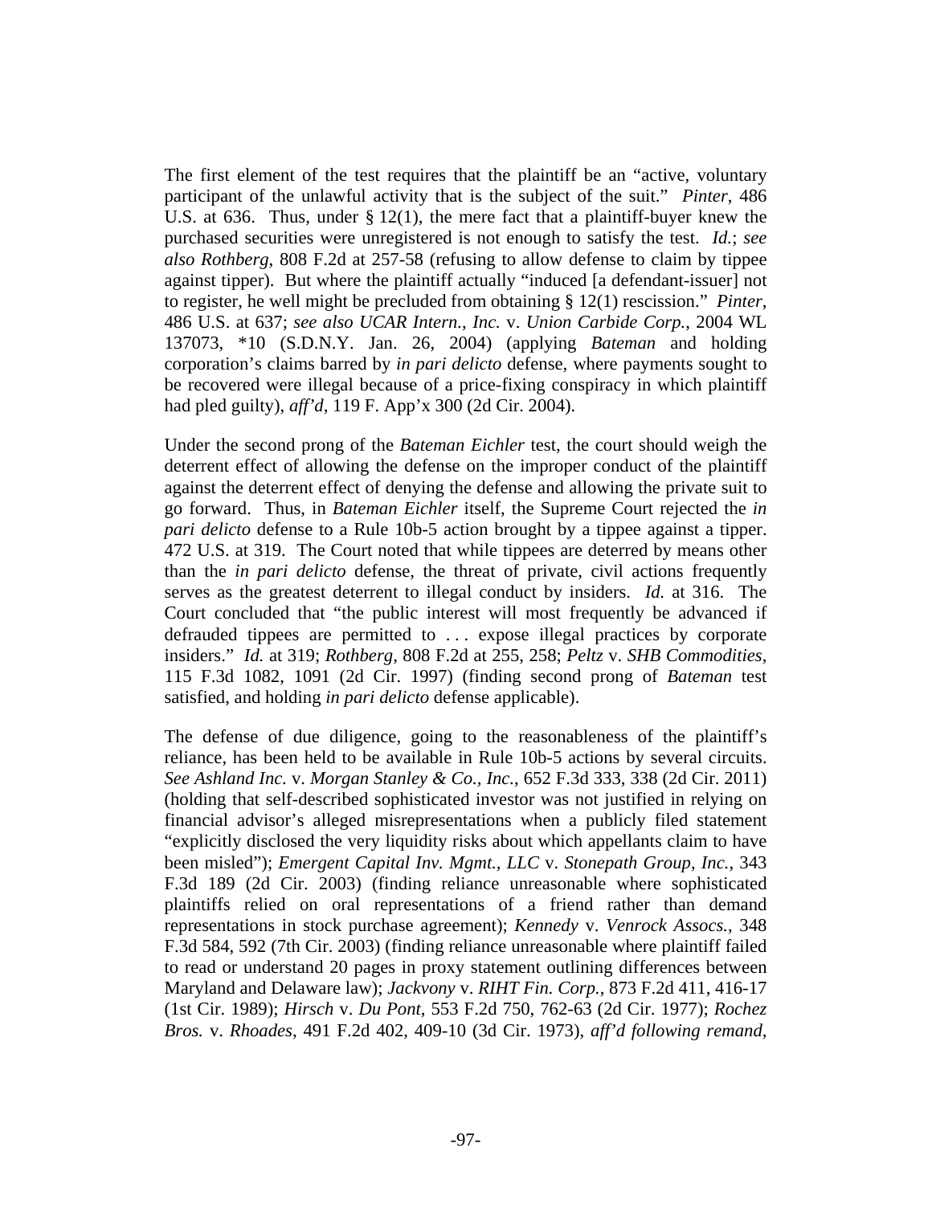The first element of the test requires that the plaintiff be an "active, voluntary participant of the unlawful activity that is the subject of the suit." *Pinter*, 486 U.S. at 636. Thus, under § 12(1), the mere fact that a plaintiff-buyer knew the purchased securities were unregistered is not enough to satisfy the test. *Id.*; *see also Rothberg*, 808 F.2d at 257-58 (refusing to allow defense to claim by tippee against tipper). But where the plaintiff actually "induced [a defendant-issuer] not to register, he well might be precluded from obtaining § 12(1) rescission." *Pinter*, 486 U.S. at 637; *see also UCAR Intern., Inc.* v. *Union Carbide Corp.*, 2004 WL 137073, *10 (S.D.N.Y. Jan. 26, 2004) (applying *Bateman* and holding corporation's claims barred by *in pari delicto* defense, where payments sought to be recovered were illegal because of a price-fixing conspiracy in which plaintiff had pled guilty), *aff'd*, 119 F. App'x 300 (2d Cir. 2004).

Under the second prong of the *Bateman Eichler* test, the court should weigh the deterrent effect of allowing the defense on the improper conduct of the plaintiff against the deterrent effect of denying the defense and allowing the private suit to go forward. Thus, in *Bateman Eichler* itself, the Supreme Court rejected the *in pari delicto* defense to a Rule 10b-5 action brought by a tippee against a tipper. 472 U.S. at 319. The Court noted that while tippees are deterred by means other than the *in pari delicto* defense, the threat of private, civil actions frequently serves as the greatest deterrent to illegal conduct by insiders. *Id.* at 316. The Court concluded that "the public interest will most frequently be advanced if defrauded tippees are permitted to . . . expose illegal practices by corporate insiders." *Id.* at 319; *Rothberg*, 808 F.2d at 255, 258; *Peltz* v. *SHB Commodities*, 115 F.3d 1082, 1091 (2d Cir. 1997) (finding second prong of *Bateman* test satisfied, and holding *in pari delicto* defense applicable).

The defense of due diligence, going to the reasonableness of the plaintiff's reliance, has been held to be available in Rule 10b-5 actions by several circuits. *See Ashland Inc.* v. *Morgan Stanley & Co., Inc.*, 652 F.3d 333, 338 (2d Cir. 2011) (holding that self-described sophisticated investor was not justified in relying on financial advisor's alleged misrepresentations when a publicly filed statement "explicitly disclosed the very liquidity risks about which appellants claim to have been misled"); *Emergent Capital Inv. Mgmt., LLC* v. *Stonepath Group, Inc.*, 343 F.3d 189 (2d Cir. 2003) (finding reliance unreasonable where sophisticated plaintiffs relied on oral representations of a friend rather than demand representations in stock purchase agreement); *Kennedy* v. *Venrock Assocs.*, 348 F.3d 584, 592 (7th Cir. 2003) (finding reliance unreasonable where plaintiff failed to read or understand 20 pages in proxy statement outlining differences between Maryland and Delaware law); *Jackvony* v. *RIHT Fin. Corp.*, 873 F.2d 411, 416-17 (1st Cir. 1989); *Hirsch* v. *Du Pont*, 553 F.2d 750, 762-63 (2d Cir. 1977); *Rochez Bros.* v. *Rhoades*, 491 F.2d 402, 409-10 (3d Cir. 1973), *aff'd following remand*,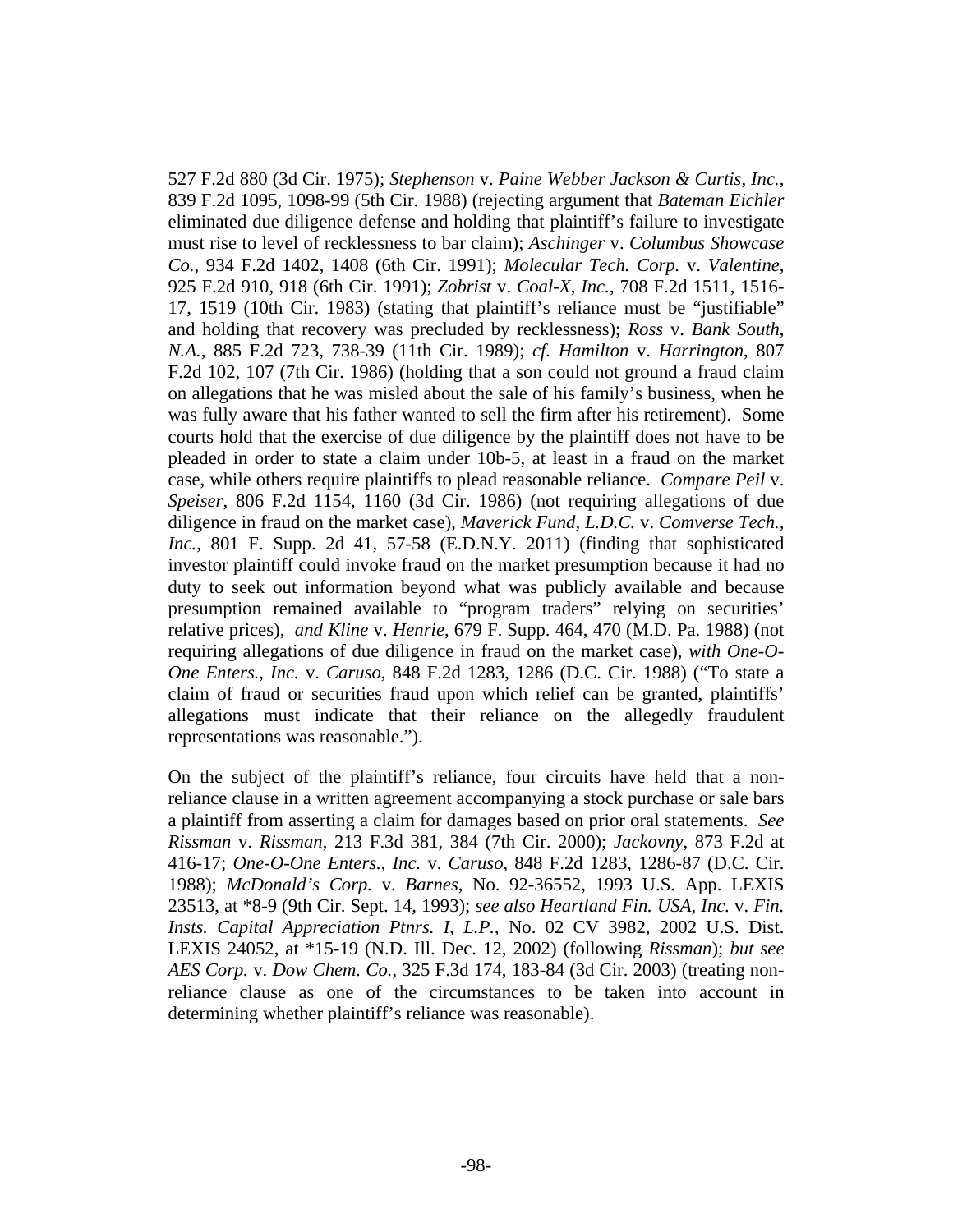527 F.2d 880 (3d Cir. 1975); *Stephenson* v. *Paine Webber Jackson & Curtis*, *Inc.*, 839 F.2d 1095, 1098-99 (5th Cir. 1988) (rejecting argument that *Bateman Eichler* eliminated due diligence defense and holding that plaintiff's failure to investigate must rise to level of recklessness to bar claim); *Aschinger* v. *Columbus Showcase Co.*, 934 F.2d 1402, 1408 (6th Cir. 1991); *Molecular Tech. Corp.* v. *Valentine*, 925 F.2d 910, 918 (6th Cir. 1991); *Zobrist* v. *Coal-X*, *Inc.*, 708 F.2d 1511, 1516-17, 1519 (10th Cir. 1983) (stating that plaintiff's reliance must be "justifiable" and holding that recovery was precluded by recklessness); *Ross* v. *Bank South*, *N.A.*, 885 F.2d 723, 738-39 (11th Cir. 1989); *cf. Hamilton* v. *Harrington*, 807 F.2d 102, 107 (7th Cir. 1986) (holding that a son could not ground a fraud claim on allegations that he was misled about the sale of his family's business, when he was fully aware that his father wanted to sell the firm after his retirement). Some courts hold that the exercise of due diligence by the plaintiff does not have to be pleaded in order to state a claim under 10b-5, at least in a fraud on the market case, while others require plaintiffs to plead reasonable reliance. *Compare Peil* v. *Speiser*, 806 F.2d 1154, 1160 (3d Cir. 1986) (not requiring allegations of due diligence in fraud on the market case), *Maverick Fund, L.D.C.* v. *Comverse Tech.*, *Inc.*, 801 F. Supp. 2d 41, 57-58 (E.D.N.Y. 2011) (finding that sophisticated investor plaintiff could invoke fraud on the market presumption because it had no duty to seek out information beyond what was publicly available and because presumption remained available to "program traders" relying on securities' relative prices), *and Kline* v. *Henrie*, 679 F. Supp. 464, 470 (M.D. Pa. 1988) (not requiring allegations of due diligence in fraud on the market case), *with One-O-One Enters.*, *Inc.* v. *Caruso*, 848 F.2d 1283, 1286 (D.C. Cir. 1988) ("To state a claim of fraud or securities fraud upon which relief can be granted, plaintiffs' allegations must indicate that their reliance on the allegedly fraudulent representations was reasonable.").

On the subject of the plaintiff's reliance, four circuits have held that a non-reliance clause in a written agreement accompanying a stock purchase or sale bars a plaintiff from asserting a claim for damages based on prior oral statements. *See Rissman* v. *Rissman*, 213 F.3d 381, 384 (7th Cir. 2000); *Jackovny*, 873 F.2d at 416-17; *One-O-One Enters.*, *Inc.* v. *Caruso*, 848 F.2d 1283, 1286-87 (D.C. Cir. 1988); *McDonald's Corp.* v. *Barnes*, No. 92-36552, 1993 U.S. App. LEXIS 23513, at *8-9 (9th Cir. Sept. 14, 1993); *see also Heartland Fin. USA*, *Inc.* v. *Fin. Insts. Capital Appreciation Ptnrs. I*, *L.P.*, No. 02 CV 3982, 2002 U.S. Dist. LEXIS 24052, at *15-19 (N.D. Ill. Dec. 12, 2002) (following *Rissman*); *but see AES Corp.* v. *Dow Chem. Co.*, 325 F.3d 174, 183-84 (3d Cir. 2003) (treating non-reliance clause as one of the circumstances to be taken into account in determining whether plaintiff's reliance was reasonable).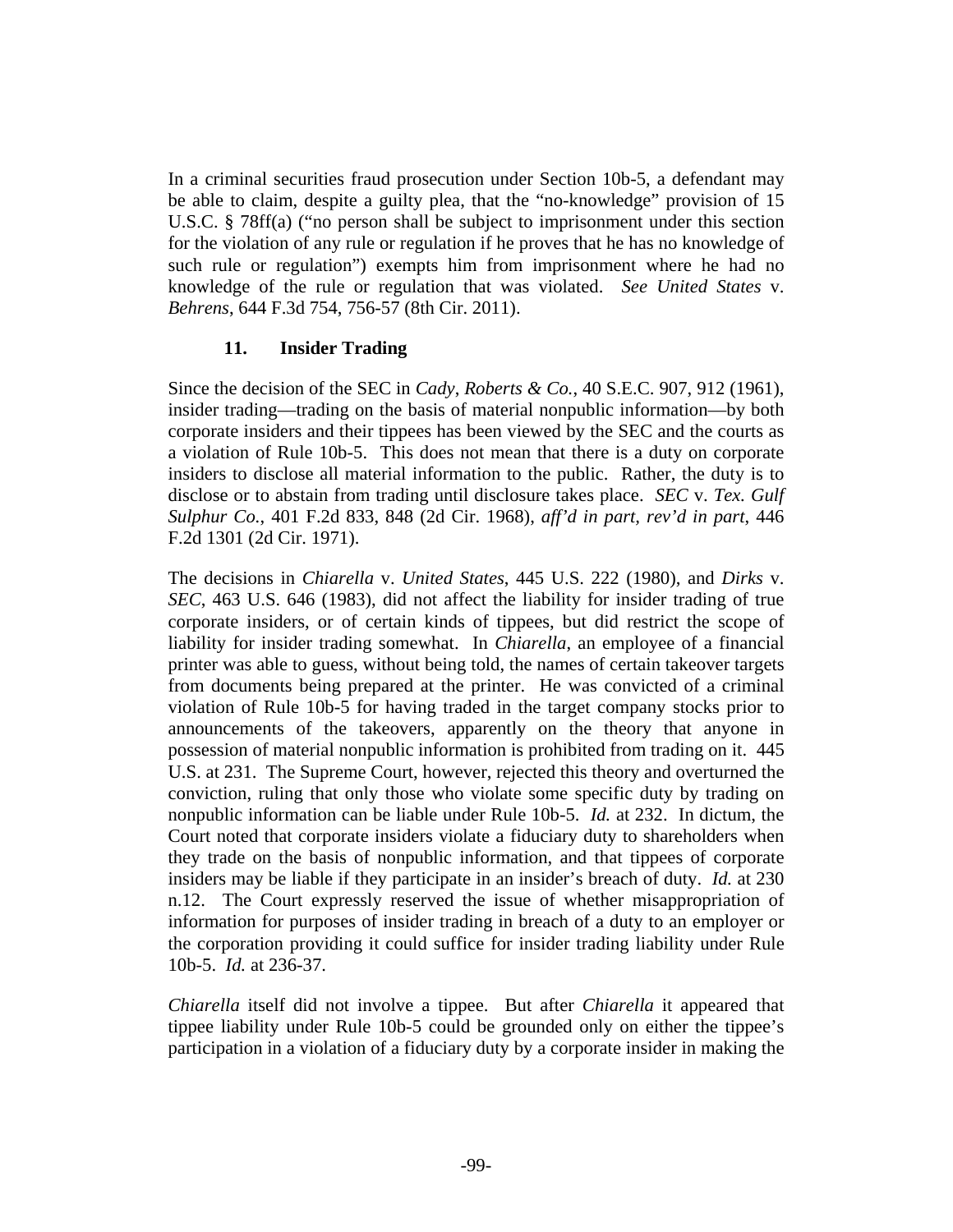In a criminal securities fraud prosecution under Section 10b-5, a defendant may be able to claim, despite a guilty plea, that the "no-knowledge" provision of 15 U.S.C. § 78ff(a) ("no person shall be subject to imprisonment under this section for the violation of any rule or regulation if he proves that he has no knowledge of such rule or regulation") exempts him from imprisonment where he had no knowledge of the rule or regulation that was violated. *See United States* v. *Behrens*, 644 F.3d 754, 756-57 (8th Cir. 2011).

### 11. Insider Trading

Since the decision of the SEC in *Cady, Roberts & Co.*, 40 S.E.C. 907, 912 (1961), insider trading—trading on the basis of material nonpublic information—by both corporate insiders and their tippees has been viewed by the SEC and the courts as a violation of Rule 10b-5. This does not mean that there is a duty on corporate insiders to disclose all material information to the public. Rather, the duty is to disclose or to abstain from trading until disclosure takes place. *SEC* v. *Tex. Gulf Sulphur Co.*, 401 F.2d 833, 848 (2d Cir. 1968), *aff'd in part, rev'd in part*, 446 F.2d 1301 (2d Cir. 1971).

The decisions in *Chiarella* v. *United States*, 445 U.S. 222 (1980), and *Dirks* v. *SEC*, 463 U.S. 646 (1983), did not affect the liability for insider trading of true corporate insiders, or of certain kinds of tippees, but did restrict the scope of liability for insider trading somewhat. In *Chiarella*, an employee of a financial printer was able to guess, without being told, the names of certain takeover targets from documents being prepared at the printer. He was convicted of a criminal violation of Rule 10b-5 for having traded in the target company stocks prior to announcements of the takeovers, apparently on the theory that anyone in possession of material nonpublic information is prohibited from trading on it. 445 U.S. at 231. The Supreme Court, however, rejected this theory and overturned the conviction, ruling that only those who violate some specific duty by trading on nonpublic information can be liable under Rule 10b-5. *Id.* at 232. In dictum, the Court noted that corporate insiders violate a fiduciary duty to shareholders when they trade on the basis of nonpublic information, and that tippees of corporate insiders may be liable if they participate in an insider's breach of duty. *Id.* at 230 n.12. The Court expressly reserved the issue of whether misappropriation of information for purposes of insider trading in breach of a duty to an employer or the corporation providing it could suffice for insider trading liability under Rule 10b-5. *Id.* at 236-37.

*Chiarella* itself did not involve a tippee. But after *Chiarella* it appeared that tippee liability under Rule 10b-5 could be grounded only on either the tippee's participation in a violation of a fiduciary duty by a corporate insider in making the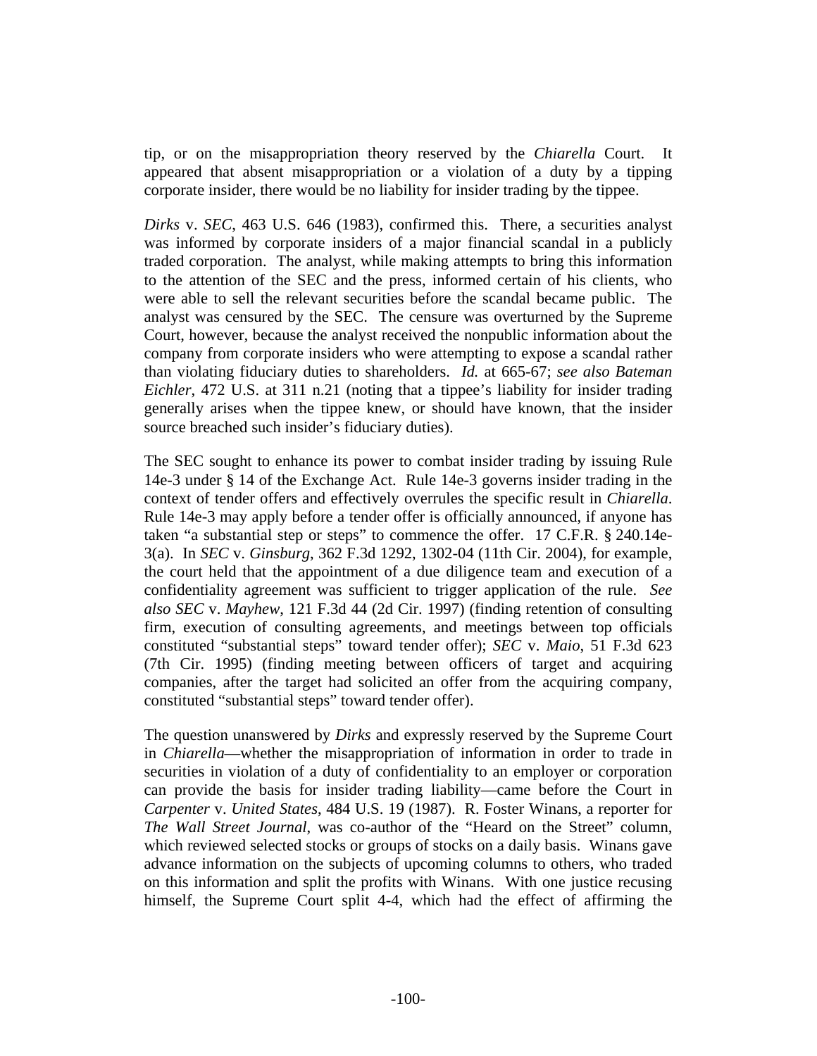tip, or on the misappropriation theory reserved by the *Chiarella* Court. It appeared that absent misappropriation or a violation of a duty by a tipping corporate insider, there would be no liability for insider trading by the tippee.

*Dirks* v. *SEC*, 463 U.S. 646 (1983), confirmed this. There, a securities analyst was informed by corporate insiders of a major financial scandal in a publicly traded corporation. The analyst, while making attempts to bring this information to the attention of the SEC and the press, informed certain of his clients, who were able to sell the relevant securities before the scandal became public. The analyst was censured by the SEC. The censure was overturned by the Supreme Court, however, because the analyst received the nonpublic information about the company from corporate insiders who were attempting to expose a scandal rather than violating fiduciary duties to shareholders. *Id.* at 665-67; *see also Bateman Eichler*, 472 U.S. at 311 n.21 (noting that a tippee's liability for insider trading generally arises when the tippee knew, or should have known, that the insider source breached such insider's fiduciary duties).

The SEC sought to enhance its power to combat insider trading by issuing Rule 14e-3 under § 14 of the Exchange Act. Rule 14e-3 governs insider trading in the context of tender offers and effectively overrules the specific result in *Chiarella*. Rule 14e-3 may apply before a tender offer is officially announced, if anyone has taken "a substantial step or steps" to commence the offer. 17 C.F.R. § 240.14e-3(a). In *SEC* v. *Ginsburg*, 362 F.3d 1292, 1302-04 (11th Cir. 2004), for example, the court held that the appointment of a due diligence team and execution of a confidentiality agreement was sufficient to trigger application of the rule. *See also SEC* v. *Mayhew*, 121 F.3d 44 (2d Cir. 1997) (finding retention of consulting firm, execution of consulting agreements, and meetings between top officials constituted "substantial steps" toward tender offer); *SEC* v. *Maio*, 51 F.3d 623 (7th Cir. 1995) (finding meeting between officers of target and acquiring companies, after the target had solicited an offer from the acquiring company, constituted "substantial steps" toward tender offer).

The question unanswered by *Dirks* and expressly reserved by the Supreme Court in *Chiarella*—whether the misappropriation of information in order to trade in securities in violation of a duty of confidentiality to an employer or corporation can provide the basis for insider trading liability—came before the Court in *Carpenter* v. *United States*, 484 U.S. 19 (1987). R. Foster Winans, a reporter for *The Wall Street Journal*, was co-author of the "Heard on the Street" column, which reviewed selected stocks or groups of stocks on a daily basis. Winans gave advance information on the subjects of upcoming columns to others, who traded on this information and split the profits with Winans. With one justice recusing himself, the Supreme Court split 4-4, which had the effect of affirming the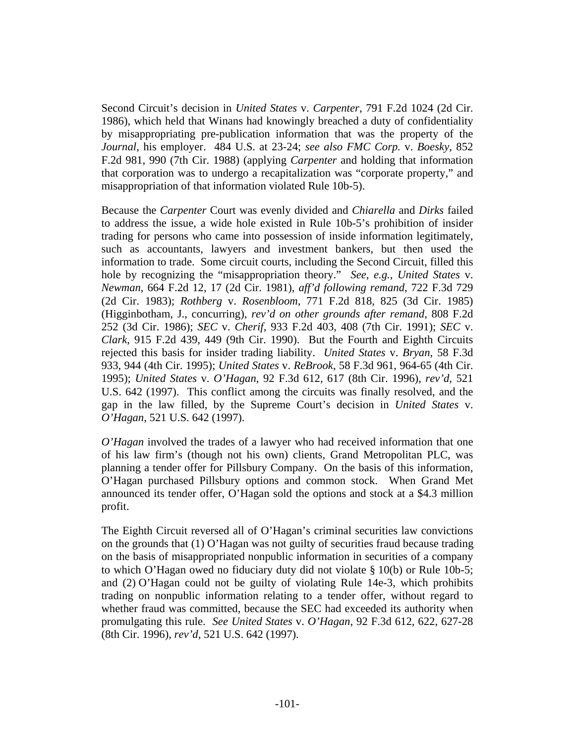Second Circuit's decision in *United States* v. *Carpenter*, 791 F.2d 1024 (2d Cir. 1986), which held that Winans had knowingly breached a duty of confidentiality by misappropriating pre-publication information that was the property of the *Journal*, his employer. 484 U.S. at 23-24; *see also FMC Corp.* v. *Boesky*, 852 F.2d 981, 990 (7th Cir. 1988) (applying *Carpenter* and holding that information that corporation was to undergo a recapitalization was "corporate property," and misappropriation of that information violated Rule 10b-5).

Because the *Carpenter* Court was evenly divided and *Chiarella* and *Dirks* failed to address the issue, a wide hole existed in Rule 10b-5's prohibition of insider trading for persons who came into possession of inside information legitimately, such as accountants, lawyers and investment bankers, but then used the information to trade. Some circuit courts, including the Second Circuit, filled this hole by recognizing the "misappropriation theory." *See, e.g.*, *United States* v. *Newman*, 664 F.2d 12, 17 (2d Cir. 1981), *aff'd following remand*, 722 F.3d 729 (2d Cir. 1983); *Rothberg* v. *Rosenbloom*, 771 F.2d 818, 825 (3d Cir. 1985) (Higginbotham, J., concurring), *rev'd on other grounds after remand*, 808 F.2d 252 (3d Cir. 1986); *SEC* v. *Cherif*, 933 F.2d 403, 408 (7th Cir. 1991); *SEC* v. *Clark*, 915 F.2d 439, 449 (9th Cir. 1990). But the Fourth and Eighth Circuits rejected this basis for insider trading liability. *United States* v. *Bryan*, 58 F.3d 933, 944 (4th Cir. 1995); *United States* v. *ReBrook*, 58 F.3d 961, 964-65 (4th Cir. 1995); *United States* v. *O'Hagan*, 92 F.3d 612, 617 (8th Cir. 1996), *rev'd*, 521 U.S. 642 (1997). This conflict among the circuits was finally resolved, and the gap in the law filled, by the Supreme Court's decision in *United States* v. *O'Hagan*, 521 U.S. 642 (1997).

*O'Hagan* involved the trades of a lawyer who had received information that one of his law firm's (though not his own) clients, Grand Metropolitan PLC, was planning a tender offer for Pillsbury Company. On the basis of this information, O'Hagan purchased Pillsbury options and common stock. When Grand Met announced its tender offer, O'Hagan sold the options and stock at a $4.3 million profit.

The Eighth Circuit reversed all of O'Hagan's criminal securities law convictions on the grounds that (1) O'Hagan was not guilty of securities fraud because trading on the basis of misappropriated nonpublic information in securities of a company to which O'Hagan owed no fiduciary duty did not violate § 10(b) or Rule 10b-5; and (2) O'Hagan could not be guilty of violating Rule 14e-3, which prohibits trading on nonpublic information relating to a tender offer, without regard to whether fraud was committed, because the SEC had exceeded its authority when promulgating this rule. *See United States* v. *O'Hagan*, 92 F.3d 612, 622, 627-28 (8th Cir. 1996), *rev'd*, 521 U.S. 642 (1997).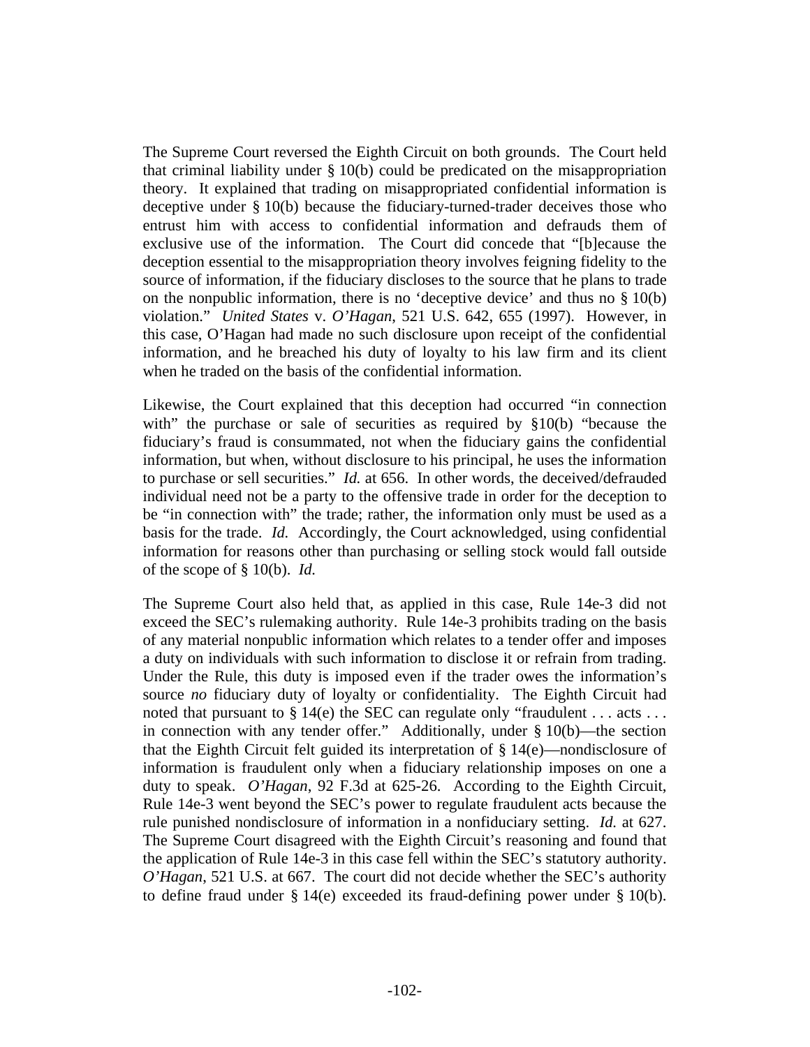The Supreme Court reversed the Eighth Circuit on both grounds. The Court held that criminal liability under § 10(b) could be predicated on the misappropriation theory. It explained that trading on misappropriated confidential information is deceptive under § 10(b) because the fiduciary-turned-trader deceives those who entrust him with access to confidential information and defrauds them of exclusive use of the information. The Court did concede that "[b]ecause the deception essential to the misappropriation theory involves feigning fidelity to the source of information, if the fiduciary discloses to the source that he plans to trade on the nonpublic information, there is no 'deceptive device' and thus no § 10(b) violation." *United States* v. *O'Hagan*, 521 U.S. 642, 655 (1997). However, in this case, O'Hagan had made no such disclosure upon receipt of the confidential information, and he breached his duty of loyalty to his law firm and its client when he traded on the basis of the confidential information.

Likewise, the Court explained that this deception had occurred "in connection with" the purchase or sale of securities as required by §10(b) "because the fiduciary's fraud is consummated, not when the fiduciary gains the confidential information, but when, without disclosure to his principal, he uses the information to purchase or sell securities." *Id.* at 656. In other words, the deceived/defrauded individual need not be a party to the offensive trade in order for the deception to be "in connection with" the trade; rather, the information only must be used as a basis for the trade. *Id.* Accordingly, the Court acknowledged, using confidential information for reasons other than purchasing or selling stock would fall outside of the scope of § 10(b). *Id.*

The Supreme Court also held that, as applied in this case, Rule 14e-3 did not exceed the SEC's rulemaking authority. Rule 14e-3 prohibits trading on the basis of any material nonpublic information which relates to a tender offer and imposes a duty on individuals with such information to disclose it or refrain from trading. Under the Rule, this duty is imposed even if the trader owes the information's source *no* fiduciary duty of loyalty or confidentiality. The Eighth Circuit had noted that pursuant to § 14(e) the SEC can regulate only "fraudulent . . . acts . . . in connection with any tender offer." Additionally, under § 10(b)—the section that the Eighth Circuit felt guided its interpretation of § 14(e)—nondisclosure of information is fraudulent only when a fiduciary relationship imposes on one a duty to speak. *O'Hagan*, 92 F.3d at 625-26. According to the Eighth Circuit, Rule 14e-3 went beyond the SEC's power to regulate fraudulent acts because the rule punished nondisclosure of information in a nonfiduciary setting. *Id.* at 627. The Supreme Court disagreed with the Eighth Circuit's reasoning and found that the application of Rule 14e-3 in this case fell within the SEC's statutory authority. *O'Hagan*, 521 U.S. at 667. The court did not decide whether the SEC's authority to define fraud under § 14(e) exceeded its fraud-defining power under § 10(b).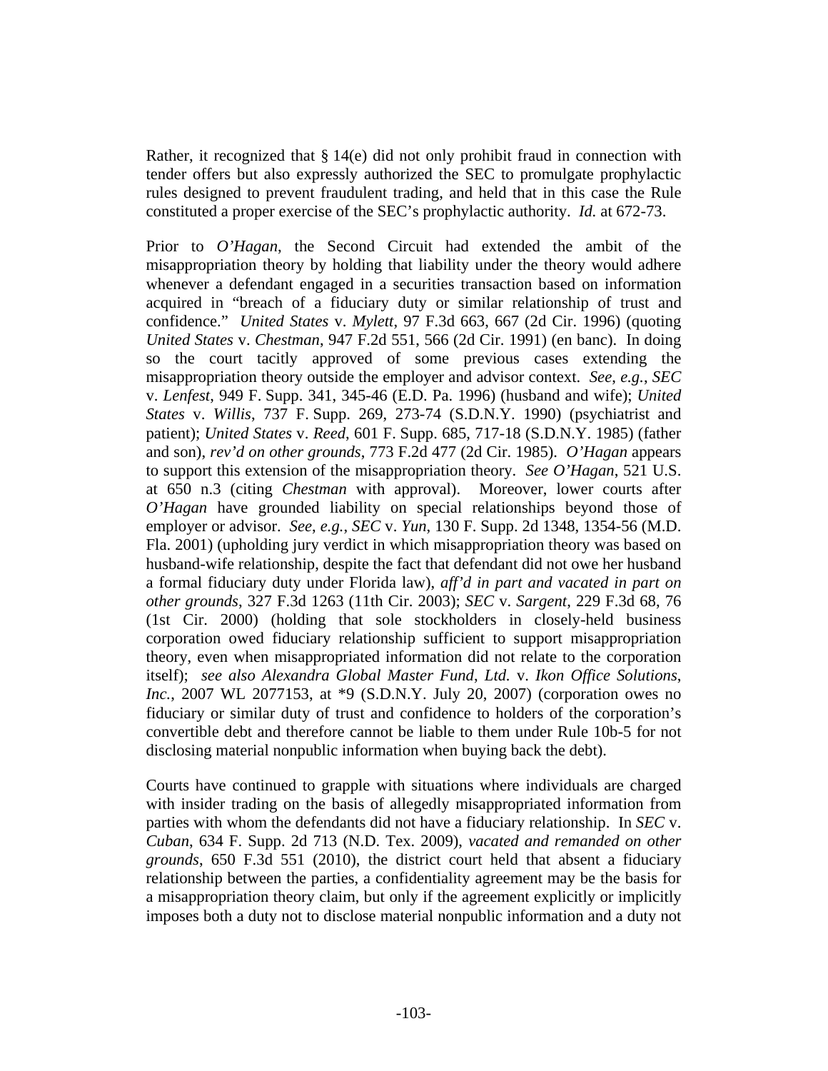Rather, it recognized that § 14(e) did not only prohibit fraud in connection with tender offers but also expressly authorized the SEC to promulgate prophylactic rules designed to prevent fraudulent trading, and held that in this case the Rule constituted a proper exercise of the SEC's prophylactic authority. *Id.* at 672-73.

Prior to *O'Hagan*, the Second Circuit had extended the ambit of the misappropriation theory by holding that liability under the theory would adhere whenever a defendant engaged in a securities transaction based on information acquired in "breach of a fiduciary duty or similar relationship of trust and confidence." *United States* v. *Mylett*, 97 F.3d 663, 667 (2d Cir. 1996) (quoting *United States* v. *Chestman*, 947 F.2d 551, 566 (2d Cir. 1991) (en banc). In doing so the court tacitly approved of some previous cases extending the misappropriation theory outside the employer and advisor context. *See*, *e.g.*, *SEC* v. *Lenfest*, 949 F. Supp. 341, 345-46 (E.D. Pa. 1996) (husband and wife); *United States* v. *Willis*, 737 F. Supp. 269, 273-74 (S.D.N.Y. 1990) (psychiatrist and patient); *United States* v. *Reed*, 601 F. Supp. 685, 717-18 (S.D.N.Y. 1985) (father and son), *rev'd on other grounds*, 773 F.2d 477 (2d Cir. 1985). *O'Hagan* appears to support this extension of the misappropriation theory. *See O'Hagan*, 521 U.S. at 650 n.3 (citing *Chestman* with approval). Moreover, lower courts after *O'Hagan* have grounded liability on special relationships beyond those of employer or advisor. *See*, *e.g.*, *SEC* v. *Yun*, 130 F. Supp. 2d 1348, 1354-56 (M.D. Fla. 2001) (upholding jury verdict in which misappropriation theory was based on husband-wife relationship, despite the fact that defendant did not owe her husband a formal fiduciary duty under Florida law), *aff'd in part and vacated in part on other grounds*, 327 F.3d 1263 (11th Cir. 2003); *SEC* v. *Sargent*, 229 F.3d 68, 76 (1st Cir. 2000) (holding that sole stockholders in closely-held business corporation owed fiduciary relationship sufficient to support misappropriation theory, even when misappropriated information did not relate to the corporation itself); *see also Alexandra Global Master Fund, Ltd.* v. *Ikon Office Solutions, Inc.*, 2007 WL 2077153, at *9 (S.D.N.Y. July 20, 2007) (corporation owes no fiduciary or similar duty of trust and confidence to holders of the corporation's convertible debt and therefore cannot be liable to them under Rule 10b-5 for not disclosing material nonpublic information when buying back the debt).

Courts have continued to grapple with situations where individuals are charged with insider trading on the basis of allegedly misappropriated information from parties with whom the defendants did not have a fiduciary relationship. In *SEC* v. *Cuban*, 634 F. Supp. 2d 713 (N.D. Tex. 2009), *vacated and remanded on other grounds*, 650 F.3d 551 (2010), the district court held that absent a fiduciary relationship between the parties, a confidentiality agreement may be the basis for a misappropriation theory claim, but only if the agreement explicitly or implicitly imposes both a duty not to disclose material nonpublic information and a duty not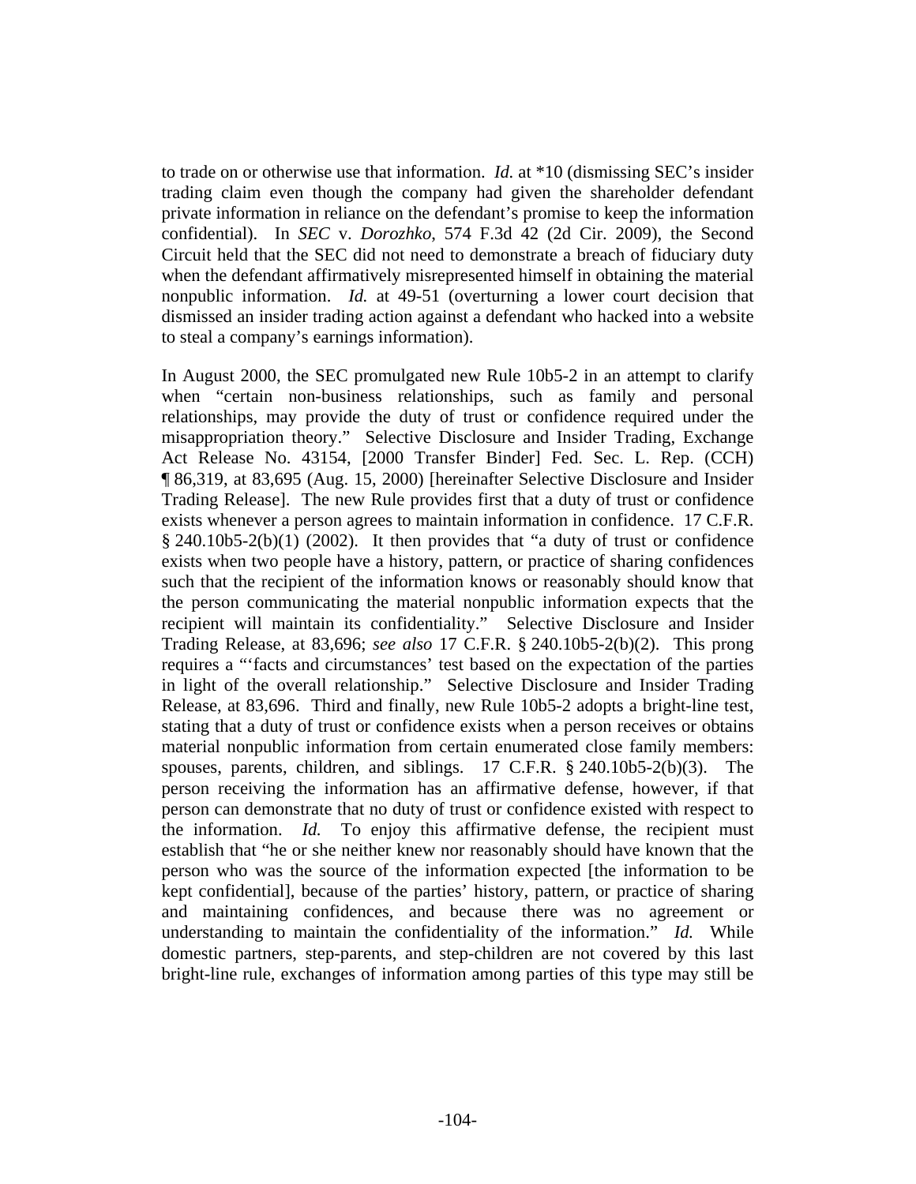to trade on or otherwise use that information. *Id.* at *10 (dismissing SEC's insider trading claim even though the company had given the shareholder defendant private information in reliance on the defendant's promise to keep the information confidential). In *SEC* v. *Dorozhko*, 574 F.3d 42 (2d Cir. 2009), the Second Circuit held that the SEC did not need to demonstrate a breach of fiduciary duty when the defendant affirmatively misrepresented himself in obtaining the material nonpublic information. *Id.* at 49-51 (overturning a lower court decision that dismissed an insider trading action against a defendant who hacked into a website to steal a company's earnings information).

In August 2000, the SEC promulgated new Rule 10b5-2 in an attempt to clarify when "certain non-business relationships, such as family and personal relationships, may provide the duty of trust or confidence required under the misappropriation theory." Selective Disclosure and Insider Trading, Exchange Act Release No. 43154, [2000 Transfer Binder] Fed. Sec. L. Rep. (CCH) ¶ 86,319, at 83,695 (Aug. 15, 2000) [hereinafter Selective Disclosure and Insider Trading Release]. The new Rule provides first that a duty of trust or confidence exists whenever a person agrees to maintain information in confidence. 17 C.F.R. § 240.10b5-2(b)(1) (2002). It then provides that "a duty of trust or confidence exists when two people have a history, pattern, or practice of sharing confidences such that the recipient of the information knows or reasonably should know that the person communicating the material nonpublic information expects that the recipient will maintain its confidentiality." Selective Disclosure and Insider Trading Release, at 83,696; *see also* 17 C.F.R. § 240.10b5-2(b)(2). This prong requires a "'facts and circumstances' test based on the expectation of the parties in light of the overall relationship." Selective Disclosure and Insider Trading Release, at 83,696. Third and finally, new Rule 10b5-2 adopts a bright-line test, stating that a duty of trust or confidence exists when a person receives or obtains material nonpublic information from certain enumerated close family members: spouses, parents, children, and siblings. 17 C.F.R. § 240.10b5-2(b)(3). The person receiving the information has an affirmative defense, however, if that person can demonstrate that no duty of trust or confidence existed with respect to the information. *Id.* To enjoy this affirmative defense, the recipient must establish that "he or she neither knew nor reasonably should have known that the person who was the source of the information expected [the information to be kept confidential], because of the parties' history, pattern, or practice of sharing and maintaining confidences, and because there was no agreement or understanding to maintain the confidentiality of the information." *Id.* While domestic partners, step-parents, and step-children are not covered by this last bright-line rule, exchanges of information among parties of this type may still be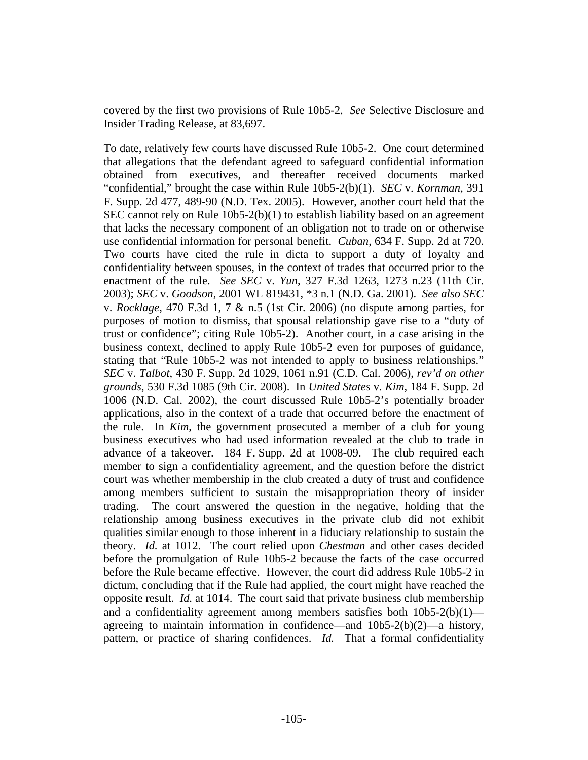covered by the first two provisions of Rule 10b5-2. *See* Selective Disclosure and Insider Trading Release, at 83,697.

To date, relatively few courts have discussed Rule 10b5-2. One court determined that allegations that the defendant agreed to safeguard confidential information obtained from executives, and thereafter received documents marked "confidential," brought the case within Rule 10b5-2(b)(1). *SEC* v. *Kornman*, 391 F. Supp. 2d 477, 489-90 (N.D. Tex. 2005). However, another court held that the SEC cannot rely on Rule 10b5-2(b)(1) to establish liability based on an agreement that lacks the necessary component of an obligation not to trade on or otherwise use confidential information for personal benefit. *Cuban*, 634 F. Supp. 2d at 720. Two courts have cited the rule in dicta to support a duty of loyalty and confidentiality between spouses, in the context of trades that occurred prior to the enactment of the rule. *See SEC* v. *Yun*, 327 F.3d 1263, 1273 n.23 (11th Cir. 2003); *SEC* v. *Goodson*, 2001 WL 819431, *3 n.1 (N.D. Ga. 2001). *See also SEC* v. *Rocklage*, 470 F.3d 1, 7 & n.5 (1st Cir. 2006) (no dispute among parties, for purposes of motion to dismiss, that spousal relationship gave rise to a "duty of trust or confidence"; citing Rule 10b5-2). Another court, in a case arising in the business context, declined to apply Rule 10b5-2 even for purposes of guidance, stating that "Rule 10b5-2 was not intended to apply to business relationships." *SEC* v. *Talbot*, 430 F. Supp. 2d 1029, 1061 n.91 (C.D. Cal. 2006), *rev'd on other grounds*, 530 F.3d 1085 (9th Cir. 2008). In *United States* v. *Kim*, 184 F. Supp. 2d 1006 (N.D. Cal. 2002), the court discussed Rule 10b5-2's potentially broader applications, also in the context of a trade that occurred before the enactment of the rule. In *Kim*, the government prosecuted a member of a club for young business executives who had used information revealed at the club to trade in advance of a takeover. 184 F. Supp. 2d at 1008-09. The club required each member to sign a confidentiality agreement, and the question before the district court was whether membership in the club created a duty of trust and confidence among members sufficient to sustain the misappropriation theory of insider trading. The court answered the question in the negative, holding that the relationship among business executives in the private club did not exhibit qualities similar enough to those inherent in a fiduciary relationship to sustain the theory. *Id.* at 1012. The court relied upon *Chestman* and other cases decided before the promulgation of Rule 10b5-2 because the facts of the case occurred before the Rule became effective. However, the court did address Rule 10b5-2 in dictum, concluding that if the Rule had applied, the court might have reached the opposite result. *Id.* at 1014. The court said that private business club membership and a confidentiality agreement among members satisfies both 10b5-2(b)(1)—agreeing to maintain information in confidence—and 10b5-2(b)(2)—a history, pattern, or practice of sharing confidences. *Id.* That a formal confidentiality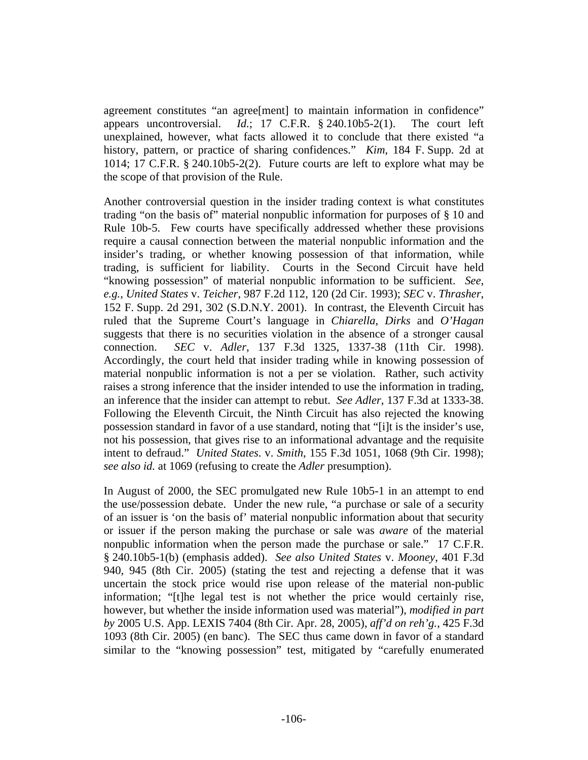agreement constitutes "an agree[ment] to maintain information in confidence" appears uncontroversial. *Id.*; 17 C.F.R. § 240.10b5-2(1). The court left unexplained, however, what facts allowed it to conclude that there existed "a history, pattern, or practice of sharing confidences." *Kim*, 184 F. Supp. 2d at 1014; 17 C.F.R. § 240.10b5-2(2). Future courts are left to explore what may be the scope of that provision of the Rule.

Another controversial question in the insider trading context is what constitutes trading "on the basis of" material nonpublic information for purposes of § 10 and Rule 10b-5. Few courts have specifically addressed whether these provisions require a causal connection between the material nonpublic information and the insider's trading, or whether knowing possession of that information, while trading, is sufficient for liability. Courts in the Second Circuit have held "knowing possession" of material nonpublic information to be sufficient. *See, e.g.*, *United States* v. *Teicher*, 987 F.2d 112, 120 (2d Cir. 1993); *SEC* v. *Thrasher*, 152 F. Supp. 2d 291, 302 (S.D.N.Y. 2001). In contrast, the Eleventh Circuit has ruled that the Supreme Court's language in *Chiarella*, *Dirks* and *O'Hagan* suggests that there is no securities violation in the absence of a stronger causal connection. *SEC* v. *Adler*, 137 F.3d 1325, 1337-38 (11th Cir. 1998). Accordingly, the court held that insider trading while in knowing possession of material nonpublic information is not a per se violation. Rather, such activity raises a strong inference that the insider intended to use the information in trading, an inference that the insider can attempt to rebut. *See Adler*, 137 F.3d at 1333-38. Following the Eleventh Circuit, the Ninth Circuit has also rejected the knowing possession standard in favor of a use standard, noting that "[i]t is the insider's use, not his possession, that gives rise to an informational advantage and the requisite intent to defraud." *United States*. v. *Smith*, 155 F.3d 1051, 1068 (9th Cir. 1998); *see also id.* at 1069 (refusing to create the *Adler* presumption).

In August of 2000, the SEC promulgated new Rule 10b5-1 in an attempt to end the use/possession debate. Under the new rule, "a purchase or sale of a security of an issuer is 'on the basis of' material nonpublic information about that security or issuer if the person making the purchase or sale was *aware* of the material nonpublic information when the person made the purchase or sale." 17 C.F.R. § 240.10b5-1(b) (emphasis added). *See also United States* v. *Mooney*, 401 F.3d 940, 945 (8th Cir. 2005) (stating the test and rejecting a defense that it was uncertain the stock price would rise upon release of the material non-public information; "[t]he legal test is not whether the price would certainly rise, however, but whether the inside information used was material"), *modified in part by* 2005 U.S. App. LEXIS 7404 (8th Cir. Apr. 28, 2005), *aff'd on reh'g.*, 425 F.3d 1093 (8th Cir. 2005) (en banc). The SEC thus came down in favor of a standard similar to the "knowing possession" test, mitigated by "carefully enumerated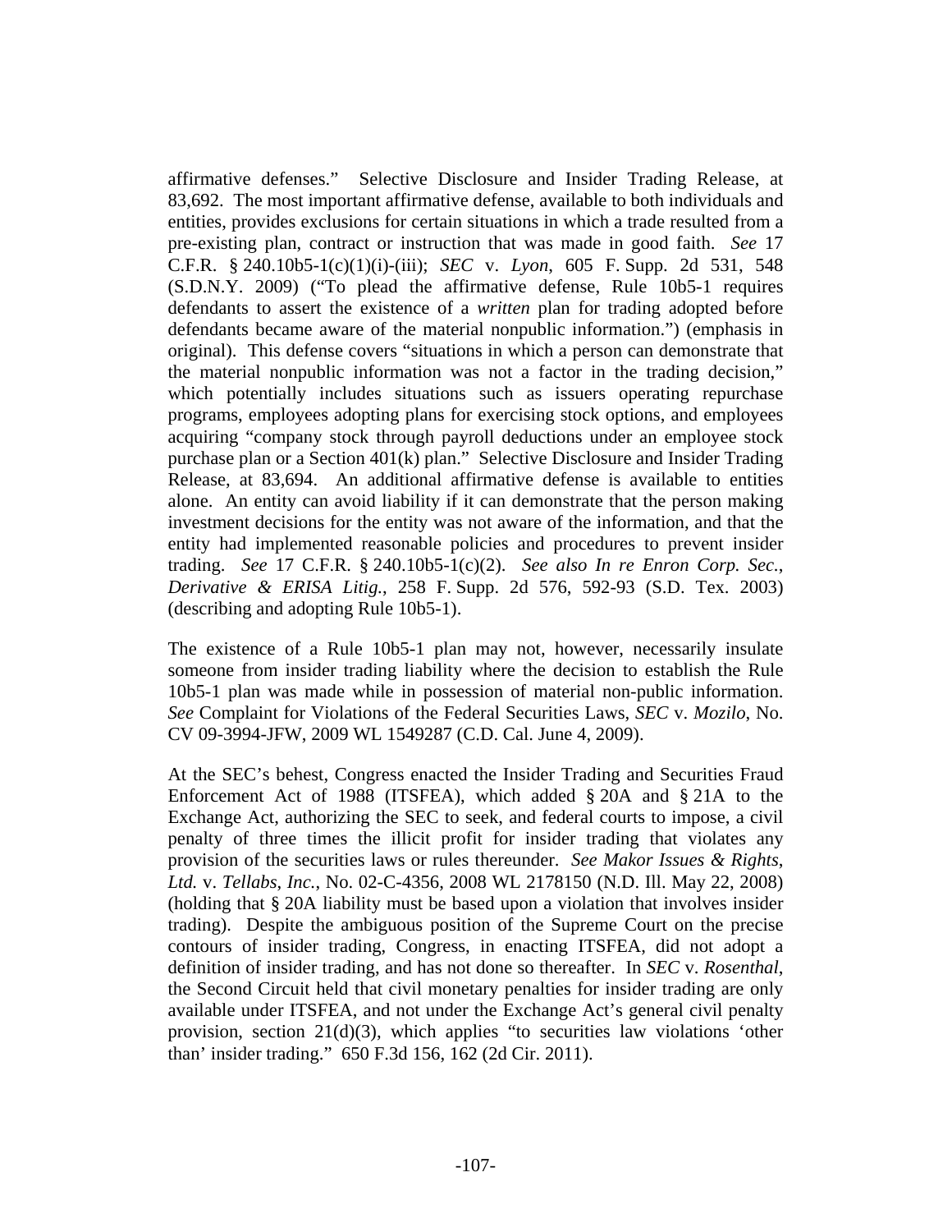affirmative defenses." Selective Disclosure and Insider Trading Release, at 83,692. The most important affirmative defense, available to both individuals and entities, provides exclusions for certain situations in which a trade resulted from a pre-existing plan, contract or instruction that was made in good faith. *See* 17 C.F.R. § 240.10b5-1(c)(1)(i)-(iii); *SEC* v. *Lyon*, 605 F. Supp. 2d 531, 548 (S.D.N.Y. 2009) ("To plead the affirmative defense, Rule 10b5-1 requires defendants to assert the existence of a *written* plan for trading adopted before defendants became aware of the material nonpublic information.") (emphasis in original). This defense covers "situations in which a person can demonstrate that the material nonpublic information was not a factor in the trading decision," which potentially includes situations such as issuers operating repurchase programs, employees adopting plans for exercising stock options, and employees acquiring "company stock through payroll deductions under an employee stock purchase plan or a Section 401(k) plan." Selective Disclosure and Insider Trading Release, at 83,694. An additional affirmative defense is available to entities alone. An entity can avoid liability if it can demonstrate that the person making investment decisions for the entity was not aware of the information, and that the entity had implemented reasonable policies and procedures to prevent insider trading. *See* 17 C.F.R. § 240.10b5-1(c)(2). *See also In re Enron Corp. Sec., Derivative & ERISA Litig.*, 258 F. Supp. 2d 576, 592-93 (S.D. Tex. 2003) (describing and adopting Rule 10b5-1).

The existence of a Rule 10b5-1 plan may not, however, necessarily insulate someone from insider trading liability where the decision to establish the Rule 10b5-1 plan was made while in possession of material non-public information. *See* Complaint for Violations of the Federal Securities Laws, *SEC* v. *Mozilo*, No. CV 09-3994-JFW, 2009 WL 1549287 (C.D. Cal. June 4, 2009).

At the SEC's behest, Congress enacted the Insider Trading and Securities Fraud Enforcement Act of 1988 (ITSFEA), which added § 20A and § 21A to the Exchange Act, authorizing the SEC to seek, and federal courts to impose, a civil penalty of three times the illicit profit for insider trading that violates any provision of the securities laws or rules thereunder. *See Makor Issues & Rights, Ltd.* v. *Tellabs, Inc.*, No. 02-C-4356, 2008 WL 2178150 (N.D. Ill. May 22, 2008) (holding that § 20A liability must be based upon a violation that involves insider trading). Despite the ambiguous position of the Supreme Court on the precise contours of insider trading, Congress, in enacting ITSFEA, did not adopt a definition of insider trading, and has not done so thereafter. In *SEC* v. *Rosenthal*, the Second Circuit held that civil monetary penalties for insider trading are only available under ITSFEA, and not under the Exchange Act's general civil penalty provision, section 21(d)(3), which applies "to securities law violations 'other than' insider trading." 650 F.3d 156, 162 (2d Cir. 2011).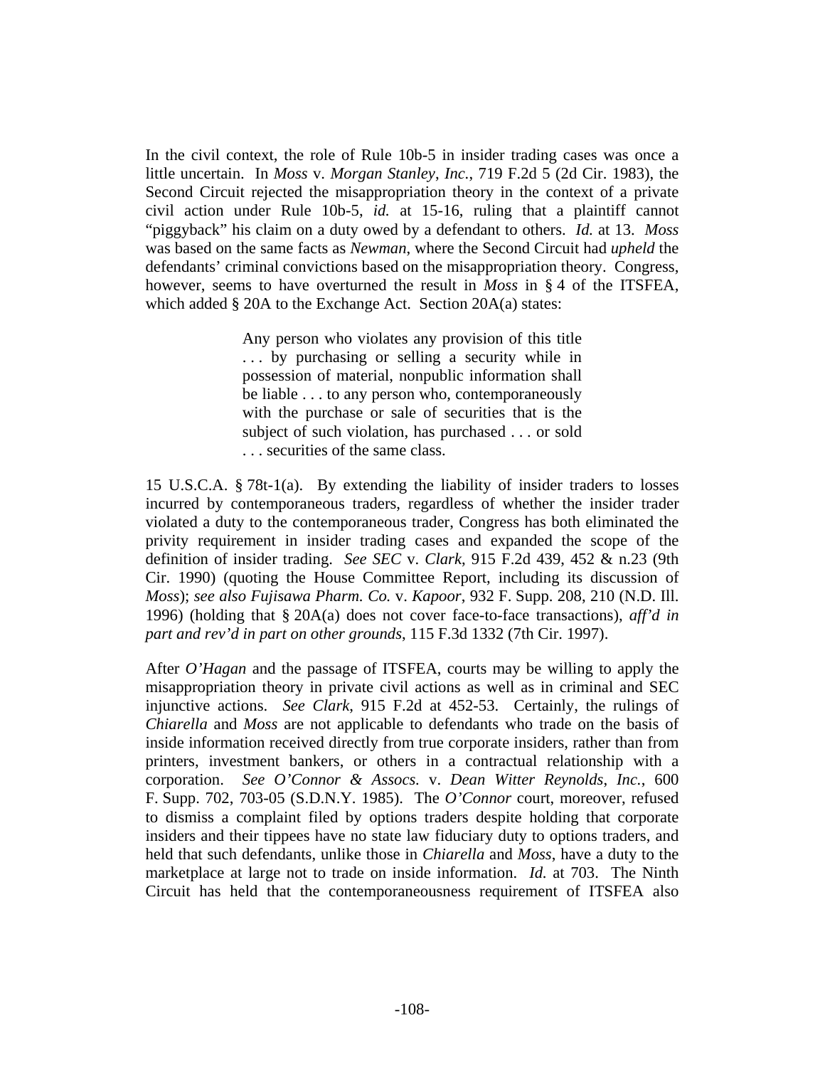In the civil context, the role of Rule 10b-5 in insider trading cases was once a little uncertain. In *Moss* v. *Morgan Stanley, Inc.*, 719 F.2d 5 (2d Cir. 1983), the Second Circuit rejected the misappropriation theory in the context of a private civil action under Rule 10b-5, *id.* at 15-16, ruling that a plaintiff cannot "piggyback" his claim on a duty owed by a defendant to others. *Id.* at 13. *Moss* was based on the same facts as *Newman*, where the Second Circuit had *upheld* the defendants' criminal convictions based on the misappropriation theory. Congress, however, seems to have overturned the result in *Moss* in § 4 of the ITSFEA, which added § 20A to the Exchange Act. Section 20A(a) states:

> Any person who violates any provision of this title . . . by purchasing or selling a security while in possession of material, nonpublic information shall be liable . . . to any person who, contemporaneously with the purchase or sale of securities that is the subject of such violation, has purchased . . . or sold . . . securities of the same class.

15 U.S.C.A. § 78t-1(a). By extending the liability of insider traders to losses incurred by contemporaneous traders, regardless of whether the insider trader violated a duty to the contemporaneous trader, Congress has both eliminated the privity requirement in insider trading cases and expanded the scope of the definition of insider trading. *See SEC* v. *Clark*, 915 F.2d 439, 452 & n.23 (9th Cir. 1990) (quoting the House Committee Report, including its discussion of *Moss*); *see also Fujisawa Pharm. Co.* v. *Kapoor*, 932 F. Supp. 208, 210 (N.D. Ill. 1996) (holding that § 20A(a) does not cover face-to-face transactions), *aff'd in part and rev'd in part on other grounds*, 115 F.3d 1332 (7th Cir. 1997).

After *O'Hagan* and the passage of ITSFEA, courts may be willing to apply the misappropriation theory in private civil actions as well as in criminal and SEC injunctive actions. *See Clark*, 915 F.2d at 452-53. Certainly, the rulings of *Chiarella* and *Moss* are not applicable to defendants who trade on the basis of inside information received directly from true corporate insiders, rather than from printers, investment bankers, or others in a contractual relationship with a corporation. *See O'Connor & Assocs.* v. *Dean Witter Reynolds, Inc.*, 600 F. Supp. 702, 703-05 (S.D.N.Y. 1985). The *O'Connor* court, moreover, refused to dismiss a complaint filed by options traders despite holding that corporate insiders and their tippees have no state law fiduciary duty to options traders, and held that such defendants, unlike those in *Chiarella* and *Moss*, have a duty to the marketplace at large not to trade on inside information. *Id.* at 703. The Ninth Circuit has held that the contemporaneousness requirement of ITSFEA also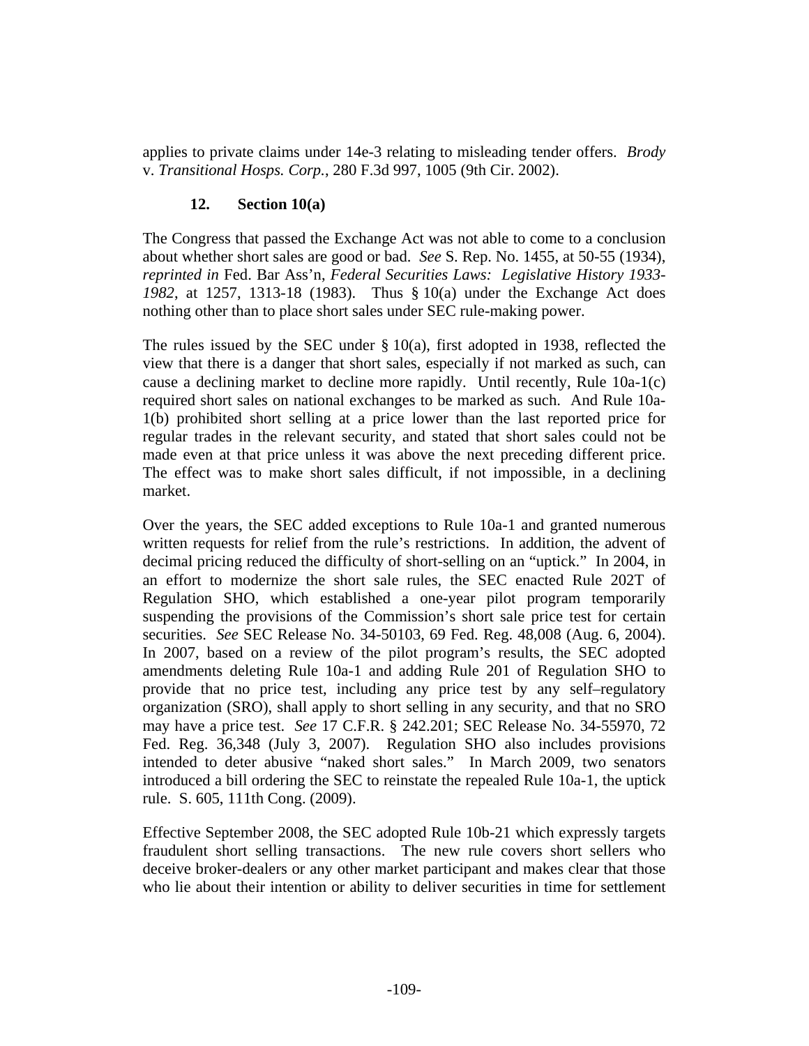applies to private claims under 14e-3 relating to misleading tender offers. *Brody* v. *Transitional Hosps. Corp.*, 280 F.3d 997, 1005 (9th Cir. 2002).

### 12. Section 10(a)

The Congress that passed the Exchange Act was not able to come to a conclusion about whether short sales are good or bad. *See* S. Rep. No. 1455, at 50-55 (1934), *reprinted in* Fed. Bar Ass'n, *Federal Securities Laws: Legislative History 1933-1982*, at 1257, 1313-18 (1983). Thus § 10(a) under the Exchange Act does nothing other than to place short sales under SEC rule-making power.

The rules issued by the SEC under § 10(a), first adopted in 1938, reflected the view that there is a danger that short sales, especially if not marked as such, can cause a declining market to decline more rapidly. Until recently, Rule 10a-1(c) required short sales on national exchanges to be marked as such. And Rule 10a-1(b) prohibited short selling at a price lower than the last reported price for regular trades in the relevant security, and stated that short sales could not be made even at that price unless it was above the next preceding different price. The effect was to make short sales difficult, if not impossible, in a declining market.

Over the years, the SEC added exceptions to Rule 10a-1 and granted numerous written requests for relief from the rule's restrictions. In addition, the advent of decimal pricing reduced the difficulty of short-selling on an "uptick." In 2004, in an effort to modernize the short sale rules, the SEC enacted Rule 202T of Regulation SHO, which established a one-year pilot program temporarily suspending the provisions of the Commission's short sale price test for certain securities. *See* SEC Release No. 34-50103, 69 Fed. Reg. 48,008 (Aug. 6, 2004). In 2007, based on a review of the pilot program's results, the SEC adopted amendments deleting Rule 10a-1 and adding Rule 201 of Regulation SHO to provide that no price test, including any price test by any self–regulatory organization (SRO), shall apply to short selling in any security, and that no SRO may have a price test. *See* 17 C.F.R. § 242.201; SEC Release No. 34-55970, 72 Fed. Reg. 36,348 (July 3, 2007). Regulation SHO also includes provisions intended to deter abusive "naked short sales." In March 2009, two senators introduced a bill ordering the SEC to reinstate the repealed Rule 10a-1, the uptick rule. S. 605, 111th Cong. (2009).

Effective September 2008, the SEC adopted Rule 10b-21 which expressly targets fraudulent short selling transactions. The new rule covers short sellers who deceive broker-dealers or any other market participant and makes clear that those who lie about their intention or ability to deliver securities in time for settlement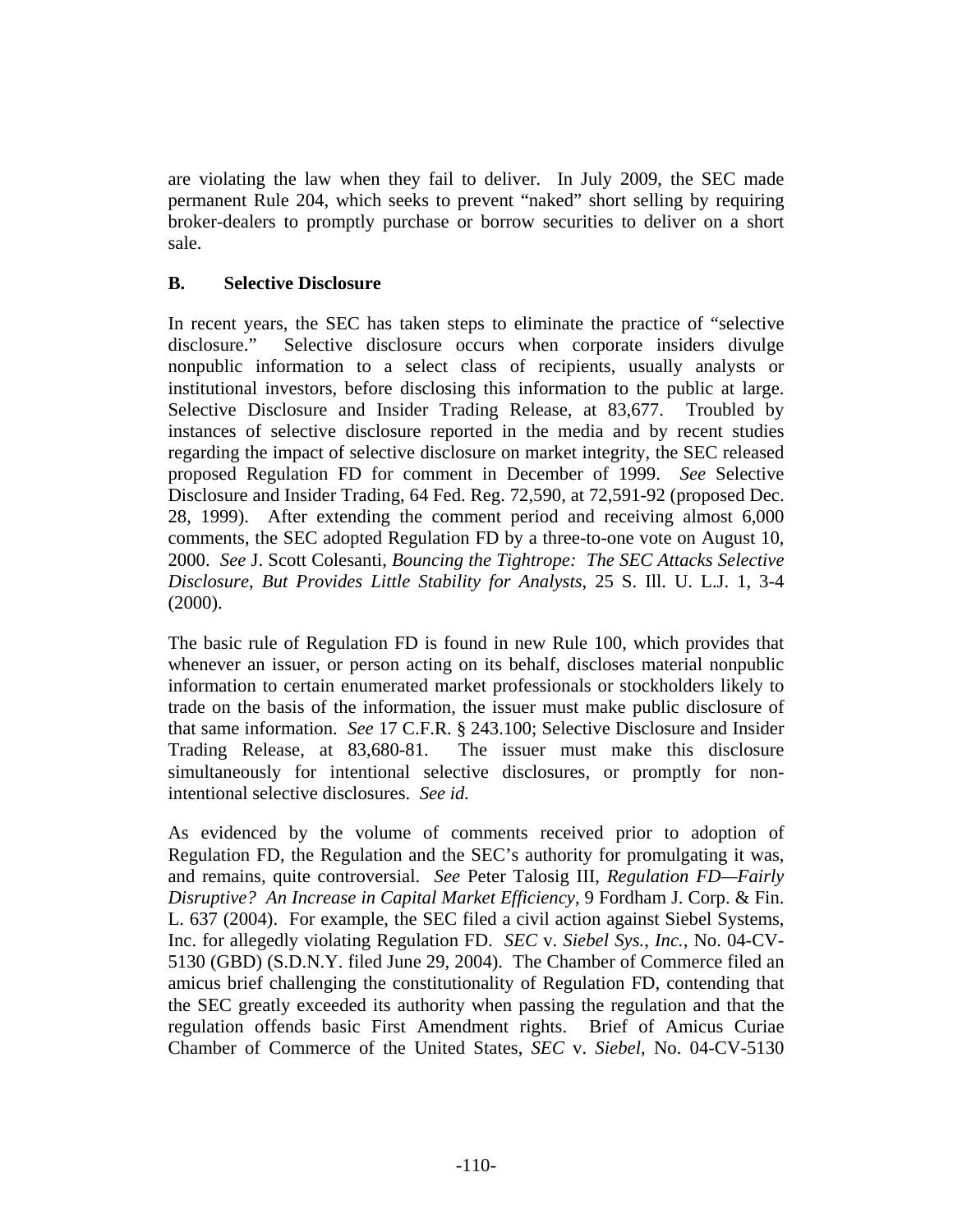are violating the law when they fail to deliver. In July 2009, the SEC made permanent Rule 204, which seeks to prevent "naked" short selling by requiring broker-dealers to promptly purchase or borrow securities to deliver on a short sale.

### B. Selective Disclosure

In recent years, the SEC has taken steps to eliminate the practice of "selective disclosure." Selective disclosure occurs when corporate insiders divulge nonpublic information to a select class of recipients, usually analysts or institutional investors, before disclosing this information to the public at large. Selective Disclosure and Insider Trading Release, at 83,677. Troubled by instances of selective disclosure reported in the media and by recent studies regarding the impact of selective disclosure on market integrity, the SEC released proposed Regulation FD for comment in December of 1999. *See* Selective Disclosure and Insider Trading, 64 Fed. Reg. 72,590, at 72,591-92 (proposed Dec. 28, 1999). After extending the comment period and receiving almost 6,000 comments, the SEC adopted Regulation FD by a three-to-one vote on August 10, 2000. *See* J. Scott Colesanti, *Bouncing the Tightrope: The SEC Attacks Selective Disclosure, But Provides Little Stability for Analysts*, 25 S. Ill. U. L.J. 1, 3-4 (2000).

The basic rule of Regulation FD is found in new Rule 100, which provides that whenever an issuer, or person acting on its behalf, discloses material nonpublic information to certain enumerated market professionals or stockholders likely to trade on the basis of the information, the issuer must make public disclosure of that same information. *See* 17 C.F.R. § 243.100; Selective Disclosure and Insider Trading Release, at 83,680-81. The issuer must make this disclosure simultaneously for intentional selective disclosures, or promptly for non-intentional selective disclosures. *See id.*

As evidenced by the volume of comments received prior to adoption of Regulation FD, the Regulation and the SEC's authority for promulgating it was, and remains, quite controversial. *See* Peter Talosig III, *Regulation FD—Fairly Disruptive? An Increase in Capital Market Efficiency*, 9 Fordham J. Corp. & Fin. L. 637 (2004). For example, the SEC filed a civil action against Siebel Systems, Inc. for allegedly violating Regulation FD. *SEC* v. *Siebel Sys., Inc.*, No. 04-CV-5130 (GBD) (S.D.N.Y. filed June 29, 2004). The Chamber of Commerce filed an amicus brief challenging the constitutionality of Regulation FD, contending that the SEC greatly exceeded its authority when passing the regulation and that the regulation offends basic First Amendment rights. Brief of Amicus Curiae Chamber of Commerce of the United States, *SEC* v. *Siebel*, No. 04-CV-5130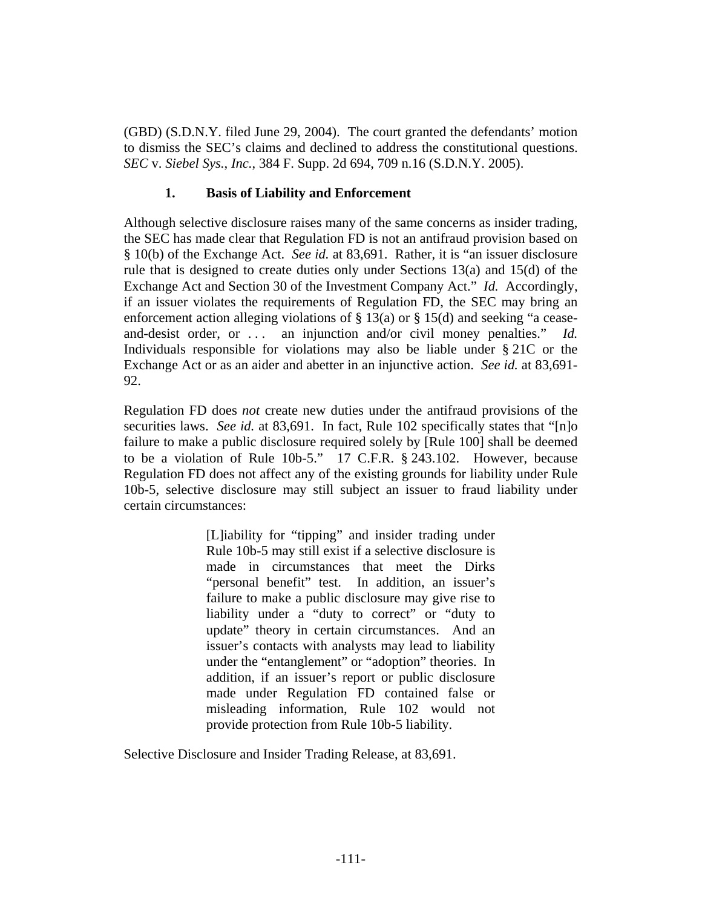(GBD) (S.D.N.Y. filed June 29, 2004). The court granted the defendants' motion to dismiss the SEC's claims and declined to address the constitutional questions. *SEC* v. *Siebel Sys., Inc.*, 384 F. Supp. 2d 694, 709 n.16 (S.D.N.Y. 2005).

### 1. Basis of Liability and Enforcement

Although selective disclosure raises many of the same concerns as insider trading, the SEC has made clear that Regulation FD is not an antifraud provision based on § 10(b) of the Exchange Act. *See id.* at 83,691. Rather, it is "an issuer disclosure rule that is designed to create duties only under Sections 13(a) and 15(d) of the Exchange Act and Section 30 of the Investment Company Act." *Id.* Accordingly, if an issuer violates the requirements of Regulation FD, the SEC may bring an enforcement action alleging violations of § 13(a) or § 15(d) and seeking "a cease-and-desist order, or . . . an injunction and/or civil money penalties." *Id.* Individuals responsible for violations may also be liable under § 21C or the Exchange Act or as an aider and abetter in an injunctive action. *See id.* at 83,691-92.

Regulation FD does *not* create new duties under the antifraud provisions of the securities laws. *See id.* at 83,691. In fact, Rule 102 specifically states that "[n]o failure to make a public disclosure required solely by [Rule 100] shall be deemed to be a violation of Rule 10b-5." 17 C.F.R. § 243.102. However, because Regulation FD does not affect any of the existing grounds for liability under Rule 10b-5, selective disclosure may still subject an issuer to fraud liability under certain circumstances:

> [L]iability for "tipping" and insider trading under Rule 10b-5 may still exist if a selective disclosure is made in circumstances that meet the Dirks "personal benefit" test. In addition, an issuer's failure to make a public disclosure may give rise to liability under a "duty to correct" or "duty to update" theory in certain circumstances. And an issuer's contacts with analysts may lead to liability under the "entanglement" or "adoption" theories. In addition, if an issuer's report or public disclosure made under Regulation FD contained false or misleading information, Rule 102 would not provide protection from Rule 10b-5 liability.

Selective Disclosure and Insider Trading Release, at 83,691.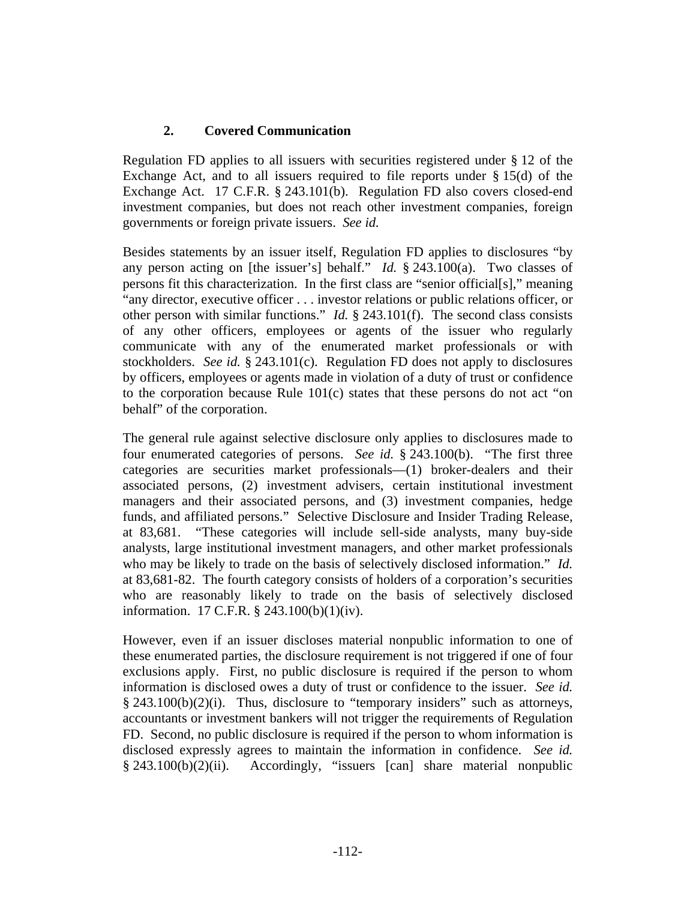### 2. Covered Communication

Regulation FD applies to all issuers with securities registered under § 12 of the Exchange Act, and to all issuers required to file reports under § 15(d) of the Exchange Act. 17 C.F.R. § 243.101(b). Regulation FD also covers closed-end investment companies, but does not reach other investment companies, foreign governments or foreign private issuers. *See id.*

Besides statements by an issuer itself, Regulation FD applies to disclosures "by any person acting on [the issuer's] behalf." *Id.* § 243.100(a). Two classes of persons fit this characterization. In the first class are "senior official[s]," meaning "any director, executive officer . . . investor relations or public relations officer, or other person with similar functions." *Id.* § 243.101(f). The second class consists of any other officers, employees or agents of the issuer who regularly communicate with any of the enumerated market professionals or with stockholders. *See id.* § 243.101(c). Regulation FD does not apply to disclosures by officers, employees or agents made in violation of a duty of trust or confidence to the corporation because Rule 101(c) states that these persons do not act "on behalf" of the corporation.

The general rule against selective disclosure only applies to disclosures made to four enumerated categories of persons. *See id.* § 243.100(b). "The first three categories are securities market professionals—(1) broker-dealers and their associated persons, (2) investment advisers, certain institutional investment managers and their associated persons, and (3) investment companies, hedge funds, and affiliated persons." Selective Disclosure and Insider Trading Release, at 83,681. "These categories will include sell-side analysts, many buy-side analysts, large institutional investment managers, and other market professionals who may be likely to trade on the basis of selectively disclosed information." *Id.* at 83,681-82. The fourth category consists of holders of a corporation's securities who are reasonably likely to trade on the basis of selectively disclosed information. 17 C.F.R. § 243.100(b)(1)(iv).

However, even if an issuer discloses material nonpublic information to one of these enumerated parties, the disclosure requirement is not triggered if one of four exclusions apply. First, no public disclosure is required if the person to whom information is disclosed owes a duty of trust or confidence to the issuer. *See id.* § 243.100(b)(2)(i). Thus, disclosure to "temporary insiders" such as attorneys, accountants or investment bankers will not trigger the requirements of Regulation FD. Second, no public disclosure is required if the person to whom information is disclosed expressly agrees to maintain the information in confidence. *See id.* § 243.100(b)(2)(ii). Accordingly, "issuers [can] share material nonpublic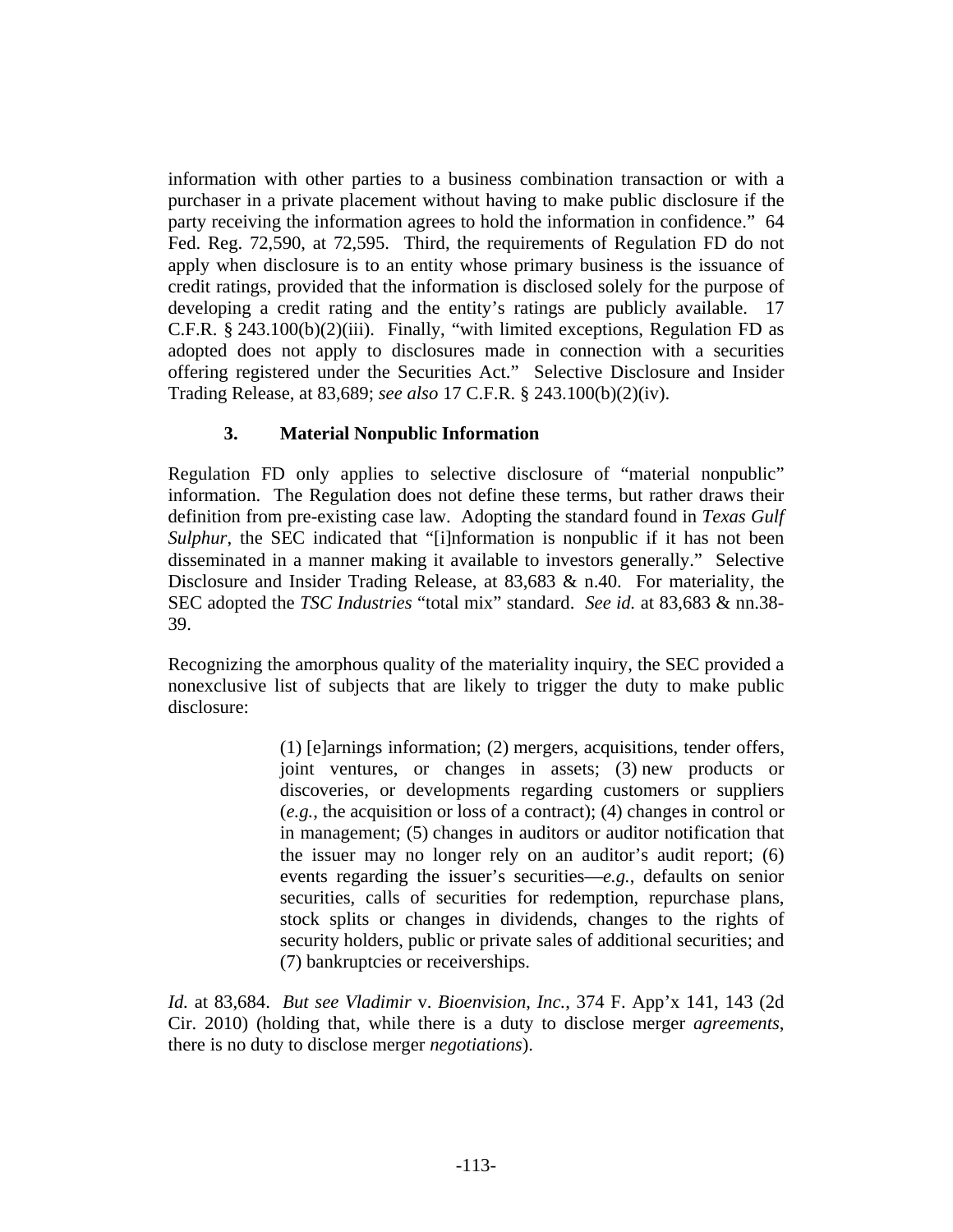information with other parties to a business combination transaction or with a purchaser in a private placement without having to make public disclosure if the party receiving the information agrees to hold the information in confidence." 64 Fed. Reg. 72,590, at 72,595. Third, the requirements of Regulation FD do not apply when disclosure is to an entity whose primary business is the issuance of credit ratings, provided that the information is disclosed solely for the purpose of developing a credit rating and the entity's ratings are publicly available. 17 C.F.R. § 243.100(b)(2)(iii). Finally, "with limited exceptions, Regulation FD as adopted does not apply to disclosures made in connection with a securities offering registered under the Securities Act." Selective Disclosure and Insider Trading Release, at 83,689; *see also* 17 C.F.R. § 243.100(b)(2)(iv).

### 3. Material Nonpublic Information

Regulation FD only applies to selective disclosure of "material nonpublic" information. The Regulation does not define these terms, but rather draws their definition from pre-existing case law. Adopting the standard found in *Texas Gulf Sulphur*, the SEC indicated that "[i]nformation is nonpublic if it has not been disseminated in a manner making it available to investors generally." Selective Disclosure and Insider Trading Release, at 83,683 & n.40. For materiality, the SEC adopted the *TSC Industries* "total mix" standard. *See id.* at 83,683 & nn.38-39.

Recognizing the amorphous quality of the materiality inquiry, the SEC provided a nonexclusive list of subjects that are likely to trigger the duty to make public disclosure:

> (1) [e]arnings information; (2) mergers, acquisitions, tender offers, joint ventures, or changes in assets; (3) new products or discoveries, or developments regarding customers or suppliers (*e.g.*, the acquisition or loss of a contract); (4) changes in control or in management; (5) changes in auditors or auditor notification that the issuer may no longer rely on an auditor's audit report; (6) events regarding the issuer's securities—*e.g.*, defaults on senior securities, calls of securities for redemption, repurchase plans, stock splits or changes in dividends, changes to the rights of security holders, public or private sales of additional securities; and (7) bankruptcies or receiverships.

*Id.* at 83,684. *But see Vladimir* v. *Bioenvision*, *Inc.*, 374 F. App'x 141, 143 (2d Cir. 2010) (holding that, while there is a duty to disclose merger *agreements*, there is no duty to disclose merger *negotiations*).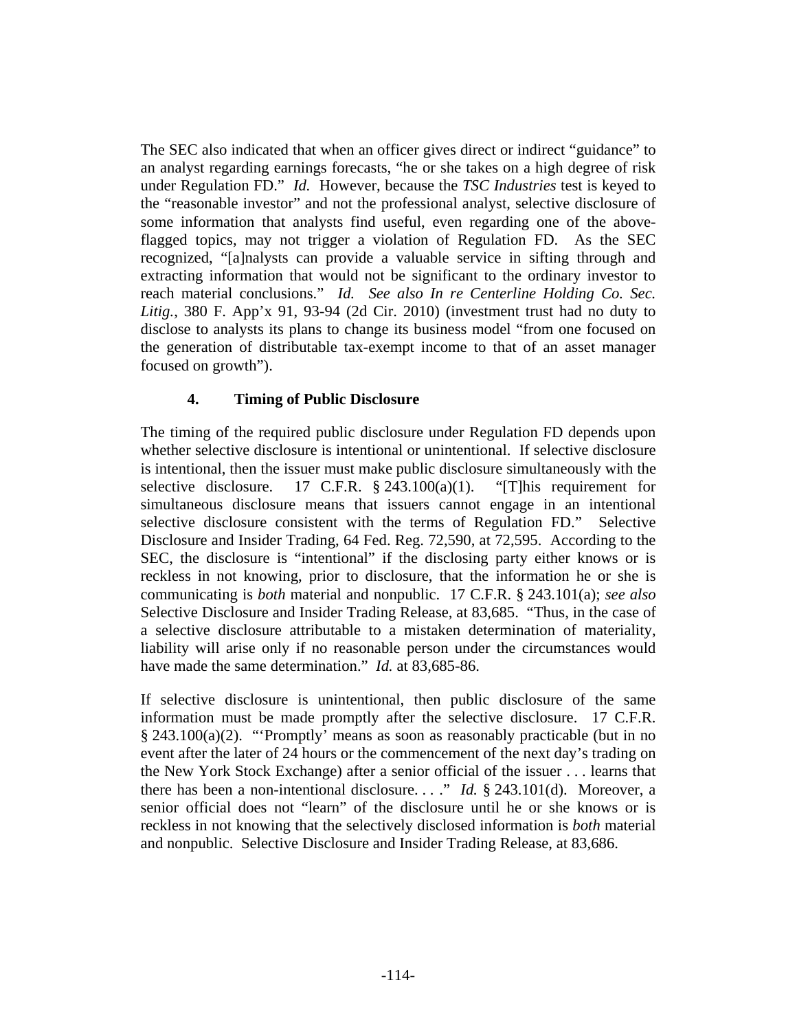The SEC also indicated that when an officer gives direct or indirect "guidance" to an analyst regarding earnings forecasts, "he or she takes on a high degree of risk under Regulation FD." *Id.* However, because the *TSC Industries* test is keyed to the "reasonable investor" and not the professional analyst, selective disclosure of some information that analysts find useful, even regarding one of the above-flagged topics, may not trigger a violation of Regulation FD. As the SEC recognized, "[a]nalysts can provide a valuable service in sifting through and extracting information that would not be significant to the ordinary investor to reach material conclusions." *Id. See also In re Centerline Holding Co. Sec. Litig.*, 380 F. App'x 91, 93-94 (2d Cir. 2010) (investment trust had no duty to disclose to analysts its plans to change its business model "from one focused on the generation of distributable tax-exempt income to that of an asset manager focused on growth").

### 4. Timing of Public Disclosure

The timing of the required public disclosure under Regulation FD depends upon whether selective disclosure is intentional or unintentional. If selective disclosure is intentional, then the issuer must make public disclosure simultaneously with the selective disclosure. 17 C.F.R. § 243.100(a)(1). "[T]his requirement for simultaneous disclosure means that issuers cannot engage in an intentional selective disclosure consistent with the terms of Regulation FD." Selective Disclosure and Insider Trading, 64 Fed. Reg. 72,590, at 72,595. According to the SEC, the disclosure is "intentional" if the disclosing party either knows or is reckless in not knowing, prior to disclosure, that the information he or she is communicating is *both* material and nonpublic. 17 C.F.R. § 243.101(a); *see also* Selective Disclosure and Insider Trading Release, at 83,685. "Thus, in the case of a selective disclosure attributable to a mistaken determination of materiality, liability will arise only if no reasonable person under the circumstances would have made the same determination." *Id.* at 83,685-86.

If selective disclosure is unintentional, then public disclosure of the same information must be made promptly after the selective disclosure. 17 C.F.R. § 243.100(a)(2). "'Promptly' means as soon as reasonably practicable (but in no event after the later of 24 hours or the commencement of the next day's trading on the New York Stock Exchange) after a senior official of the issuer . . . learns that there has been a non-intentional disclosure. . . ." *Id.* § 243.101(d). Moreover, a senior official does not "learn" of the disclosure until he or she knows or is reckless in not knowing that the selectively disclosed information is *both* material and nonpublic. Selective Disclosure and Insider Trading Release, at 83,686.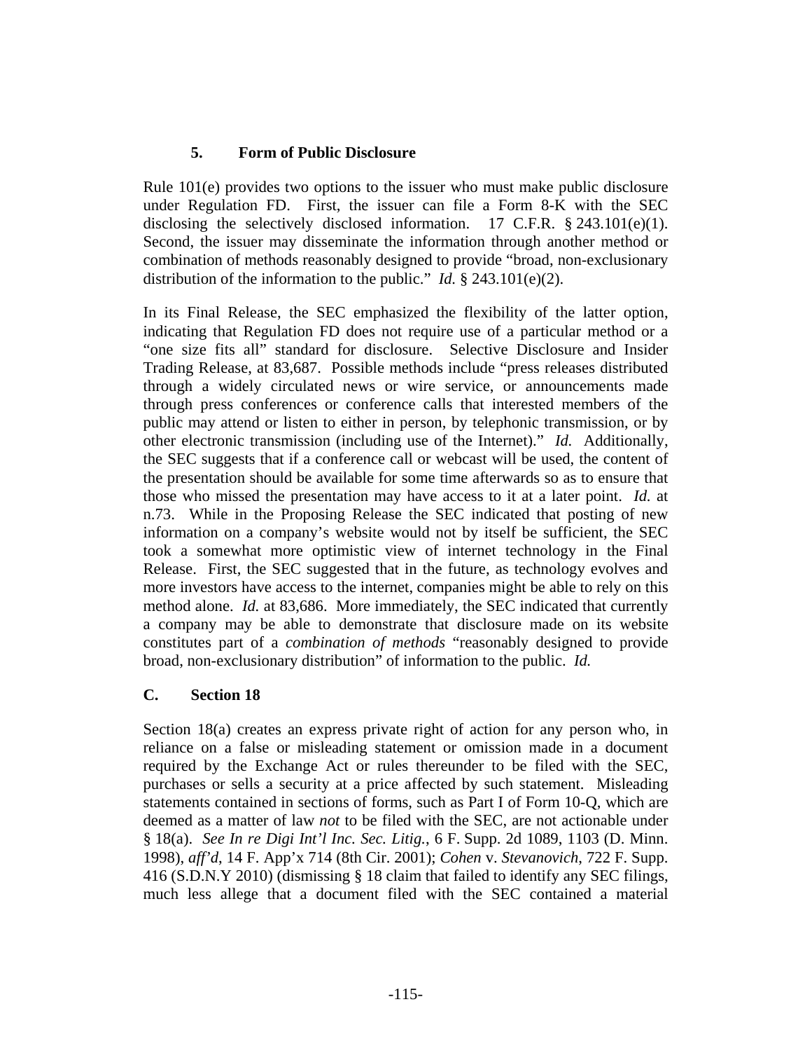### 5. Form of Public Disclosure

Rule 101(e) provides two options to the issuer who must make public disclosure under Regulation FD. First, the issuer can file a Form 8-K with the SEC disclosing the selectively disclosed information. 17 C.F.R. § 243.101(e)(1). Second, the issuer may disseminate the information through another method or combination of methods reasonably designed to provide "broad, non-exclusionary distribution of the information to the public." *Id.* § 243.101(e)(2).

In its Final Release, the SEC emphasized the flexibility of the latter option, indicating that Regulation FD does not require use of a particular method or a "one size fits all" standard for disclosure. Selective Disclosure and Insider Trading Release, at 83,687. Possible methods include "press releases distributed through a widely circulated news or wire service, or announcements made through press conferences or conference calls that interested members of the public may attend or listen to either in person, by telephonic transmission, or by other electronic transmission (including use of the Internet)." *Id.* Additionally, the SEC suggests that if a conference call or webcast will be used, the content of the presentation should be available for some time afterwards so as to ensure that those who missed the presentation may have access to it at a later point. *Id.* at n.73. While in the Proposing Release the SEC indicated that posting of new information on a company's website would not by itself be sufficient, the SEC took a somewhat more optimistic view of internet technology in the Final Release. First, the SEC suggested that in the future, as technology evolves and more investors have access to the internet, companies might be able to rely on this method alone. *Id.* at 83,686. More immediately, the SEC indicated that currently a company may be able to demonstrate that disclosure made on its website constitutes part of a *combination of methods* "reasonably designed to provide broad, non-exclusionary distribution" of information to the public. *Id.*

## C. Section 18

Section 18(a) creates an express private right of action for any person who, in reliance on a false or misleading statement or omission made in a document required by the Exchange Act or rules thereunder to be filed with the SEC, purchases or sells a security at a price affected by such statement. Misleading statements contained in sections of forms, such as Part I of Form 10-Q, which are deemed as a matter of law *not* to be filed with the SEC, are not actionable under § 18(a). *See In re Digi Int'l Inc. Sec. Litig.*, 6 F. Supp. 2d 1089, 1103 (D. Minn. 1998), *aff'd*, 14 F. App'x 714 (8th Cir. 2001); *Cohen* v. *Stevanovich*, 722 F. Supp. 416 (S.D.N.Y 2010) (dismissing § 18 claim that failed to identify any SEC filings, much less allege that a document filed with the SEC contained a material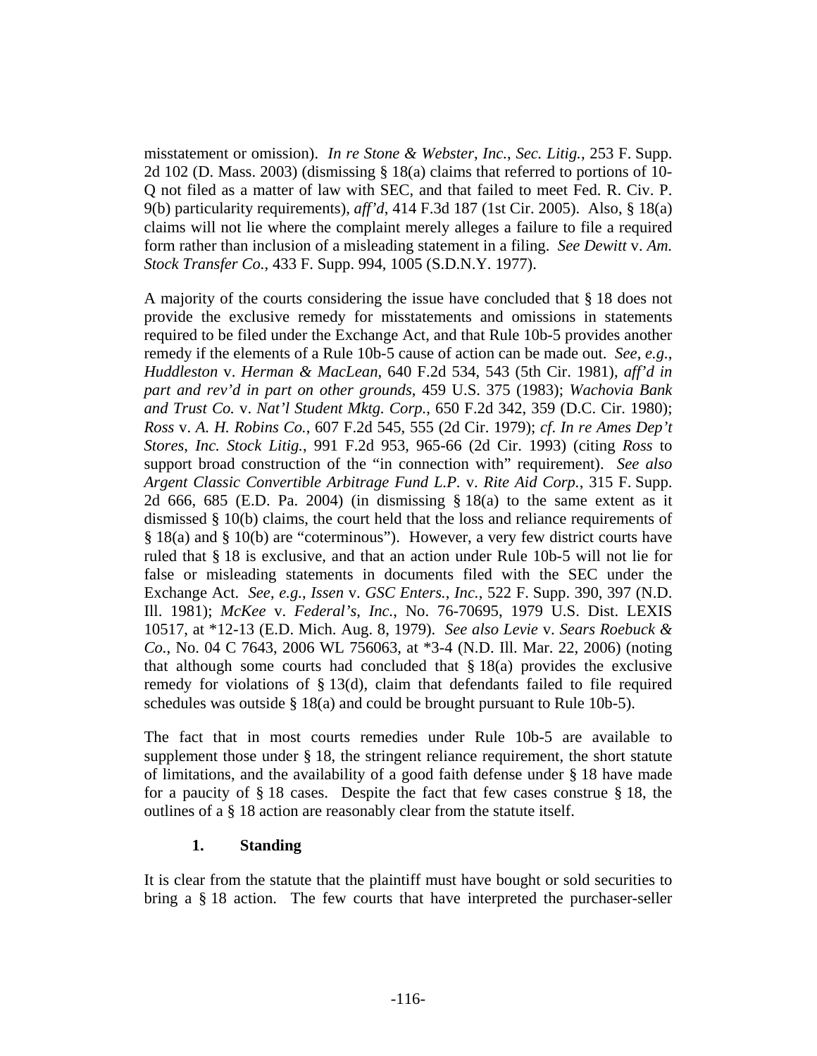misstatement or omission). *In re Stone & Webster, Inc., Sec. Litig.*, 253 F. Supp. 2d 102 (D. Mass. 2003) (dismissing § 18(a) claims that referred to portions of 10-Q not filed as a matter of law with SEC, and that failed to meet Fed. R. Civ. P. 9(b) particularity requirements), *aff'd*, 414 F.3d 187 (1st Cir. 2005). Also, § 18(a) claims will not lie where the complaint merely alleges a failure to file a required form rather than inclusion of a misleading statement in a filing. *See Dewitt* v. *Am. Stock Transfer Co.*, 433 F. Supp. 994, 1005 (S.D.N.Y. 1977).

A majority of the courts considering the issue have concluded that § 18 does not provide the exclusive remedy for misstatements and omissions in statements required to be filed under the Exchange Act, and that Rule 10b-5 provides another remedy if the elements of a Rule 10b-5 cause of action can be made out. *See, e.g.*, *Huddleston* v. *Herman & MacLean*, 640 F.2d 534, 543 (5th Cir. 1981), *aff'd in part and rev'd in part on other grounds*, 459 U.S. 375 (1983); *Wachovia Bank and Trust Co.* v. *Nat'l Student Mktg. Corp.*, 650 F.2d 342, 359 (D.C. Cir. 1980); *Ross* v. *A. H. Robins Co.*, 607 F.2d 545, 555 (2d Cir. 1979); *cf. In re Ames Dep't Stores, Inc. Stock Litig.*, 991 F.2d 953, 965-66 (2d Cir. 1993) (citing *Ross* to support broad construction of the "in connection with" requirement). *See also Argent Classic Convertible Arbitrage Fund L.P.* v. *Rite Aid Corp.*, 315 F. Supp. 2d 666, 685 (E.D. Pa. 2004) (in dismissing § 18(a) to the same extent as it dismissed § 10(b) claims, the court held that the loss and reliance requirements of § 18(a) and § 10(b) are "coterminous"). However, a very few district courts have ruled that § 18 is exclusive, and that an action under Rule 10b-5 will not lie for false or misleading statements in documents filed with the SEC under the Exchange Act. *See, e.g.*, *Issen* v. *GSC Enters., Inc.*, 522 F. Supp. 390, 397 (N.D. Ill. 1981); *McKee* v. *Federal's, Inc.*, No. 76-70695, 1979 U.S. Dist. LEXIS 10517, at *12-13 (E.D. Mich. Aug. 8, 1979). *See also Levie* v. *Sears Roebuck & Co.*, No. 04 C 7643, 2006 WL 756063, at *3-4 (N.D. Ill. Mar. 22, 2006) (noting that although some courts had concluded that § 18(a) provides the exclusive remedy for violations of § 13(d), claim that defendants failed to file required schedules was outside § 18(a) and could be brought pursuant to Rule 10b-5).

The fact that in most courts remedies under Rule 10b-5 are available to supplement those under § 18, the stringent reliance requirement, the short statute of limitations, and the availability of a good faith defense under § 18 have made for a paucity of § 18 cases. Despite the fact that few cases construe § 18, the outlines of a § 18 action are reasonably clear from the statute itself.

### 1. Standing

It is clear from the statute that the plaintiff must have bought or sold securities to bring a § 18 action. The few courts that have interpreted the purchaser-seller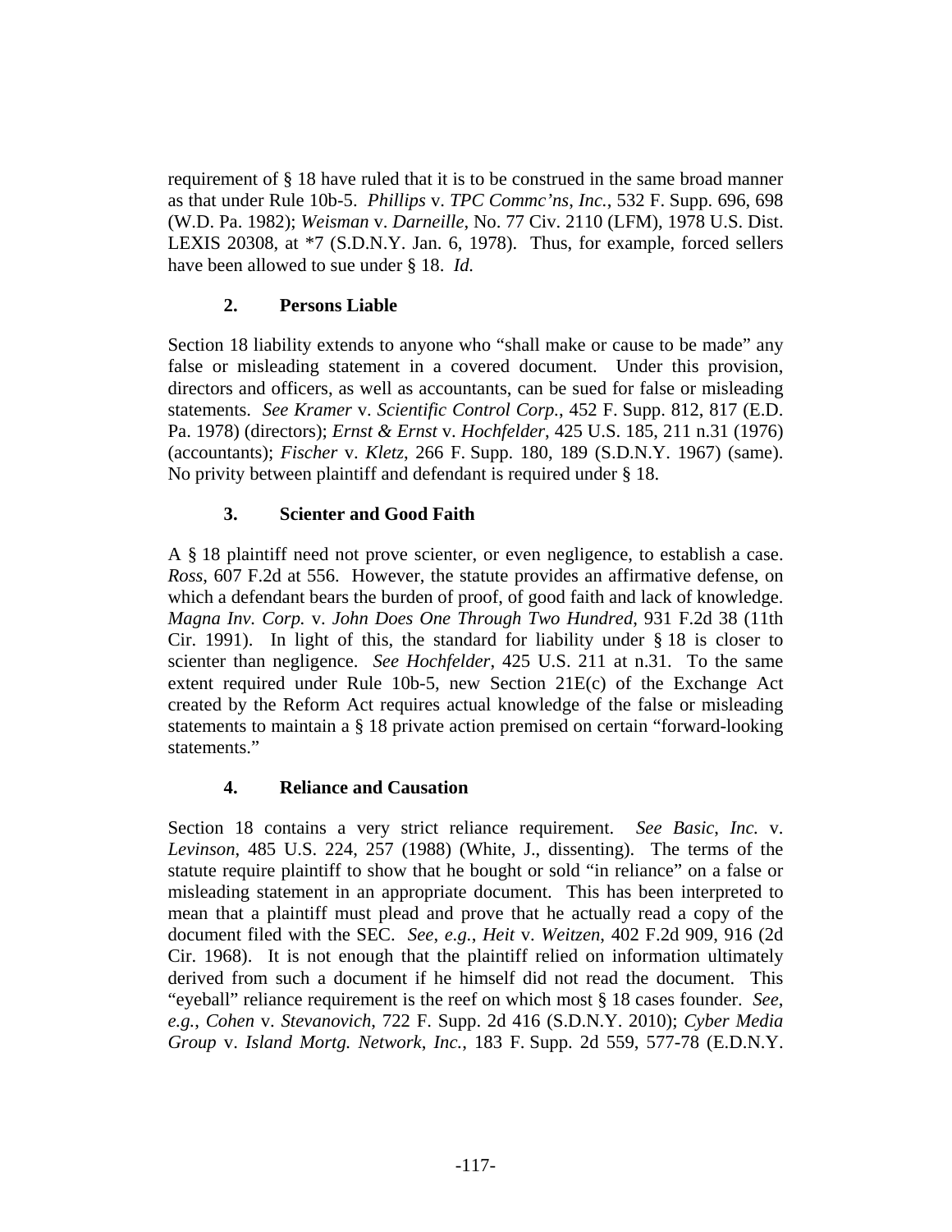requirement of § 18 have ruled that it is to be construed in the same broad manner as that under Rule 10b-5. *Phillips* v. *TPC Commc'ns, Inc.*, 532 F. Supp. 696, 698 (W.D. Pa. 1982); *Weisman* v. *Darneille*, No. 77 Civ. 2110 (LFM), 1978 U.S. Dist. LEXIS 20308, at *7 (S.D.N.Y. Jan. 6, 1978). Thus, for example, forced sellers have been allowed to sue under § 18. *Id.*

### 2. Persons Liable

Section 18 liability extends to anyone who "shall make or cause to be made" any false or misleading statement in a covered document. Under this provision, directors and officers, as well as accountants, can be sued for false or misleading statements. *See Kramer* v. *Scientific Control Corp.*, 452 F. Supp. 812, 817 (E.D. Pa. 1978) (directors); *Ernst & Ernst* v. *Hochfelder*, 425 U.S. 185, 211 n.31 (1976) (accountants); *Fischer* v. *Kletz*, 266 F. Supp. 180, 189 (S.D.N.Y. 1967) (same). No privity between plaintiff and defendant is required under § 18.

### 3. Scienter and Good Faith

A § 18 plaintiff need not prove scienter, or even negligence, to establish a case. *Ross*, 607 F.2d at 556. However, the statute provides an affirmative defense, on which a defendant bears the burden of proof, of good faith and lack of knowledge. *Magna Inv. Corp.* v. *John Does One Through Two Hundred*, 931 F.2d 38 (11th Cir. 1991). In light of this, the standard for liability under § 18 is closer to scienter than negligence. *See Hochfelder*, 425 U.S. 211 at n.31. To the same extent required under Rule 10b-5, new Section 21E(c) of the Exchange Act created by the Reform Act requires actual knowledge of the false or misleading statements to maintain a § 18 private action premised on certain "forward-looking statements."

### 4. Reliance and Causation

Section 18 contains a very strict reliance requirement. *See Basic, Inc.* v. *Levinson*, 485 U.S. 224, 257 (1988) (White, J., dissenting). The terms of the statute require plaintiff to show that he bought or sold "in reliance" on a false or misleading statement in an appropriate document. This has been interpreted to mean that a plaintiff must plead and prove that he actually read a copy of the document filed with the SEC. *See, e.g.*, *Heit* v. *Weitzen*, 402 F.2d 909, 916 (2d Cir. 1968). It is not enough that the plaintiff relied on information ultimately derived from such a document if he himself did not read the document. This "eyeball" reliance requirement is the reef on which most § 18 cases founder. *See, e.g.*, *Cohen* v. *Stevanovich*, 722 F. Supp. 2d 416 (S.D.N.Y. 2010); *Cyber Media Group* v. *Island Mortg. Network, Inc.*, 183 F. Supp. 2d 559, 577-78 (E.D.N.Y.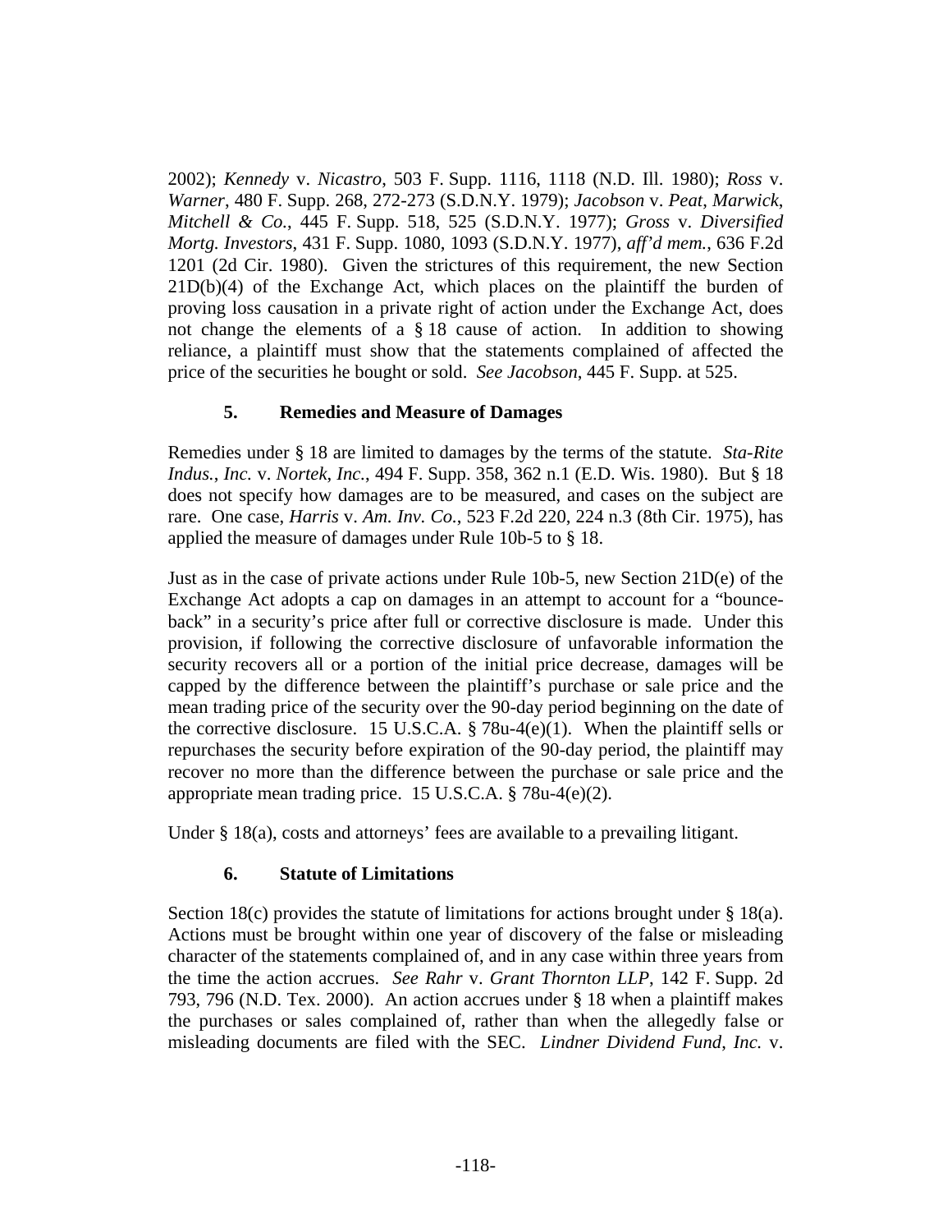2002); *Kennedy* v. *Nicastro*, 503 F. Supp. 1116, 1118 (N.D. Ill. 1980); *Ross* v. *Warner*, 480 F. Supp. 268, 272-273 (S.D.N.Y. 1979); *Jacobson* v. *Peat, Marwick, Mitchell & Co.*, 445 F. Supp. 518, 525 (S.D.N.Y. 1977); *Gross* v. *Diversified Mortg. Investors*, 431 F. Supp. 1080, 1093 (S.D.N.Y. 1977), *aff'd mem.*, 636 F.2d 1201 (2d Cir. 1980). Given the strictures of this requirement, the new Section 21D(b)(4) of the Exchange Act, which places on the plaintiff the burden of proving loss causation in a private right of action under the Exchange Act, does not change the elements of a § 18 cause of action. In addition to showing reliance, a plaintiff must show that the statements complained of affected the price of the securities he bought or sold. *See Jacobson*, 445 F. Supp. at 525.

### 5. Remedies and Measure of Damages

Remedies under § 18 are limited to damages by the terms of the statute. *Sta-Rite Indus., Inc.* v. *Nortek, Inc.*, 494 F. Supp. 358, 362 n.1 (E.D. Wis. 1980). But § 18 does not specify how damages are to be measured, and cases on the subject are rare. One case, *Harris* v. *Am. Inv. Co.*, 523 F.2d 220, 224 n.3 (8th Cir. 1975), has applied the measure of damages under Rule 10b-5 to § 18.

Just as in the case of private actions under Rule 10b-5, new Section 21D(e) of the Exchange Act adopts a cap on damages in an attempt to account for a "bounce-back" in a security's price after full or corrective disclosure is made. Under this provision, if following the corrective disclosure of unfavorable information the security recovers all or a portion of the initial price decrease, damages will be capped by the difference between the plaintiff's purchase or sale price and the mean trading price of the security over the 90-day period beginning on the date of the corrective disclosure. 15 U.S.C.A. § 78u-4(e)(1). When the plaintiff sells or repurchases the security before expiration of the 90-day period, the plaintiff may recover no more than the difference between the purchase or sale price and the appropriate mean trading price. 15 U.S.C.A. § 78u-4(e)(2).

Under § 18(a), costs and attorneys' fees are available to a prevailing litigant.

### 6. Statute of Limitations

Section 18(c) provides the statute of limitations for actions brought under § 18(a). Actions must be brought within one year of discovery of the false or misleading character of the statements complained of, and in any case within three years from the time the action accrues. *See Rahr* v. *Grant Thornton LLP*, 142 F. Supp. 2d 793, 796 (N.D. Tex. 2000). An action accrues under § 18 when a plaintiff makes the purchases or sales complained of, rather than when the allegedly false or misleading documents are filed with the SEC. *Lindner Dividend Fund, Inc.* v.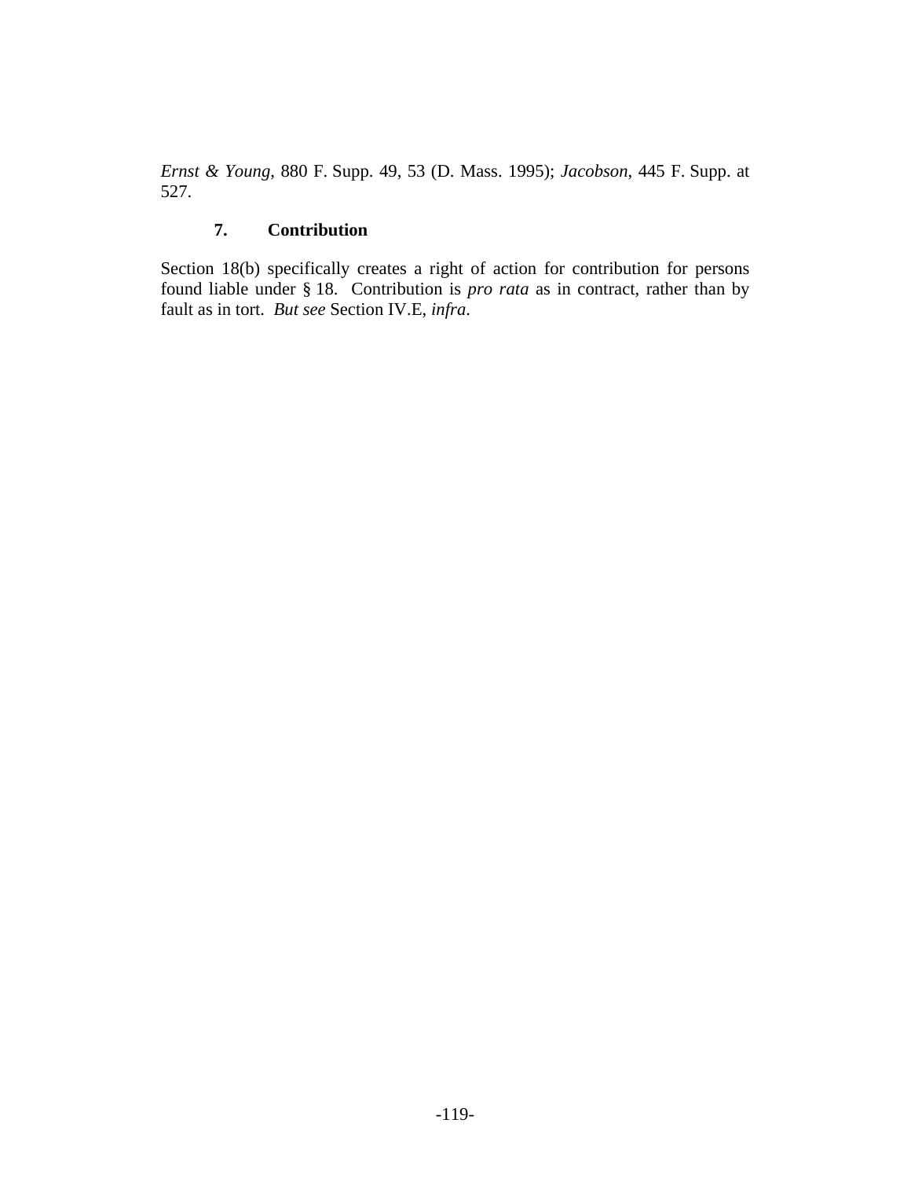*Ernst & Young*, 880 F. Supp. 49, 53 (D. Mass. 1995); *Jacobson*, 445 F. Supp. at 527.

### 7. Contribution

Section 18(b) specifically creates a right of action for contribution for persons found liable under § 18. Contribution is *pro rata* as in contract, rather than by fault as in tort. *But see* Section IV.E, *infra*.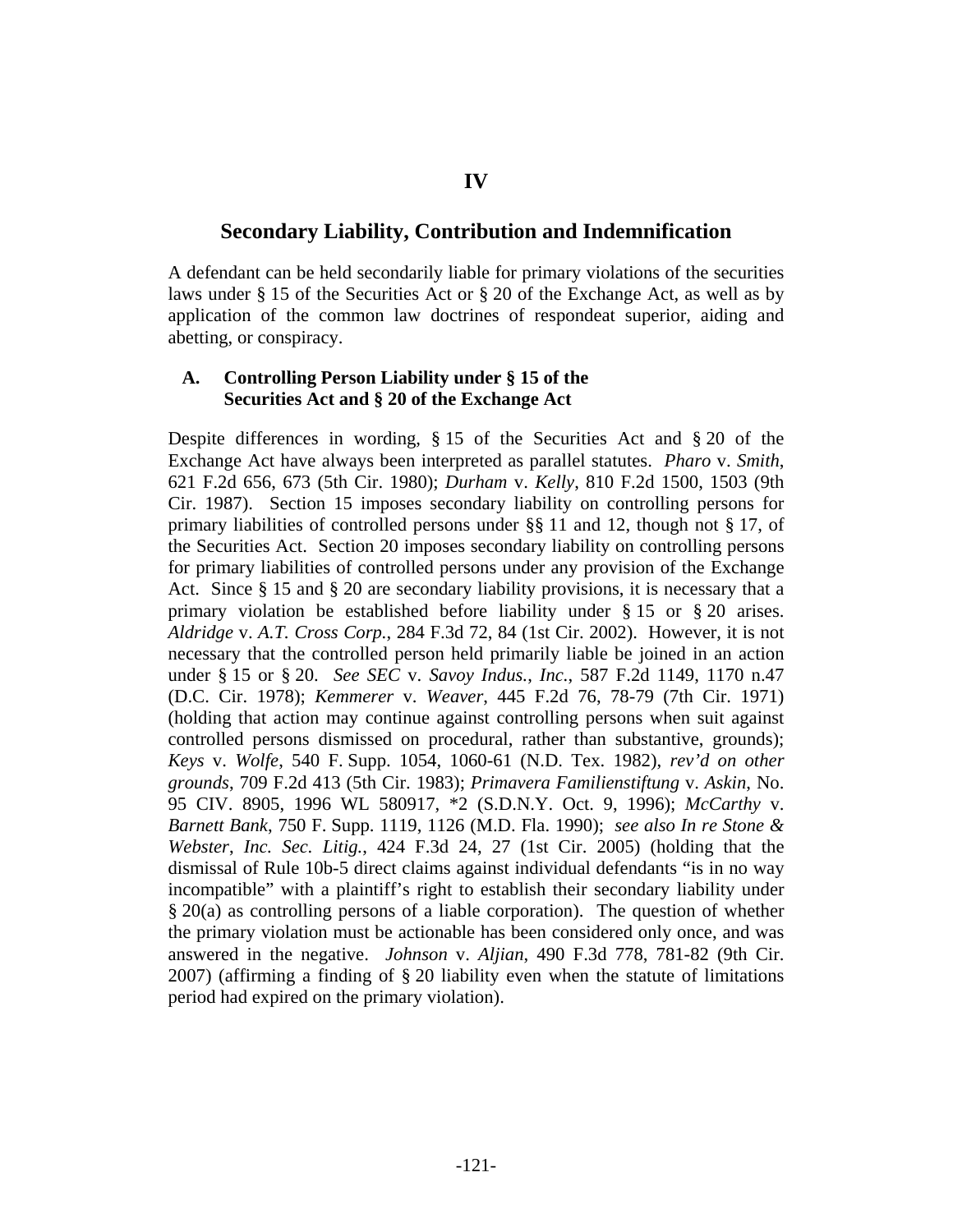# IV

## Secondary Liability, Contribution and Indemnification

A defendant can be held secondarily liable for primary violations of the securities laws under § 15 of the Securities Act or § 20 of the Exchange Act, as well as by application of the common law doctrines of respondeat superior, aiding and abetting, or conspiracy.

### A. Controlling Person Liability under § 15 of the Securities Act and § 20 of the Exchange Act

Despite differences in wording, § 15 of the Securities Act and § 20 of the Exchange Act have always been interpreted as parallel statutes. *Pharo* v. *Smith*, 621 F.2d 656, 673 (5th Cir. 1980); *Durham* v. *Kelly*, 810 F.2d 1500, 1503 (9th Cir. 1987). Section 15 imposes secondary liability on controlling persons for primary liabilities of controlled persons under §§ 11 and 12, though not § 17, of the Securities Act. Section 20 imposes secondary liability on controlling persons for primary liabilities of controlled persons under any provision of the Exchange Act. Since § 15 and § 20 are secondary liability provisions, it is necessary that a primary violation be established before liability under § 15 or § 20 arises. *Aldridge* v. *A.T. Cross Corp.*, 284 F.3d 72, 84 (1st Cir. 2002). However, it is not necessary that the controlled person held primarily liable be joined in an action under § 15 or § 20. *See SEC* v. *Savoy Indus., Inc.*, 587 F.2d 1149, 1170 n.47 (D.C. Cir. 1978); *Kemmerer* v. *Weaver*, 445 F.2d 76, 78-79 (7th Cir. 1971) (holding that action may continue against controlling persons when suit against controlled persons dismissed on procedural, rather than substantive, grounds); *Keys* v. *Wolfe*, 540 F. Supp. 1054, 1060-61 (N.D. Tex. 1982), *rev'd on other grounds*, 709 F.2d 413 (5th Cir. 1983); *Primavera Familienstiftung* v. *Askin*, No. 95 CIV. 8905, 1996 WL 580917, *2 (S.D.N.Y. Oct. 9, 1996); *McCarthy* v. *Barnett Bank*, 750 F. Supp. 1119, 1126 (M.D. Fla. 1990); *see also In re Stone & Webster, Inc. Sec. Litig.*, 424 F.3d 24, 27 (1st Cir. 2005) (holding that the dismissal of Rule 10b-5 direct claims against individual defendants "is in no way incompatible" with a plaintiff's right to establish their secondary liability under § 20(a) as controlling persons of a liable corporation). The question of whether the primary violation must be actionable has been considered only once, and was answered in the negative. *Johnson* v. *Aljian*, 490 F.3d 778, 781-82 (9th Cir. 2007) (affirming a finding of § 20 liability even when the statute of limitations period had expired on the primary violation).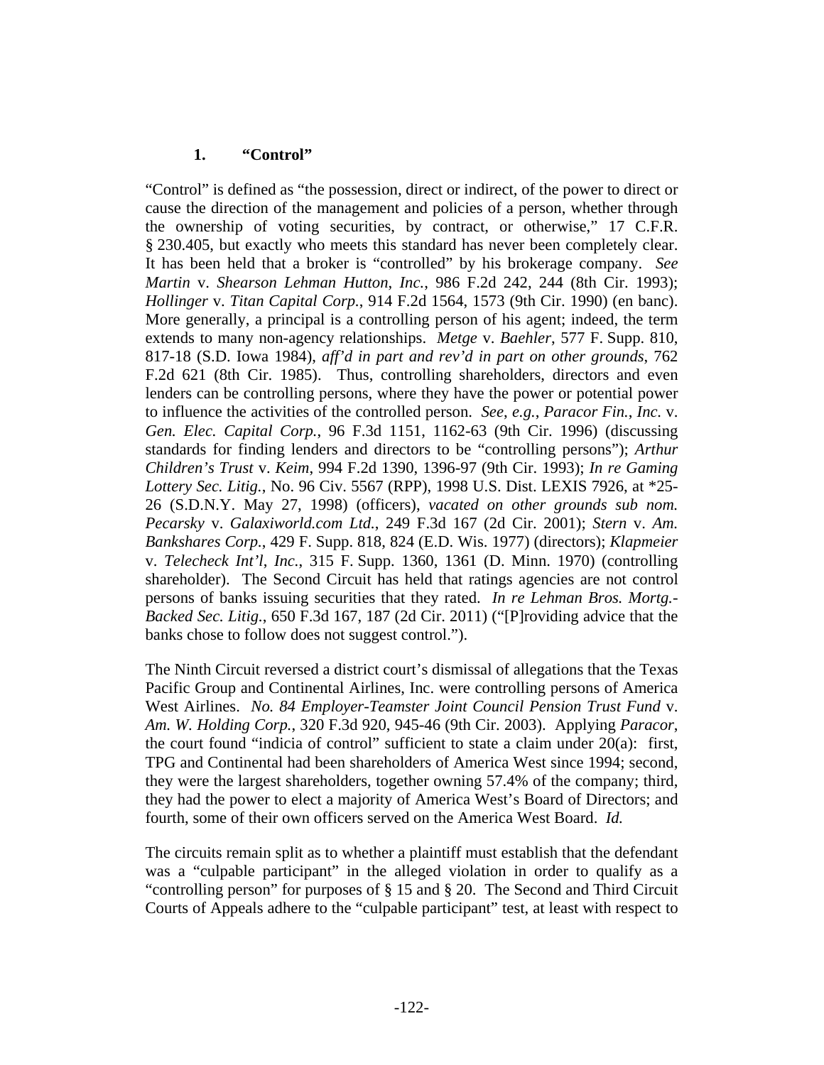### 1. "Control"

"Control" is defined as "the possession, direct or indirect, of the power to direct or cause the direction of the management and policies of a person, whether through the ownership of voting securities, by contract, or otherwise," 17 C.F.R. § 230.405, but exactly who meets this standard has never been completely clear. It has been held that a broker is "controlled" by his brokerage company. *See Martin* v. *Shearson Lehman Hutton, Inc.*, 986 F.2d 242, 244 (8th Cir. 1993); *Hollinger* v. *Titan Capital Corp.*, 914 F.2d 1564, 1573 (9th Cir. 1990) (en banc). More generally, a principal is a controlling person of his agent; indeed, the term extends to many non-agency relationships. *Metge* v. *Baehler*, 577 F. Supp. 810, 817-18 (S.D. Iowa 1984), *aff'd in part and rev'd in part on other grounds*, 762 F.2d 621 (8th Cir. 1985). Thus, controlling shareholders, directors and even lenders can be controlling persons, where they have the power or potential power to influence the activities of the controlled person. *See, e.g.*, *Paracor Fin., Inc.* v. *Gen. Elec. Capital Corp.*, 96 F.3d 1151, 1162-63 (9th Cir. 1996) (discussing standards for finding lenders and directors to be "controlling persons"); *Arthur Children's Trust* v. *Keim*, 994 F.2d 1390, 1396-97 (9th Cir. 1993); *In re Gaming Lottery Sec. Litig.*, No. 96 Civ. 5567 (RPP), 1998 U.S. Dist. LEXIS 7926, at *25-26 (S.D.N.Y. May 27, 1998) (officers), *vacated on other grounds sub nom. Pecarsky* v. *Galaxiworld.com Ltd.*, 249 F.3d 167 (2d Cir. 2001); *Stern* v. *Am. Bankshares Corp.*, 429 F. Supp. 818, 824 (E.D. Wis. 1977) (directors); *Klapmeier* v. *Telecheck Int'l, Inc.*, 315 F. Supp. 1360, 1361 (D. Minn. 1970) (controlling shareholder). The Second Circuit has held that ratings agencies are not control persons of banks issuing securities that they rated. *In re Lehman Bros. Mortg.-Backed Sec. Litig.*, 650 F.3d 167, 187 (2d Cir. 2011) ("[P]roviding advice that the banks chose to follow does not suggest control.").

The Ninth Circuit reversed a district court's dismissal of allegations that the Texas Pacific Group and Continental Airlines, Inc. were controlling persons of America West Airlines. *No. 84 Employer-Teamster Joint Council Pension Trust Fund* v. *Am. W. Holding Corp.*, 320 F.3d 920, 945-46 (9th Cir. 2003). Applying *Paracor*, the court found "indicia of control" sufficient to state a claim under 20(a): first, TPG and Continental had been shareholders of America West since 1994; second, they were the largest shareholders, together owning 57.4% of the company; third, they had the power to elect a majority of America West's Board of Directors; and fourth, some of their own officers served on the America West Board. *Id.*

The circuits remain split as to whether a plaintiff must establish that the defendant was a "culpable participant" in the alleged violation in order to qualify as a "controlling person" for purposes of § 15 and § 20. The Second and Third Circuit Courts of Appeals adhere to the "culpable participant" test, at least with respect to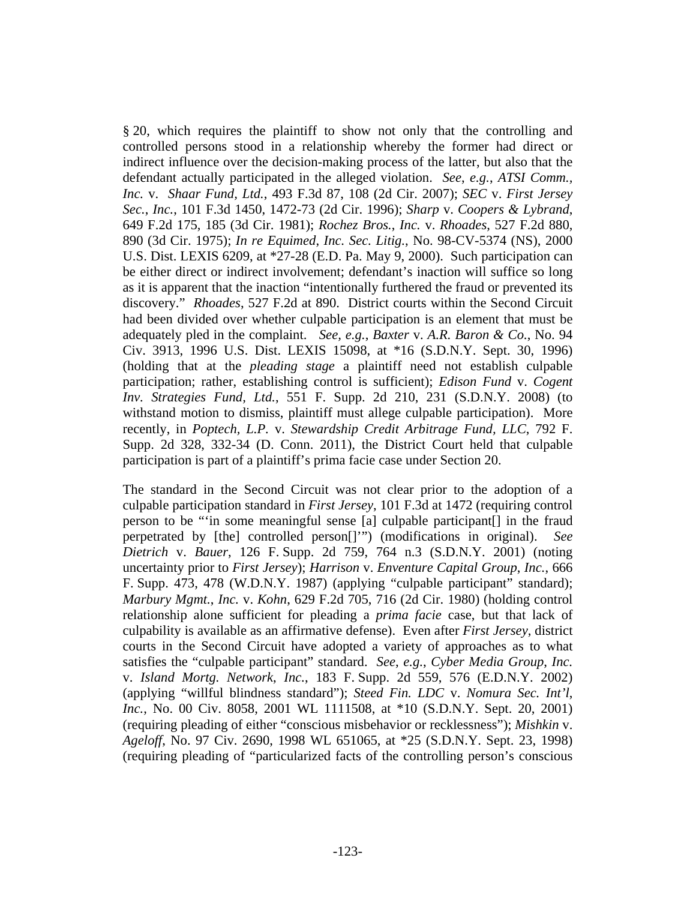§ 20, which requires the plaintiff to show not only that the controlling and controlled persons stood in a relationship whereby the former had direct or indirect influence over the decision-making process of the latter, but also that the defendant actually participated in the alleged violation. *See*, *e.g.*, *ATSI Comm., Inc.* v. *Shaar Fund, Ltd.*, 493 F.3d 87, 108 (2d Cir. 2007); *SEC* v. *First Jersey Sec.*, *Inc.*, 101 F.3d 1450, 1472-73 (2d Cir. 1996); *Sharp* v. *Coopers & Lybrand*, 649 F.2d 175, 185 (3d Cir. 1981); *Rochez Bros.*, *Inc.* v. *Rhoades*, 527 F.2d 880, 890 (3d Cir. 1975); *In re Equimed*, *Inc. Sec. Litig.*, No. 98-CV-5374 (NS), 2000 U.S. Dist. LEXIS 6209, at *27-28 (E.D. Pa. May 9, 2000). Such participation can be either direct or indirect involvement; defendant's inaction will suffice so long as it is apparent that the inaction "intentionally furthered the fraud or prevented its discovery." *Rhoades*, 527 F.2d at 890. District courts within the Second Circuit had been divided over whether culpable participation is an element that must be adequately pled in the complaint. *See, e.g.*, *Baxter* v. *A.R. Baron & Co.*, No. 94 Civ. 3913, 1996 U.S. Dist. LEXIS 15098, at *16 (S.D.N.Y. Sept. 30, 1996) (holding that at the *pleading stage* a plaintiff need not establish culpable participation; rather, establishing control is sufficient); *Edison Fund* v. *Cogent Inv. Strategies Fund, Ltd.*, 551 F. Supp. 2d 210, 231 (S.D.N.Y. 2008) (to withstand motion to dismiss, plaintiff must allege culpable participation). More recently, in *Poptech, L.P.* v. *Stewardship Credit Arbitrage Fund, LLC*, 792 F. Supp. 2d 328, 332-34 (D. Conn. 2011), the District Court held that culpable participation is part of a plaintiff's prima facie case under Section 20.

The standard in the Second Circuit was not clear prior to the adoption of a culpable participation standard in *First Jersey*, 101 F.3d at 1472 (requiring control person to be "'in some meaningful sense [a] culpable participant[] in the fraud perpetrated by [the] controlled person[]'") (modifications in original). *See Dietrich* v. *Bauer*, 126 F. Supp. 2d 759, 764 n.3 (S.D.N.Y. 2001) (noting uncertainty prior to *First Jersey*); *Harrison* v. *Enventure Capital Group*, *Inc.*, 666 F. Supp. 473, 478 (W.D.N.Y. 1987) (applying "culpable participant" standard); *Marbury Mgmt.*, *Inc.* v. *Kohn*, 629 F.2d 705, 716 (2d Cir. 1980) (holding control relationship alone sufficient for pleading a *prima facie* case, but that lack of culpability is available as an affirmative defense). Even after *First Jersey*, district courts in the Second Circuit have adopted a variety of approaches as to what satisfies the "culpable participant" standard. *See*, *e.g.*, *Cyber Media Group*, *Inc.* v. *Island Mortg. Network*, *Inc.*, 183 F. Supp. 2d 559, 576 (E.D.N.Y. 2002) (applying "willful blindness standard"); *Steed Fin. LDC* v. *Nomura Sec. Int'l*, *Inc.*, No. 00 Civ. 8058, 2001 WL 1111508, at *10 (S.D.N.Y. Sept. 20, 2001) (requiring pleading of either "conscious misbehavior or recklessness"); *Mishkin* v. *Ageloff*, No. 97 Civ. 2690, 1998 WL 651065, at *25 (S.D.N.Y. Sept. 23, 1998) (requiring pleading of "particularized facts of the controlling person's conscious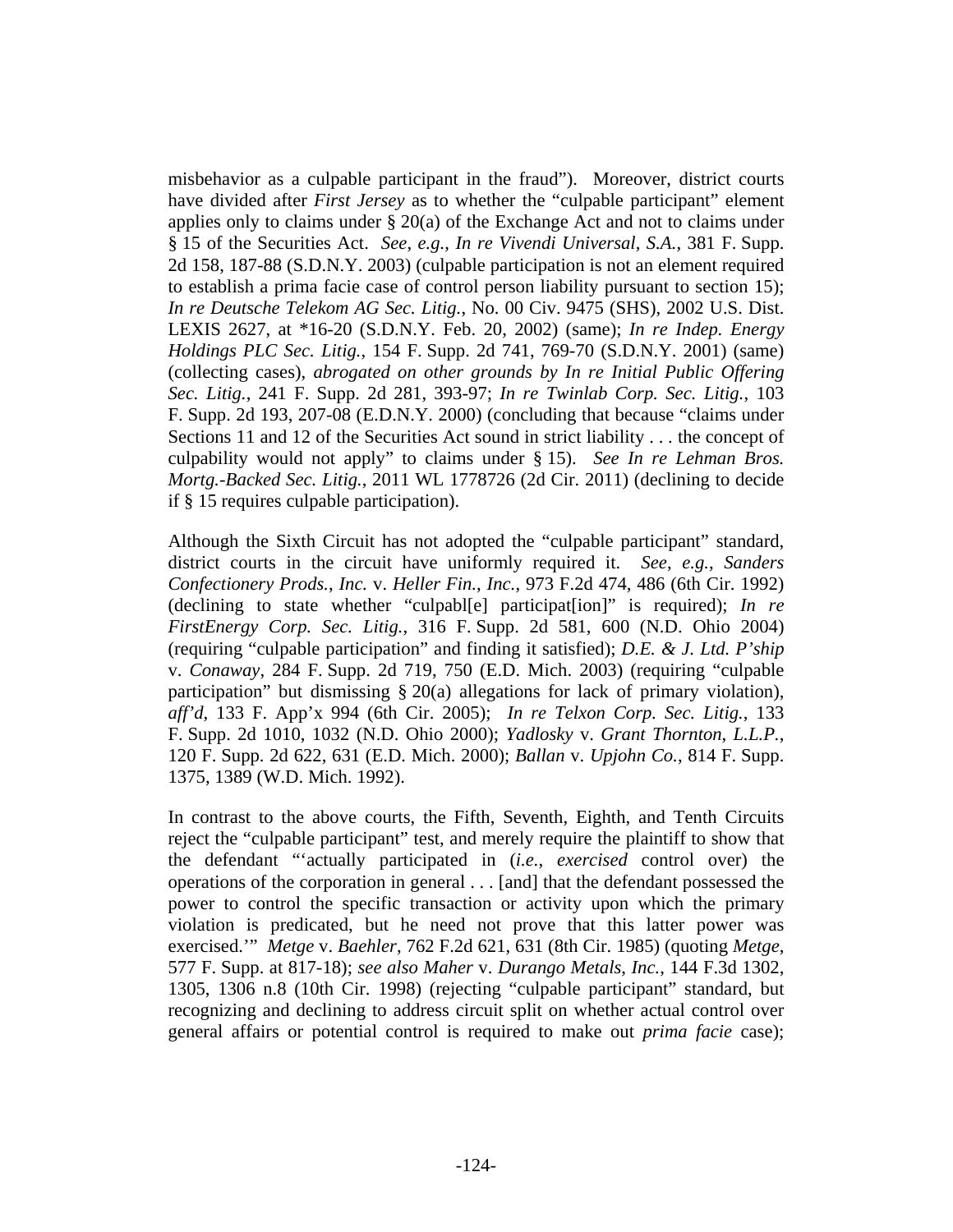misbehavior as a culpable participant in the fraud"). Moreover, district courts have divided after *First Jersey* as to whether the "culpable participant" element applies only to claims under § 20(a) of the Exchange Act and not to claims under § 15 of the Securities Act. *See, e.g.*, *In re Vivendi Universal, S.A.*, 381 F. Supp. 2d 158, 187-88 (S.D.N.Y. 2003) (culpable participation is not an element required to establish a prima facie case of control person liability pursuant to section 15); *In re Deutsche Telekom AG Sec. Litig.*, No. 00 Civ. 9475 (SHS), 2002 U.S. Dist. LEXIS 2627, at *16-20 (S.D.N.Y. Feb. 20, 2002) (same); *In re Indep. Energy Holdings PLC Sec. Litig.*, 154 F. Supp. 2d 741, 769-70 (S.D.N.Y. 2001) (same) (collecting cases), *abrogated on other grounds by In re Initial Public Offering Sec. Litig.*, 241 F. Supp. 2d 281, 393-97; *In re Twinlab Corp. Sec. Litig.*, 103 F. Supp. 2d 193, 207-08 (E.D.N.Y. 2000) (concluding that because "claims under Sections 11 and 12 of the Securities Act sound in strict liability . . . the concept of culpability would not apply" to claims under § 15). *See In re Lehman Bros. Mortg.-Backed Sec. Litig.*, 2011 WL 1778726 (2d Cir. 2011) (declining to decide if § 15 requires culpable participation).

Although the Sixth Circuit has not adopted the "culpable participant" standard, district courts in the circuit have uniformly required it. *See, e.g.*, *Sanders Confectionery Prods., Inc.* v. *Heller Fin., Inc.*, 973 F.2d 474, 486 (6th Cir. 1992) (declining to state whether "culpabl[e] participat[ion]" is required); *In re FirstEnergy Corp. Sec. Litig.*, 316 F. Supp. 2d 581, 600 (N.D. Ohio 2004) (requiring "culpable participation" and finding it satisfied); *D.E. & J. Ltd. P'ship* v. *Conaway*, 284 F. Supp. 2d 719, 750 (E.D. Mich. 2003) (requiring "culpable participation" but dismissing § 20(a) allegations for lack of primary violation), *aff'd*, 133 F. App'x 994 (6th Cir. 2005); *In re Telxon Corp. Sec. Litig.*, 133 F. Supp. 2d 1010, 1032 (N.D. Ohio 2000); *Yadlosky* v. *Grant Thornton, L.L.P.*, 120 F. Supp. 2d 622, 631 (E.D. Mich. 2000); *Ballan* v. *Upjohn Co.*, 814 F. Supp. 1375, 1389 (W.D. Mich. 1992).

In contrast to the above courts, the Fifth, Seventh, Eighth, and Tenth Circuits reject the "culpable participant" test, and merely require the plaintiff to show that the defendant "'actually participated in (*i.e.*, *exercised* control over) the operations of the corporation in general . . . [and] that the defendant possessed the power to control the specific transaction or activity upon which the primary violation is predicated, but he need not prove that this latter power was exercised.'" *Metge* v. *Baehler*, 762 F.2d 621, 631 (8th Cir. 1985) (quoting *Metge*, 577 F. Supp. at 817-18); *see also Maher* v. *Durango Metals, Inc.*, 144 F.3d 1302, 1305, 1306 n.8 (10th Cir. 1998) (rejecting "culpable participant" standard, but recognizing and declining to address circuit split on whether actual control over general affairs or potential control is required to make out *prima facie* case);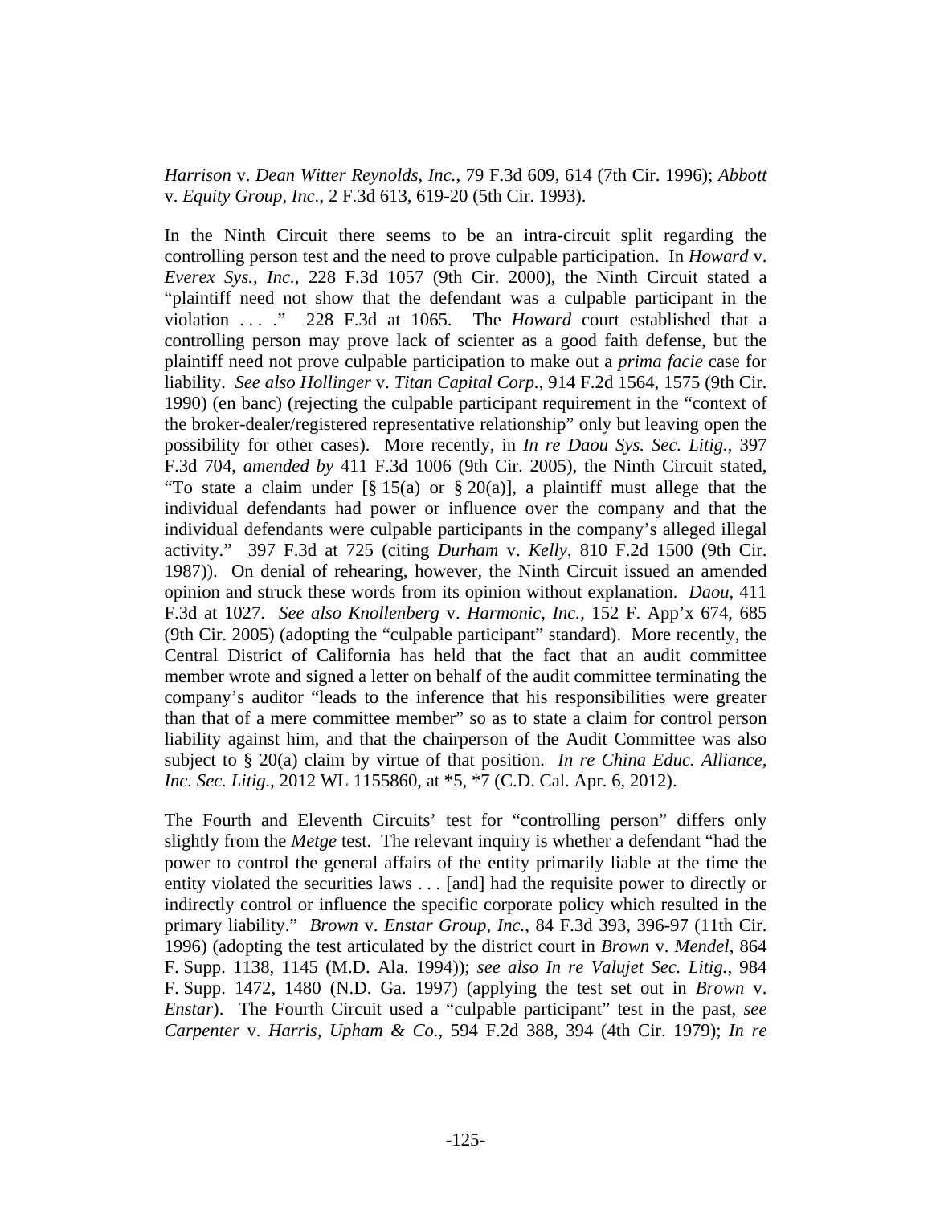*Harrison* v. *Dean Witter Reynolds*, *Inc.*, 79 F.3d 609, 614 (7th Cir. 1996); *Abbott* v. *Equity Group*, *Inc.*, 2 F.3d 613, 619-20 (5th Cir. 1993).

In the Ninth Circuit there seems to be an intra-circuit split regarding the controlling person test and the need to prove culpable participation. In *Howard* v. *Everex Sys.*, *Inc.*, 228 F.3d 1057 (9th Cir. 2000), the Ninth Circuit stated a "plaintiff need not show that the defendant was a culpable participant in the violation . . . ." 228 F.3d at 1065. The *Howard* court established that a controlling person may prove lack of scienter as a good faith defense, but the plaintiff need not prove culpable participation to make out a *prima facie* case for liability. *See also Hollinger* v. *Titan Capital Corp.*, 914 F.2d 1564, 1575 (9th Cir. 1990) (en banc) (rejecting the culpable participant requirement in the "context of the broker-dealer/registered representative relationship" only but leaving open the possibility for other cases). More recently, in *In re Daou Sys. Sec. Litig.*, 397 F.3d 704, *amended by* 411 F.3d 1006 (9th Cir. 2005), the Ninth Circuit stated, "To state a claim under [§ 15(a) or § 20(a)], a plaintiff must allege that the individual defendants had power or influence over the company and that the individual defendants were culpable participants in the company's alleged illegal activity." 397 F.3d at 725 (citing *Durham* v. *Kelly*, 810 F.2d 1500 (9th Cir. 1987)). On denial of rehearing, however, the Ninth Circuit issued an amended opinion and struck these words from its opinion without explanation. *Daou*, 411 F.3d at 1027. *See also Knollenberg* v. *Harmonic*, *Inc.*, 152 F. App'x 674, 685 (9th Cir. 2005) (adopting the "culpable participant" standard). More recently, the Central District of California has held that the fact that an audit committee member wrote and signed a letter on behalf of the audit committee terminating the company's auditor "leads to the inference that his responsibilities were greater than that of a mere committee member" so as to state a claim for control person liability against him, and that the chairperson of the Audit Committee was also subject to § 20(a) claim by virtue of that position. *In re China Educ. Alliance, Inc. Sec. Litig.*, 2012 WL 1155860, at *5, *7 (C.D. Cal. Apr. 6, 2012).

The Fourth and Eleventh Circuits' test for "controlling person" differs only slightly from the *Metge* test. The relevant inquiry is whether a defendant "had the power to control the general affairs of the entity primarily liable at the time the entity violated the securities laws . . . [and] had the requisite power to directly or indirectly control or influence the specific corporate policy which resulted in the primary liability." *Brown* v. *Enstar Group*, *Inc.*, 84 F.3d 393, 396-97 (11th Cir. 1996) (adopting the test articulated by the district court in *Brown* v. *Mendel*, 864 F. Supp. 1138, 1145 (M.D. Ala. 1994)); *see also In re Valujet Sec. Litig.*, 984 F. Supp. 1472, 1480 (N.D. Ga. 1997) (applying the test set out in *Brown* v. *Enstar*). The Fourth Circuit used a "culpable participant" test in the past, *see Carpenter* v. *Harris*, *Upham & Co.*, 594 F.2d 388, 394 (4th Cir. 1979); *In re*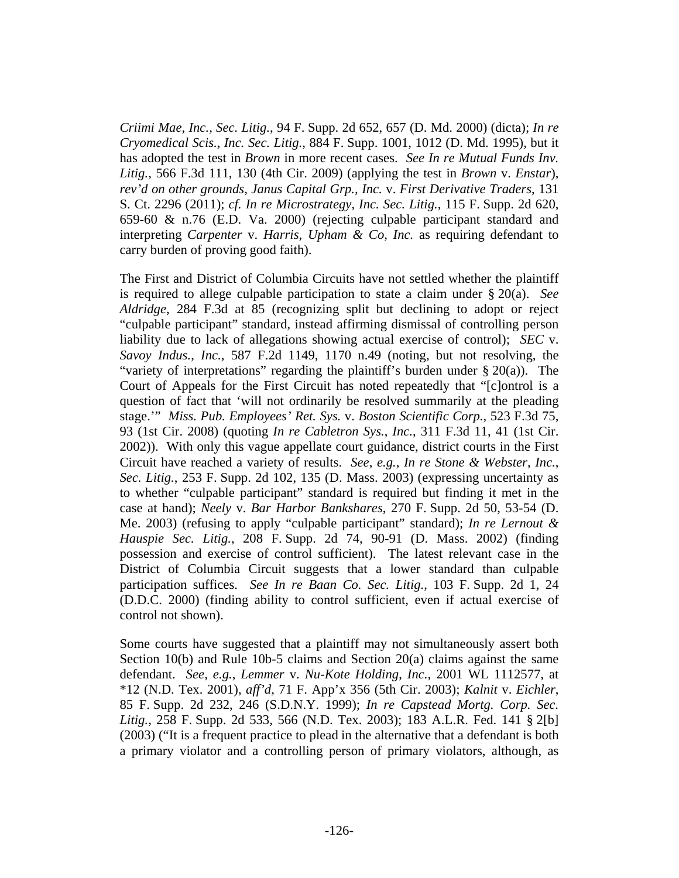*Criimi Mae*, *Inc.*, *Sec. Litig.*, 94 F. Supp. 2d 652, 657 (D. Md. 2000) (dicta); *In re Cryomedical Scis.*, *Inc. Sec. Litig.*, 884 F. Supp. 1001, 1012 (D. Md. 1995), but it has adopted the test in *Brown* in more recent cases. *See In re Mutual Funds Inv. Litig.*, 566 F.3d 111, 130 (4th Cir. 2009) (applying the test in *Brown* v. *Enstar*), *rev'd on other grounds*, *Janus Capital Grp.*, *Inc.* v. *First Derivative Traders*, 131 S. Ct. 2296 (2011); *cf. In re Microstrategy*, *Inc. Sec. Litig.*, 115 F. Supp. 2d 620, 659-60 & n.76 (E.D. Va. 2000) (rejecting culpable participant standard and interpreting *Carpenter* v. *Harris*, *Upham & Co*, *Inc.* as requiring defendant to carry burden of proving good faith).

The First and District of Columbia Circuits have not settled whether the plaintiff is required to allege culpable participation to state a claim under § 20(a). *See Aldridge*, 284 F.3d at 85 (recognizing split but declining to adopt or reject "culpable participant" standard, instead affirming dismissal of controlling person liability due to lack of allegations showing actual exercise of control); *SEC* v. *Savoy Indus.*, *Inc.*, 587 F.2d 1149, 1170 n.49 (noting, but not resolving, the "variety of interpretations" regarding the plaintiff's burden under § 20(a)). The Court of Appeals for the First Circuit has noted repeatedly that "[c]ontrol is a question of fact that 'will not ordinarily be resolved summarily at the pleading stage.'" *Miss. Pub. Employees' Ret. Sys.* v. *Boston Scientific Corp.*, 523 F.3d 75, 93 (1st Cir. 2008) (quoting *In re Cabletron Sys.*, *Inc.*, 311 F.3d 11, 41 (1st Cir. 2002)). With only this vague appellate court guidance, district courts in the First Circuit have reached a variety of results. *See*, *e.g.*, *In re Stone & Webster*, *Inc.*, *Sec. Litig.*, 253 F. Supp. 2d 102, 135 (D. Mass. 2003) (expressing uncertainty as to whether "culpable participant" standard is required but finding it met in the case at hand); *Neely* v. *Bar Harbor Bankshares*, 270 F. Supp. 2d 50, 53-54 (D. Me. 2003) (refusing to apply "culpable participant" standard); *In re Lernout & Hauspie Sec. Litig.*, 208 F. Supp. 2d 74, 90-91 (D. Mass. 2002) (finding possession and exercise of control sufficient). The latest relevant case in the District of Columbia Circuit suggests that a lower standard than culpable participation suffices. *See In re Baan Co. Sec. Litig.*, 103 F. Supp. 2d 1, 24 (D.D.C. 2000) (finding ability to control sufficient, even if actual exercise of control not shown).

Some courts have suggested that a plaintiff may not simultaneously assert both Section 10(b) and Rule 10b-5 claims and Section 20(a) claims against the same defendant. *See*, *e.g.*, *Lemmer* v. *Nu-Kote Holding*, *Inc.*, 2001 WL 1112577, at *12 (N.D. Tex. 2001), *aff'd*, 71 F. App'x 356 (5th Cir. 2003); *Kalnit* v. *Eichler*, 85 F. Supp. 2d 232, 246 (S.D.N.Y. 1999); *In re Capstead Mortg. Corp. Sec. Litig.*, 258 F. Supp. 2d 533, 566 (N.D. Tex. 2003); 183 A.L.R. Fed. 141 § 2[b] (2003) ("It is a frequent practice to plead in the alternative that a defendant is both a primary violator and a controlling person of primary violators, although, as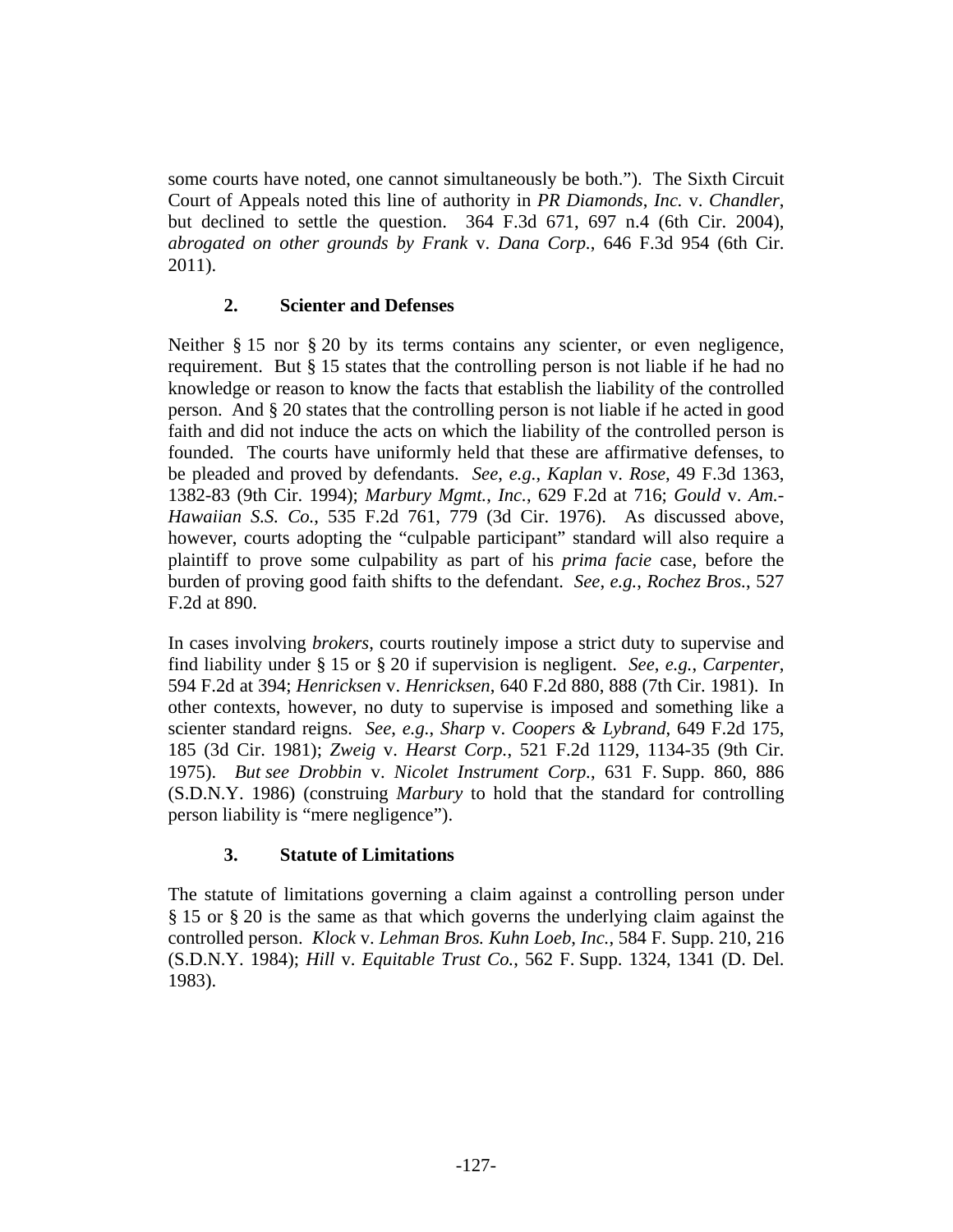some courts have noted, one cannot simultaneously be both."). The Sixth Circuit Court of Appeals noted this line of authority in *PR Diamonds, Inc.* v. *Chandler*, but declined to settle the question. 364 F.3d 671, 697 n.4 (6th Cir. 2004), *abrogated on other grounds by Frank* v. *Dana Corp.*, 646 F.3d 954 (6th Cir. 2011).

### 2. Scienter and Defenses

Neither § 15 nor § 20 by its terms contains any scienter, or even negligence, requirement. But § 15 states that the controlling person is not liable if he had no knowledge or reason to know the facts that establish the liability of the controlled person. And § 20 states that the controlling person is not liable if he acted in good faith and did not induce the acts on which the liability of the controlled person is founded. The courts have uniformly held that these are affirmative defenses, to be pleaded and proved by defendants. *See, e.g.*, *Kaplan* v. *Rose*, 49 F.3d 1363, 1382-83 (9th Cir. 1994); *Marbury Mgmt., Inc.*, 629 F.2d at 716; *Gould* v. *Am.-Hawaiian S.S. Co.*, 535 F.2d 761, 779 (3d Cir. 1976). As discussed above, however, courts adopting the "culpable participant" standard will also require a plaintiff to prove some culpability as part of his *prima facie* case, before the burden of proving good faith shifts to the defendant. *See, e.g.*, *Rochez Bros.*, 527 F.2d at 890.

In cases involving *brokers*, courts routinely impose a strict duty to supervise and find liability under § 15 or § 20 if supervision is negligent. *See, e.g.*, *Carpenter*, 594 F.2d at 394; *Henricksen* v. *Henricksen*, 640 F.2d 880, 888 (7th Cir. 1981). In other contexts, however, no duty to supervise is imposed and something like a scienter standard reigns. *See, e.g.*, *Sharp* v. *Coopers & Lybrand*, 649 F.2d 175, 185 (3d Cir. 1981); *Zweig* v. *Hearst Corp.*, 521 F.2d 1129, 1134-35 (9th Cir. 1975). *But see Drobbin* v. *Nicolet Instrument Corp.*, 631 F. Supp. 860, 886 (S.D.N.Y. 1986) (construing *Marbury* to hold that the standard for controlling person liability is "mere negligence").

### 3. Statute of Limitations

The statute of limitations governing a claim against a controlling person under § 15 or § 20 is the same as that which governs the underlying claim against the controlled person. *Klock* v. *Lehman Bros. Kuhn Loeb, Inc.*, 584 F. Supp. 210, 216 (S.D.N.Y. 1984); *Hill* v. *Equitable Trust Co.*, 562 F. Supp. 1324, 1341 (D. Del. 1983).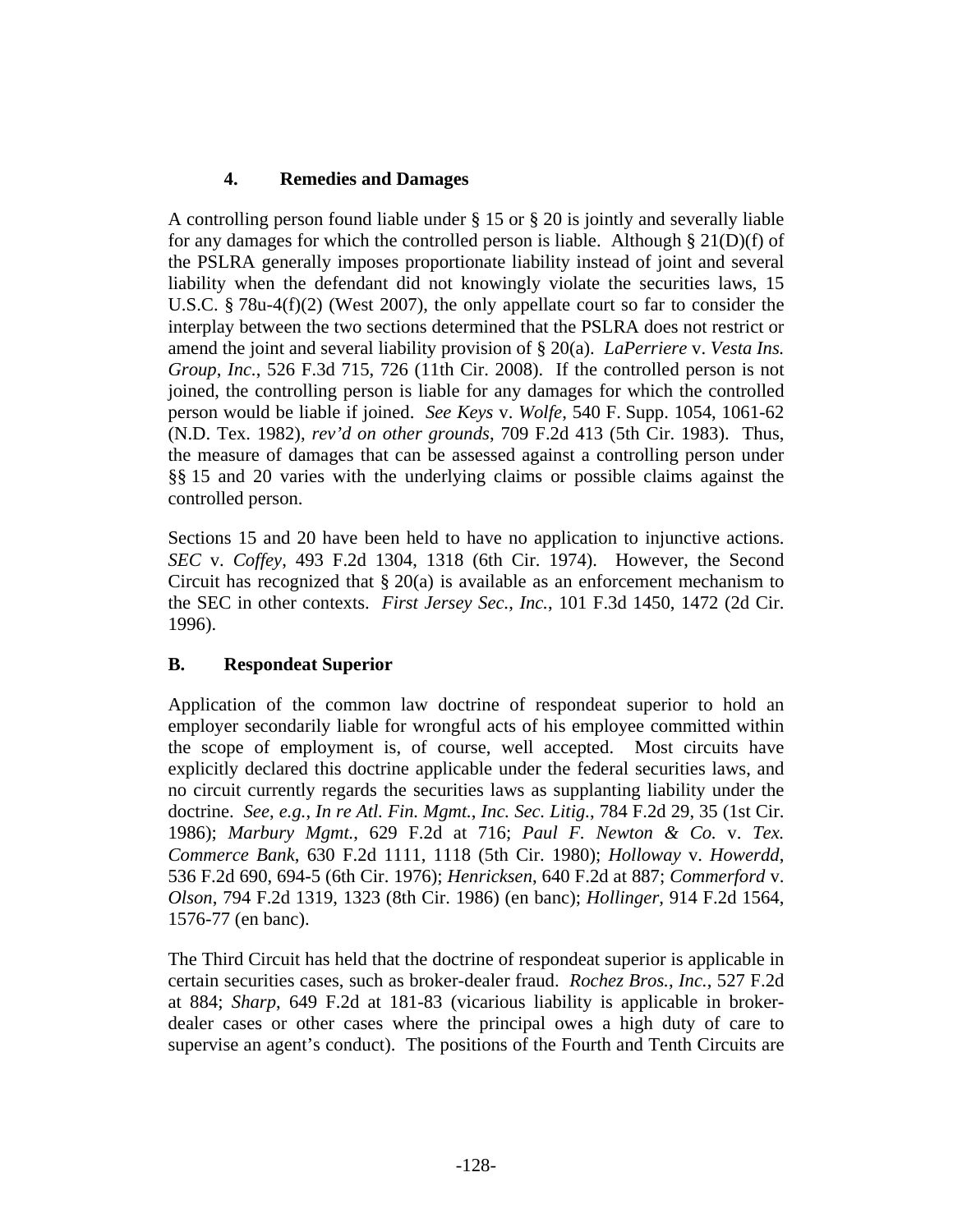### 4. Remedies and Damages

A controlling person found liable under § 15 or § 20 is jointly and severally liable for any damages for which the controlled person is liable. Although § 21(D)(f) of the PSLRA generally imposes proportionate liability instead of joint and several liability when the defendant did not knowingly violate the securities laws, 15 U.S.C. § 78u-4(f)(2) (West 2007), the only appellate court so far to consider the interplay between the two sections determined that the PSLRA does not restrict or amend the joint and several liability provision of § 20(a). *LaPerriere* v. *Vesta Ins. Group*, *Inc.*, 526 F.3d 715, 726 (11th Cir. 2008). If the controlled person is not joined, the controlling person is liable for any damages for which the controlled person would be liable if joined. *See Keys* v. *Wolfe*, 540 F. Supp. 1054, 1061-62 (N.D. Tex. 1982), *rev'd on other grounds*, 709 F.2d 413 (5th Cir. 1983). Thus, the measure of damages that can be assessed against a controlling person under §§ 15 and 20 varies with the underlying claims or possible claims against the controlled person.

Sections 15 and 20 have been held to have no application to injunctive actions. *SEC* v. *Coffey*, 493 F.2d 1304, 1318 (6th Cir. 1974). However, the Second Circuit has recognized that § 20(a) is available as an enforcement mechanism to the SEC in other contexts. *First Jersey Sec.*, *Inc.*, 101 F.3d 1450, 1472 (2d Cir. 1996).

## B. Respondeat Superior

Application of the common law doctrine of respondeat superior to hold an employer secondarily liable for wrongful acts of his employee committed within the scope of employment is, of course, well accepted. Most circuits have explicitly declared this doctrine applicable under the federal securities laws, and no circuit currently regards the securities laws as supplanting liability under the doctrine. *See*, *e.g.*, *In re Atl. Fin. Mgmt.*, *Inc. Sec. Litig.*, 784 F.2d 29, 35 (1st Cir. 1986); *Marbury Mgmt.*, 629 F.2d at 716; *Paul F. Newton & Co.* v. *Tex. Commerce Bank*, 630 F.2d 1111, 1118 (5th Cir. 1980); *Holloway* v. *Howerdd*, 536 F.2d 690, 694-5 (6th Cir. 1976); *Henricksen*, 640 F.2d at 887; *Commerford* v. *Olson*, 794 F.2d 1319, 1323 (8th Cir. 1986) (en banc); *Hollinger*, 914 F.2d 1564, 1576-77 (en banc).

The Third Circuit has held that the doctrine of respondeat superior is applicable in certain securities cases, such as broker-dealer fraud. *Rochez Bros.*, *Inc.*, 527 F.2d at 884; *Sharp*, 649 F.2d at 181-83 (vicarious liability is applicable in broker-dealer cases or other cases where the principal owes a high duty of care to supervise an agent's conduct). The positions of the Fourth and Tenth Circuits are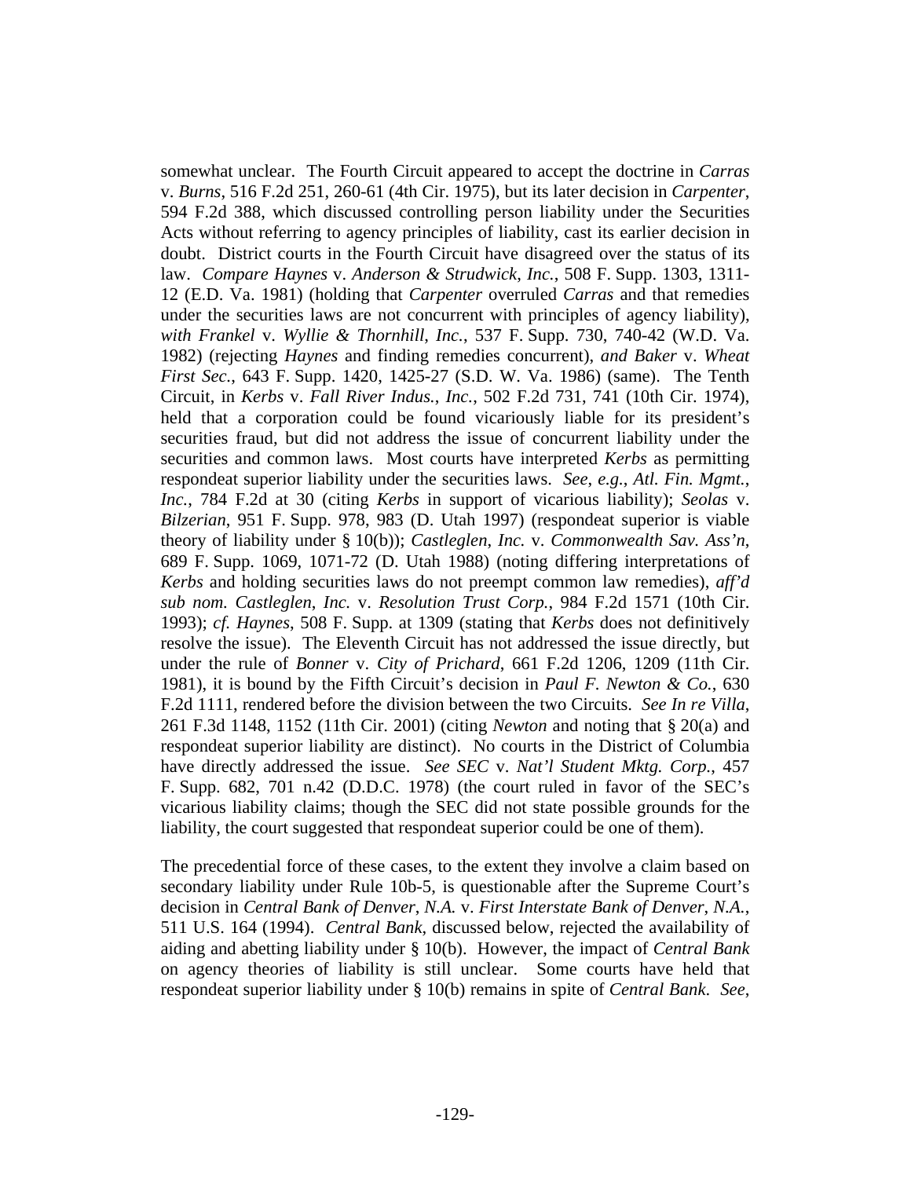somewhat unclear. The Fourth Circuit appeared to accept the doctrine in *Carras* v. *Burns*, 516 F.2d 251, 260-61 (4th Cir. 1975), but its later decision in *Carpenter*, 594 F.2d 388, which discussed controlling person liability under the Securities Acts without referring to agency principles of liability, cast its earlier decision in doubt. District courts in the Fourth Circuit have disagreed over the status of its law. *Compare Haynes* v. *Anderson & Strudwick*, *Inc.*, 508 F. Supp. 1303, 1311-12 (E.D. Va. 1981) (holding that *Carpenter* overruled *Carras* and that remedies under the securities laws are not concurrent with principles of agency liability), *with Frankel* v. *Wyllie & Thornhill*, *Inc.*, 537 F. Supp. 730, 740-42 (W.D. Va. 1982) (rejecting *Haynes* and finding remedies concurrent), *and Baker* v. *Wheat First Sec.*, 643 F. Supp. 1420, 1425-27 (S.D. W. Va. 1986) (same). The Tenth Circuit, in *Kerbs* v. *Fall River Indus.*, *Inc.*, 502 F.2d 731, 741 (10th Cir. 1974), held that a corporation could be found vicariously liable for its president's securities fraud, but did not address the issue of concurrent liability under the securities and common laws. Most courts have interpreted *Kerbs* as permitting respondeat superior liability under the securities laws. *See*, *e.g.*, *Atl. Fin. Mgmt.*, *Inc.*, 784 F.2d at 30 (citing *Kerbs* in support of vicarious liability); *Seolas* v. *Bilzerian*, 951 F. Supp. 978, 983 (D. Utah 1997) (respondeat superior is viable theory of liability under § 10(b)); *Castleglen*, *Inc.* v. *Commonwealth Sav. Ass'n*, 689 F. Supp. 1069, 1071-72 (D. Utah 1988) (noting differing interpretations of *Kerbs* and holding securities laws do not preempt common law remedies), *aff'd sub nom. Castleglen*, *Inc.* v. *Resolution Trust Corp.*, 984 F.2d 1571 (10th Cir. 1993); *cf. Haynes*, 508 F. Supp. at 1309 (stating that *Kerbs* does not definitively resolve the issue). The Eleventh Circuit has not addressed the issue directly, but under the rule of *Bonner* v. *City of Prichard*, 661 F.2d 1206, 1209 (11th Cir. 1981), it is bound by the Fifth Circuit's decision in *Paul F. Newton & Co.*, 630 F.2d 1111, rendered before the division between the two Circuits. *See In re Villa*, 261 F.3d 1148, 1152 (11th Cir. 2001) (citing *Newton* and noting that § 20(a) and respondeat superior liability are distinct). No courts in the District of Columbia have directly addressed the issue. *See SEC* v. *Nat'l Student Mktg. Corp.*, 457 F. Supp. 682, 701 n.42 (D.D.C. 1978) (the court ruled in favor of the SEC's vicarious liability claims; though the SEC did not state possible grounds for the liability, the court suggested that respondeat superior could be one of them).

The precedential force of these cases, to the extent they involve a claim based on secondary liability under Rule 10b-5, is questionable after the Supreme Court's decision in *Central Bank of Denver*, *N.A.* v. *First Interstate Bank of Denver*, *N.A.*, 511 U.S. 164 (1994). *Central Bank*, discussed below, rejected the availability of aiding and abetting liability under § 10(b). However, the impact of *Central Bank* on agency theories of liability is still unclear. Some courts have held that respondeat superior liability under § 10(b) remains in spite of *Central Bank*. *See*,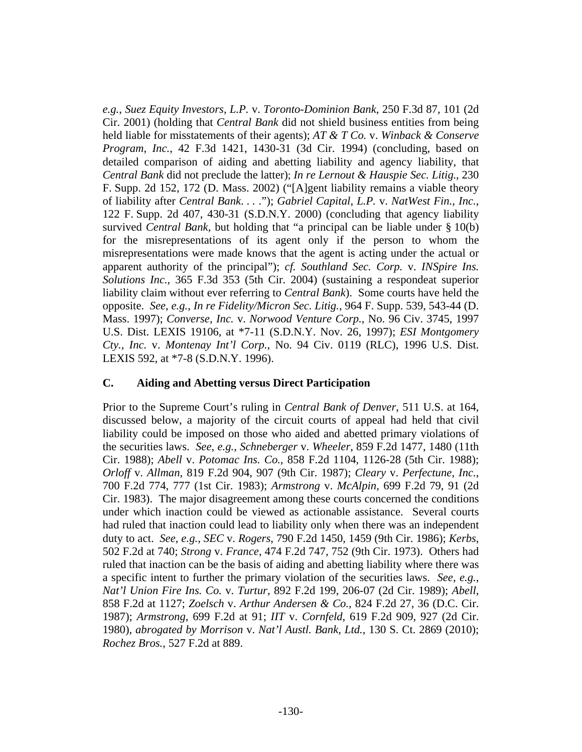*e.g.*, *Suez Equity Investors*, *L.P.* v. *Toronto-Dominion Bank*, 250 F.3d 87, 101 (2d Cir. 2001) (holding that *Central Bank* did not shield business entities from being held liable for misstatements of their agents); *AT & T Co.* v. *Winback & Conserve Program*, *Inc.*, 42 F.3d 1421, 1430-31 (3d Cir. 1994) (concluding, based on detailed comparison of aiding and abetting liability and agency liability, that *Central Bank* did not preclude the latter); *In re Lernout & Hauspie Sec. Litig.*, 230 F. Supp. 2d 152, 172 (D. Mass. 2002) ("[A]gent liability remains a viable theory of liability after *Central Bank*. . . ."); *Gabriel Capital*, *L.P.* v. *NatWest Fin.*, *Inc.*, 122 F. Supp. 2d 407, 430-31 (S.D.N.Y. 2000) (concluding that agency liability survived *Central Bank*, but holding that "a principal can be liable under § 10(b) for the misrepresentations of its agent only if the person to whom the misrepresentations were made knows that the agent is acting under the actual or apparent authority of the principal"); *cf. Southland Sec. Corp.* v. *INSpire Ins. Solutions Inc.*, 365 F.3d 353 (5th Cir. 2004) (sustaining a respondeat superior liability claim without ever referring to *Central Bank*). Some courts have held the opposite. *See*, *e.g.*, *In re Fidelity/Micron Sec. Litig.*, 964 F. Supp. 539, 543-44 (D. Mass. 1997); *Converse*, *Inc.* v. *Norwood Venture Corp.*, No. 96 Civ. 3745, 1997 U.S. Dist. LEXIS 19106, at *7-11 (S.D.N.Y. Nov. 26, 1997); *ESI Montgomery Cty.*, *Inc.* v. *Montenay Int'l Corp.*, No. 94 Civ. 0119 (RLC), 1996 U.S. Dist. LEXIS 592, at *7-8 (S.D.N.Y. 1996).

### C. Aiding and Abetting versus Direct Participation

Prior to the Supreme Court's ruling in *Central Bank of Denver*, 511 U.S. at 164, discussed below, a majority of the circuit courts of appeal had held that civil liability could be imposed on those who aided and abetted primary violations of the securities laws. *See*, *e.g.*, *Schneberger* v. *Wheeler*, 859 F.2d 1477, 1480 (11th Cir. 1988); *Abell* v. *Potomac Ins. Co.*, 858 F.2d 1104, 1126-28 (5th Cir. 1988); *Orloff* v. *Allman*, 819 F.2d 904, 907 (9th Cir. 1987); *Cleary* v. *Perfectune*, *Inc.*, 700 F.2d 774, 777 (1st Cir. 1983); *Armstrong* v. *McAlpin*, 699 F.2d 79, 91 (2d Cir. 1983). The major disagreement among these courts concerned the conditions under which inaction could be viewed as actionable assistance. Several courts had ruled that inaction could lead to liability only when there was an independent duty to act. *See*, *e.g.*, *SEC* v. *Rogers*, 790 F.2d 1450, 1459 (9th Cir. 1986); *Kerbs*, 502 F.2d at 740; *Strong* v. *France*, 474 F.2d 747, 752 (9th Cir. 1973). Others had ruled that inaction can be the basis of aiding and abetting liability where there was a specific intent to further the primary violation of the securities laws. *See, e.g.*, *Nat'l Union Fire Ins. Co.* v. *Turtur*, 892 F.2d 199, 206-07 (2d Cir. 1989); *Abell*, 858 F.2d at 1127; *Zoelsch* v. *Arthur Andersen & Co.*, 824 F.2d 27, 36 (D.C. Cir. 1987); *Armstrong*, 699 F.2d at 91; *IIT* v. *Cornfeld*, 619 F.2d 909, 927 (2d Cir. 1980), *abrogated by Morrison* v. *Nat'l Austl. Bank, Ltd.*, 130 S. Ct. 2869 (2010); *Rochez Bros.*, 527 F.2d at 889.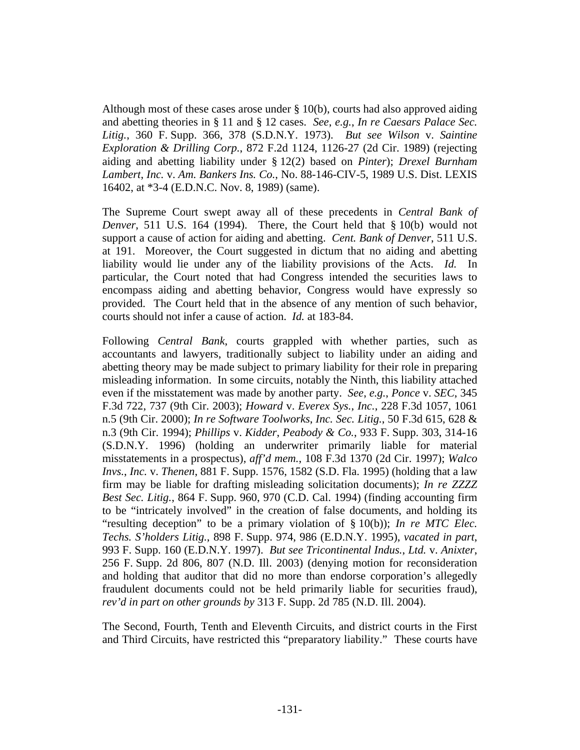Although most of these cases arose under § 10(b), courts had also approved aiding and abetting theories in § 11 and § 12 cases. *See*, *e.g.*, *In re Caesars Palace Sec. Litig.*, 360 F. Supp. 366, 378 (S.D.N.Y. 1973). *But see Wilson* v. *Saintine Exploration & Drilling Corp.*, 872 F.2d 1124, 1126-27 (2d Cir. 1989) (rejecting aiding and abetting liability under § 12(2) based on *Pinter*); *Drexel Burnham Lambert*, *Inc.* v. *Am. Bankers Ins. Co.*, No. 88-146-CIV-5, 1989 U.S. Dist. LEXIS 16402, at *3-4 (E.D.N.C. Nov. 8, 1989) (same).

The Supreme Court swept away all of these precedents in *Central Bank of Denver*, 511 U.S. 164 (1994). There, the Court held that § 10(b) would not support a cause of action for aiding and abetting. *Cent. Bank of Denver*, 511 U.S. at 191. Moreover, the Court suggested in dictum that no aiding and abetting liability would lie under any of the liability provisions of the Acts. *Id.* In particular, the Court noted that had Congress intended the securities laws to encompass aiding and abetting behavior, Congress would have expressly so provided. The Court held that in the absence of any mention of such behavior, courts should not infer a cause of action. *Id.* at 183-84.

Following *Central Bank*, courts grappled with whether parties, such as accountants and lawyers, traditionally subject to liability under an aiding and abetting theory may be made subject to primary liability for their role in preparing misleading information. In some circuits, notably the Ninth, this liability attached even if the misstatement was made by another party. *See*, *e.g.*, *Ponce* v. *SEC*, 345 F.3d 722, 737 (9th Cir. 2003); *Howard* v. *Everex Sys.*, *Inc.*, 228 F.3d 1057, 1061 n.5 (9th Cir. 2000); *In re Software Toolworks*, *Inc. Sec. Litig.*, 50 F.3d 615, 628 & n.3 (9th Cir. 1994); *Phillips* v. *Kidder*, *Peabody & Co.*, 933 F. Supp. 303, 314-16 (S.D.N.Y. 1996) (holding an underwriter primarily liable for material misstatements in a prospectus), *aff'd mem.*, 108 F.3d 1370 (2d Cir. 1997); *Walco Invs.*, *Inc.* v. *Thenen*, 881 F. Supp. 1576, 1582 (S.D. Fla. 1995) (holding that a law firm may be liable for drafting misleading solicitation documents); *In re ZZZZ Best Sec. Litig.*, 864 F. Supp. 960, 970 (C.D. Cal. 1994) (finding accounting firm to be "intricately involved" in the creation of false documents, and holding its "resulting deception" to be a primary violation of § 10(b)); *In re MTC Elec. Techs. S'holders Litig.*, 898 F. Supp. 974, 986 (E.D.N.Y. 1995), *vacated in part*, 993 F. Supp. 160 (E.D.N.Y. 1997). *But see Tricontinental Indus.*, *Ltd.* v. *Anixter*, 256 F. Supp. 2d 806, 807 (N.D. Ill. 2003) (denying motion for reconsideration and holding that auditor that did no more than endorse corporation's allegedly fraudulent documents could not be held primarily liable for securities fraud), *rev'd in part on other grounds by* 313 F. Supp. 2d 785 (N.D. Ill. 2004).

The Second, Fourth, Tenth and Eleventh Circuits, and district courts in the First and Third Circuits, have restricted this "preparatory liability." These courts have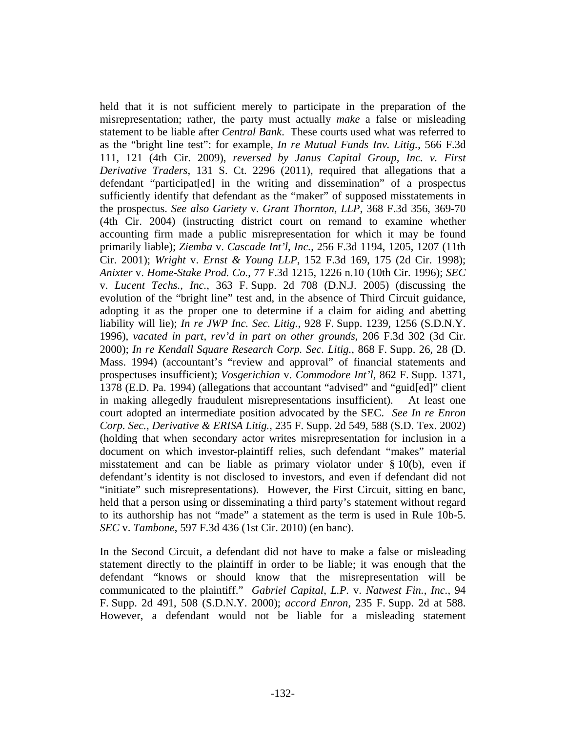held that it is not sufficient merely to participate in the preparation of the misrepresentation; rather, the party must actually *make* a false or misleading statement to be liable after *Central Bank*. These courts used what was referred to as the "bright line test": for example, *In re Mutual Funds Inv. Litig.*, 566 F.3d 111, 121 (4th Cir. 2009), *reversed by Janus Capital Group, Inc. v. First Derivative Traders*, 131 S. Ct. 2296 (2011), required that allegations that a defendant "participat[ed] in the writing and dissemination" of a prospectus sufficiently identify that defendant as the "maker" of supposed misstatements in the prospectus. *See also Gariety* v. *Grant Thornton, LLP*, 368 F.3d 356, 369-70 (4th Cir. 2004) (instructing district court on remand to examine whether accounting firm made a public misrepresentation for which it may be found primarily liable); *Ziemba* v. *Cascade Int'l, Inc.*, 256 F.3d 1194, 1205, 1207 (11th Cir. 2001); *Wright* v. *Ernst & Young LLP*, 152 F.3d 169, 175 (2d Cir. 1998); *Anixter* v. *Home-Stake Prod. Co.*, 77 F.3d 1215, 1226 n.10 (10th Cir. 1996); *SEC* v. *Lucent Techs., Inc.*, 363 F. Supp. 2d 708 (D.N.J. 2005) (discussing the evolution of the "bright line" test and, in the absence of Third Circuit guidance, adopting it as the proper one to determine if a claim for aiding and abetting liability will lie); *In re JWP Inc. Sec. Litig.*, 928 F. Supp. 1239, 1256 (S.D.N.Y. 1996), *vacated in part, rev'd in part on other grounds*, 206 F.3d 302 (3d Cir. 2000); *In re Kendall Square Research Corp. Sec. Litig.*, 868 F. Supp. 26, 28 (D. Mass. 1994) (accountant's "review and approval" of financial statements and prospectuses insufficient); *Vosgerichian* v. *Commodore Int'l*, 862 F. Supp. 1371, 1378 (E.D. Pa. 1994) (allegations that accountant "advised" and "guid[ed]" client in making allegedly fraudulent misrepresentations insufficient). At least one court adopted an intermediate position advocated by the SEC. *See In re Enron Corp. Sec., Derivative & ERISA Litig.*, 235 F. Supp. 2d 549, 588 (S.D. Tex. 2002) (holding that when secondary actor writes misrepresentation for inclusion in a document on which investor-plaintiff relies, such defendant "makes" material misstatement and can be liable as primary violator under § 10(b), even if defendant's identity is not disclosed to investors, and even if defendant did not "initiate" such misrepresentations). However, the First Circuit, sitting en banc, held that a person using or disseminating a third party's statement without regard to its authorship has not "made" a statement as the term is used in Rule 10b-5. *SEC* v. *Tambone*, 597 F.3d 436 (1st Cir. 2010) (en banc).

In the Second Circuit, a defendant did not have to make a false or misleading statement directly to the plaintiff in order to be liable; it was enough that the defendant "knows or should know that the misrepresentation will be communicated to the plaintiff." *Gabriel Capital, L.P.* v. *Natwest Fin., Inc.*, 94 F. Supp. 2d 491, 508 (S.D.N.Y. 2000); *accord Enron*, 235 F. Supp. 2d at 588. However, a defendant would not be liable for a misleading statement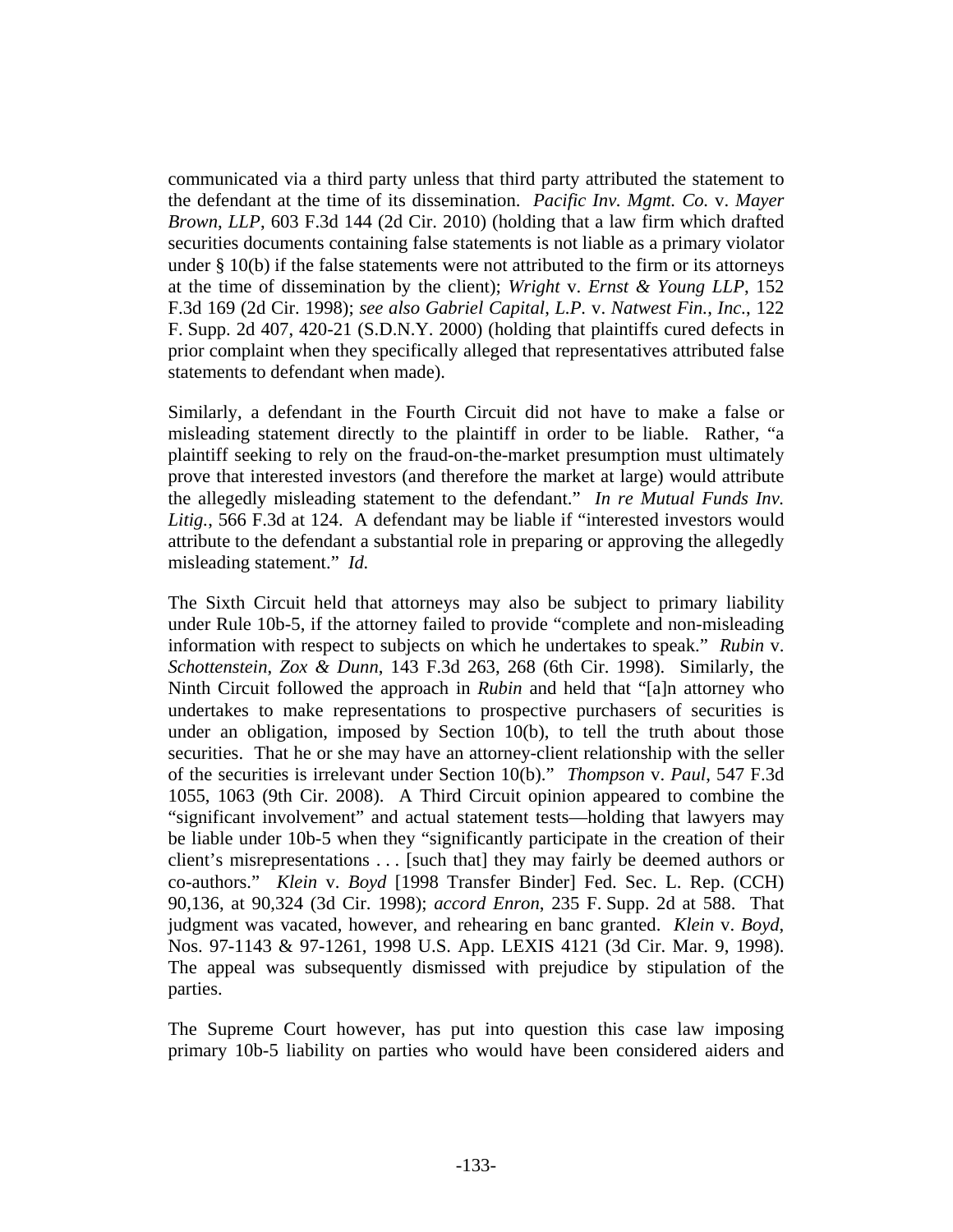communicated via a third party unless that third party attributed the statement to the defendant at the time of its dissemination. *Pacific Inv. Mgmt. Co.* v. *Mayer Brown, LLP*, 603 F.3d 144 (2d Cir. 2010) (holding that a law firm which drafted securities documents containing false statements is not liable as a primary violator under § 10(b) if the false statements were not attributed to the firm or its attorneys at the time of dissemination by the client); *Wright* v. *Ernst & Young LLP*, 152 F.3d 169 (2d Cir. 1998); *see also Gabriel Capital, L.P.* v. *Natwest Fin., Inc.*, 122 F. Supp. 2d 407, 420-21 (S.D.N.Y. 2000) (holding that plaintiffs cured defects in prior complaint when they specifically alleged that representatives attributed false statements to defendant when made).

Similarly, a defendant in the Fourth Circuit did not have to make a false or misleading statement directly to the plaintiff in order to be liable. Rather, "a plaintiff seeking to rely on the fraud-on-the-market presumption must ultimately prove that interested investors (and therefore the market at large) would attribute the allegedly misleading statement to the defendant." *In re Mutual Funds Inv. Litig.*, 566 F.3d at 124. A defendant may be liable if "interested investors would attribute to the defendant a substantial role in preparing or approving the allegedly misleading statement." *Id.*

The Sixth Circuit held that attorneys may also be subject to primary liability under Rule 10b-5, if the attorney failed to provide "complete and non-misleading information with respect to subjects on which he undertakes to speak." *Rubin* v. *Schottenstein, Zox & Dunn*, 143 F.3d 263, 268 (6th Cir. 1998). Similarly, the Ninth Circuit followed the approach in *Rubin* and held that "[a]n attorney who undertakes to make representations to prospective purchasers of securities is under an obligation, imposed by Section 10(b), to tell the truth about those securities. That he or she may have an attorney-client relationship with the seller of the securities is irrelevant under Section 10(b)." *Thompson* v. *Paul*, 547 F.3d 1055, 1063 (9th Cir. 2008). A Third Circuit opinion appeared to combine the "significant involvement" and actual statement tests—holding that lawyers may be liable under 10b-5 when they "significantly participate in the creation of their client's misrepresentations . . . [such that] they may fairly be deemed authors or co-authors." *Klein* v. *Boyd* [1998 Transfer Binder] Fed. Sec. L. Rep. (CCH) 90,136, at 90,324 (3d Cir. 1998); *accord Enron*, 235 F. Supp. 2d at 588. That judgment was vacated, however, and rehearing en banc granted. *Klein* v. *Boyd*, Nos. 97-1143 & 97-1261, 1998 U.S. App. LEXIS 4121 (3d Cir. Mar. 9, 1998). The appeal was subsequently dismissed with prejudice by stipulation of the parties.

The Supreme Court however, has put into question this case law imposing primary 10b-5 liability on parties who would have been considered aiders and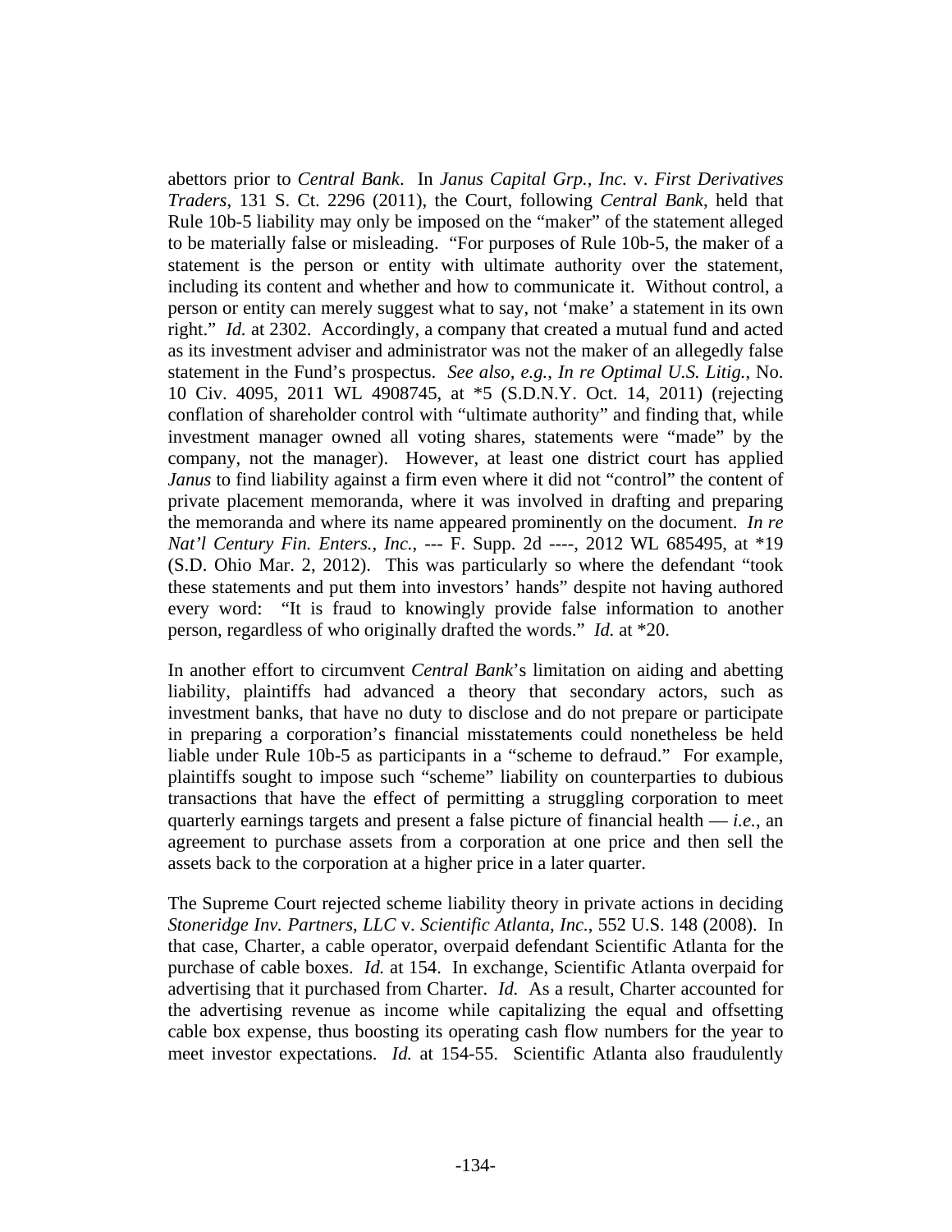abettors prior to *Central Bank*. In *Janus Capital Grp., Inc.* v. *First Derivatives Traders*, 131 S. Ct. 2296 (2011), the Court, following *Central Bank*, held that Rule 10b-5 liability may only be imposed on the "maker" of the statement alleged to be materially false or misleading. "For purposes of Rule 10b-5, the maker of a statement is the person or entity with ultimate authority over the statement, including its content and whether and how to communicate it. Without control, a person or entity can merely suggest what to say, not 'make' a statement in its own right." *Id.* at 2302. Accordingly, a company that created a mutual fund and acted as its investment adviser and administrator was not the maker of an allegedly false statement in the Fund's prospectus. *See also, e.g.*, *In re Optimal U.S. Litig.*, No. 10 Civ. 4095, 2011 WL 4908745, at *5 (S.D.N.Y. Oct. 14, 2011) (rejecting conflation of shareholder control with "ultimate authority" and finding that, while investment manager owned all voting shares, statements were "made" by the company, not the manager). However, at least one district court has applied *Janus* to find liability against a firm even where it did not "control" the content of private placement memoranda, where it was involved in drafting and preparing the memoranda and where its name appeared prominently on the document. *In re Nat'l Century Fin. Enters., Inc.*, --- F. Supp. 2d ----, 2012 WL 685495, at *19 (S.D. Ohio Mar. 2, 2012). This was particularly so where the defendant "took these statements and put them into investors' hands" despite not having authored every word: "It is fraud to knowingly provide false information to another person, regardless of who originally drafted the words." *Id.* at *20.

In another effort to circumvent *Central Bank*'s limitation on aiding and abetting liability, plaintiffs had advanced a theory that secondary actors, such as investment banks, that have no duty to disclose and do not prepare or participate in preparing a corporation's financial misstatements could nonetheless be held liable under Rule 10b-5 as participants in a "scheme to defraud." For example, plaintiffs sought to impose such "scheme" liability on counterparties to dubious transactions that have the effect of permitting a struggling corporation to meet quarterly earnings targets and present a false picture of financial health — *i.e.*, an agreement to purchase assets from a corporation at one price and then sell the assets back to the corporation at a higher price in a later quarter.

The Supreme Court rejected scheme liability theory in private actions in deciding *Stoneridge Inv. Partners, LLC* v. *Scientific Atlanta, Inc.*, 552 U.S. 148 (2008). In that case, Charter, a cable operator, overpaid defendant Scientific Atlanta for the purchase of cable boxes. *Id.* at 154. In exchange, Scientific Atlanta overpaid for advertising that it purchased from Charter. *Id.* As a result, Charter accounted for the advertising revenue as income while capitalizing the equal and offsetting cable box expense, thus boosting its operating cash flow numbers for the year to meet investor expectations. *Id.* at 154-55. Scientific Atlanta also fraudulently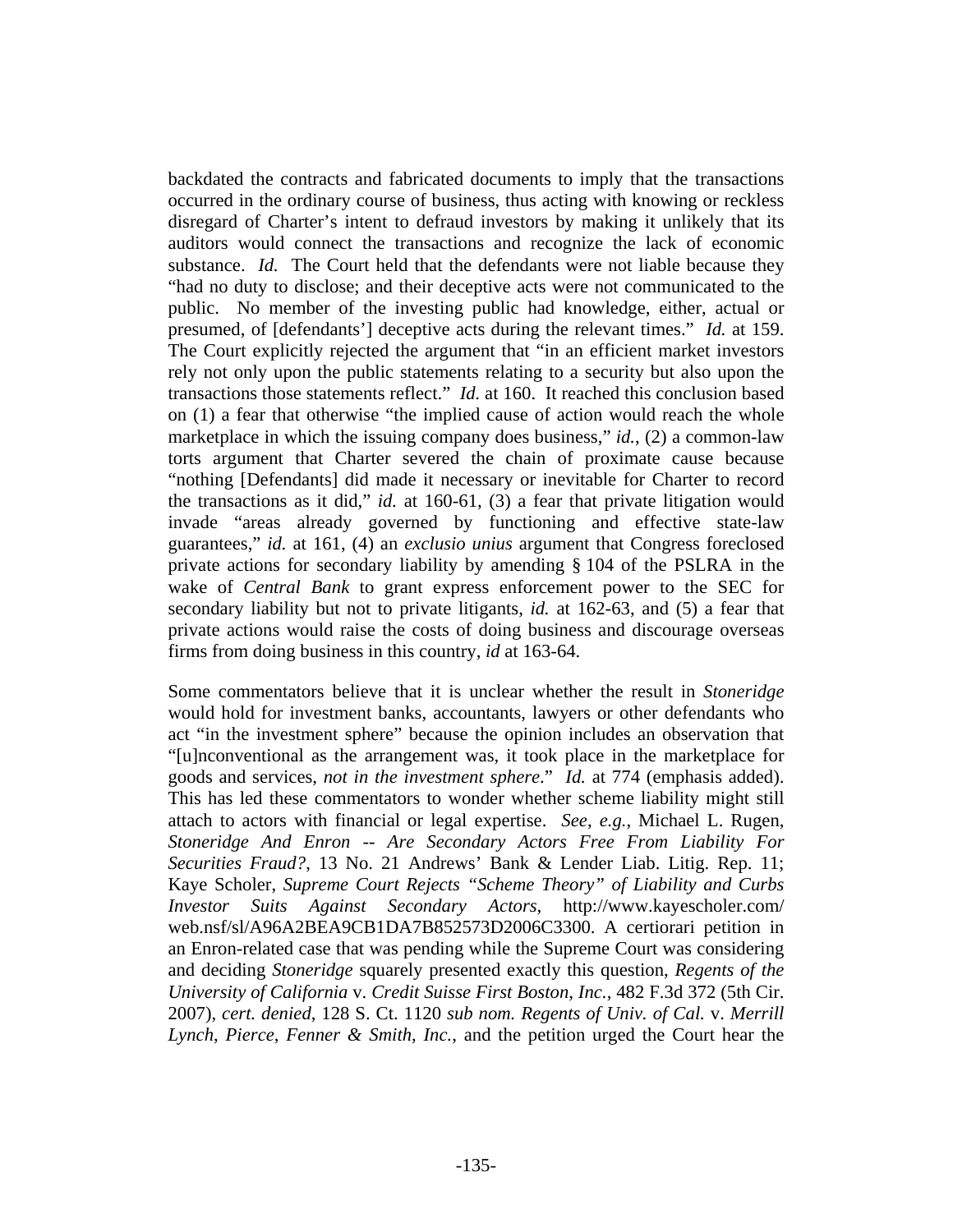backdated the contracts and fabricated documents to imply that the transactions occurred in the ordinary course of business, thus acting with knowing or reckless disregard of Charter's intent to defraud investors by making it unlikely that its auditors would connect the transactions and recognize the lack of economic substance. *Id.* The Court held that the defendants were not liable because they "had no duty to disclose; and their deceptive acts were not communicated to the public. No member of the investing public had knowledge, either, actual or presumed, of [defendants'] deceptive acts during the relevant times." *Id.* at 159. The Court explicitly rejected the argument that "in an efficient market investors rely not only upon the public statements relating to a security but also upon the transactions those statements reflect." *Id.* at 160. It reached this conclusion based on (1) a fear that otherwise "the implied cause of action would reach the whole marketplace in which the issuing company does business," *id.*, (2) a common-law torts argument that Charter severed the chain of proximate cause because "nothing [Defendants] did made it necessary or inevitable for Charter to record the transactions as it did," *id.* at 160-61, (3) a fear that private litigation would invade "areas already governed by functioning and effective state-law guarantees," *id.* at 161, (4) an *exclusio unius* argument that Congress foreclosed private actions for secondary liability by amending § 104 of the PSLRA in the wake of *Central Bank* to grant express enforcement power to the SEC for secondary liability but not to private litigants, *id.* at 162-63, and (5) a fear that private actions would raise the costs of doing business and discourage overseas firms from doing business in this country, *id* at 163-64.

Some commentators believe that it is unclear whether the result in *Stoneridge* would hold for investment banks, accountants, lawyers or other defendants who act "in the investment sphere" because the opinion includes an observation that "[u]nconventional as the arrangement was, it took place in the marketplace for goods and services, *not in the investment sphere*." *Id.* at 774 (emphasis added). This has led these commentators to wonder whether scheme liability might still attach to actors with financial or legal expertise. *See*, *e.g.*, Michael L. Rugen, *Stoneridge And Enron -- Are Secondary Actors Free From Liability For Securities Fraud?*, 13 No. 21 Andrews' Bank & Lender Liab. Litig. Rep. 11; Kaye Scholer, *Supreme Court Rejects "Scheme Theory" of Liability and Curbs Investor Suits Against Secondary Actors*, http://www.kayescholer.com/web.nsf/sl/A96A2BEA9CB1DA7B852573D2006C3300. A certiorari petition in an Enron-related case that was pending while the Supreme Court was considering and deciding *Stoneridge* squarely presented exactly this question, *Regents of the University of California* v. *Credit Suisse First Boston, Inc.*, 482 F.3d 372 (5th Cir. 2007), *cert. denied*, 128 S. Ct. 1120 *sub nom. Regents of Univ. of Cal.* v. *Merrill Lynch, Pierce, Fenner & Smith, Inc.*, and the petition urged the Court hear the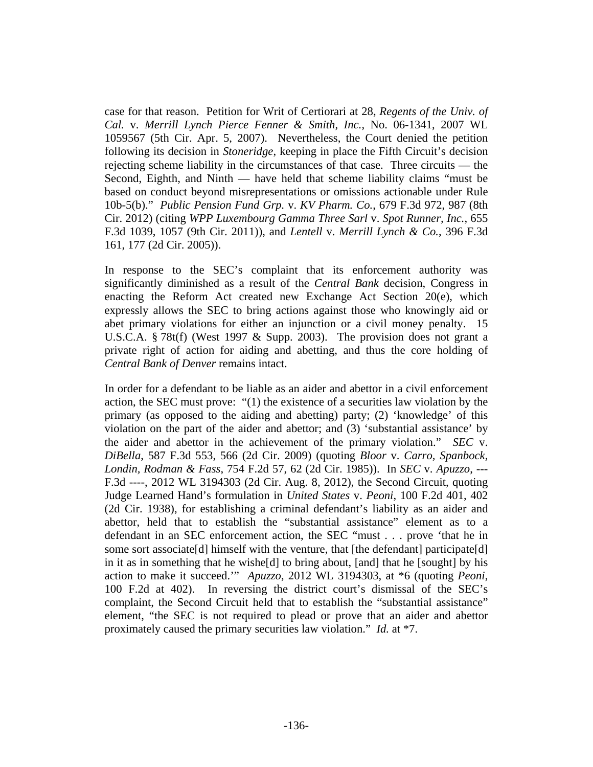case for that reason. Petition for Writ of Certiorari at 28, *Regents of the Univ. of Cal.* v. *Merrill Lynch Pierce Fenner & Smith, Inc.*, No. 06-1341, 2007 WL 1059567 (5th Cir. Apr. 5, 2007). Nevertheless, the Court denied the petition following its decision in *Stoneridge*, keeping in place the Fifth Circuit's decision rejecting scheme liability in the circumstances of that case. Three circuits — the Second, Eighth, and Ninth — have held that scheme liability claims "must be based on conduct beyond misrepresentations or omissions actionable under Rule 10b-5(b)." *Public Pension Fund Grp.* v. *KV Pharm. Co.*, 679 F.3d 972, 987 (8th Cir. 2012) (citing *WPP Luxembourg Gamma Three Sarl* v. *Spot Runner, Inc.*, 655 F.3d 1039, 1057 (9th Cir. 2011)), and *Lentell* v. *Merrill Lynch & Co.*, 396 F.3d 161, 177 (2d Cir. 2005)).

In response to the SEC's complaint that its enforcement authority was significantly diminished as a result of the *Central Bank* decision, Congress in enacting the Reform Act created new Exchange Act Section 20(e), which expressly allows the SEC to bring actions against those who knowingly aid or abet primary violations for either an injunction or a civil money penalty. 15 U.S.C.A. § 78t(f) (West 1997 & Supp. 2003). The provision does not grant a private right of action for aiding and abetting, and thus the core holding of *Central Bank of Denver* remains intact.

In order for a defendant to be liable as an aider and abettor in a civil enforcement action, the SEC must prove: "(1) the existence of a securities law violation by the primary (as opposed to the aiding and abetting) party; (2) 'knowledge' of this violation on the part of the aider and abettor; and (3) 'substantial assistance' by the aider and abettor in the achievement of the primary violation." *SEC* v. *DiBella*, 587 F.3d 553, 566 (2d Cir. 2009) (quoting *Bloor* v. *Carro, Spanbock, Londin, Rodman & Fass*, 754 F.2d 57, 62 (2d Cir. 1985)). In *SEC* v. *Apuzzo*, --- F.3d ----, 2012 WL 3194303 (2d Cir. Aug. 8, 2012), the Second Circuit, quoting Judge Learned Hand's formulation in *United States* v. *Peoni*, 100 F.2d 401, 402 (2d Cir. 1938), for establishing a criminal defendant's liability as an aider and abettor, held that to establish the "substantial assistance" element as to a defendant in an SEC enforcement action, the SEC "must . . . prove 'that he in some sort associate[d] himself with the venture, that [the defendant] participate[d] in it as in something that he wishe[d] to bring about, [and] that he [sought] by his action to make it succeed.'" *Apuzzo*, 2012 WL 3194303, at *6 (quoting *Peoni*, 100 F.2d at 402). In reversing the district court's dismissal of the SEC's complaint, the Second Circuit held that to establish the "substantial assistance" element, "the SEC is not required to plead or prove that an aider and abettor proximately caused the primary securities law violation." *Id.* at *7.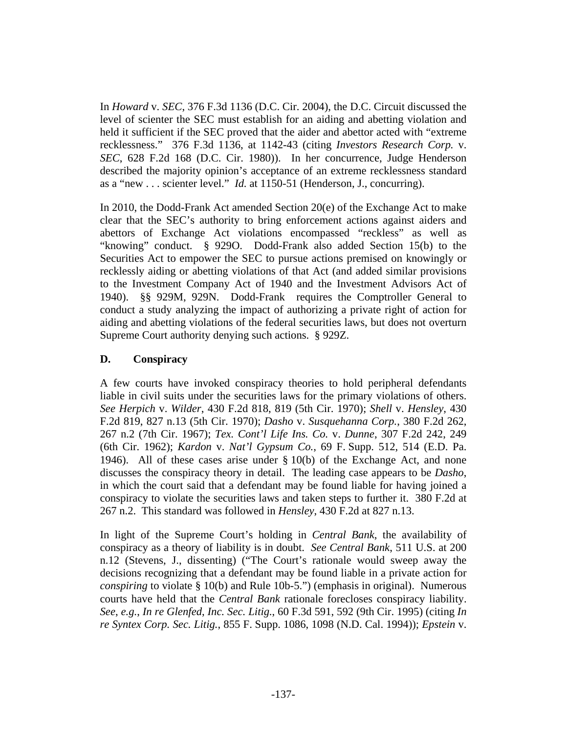In *Howard* v. *SEC*, 376 F.3d 1136 (D.C. Cir. 2004), the D.C. Circuit discussed the level of scienter the SEC must establish for an aiding and abetting violation and held it sufficient if the SEC proved that the aider and abettor acted with "extreme recklessness." 376 F.3d 1136, at 1142-43 (citing *Investors Research Corp.* v. *SEC*, 628 F.2d 168 (D.C. Cir. 1980)). In her concurrence, Judge Henderson described the majority opinion's acceptance of an extreme recklessness standard as a "new . . . scienter level." *Id.* at 1150-51 (Henderson, J., concurring).

In 2010, the Dodd-Frank Act amended Section 20(e) of the Exchange Act to make clear that the SEC's authority to bring enforcement actions against aiders and abettors of Exchange Act violations encompassed "reckless" as well as "knowing" conduct. § 929O. Dodd-Frank also added Section 15(b) to the Securities Act to empower the SEC to pursue actions premised on knowingly or recklessly aiding or abetting violations of that Act (and added similar provisions to the Investment Company Act of 1940 and the Investment Advisors Act of 1940). §§ 929M, 929N. Dodd-Frank requires the Comptroller General to conduct a study analyzing the impact of authorizing a private right of action for aiding and abetting violations of the federal securities laws, but does not overturn Supreme Court authority denying such actions. § 929Z.

## D. Conspiracy

A few courts have invoked conspiracy theories to hold peripheral defendants liable in civil suits under the securities laws for the primary violations of others. *See Herpich* v. *Wilder*, 430 F.2d 818, 819 (5th Cir. 1970); *Shell* v. *Hensley*, 430 F.2d 819, 827 n.13 (5th Cir. 1970); *Dasho* v. *Susquehanna Corp.*, 380 F.2d 262, 267 n.2 (7th Cir. 1967); *Tex. Cont'l Life Ins. Co.* v. *Dunne*, 307 F.2d 242, 249 (6th Cir. 1962); *Kardon* v. *Nat'l Gypsum Co.*, 69 F. Supp. 512, 514 (E.D. Pa. 1946). All of these cases arise under § 10(b) of the Exchange Act, and none discusses the conspiracy theory in detail. The leading case appears to be *Dasho*, in which the court said that a defendant may be found liable for having joined a conspiracy to violate the securities laws and taken steps to further it. 380 F.2d at 267 n.2. This standard was followed in *Hensley*, 430 F.2d at 827 n.13.

In light of the Supreme Court's holding in *Central Bank*, the availability of conspiracy as a theory of liability is in doubt. *See Central Bank*, 511 U.S. at 200 n.12 (Stevens, J., dissenting) ("The Court's rationale would sweep away the decisions recognizing that a defendant may be found liable in a private action for *conspiring* to violate § 10(b) and Rule 10b-5.") (emphasis in original). Numerous courts have held that the *Central Bank* rationale forecloses conspiracy liability. *See, e.g.*, *In re Glenfed, Inc. Sec. Litig.*, 60 F.3d 591, 592 (9th Cir. 1995) (citing *In re Syntex Corp. Sec. Litig.*, 855 F. Supp. 1086, 1098 (N.D. Cal. 1994)); *Epstein* v.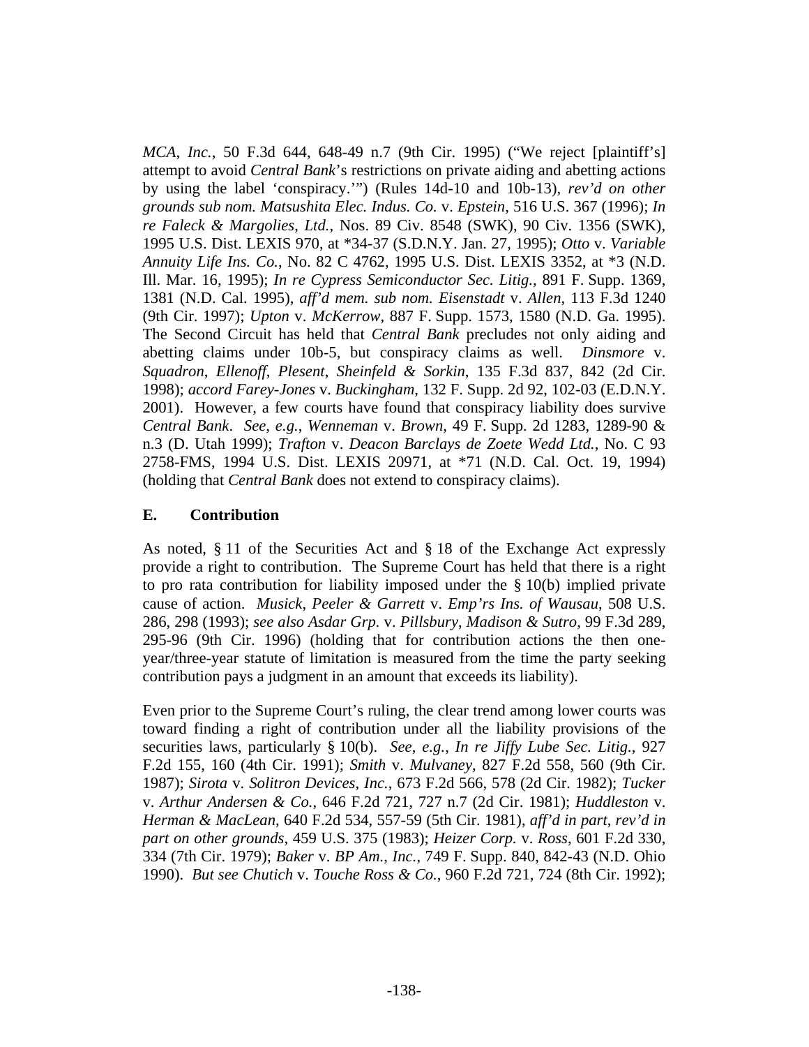*MCA*, *Inc.*, 50 F.3d 644, 648-49 n.7 (9th Cir. 1995) ("We reject [plaintiff's] attempt to avoid *Central Bank*'s restrictions on private aiding and abetting actions by using the label 'conspiracy.'") (Rules 14d-10 and 10b-13), *rev'd on other grounds sub nom. Matsushita Elec. Indus. Co.* v. *Epstein*, 516 U.S. 367 (1996); *In re Faleck & Margolies*, *Ltd.*, Nos. 89 Civ. 8548 (SWK), 90 Civ. 1356 (SWK), 1995 U.S. Dist. LEXIS 970, at *34-37 (S.D.N.Y. Jan. 27, 1995); *Otto* v. *Variable Annuity Life Ins. Co.*, No. 82 C 4762, 1995 U.S. Dist. LEXIS 3352, at *3 (N.D. Ill. Mar. 16, 1995); *In re Cypress Semiconductor Sec. Litig.*, 891 F. Supp. 1369, 1381 (N.D. Cal. 1995), *aff'd mem. sub nom. Eisenstadt* v. *Allen*, 113 F.3d 1240 (9th Cir. 1997); *Upton* v. *McKerrow*, 887 F. Supp. 1573, 1580 (N.D. Ga. 1995). The Second Circuit has held that *Central Bank* precludes not only aiding and abetting claims under 10b-5, but conspiracy claims as well. *Dinsmore* v. *Squadron*, *Ellenoff*, *Plesent*, *Sheinfeld & Sorkin*, 135 F.3d 837, 842 (2d Cir. 1998); *accord Farey-Jones* v. *Buckingham*, 132 F. Supp. 2d 92, 102-03 (E.D.N.Y. 2001). However, a few courts have found that conspiracy liability does survive *Central Bank*. *See*, *e.g.*, *Wenneman* v. *Brown*, 49 F. Supp. 2d 1283, 1289-90 & n.3 (D. Utah 1999); *Trafton* v. *Deacon Barclays de Zoete Wedd Ltd.*, No. C 93 2758-FMS, 1994 U.S. Dist. LEXIS 20971, at *71 (N.D. Cal. Oct. 19, 1994) (holding that *Central Bank* does not extend to conspiracy claims).

### E. Contribution

As noted, § 11 of the Securities Act and § 18 of the Exchange Act expressly provide a right to contribution. The Supreme Court has held that there is a right to pro rata contribution for liability imposed under the § 10(b) implied private cause of action. *Musick*, *Peeler & Garrett* v. *Emp'rs Ins. of Wausau*, 508 U.S. 286, 298 (1993); *see also Asdar Grp.* v. *Pillsbury*, *Madison & Sutro*, 99 F.3d 289, 295-96 (9th Cir. 1996) (holding that for contribution actions the then one-year/three-year statute of limitation is measured from the time the party seeking contribution pays a judgment in an amount that exceeds its liability).

Even prior to the Supreme Court's ruling, the clear trend among lower courts was toward finding a right of contribution under all the liability provisions of the securities laws, particularly § 10(b). *See*, *e.g.*, *In re Jiffy Lube Sec. Litig.*, 927 F.2d 155, 160 (4th Cir. 1991); *Smith* v. *Mulvaney*, 827 F.2d 558, 560 (9th Cir. 1987); *Sirota* v. *Solitron Devices*, *Inc.*, 673 F.2d 566, 578 (2d Cir. 1982); *Tucker* v. *Arthur Andersen & Co.*, 646 F.2d 721, 727 n.7 (2d Cir. 1981); *Huddleston* v. *Herman & MacLean*, 640 F.2d 534, 557-59 (5th Cir. 1981), *aff'd in part*, *rev'd in part on other grounds*, 459 U.S. 375 (1983); *Heizer Corp.* v. *Ross*, 601 F.2d 330, 334 (7th Cir. 1979); *Baker* v. *BP Am.*, *Inc.*, 749 F. Supp. 840, 842-43 (N.D. Ohio 1990). *But see Chutich* v. *Touche Ross & Co.*, 960 F.2d 721, 724 (8th Cir. 1992);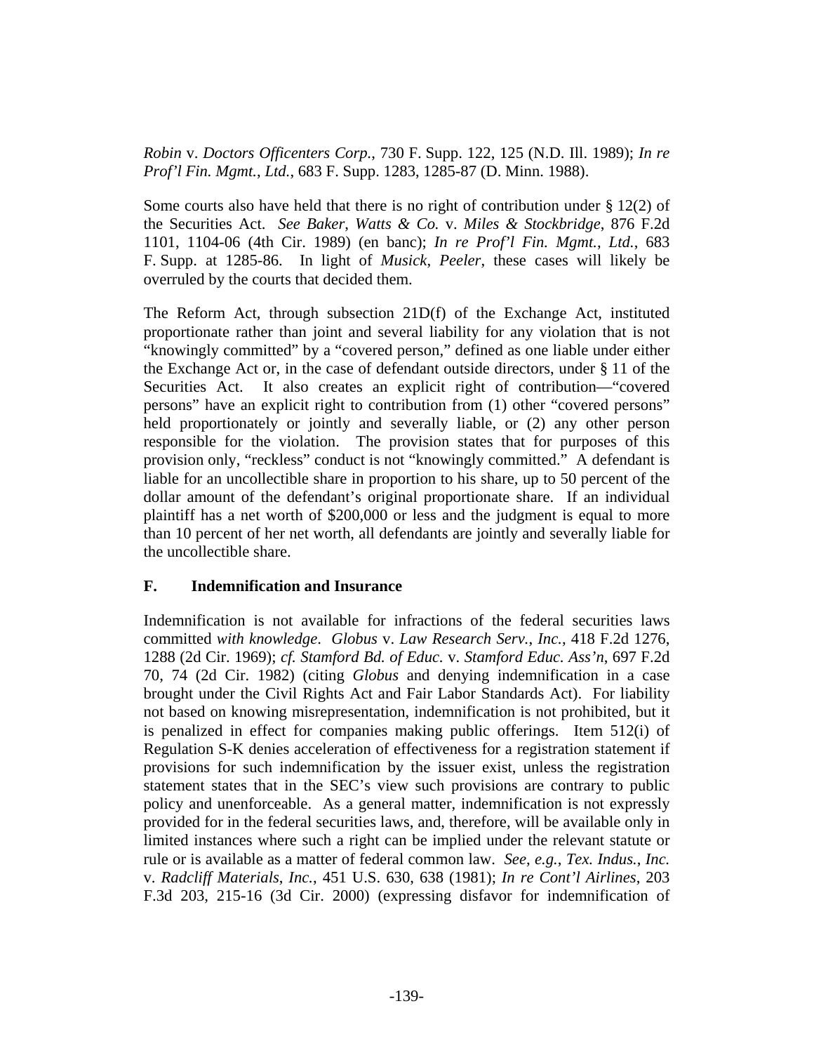*Robin* v. *Doctors Officenters Corp.*, 730 F. Supp. 122, 125 (N.D. Ill. 1989); *In re Prof'l Fin. Mgmt., Ltd.*, 683 F. Supp. 1283, 1285-87 (D. Minn. 1988).

Some courts also have held that there is no right of contribution under § 12(2) of the Securities Act. *See Baker, Watts & Co.* v. *Miles & Stockbridge*, 876 F.2d 1101, 1104-06 (4th Cir. 1989) (en banc); *In re Prof'l Fin. Mgmt., Ltd.*, 683 F. Supp. at 1285-86. In light of *Musick, Peeler*, these cases will likely be overruled by the courts that decided them.

The Reform Act, through subsection 21D(f) of the Exchange Act, instituted proportionate rather than joint and several liability for any violation that is not "knowingly committed" by a "covered person," defined as one liable under either the Exchange Act or, in the case of defendant outside directors, under § 11 of the Securities Act. It also creates an explicit right of contribution—"covered persons" have an explicit right to contribution from (1) other "covered persons" held proportionately or jointly and severally liable, or (2) any other person responsible for the violation. The provision states that for purposes of this provision only, "reckless" conduct is not "knowingly committed." A defendant is liable for an uncollectible share in proportion to his share, up to 50 percent of the dollar amount of the defendant's original proportionate share. If an individual plaintiff has a net worth of $200,000 or less and the judgment is equal to more than 10 percent of her net worth, all defendants are jointly and severally liable for the uncollectible share.

### F. Indemnification and Insurance

Indemnification is not available for infractions of the federal securities laws committed *with knowledge*. *Globus* v. *Law Research Serv., Inc.*, 418 F.2d 1276, 1288 (2d Cir. 1969); *cf. Stamford Bd. of Educ.* v. *Stamford Educ. Ass'n*, 697 F.2d 70, 74 (2d Cir. 1982) (citing *Globus* and denying indemnification in a case brought under the Civil Rights Act and Fair Labor Standards Act). For liability not based on knowing misrepresentation, indemnification is not prohibited, but it is penalized in effect for companies making public offerings. Item 512(i) of Regulation S-K denies acceleration of effectiveness for a registration statement if provisions for such indemnification by the issuer exist, unless the registration statement states that in the SEC's view such provisions are contrary to public policy and unenforceable. As a general matter, indemnification is not expressly provided for in the federal securities laws, and, therefore, will be available only in limited instances where such a right can be implied under the relevant statute or rule or is available as a matter of federal common law. *See, e.g.*, *Tex. Indus., Inc.* v. *Radcliff Materials, Inc.*, 451 U.S. 630, 638 (1981); *In re Cont'l Airlines*, 203 F.3d 203, 215-16 (3d Cir. 2000) (expressing disfavor for indemnification of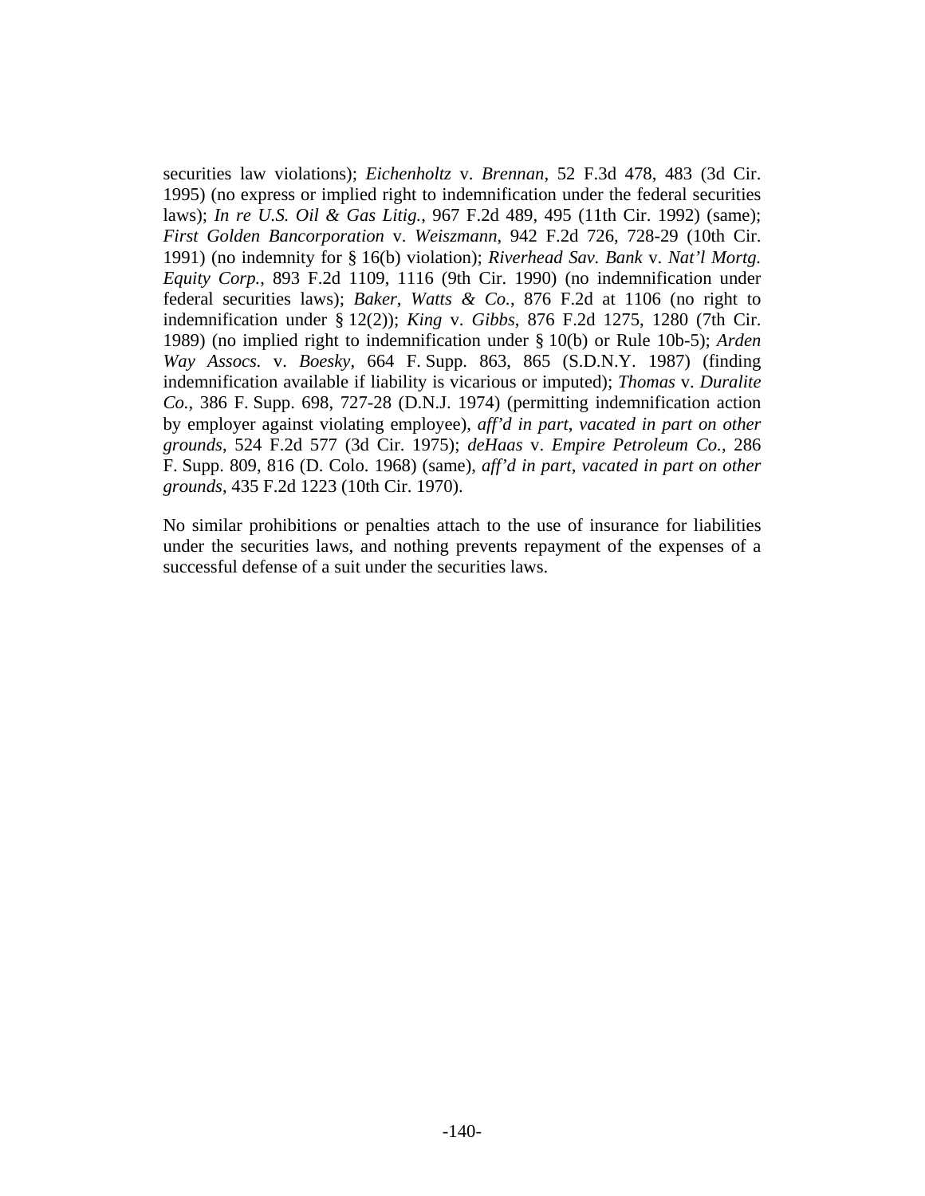securities law violations); *Eichenholtz* v. *Brennan*, 52 F.3d 478, 483 (3d Cir. 1995) (no express or implied right to indemnification under the federal securities laws); *In re U.S. Oil & Gas Litig.*, 967 F.2d 489, 495 (11th Cir. 1992) (same); *First Golden Bancorporation* v. *Weiszmann*, 942 F.2d 726, 728-29 (10th Cir. 1991) (no indemnity for § 16(b) violation); *Riverhead Sav. Bank* v. *Nat'l Mortg. Equity Corp.*, 893 F.2d 1109, 1116 (9th Cir. 1990) (no indemnification under federal securities laws); *Baker*, *Watts & Co.*, 876 F.2d at 1106 (no right to indemnification under § 12(2)); *King* v. *Gibbs*, 876 F.2d 1275, 1280 (7th Cir. 1989) (no implied right to indemnification under § 10(b) or Rule 10b-5); *Arden Way Assocs.* v. *Boesky*, 664 F. Supp. 863, 865 (S.D.N.Y. 1987) (finding indemnification available if liability is vicarious or imputed); *Thomas* v. *Duralite Co.*, 386 F. Supp. 698, 727-28 (D.N.J. 1974) (permitting indemnification action by employer against violating employee), *aff'd in part*, *vacated in part on other grounds*, 524 F.2d 577 (3d Cir. 1975); *deHaas* v. *Empire Petroleum Co.*, 286 F. Supp. 809, 816 (D. Colo. 1968) (same), *aff'd in part*, *vacated in part on other grounds*, 435 F.2d 1223 (10th Cir. 1970).

No similar prohibitions or penalties attach to the use of insurance for liabilities under the securities laws, and nothing prevents repayment of the expenses of a successful defense of a suit under the securities laws.